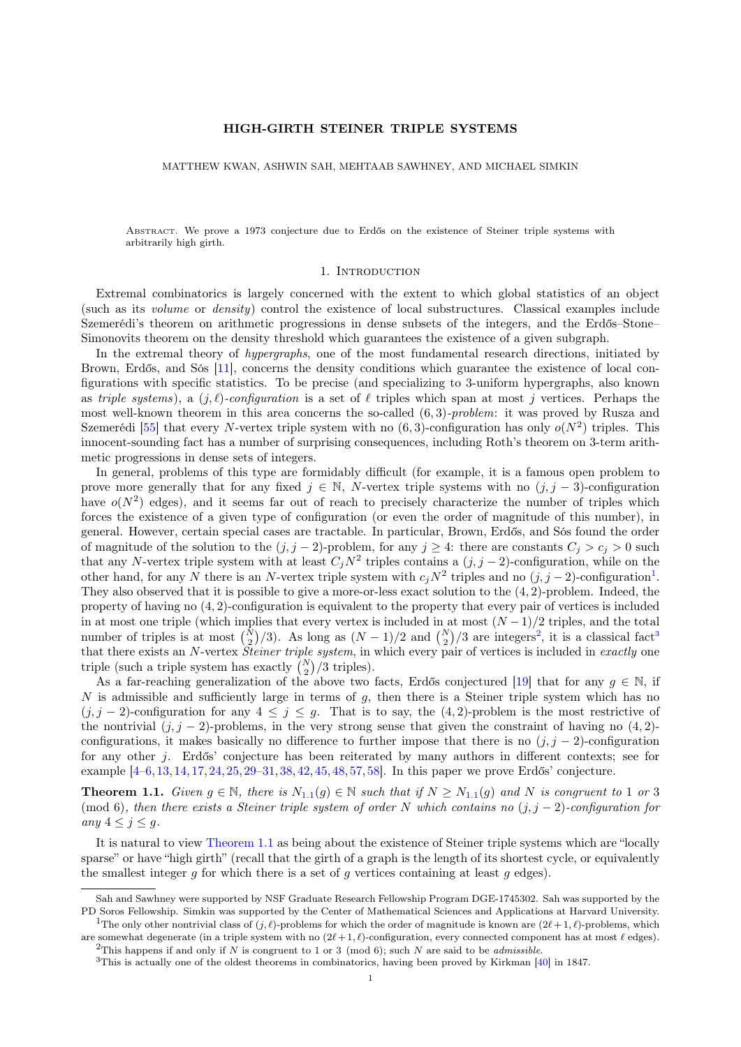# HIGH-GIRTH STEINER TRIPLE SYSTEMS

MATTHEW KWAN, ASHWIN SAH, MEHTAAB SAWHNEY, AND MICHAEL SIMKIN

Abstract. We prove a 1973 conjecture due to Erdős on the existence of Steiner triple systems with arbitrarily high girth.

## 1. Introduction

Extremal combinatorics is largely concerned with the extent to which global statistics of an object (such as its *volume* or *density*) control the existence of local substructures. Classical examples include Szemerédi's theorem on arithmetic progressions in dense subsets of the integers, and the Erdős–Stone–Simonovits theorem on the density threshold which guarantees the existence of a given subgraph.

In the extremal theory of *hypergraphs*, one of the most fundamental research directions, initiated by Brown, Erdős, and Sós [11], concerns the density conditions which guarantee the existence of local configurations with specific statistics. To be precise (and specializing to 3-uniform hypergraphs, also known as *triple systems*), a $(j, \ell)$-*configuration* is a set of $\ell$ triples which span at most $j$ vertices. Perhaps the most well-known theorem in this area concerns the so-called $(6, 3)$-*problem*: it was proved by Rusza and Szemerédi [55] that every $N$-vertex triple system with no $(6, 3)$-configuration has only $o(N^2)$ triples. This innocent-sounding fact has a number of surprising consequences, including Roth's theorem on 3-term arithmetic progressions in dense sets of integers.

In general, problems of this type are formidably difficult (for example, it is a famous open problem to prove more generally that for any fixed $j \in \mathbb{N}$, $N$-vertex triple systems with no $(j, j-3)$-configuration have $o(N^2)$ edges), and it seems far out of reach to precisely characterize the number of triples which forces the existence of a given type of configuration (or even the order of magnitude of this number), in general. However, certain special cases are tractable. In particular, Brown, Erdős, and Sós found the order of magnitude of the solution to the $(j, j-2)$-problem, for any $j \geq 4$: there are constants $C_j > c_j > 0$ such that any $N$-vertex triple system with at least $C_j N^2$ triples contains a $(j, j-2)$-configuration, while on the other hand, for any $N$ there is an $N$-vertex triple system with $c_j N^2$ triples and no $(j, j-2)$-configuration[1]. They also observed that it is possible to give a more-or-less exact solution to the $(4, 2)$-problem. Indeed, the property of having no $(4, 2)$-configuration is equivalent to the property that every pair of vertices is included in at most one triple (which implies that every vertex is included in at most $(N-1)/2$ triples, and the total number of triples is at most $\binom{N}{2}/3$). As long as $(N-1)/2$ and $\binom{N}{2}/3$ are integers[2], it is a classical fact[3] that there exists an $N$-vertex *Steiner triple system*, in which every pair of vertices is included in *exactly* one triple (such a triple system has exactly $\binom{N}{2}/3$ triples).

As a far-reaching generalization of the above two facts, Erdős conjectured [19] that for any $g \in \mathbb{N}$, if $N$ is admissible and sufficiently large in terms of $g$, then there is a Steiner triple system which has no $(j, j-2)$-configuration for any $4 \leq j \leq g$. That is to say, the $(4, 2)$-problem is the most restrictive of the nontrivial $(j, j-2)$-problems, in the very strong sense that given the constraint of having no $(4, 2)$-configurations, it makes basically no difference to further impose that there is no $(j, j-2)$-configuration for any other $j$. Erdős' conjecture has been reiterated by many authors in different contexts; see for example [4–6, 13, 14, 17, 24, 25, 29–31, 38, 42, 45, 48, 57, 58]. In this paper we prove Erdős' conjecture.

**Theorem 1.1.** *Given $g \in \mathbb{N}$, there is $N_{1.1}(g) \in \mathbb{N}$ such that if $N \geq N_{1.1}(g)$ and $N$ is congruent to 1 or 3 (mod 6), then there exists a Steiner triple system of order $N$ which contains no $(j, j-2)$-configuration for any $4 \leq j \leq g$.*

It is natural to view Theorem 1.1 as being about the existence of Steiner triple systems which are "locally sparse" or have "high girth" (recall that the girth of a graph is the length of its shortest cycle, or equivalently the smallest integer $g$ for which there is a set of $g$ vertices containing at least $g$ edges).

---

Sah and Sawhney were supported by NSF Graduate Research Fellowship Program DGE-1745302. Sah was supported by the PD Soros Fellowship. Simkin was supported by the Center of Mathematical Sciences and Applications at Harvard University.

[1] The only other nontrivial class of $(j, \ell)$-problems for which the order of magnitude is known are $(2\ell+1, \ell)$-problems, which are somewhat degenerate (in a triple system with no $(2\ell+1, \ell)$-configuration, every connected component has at most $\ell$ edges).

[2] This happens if and only if $N$ is congruent to 1 or 3 (mod 6); such $N$ are said to be *admissible*.

[3] This is actually one of the oldest theorems in combinatorics, having been proved by Kirkman [40] in 1847.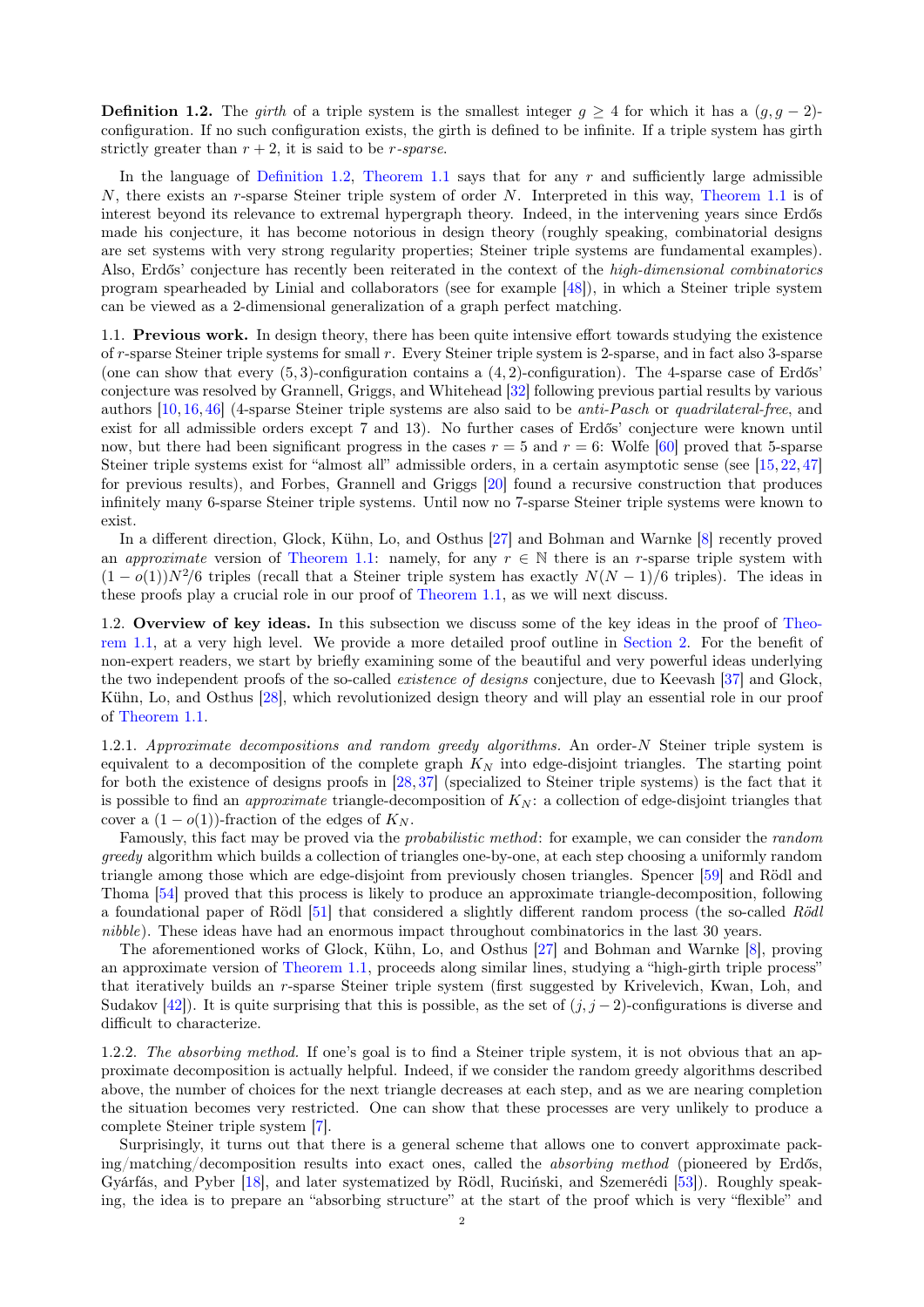**Definition 1.2.** The *girth* of a triple system is the smallest integer $g \geq 4$ for which it has a $(g, g-2)$-configuration. If no such configuration exists, the girth is defined to be infinite. If a triple system has girth strictly greater than $r+2$, it is said to be *r-sparse*.

In the language of Definition 1.2, Theorem 1.1 says that for any $r$ and sufficiently large admissible $N$, there exists an $r$-sparse Steiner triple system of order $N$. Interpreted in this way, Theorem 1.1 is of interest beyond its relevance to extremal hypergraph theory. Indeed, in the intervening years since Erdős made his conjecture, it has become notorious in design theory (roughly speaking, combinatorial designs are set systems with very strong regularity properties; Steiner triple systems are fundamental examples). Also, Erdős' conjecture has recently been reiterated in the context of the *high-dimensional combinatorics* program spearheaded by Linial and collaborators (see for example [48]), in which a Steiner triple system can be viewed as a 2-dimensional generalization of a graph perfect matching.

### 1.1. Previous work.

In design theory, there has been quite intensive effort towards studying the existence of $r$-sparse Steiner triple systems for small $r$. Every Steiner triple system is 2-sparse, and in fact also 3-sparse (one can show that every $(5,3)$-configuration contains a $(4,2)$-configuration). The 4-sparse case of Erdős' conjecture was resolved by Grannell, Griggs, and Whitehead [32] following previous partial results by various authors [10, 16, 46] (4-sparse Steiner triple systems are also said to be *anti-Pasch* or *quadrilateral-free*, and exist for all admissible orders except 7 and 13). No further cases of Erdős' conjecture were known until now, but there had been significant progress in the cases $r = 5$ and $r = 6$: Wolfe [60] proved that 5-sparse Steiner triple systems exist for "almost all" admissible orders, in a certain asymptotic sense (see [15, 22, 47] for previous results), and Forbes, Grannell and Griggs [20] found a recursive construction that produces infinitely many 6-sparse Steiner triple systems. Until now no 7-sparse Steiner triple systems were known to exist.

In a different direction, Glock, Kühn, Lo, and Osthus [27] and Bohman and Warnke [8] recently proved an *approximate* version of Theorem 1.1: namely, for any $r \in \mathbb{N}$ there is an $r$-sparse triple system with $(1 - o(1))N^2/6$ triples (recall that a Steiner triple system has exactly $N(N-1)/6$ triples). The ideas in these proofs play a crucial role in our proof of Theorem 1.1, as we will next discuss.

### 1.2. Overview of key ideas.

In this subsection we discuss some of the key ideas in the proof of Theorem 1.1, at a very high level. We provide a more detailed proof outline in Section 2. For the benefit of non-expert readers, we start by briefly examining some of the beautiful and very powerful ideas underlying the two independent proofs of the so-called *existence of designs* conjecture, due to Keevash [37] and Glock, Kühn, Lo, and Osthus [28], which revolutionized design theory and will play an essential role in our proof of Theorem 1.1.

#### 1.2.1. *Approximate decompositions and random greedy algorithms.*

An order-$N$ Steiner triple system is equivalent to a decomposition of the complete graph $K_N$ into edge-disjoint triangles. The starting point for both the existence of designs proofs in [28, 37] (specialized to Steiner triple systems) is the fact that it is possible to find an *approximate* triangle-decomposition of $K_N$: a collection of edge-disjoint triangles that cover a $(1 - o(1))$-fraction of the edges of $K_N$.

Famously, this fact may be proved via the *probabilistic method*: for example, we can consider the *random greedy* algorithm which builds a collection of triangles one-by-one, at each step choosing a uniformly random triangle among those which are edge-disjoint from previously chosen triangles. Spencer [59] and Rödl and Thoma [54] proved that this process is likely to produce an approximate triangle-decomposition, following a foundational paper of Rödl [51] that considered a slightly different random process (the so-called *Rödl nibble*). These ideas have had an enormous impact throughout combinatorics in the last 30 years.

The aforementioned works of Glock, Kühn, Lo, and Osthus [27] and Bohman and Warnke [8], proving an approximate version of Theorem 1.1, proceeds along similar lines, studying a "high-girth triple process" that iteratively builds an $r$-sparse Steiner triple system (first suggested by Krivelevich, Kwan, Loh, and Sudakov [42]). It is quite surprising that this is possible, as the set of $(j, j-2)$-configurations is diverse and difficult to characterize.

#### 1.2.2. *The absorbing method.*

If one's goal is to find a Steiner triple system, it is not obvious that an approximate decomposition is actually helpful. Indeed, if we consider the random greedy algorithms described above, the number of choices for the next triangle decreases at each step, and as we are nearing completion the situation becomes very restricted. One can show that these processes are very unlikely to produce a complete Steiner triple system [7].

Surprisingly, it turns out that there is a general scheme that allows one to convert approximate packing/matching/decomposition results into exact ones, called the *absorbing method* (pioneered by Erdős, Gyárfás, and Pyber [18], and later systematized by Rödl, Ruciński, and Szemerédi [53]). Roughly speaking, the idea is to prepare an "absorbing structure" at the start of the proof which is very "flexible" and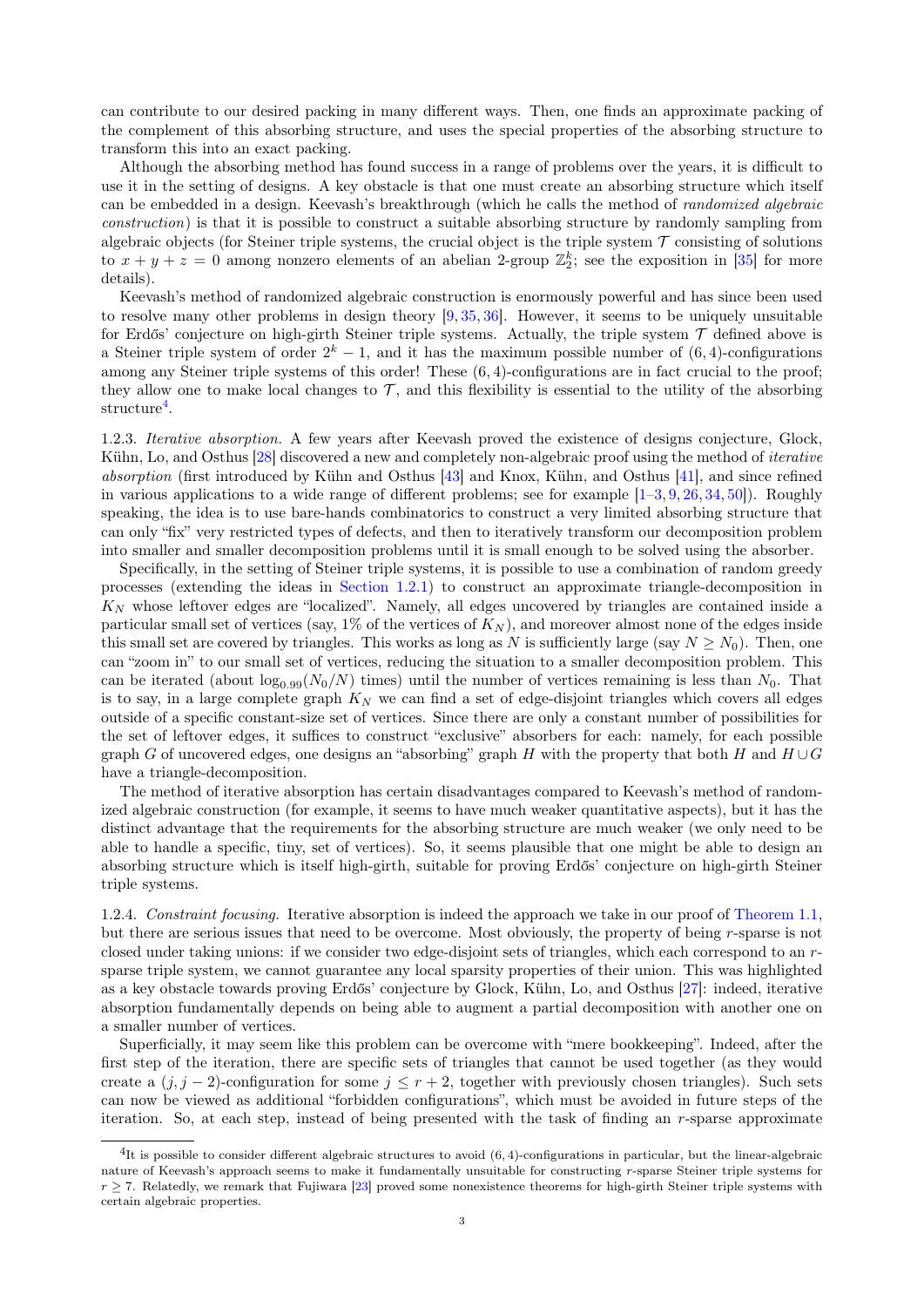can contribute to our desired packing in many different ways. Then, one finds an approximate packing of the complement of this absorbing structure, and uses the special properties of the absorbing structure to transform this into an exact packing.

Although the absorbing method has found success in a range of problems over the years, it is difficult to use it in the setting of designs. A key obstacle is that one must create an absorbing structure which itself can be embedded in a design. Keevash's breakthrough (which he calls the method of *randomized algebraic construction*) is that it is possible to construct a suitable absorbing structure by randomly sampling from algebraic objects (for Steiner triple systems, the crucial object is the triple system $\mathcal{T}$ consisting of solutions to $x + y + z = 0$ among nonzero elements of an abelian 2-group $\mathbb{Z}_2^k$; see the exposition in [35] for more details).

Keevash's method of randomized algebraic construction is enormously powerful and has since been used to resolve many other problems in design theory [9, 35, 36]. However, it seems to be uniquely unsuitable for Erdős' conjecture on high-girth Steiner triple systems. Actually, the triple system $\mathcal{T}$ defined above is a Steiner triple system of order $2^k - 1$, and it has the maximum possible number of $(6, 4)$-configurations among any Steiner triple systems of this order! These $(6, 4)$-configurations are in fact crucial to the proof; they allow one to make local changes to $\mathcal{T}$, and this flexibility is essential to the utility of the absorbing structure[4].

1.2.3. *Iterative absorption.* A few years after Keevash proved the existence of designs conjecture, Glock, Kühn, Lo, and Osthus [28] discovered a new and completely non-algebraic proof using the method of *iterative absorption* (first introduced by Kühn and Osthus [43] and Knox, Kühn, and Osthus [41], and since refined in various applications to a wide range of different problems; see for example [1–3, 9, 26, 34, 50]). Roughly speaking, the idea is to use bare-hands combinatorics to construct a very limited absorbing structure that can only "fix" very restricted types of defects, and then to iteratively transform our decomposition problem into smaller and smaller decomposition problems until it is small enough to be solved using the absorber.

Specifically, in the setting of Steiner triple systems, it is possible to use a combination of random greedy processes (extending the ideas in Section 1.2.1) to construct an approximate triangle-decomposition in $K_N$ whose leftover edges are "localized". Namely, all edges uncovered by triangles are contained inside a particular small set of vertices (say, 1% of the vertices of $K_N$), and moreover almost none of the edges inside this small set are covered by triangles. This works as long as $N$ is sufficiently large (say $N \geq N_0$). Then, one can "zoom in" to our small set of vertices, reducing the situation to a smaller decomposition problem. This can be iterated (about $\log_{0.99}(N_0/N)$ times) until the number of vertices remaining is less than $N_0$. That is to say, in a large complete graph $K_N$ we can find a set of edge-disjoint triangles which covers all edges outside of a specific constant-size set of vertices. Since there are only a constant number of possibilities for the set of leftover edges, it suffices to construct "exclusive" absorbers for each: namely, for each possible graph $G$ of uncovered edges, one designs an "absorbing" graph $H$ with the property that both $H$ and $H \cup G$ have a triangle-decomposition.

The method of iterative absorption has certain disadvantages compared to Keevash's method of randomized algebraic construction (for example, it seems to have much weaker quantitative aspects), but it has the distinct advantage that the requirements for the absorbing structure are much weaker (we only need to be able to handle a specific, tiny, set of vertices). So, it seems plausible that one might be able to design an absorbing structure which is itself high-girth, suitable for proving Erdős' conjecture on high-girth Steiner triple systems.

1.2.4. *Constraint focusing.* Iterative absorption is indeed the approach we take in our proof of Theorem 1.1, but there are serious issues that need to be overcome. Most obviously, the property of being $r$-sparse is not closed under taking unions: if we consider two edge-disjoint sets of triangles, which each correspond to an $r$-sparse triple system, we cannot guarantee any local sparsity properties of their union. This was highlighted as a key obstacle towards proving Erdős' conjecture by Glock, Kühn, Lo, and Osthus [27]: indeed, iterative absorption fundamentally depends on being able to augment a partial decomposition with another one on a smaller number of vertices.

Superficially, it may seem like this problem can be overcome with "mere bookkeeping". Indeed, after the first step of the iteration, there are specific sets of triangles that cannot be used together (as they would create a $(j, j-2)$-configuration for some $j \leq r + 2$, together with previously chosen triangles). Such sets can now be viewed as additional "forbidden configurations", which must be avoided in future steps of the iteration. So, at each step, instead of being presented with the task of finding an $r$-sparse approximate

[4] It is possible to consider different algebraic structures to avoid $(6, 4)$-configurations in particular, but the linear-algebraic nature of Keevash's approach seems to make it fundamentally unsuitable for constructing $r$-sparse Steiner triple systems for $r \geq 7$. Relatedly, we remark that Fujiwara [23] proved some nonexistence theorems for high-girth Steiner triple systems with certain algebraic properties.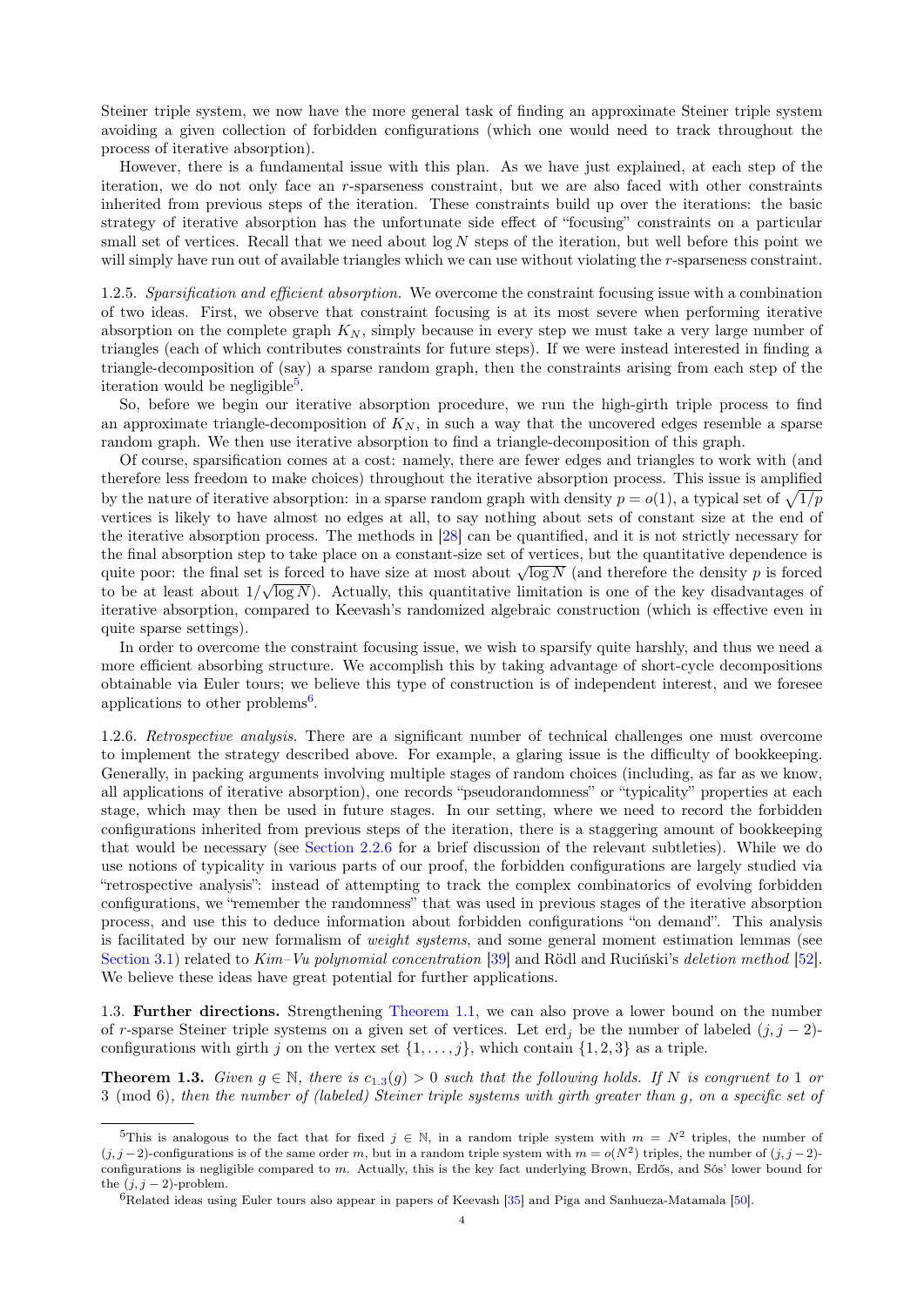Steiner triple system, we now have the more general task of finding an approximate Steiner triple system avoiding a given collection of forbidden configurations (which one would need to track throughout the process of iterative absorption).

However, there is a fundamental issue with this plan. As we have just explained, at each step of the iteration, we do not only face an $r$-sparseness constraint, but we are also faced with other constraints inherited from previous steps of the iteration. These constraints build up over the iterations: the basic strategy of iterative absorption has the unfortunate side effect of "focusing" constraints on a particular small set of vertices. Recall that we need about $\log N$ steps of the iteration, but well before this point we will simply have run out of available triangles which we can use without violating the $r$-sparseness constraint.

1.2.5. *Sparsification and efficient absorption.* We overcome the constraint focusing issue with a combination of two ideas. First, we observe that constraint focusing is at its most severe when performing iterative absorption on the complete graph $K_N$, simply because in every step we must take a very large number of triangles (each of which contributes constraints for future steps). If we were instead interested in finding a triangle-decomposition of (say) a sparse random graph, then the constraints arising from each step of the iteration would be negligible[5].

So, before we begin our iterative absorption procedure, we run the high-girth triple process to find an approximate triangle-decomposition of $K_N$, in such a way that the uncovered edges resemble a sparse random graph. We then use iterative absorption to find a triangle-decomposition of this graph.

Of course, sparsification comes at a cost: namely, there are fewer edges and triangles to work with (and therefore less freedom to make choices) throughout the iterative absorption process. This issue is amplified by the nature of iterative absorption: in a sparse random graph with density $p = o(1)$, a typical set of $\sqrt{1/p}$ vertices is likely to have almost no edges at all, to say nothing about sets of constant size at the end of the iterative absorption process. The methods in [28] can be quantified, and it is not strictly necessary for the final absorption step to take place on a constant-size set of vertices, but the quantitative dependence is quite poor: the final set is forced to have size at most about $\sqrt{\log N}$ (and therefore the density $p$ is forced to be at least about $1/\sqrt{\log N}$). Actually, this quantitative limitation is one of the key disadvantages of iterative absorption, compared to Keevash's randomized algebraic construction (which is effective even in quite sparse settings).

In order to overcome the constraint focusing issue, we wish to sparsify quite harshly, and thus we need a more efficient absorbing structure. We accomplish this by taking advantage of short-cycle decompositions obtainable via Euler tours; we believe this type of construction is of independent interest, and we foresee applications to other problems[6].

1.2.6. *Retrospective analysis.* There are a significant number of technical challenges one must overcome to implement the strategy described above. For example, a glaring issue is the difficulty of bookkeeping. Generally, in packing arguments involving multiple stages of random choices (including, as far as we know, all applications of iterative absorption), one records "pseudorandomness" or "typicality" properties at each stage, which may then be used in future stages. In our setting, where we need to record the forbidden configurations inherited from previous steps of the iteration, there is a staggering amount of bookkeeping that would be necessary (see Section 2.2.6 for a brief discussion of the relevant subtleties). While we do use notions of typicality in various parts of our proof, the forbidden configurations are largely studied via "retrospective analysis": instead of attempting to track the complex combinatorics of evolving forbidden configurations, we "remember the randomness" that was used in previous stages of the iterative absorption process, and use this to deduce information about forbidden configurations "on demand". This analysis is facilitated by our new formalism of *weight systems*, and some general moment estimation lemmas (see Section 3.1) related to *Kim–Vu polynomial concentration* [39] and Rödl and Ruciński's *deletion method* [52]. We believe these ideas have great potential for further applications.

## 1.3. Further directions.

Strengthening Theorem 1.1, we can also prove a lower bound on the number of $r$-sparse Steiner triple systems on a given set of vertices. Let $\mathrm{erd}_j$ be the number of labeled $(j, j-2)$-configurations with girth $j$ on the vertex set $\{1, \ldots, j\}$, which contain $\{1, 2, 3\}$ as a triple.

**Theorem 1.3.** *Given $g \in \mathbb{N}$, there is $c_{1.3}(g) > 0$ such that the following holds. If $N$ is congruent to 1 or 3 (mod 6), then the number of (labeled) Steiner triple systems with girth greater than $g$, on a specific set of*

---

[5] This is analogous to the fact that for fixed $j \in \mathbb{N}$, in a random triple system with $m = N^2$ triples, the number of $(j, j-2)$-configurations is of the same order $m$, but in a random triple system with $m = o(N^2)$ triples, the number of $(j, j-2)$-configurations is negligible compared to $m$. Actually, this is the key fact underlying Brown, Erdős, and Sós' lower bound for the $(j, j-2)$-problem.

[6] Related ideas using Euler tours also appear in papers of Keevash [35] and Piga and Sanhueza-Matamala [50].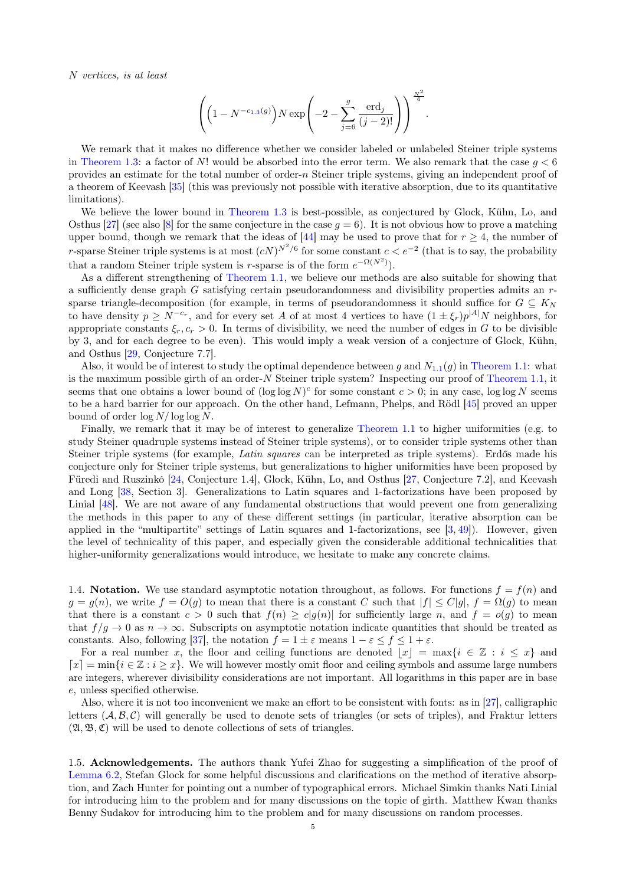*$N$ vertices, is at least*

$$\left(\left(1 - N^{-c_{1.3}(g)}\right) N \exp\left(-2 - \sum_{j=6}^{g} \frac{\mathrm{erd}_j}{(j-2)!}\right)\right)^{\frac{N^2}{6}}.$$

We remark that it makes no difference whether we consider labeled or unlabeled Steiner triple systems in Theorem 1.3: a factor of $N!$ would be absorbed into the error term. We also remark that the case $g < 6$ provides an estimate for the total number of order-$n$ Steiner triple systems, giving an independent proof of a theorem of Keevash [35] (this was previously not possible with iterative absorption, due to its quantitative limitations).

We believe the lower bound in Theorem 1.3 is best-possible, as conjectured by Glock, Kühn, Lo, and Osthus [27] (see also [8] for the same conjecture in the case $g = 6$). It is not obvious how to prove a matching upper bound, though we remark that the ideas of [44] may be used to prove that for $r \geq 4$, the number of $r$-sparse Steiner triple systems is at most $(cN)^{N^2/6}$ for some constant $c < e^{-2}$ (that is to say, the probability that a random Steiner triple system is $r$-sparse is of the form $e^{-\Omega(N^2)}$).

As a different strengthening of Theorem 1.1, we believe our methods are also suitable for showing that a sufficiently dense graph $G$ satisfying certain pseudorandomness and divisibility properties admits an $r$-sparse triangle-decomposition (for example, in terms of pseudorandomness it should suffice for $G \subseteq K_N$ to have density $p \geq N^{-c_r}$, and for every set $A$ of at most 4 vertices to have $(1 \pm \xi_r)p^{|A|}N$ neighbors, for appropriate constants $\xi_r, c_r > 0$. In terms of divisibility, we need the number of edges in $G$ to be divisible by 3, and for each degree to be even). This would imply a weak version of a conjecture of Glock, Kühn, and Osthus [29, Conjecture 7.7].

Also, it would be of interest to study the optimal dependence between $g$ and $N_{1.1}(g)$ in Theorem 1.1: what is the maximum possible girth of an order-$N$ Steiner triple system? Inspecting our proof of Theorem 1.1, it seems that one obtains a lower bound of $(\log \log N)^c$ for some constant $c > 0$; in any case, $\log \log N$ seems to be a hard barrier for our approach. On the other hand, Lefmann, Phelps, and Rödl [45] proved an upper bound of order $\log N / \log \log N$.

Finally, we remark that it may be of interest to generalize Theorem 1.1 to higher uniformities (e.g. to study Steiner quadruple systems instead of Steiner triple systems), or to consider triple systems other than Steiner triple systems (for example, *Latin squares* can be interpreted as triple systems). Erdős made his conjecture only for Steiner triple systems, but generalizations to higher uniformities have been proposed by Füredi and Ruszinkó [24, Conjecture 1.4], Glock, Kühn, Lo, and Osthus [27, Conjecture 7.2], and Keevash and Long [38, Section 3]. Generalizations to Latin squares and 1-factorizations have been proposed by Linial [48]. We are not aware of any fundamental obstructions that would prevent one from generalizing the methods in this paper to any of these different settings (in particular, iterative absorption can be applied in the "multipartite" settings of Latin squares and 1-factorizations, see [3, 49]). However, given the level of technicality of this paper, and especially given the considerable additional technicalities that higher-uniformity generalizations would introduce, we hesitate to make any concrete claims.

### 1.4. Notation.

We use standard asymptotic notation throughout, as follows. For functions $f = f(n)$ and $g = g(n)$, we write $f = O(g)$ to mean that there is a constant $C$ such that $|f| \leq C|g|$, $f = \Omega(g)$ to mean that there is a constant $c > 0$ such that $f(n) \geq c|g(n)|$ for sufficiently large $n$, and $f = o(g)$ to mean that $f/g \to 0$ as $n \to \infty$. Subscripts on asymptotic notation indicate quantities that should be treated as constants. Also, following [37], the notation $f = 1 \pm \varepsilon$ means $1 - \varepsilon \leq f \leq 1 + \varepsilon$.

For a real number $x$, the floor and ceiling functions are denoted $\lfloor x \rfloor = \max\{i \in \mathbb{Z} : i \leq x\}$ and $\lceil x \rceil = \min\{i \in \mathbb{Z} : i \geq x\}$. We will however mostly omit floor and ceiling symbols and assume large numbers are integers, wherever divisibility considerations are not important. All logarithms in this paper are in base $e$, unless specified otherwise.

Also, where it is not too inconvenient we make an effort to be consistent with fonts: as in [27], calligraphic letters $(\mathcal{A}, \mathcal{B}, \mathcal{C})$ will generally be used to denote sets of triangles (or sets of triples), and Fraktur letters $(\mathfrak{A}, \mathfrak{B}, \mathfrak{C})$ will be used to denote collections of sets of triangles.

### 1.5. Acknowledgements.

The authors thank Yufei Zhao for suggesting a simplification of the proof of Lemma 6.2, Stefan Glock for some helpful discussions and clarifications on the method of iterative absorption, and Zach Hunter for pointing out a number of typographical errors. Michael Simkin thanks Nati Linial for introducing him to the problem and for many discussions on the topic of girth. Matthew Kwan thanks Benny Sudakov for introducing him to the problem and for many discussions on random processes.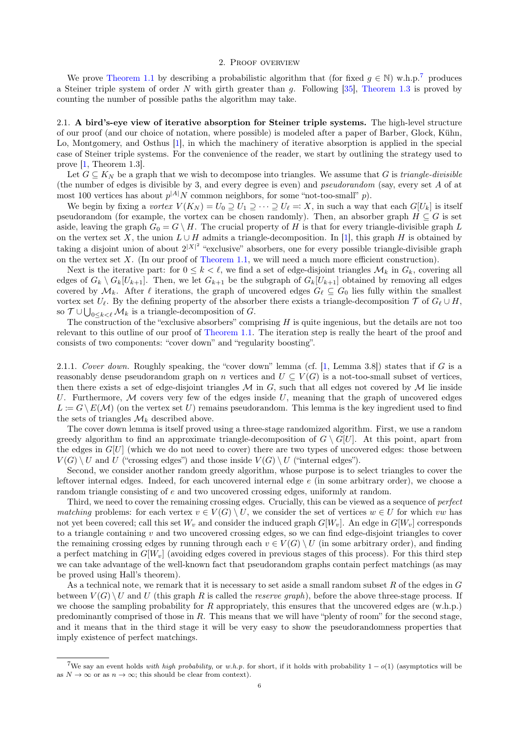## 2. Proof overview

We prove Theorem 1.1 by describing a probabilistic algorithm that (for fixed $g \in \mathbb{N}$) w.h.p.[7] produces a Steiner triple system of order $N$ with girth greater than $g$. Following [35], Theorem 1.3 is proved by counting the number of possible paths the algorithm may take.

### 2.1. A bird's-eye view of iterative absorption for Steiner triple systems.

The high-level structure of our proof (and our choice of notation, where possible) is modeled after a paper of Barber, Glock, Kühn, Lo, Montgomery, and Osthus [1], in which the machinery of iterative absorption is applied in the special case of Steiner triple systems. For the convenience of the reader, we start by outlining the strategy used to prove [1, Theorem 1.3].

Let $G \subseteq K_N$ be a graph that we wish to decompose into triangles. We assume that $G$ is *triangle-divisible* (the number of edges is divisible by 3, and every degree is even) and *pseudorandom* (say, every set $A$ of at most 100 vertices has about $p^{|A|}N$ common neighbors, for some "not-too-small" $p$).

We begin by fixing a *vortex* $V(K_N) = U_0 \supseteq U_1 \supseteq \cdots \supseteq U_\ell =: X$, in such a way that each $G[U_k]$ is itself pseudorandom (for example, the vortex can be chosen randomly). Then, an absorber graph $H \subseteq G$ is set aside, leaving the graph $G_0 = G \setminus H$. The crucial property of $H$ is that for every triangle-divisible graph $L$ on the vertex set $X$, the union $L \cup H$ admits a triangle-decomposition. In [1], this graph $H$ is obtained by taking a disjoint union of about $2^{|X|^2}$ "exclusive" absorbers, one for every possible triangle-divisible graph on the vertex set $X$. (In our proof of Theorem 1.1, we will need a much more efficient construction).

Next is the iterative part: for $0 \le k < \ell$, we find a set of edge-disjoint triangles $\mathcal{M}_k$ in $G_k$, covering all edges of $G_k \setminus G_k[U_{k+1}]$. Then, we let $G_{k+1}$ be the subgraph of $G_k[U_{k+1}]$ obtained by removing all edges covered by $\mathcal{M}_k$. After $\ell$ iterations, the graph of uncovered edges $G_\ell \subseteq G_0$ lies fully within the smallest vortex set $U_\ell$. By the defining property of the absorber there exists a triangle-decomposition $\mathcal{T}$ of $G_\ell \cup H$, so $\mathcal{T} \cup \bigcup_{0 \le k < \ell} \mathcal{M}_k$ is a triangle-decomposition of $G$.

The construction of the "exclusive absorbers" comprising $H$ is quite ingenious, but the details are not too relevant to this outline of our proof of Theorem 1.1. The iteration step is really the heart of the proof and consists of two components: "cover down" and "regularity boosting".

#### 2.1.1. *Cover down.*

Roughly speaking, the "cover down" lemma (cf. [1, Lemma 3.8]) states that if $G$ is a reasonably dense pseudorandom graph on $n$ vertices and $U \subseteq V(G)$ is a not-too-small subset of vertices, then there exists a set of edge-disjoint triangles $\mathcal{M}$ in $G$, such that all edges not covered by $\mathcal{M}$ lie inside $U$. Furthermore, $\mathcal{M}$ covers very few of the edges inside $U$, meaning that the graph of uncovered edges $L := G \setminus E(\mathcal{M})$ (on the vertex set $U$) remains pseudorandom. This lemma is the key ingredient used to find the sets of triangles $\mathcal{M}_k$ described above.

The cover down lemma is itself proved using a three-stage randomized algorithm. First, we use a random greedy algorithm to find an approximate triangle-decomposition of $G \setminus G[U]$. At this point, apart from the edges in $G[U]$ (which we do not need to cover) there are two types of uncovered edges: those between $V(G) \setminus U$ and $U$ ("crossing edges") and those inside $V(G) \setminus U$ ("internal edges").

Second, we consider another random greedy algorithm, whose purpose is to select triangles to cover the leftover internal edges. Indeed, for each uncovered internal edge $e$ (in some arbitrary order), we choose a random triangle consisting of $e$ and two uncovered crossing edges, uniformly at random.

Third, we need to cover the remaining crossing edges. Crucially, this can be viewed as a sequence of *perfect matching* problems: for each vertex $v \in V(G) \setminus U$, we consider the set of vertices $w \in U$ for which $vw$ has not yet been covered; call this set $W_v$ and consider the induced graph $G[W_v]$. An edge in $G[W_v]$ corresponds to a triangle containing $v$ and two uncovered crossing edges, so we can find edge-disjoint triangles to cover the remaining crossing edges by running through each $v \in V(G) \setminus U$ (in some arbitrary order), and finding a perfect matching in $G[W_v]$ (avoiding edges covered in previous stages of this process). For this third step we can take advantage of the well-known fact that pseudorandom graphs contain perfect matchings (as may be proved using Hall's theorem).

As a technical note, we remark that it is necessary to set aside a small random subset $R$ of the edges in $G$ between $V(G) \setminus U$ and $U$ (this graph $R$ is called the *reserve graph*), before the above three-stage process. If we choose the sampling probability for $R$ appropriately, this ensures that the uncovered edges are (w.h.p.) predominantly comprised of those in $R$. This means that we will have "plenty of room" for the second stage, and it means that in the third stage it will be very easy to show the pseudorandomness properties that imply existence of perfect matchings.

---

[7] We say an event holds *with high probability*, or *w.h.p.* for short, if it holds with probability $1 - o(1)$ (asymptotics will be as $N \to \infty$ or as $n \to \infty$; this should be clear from context).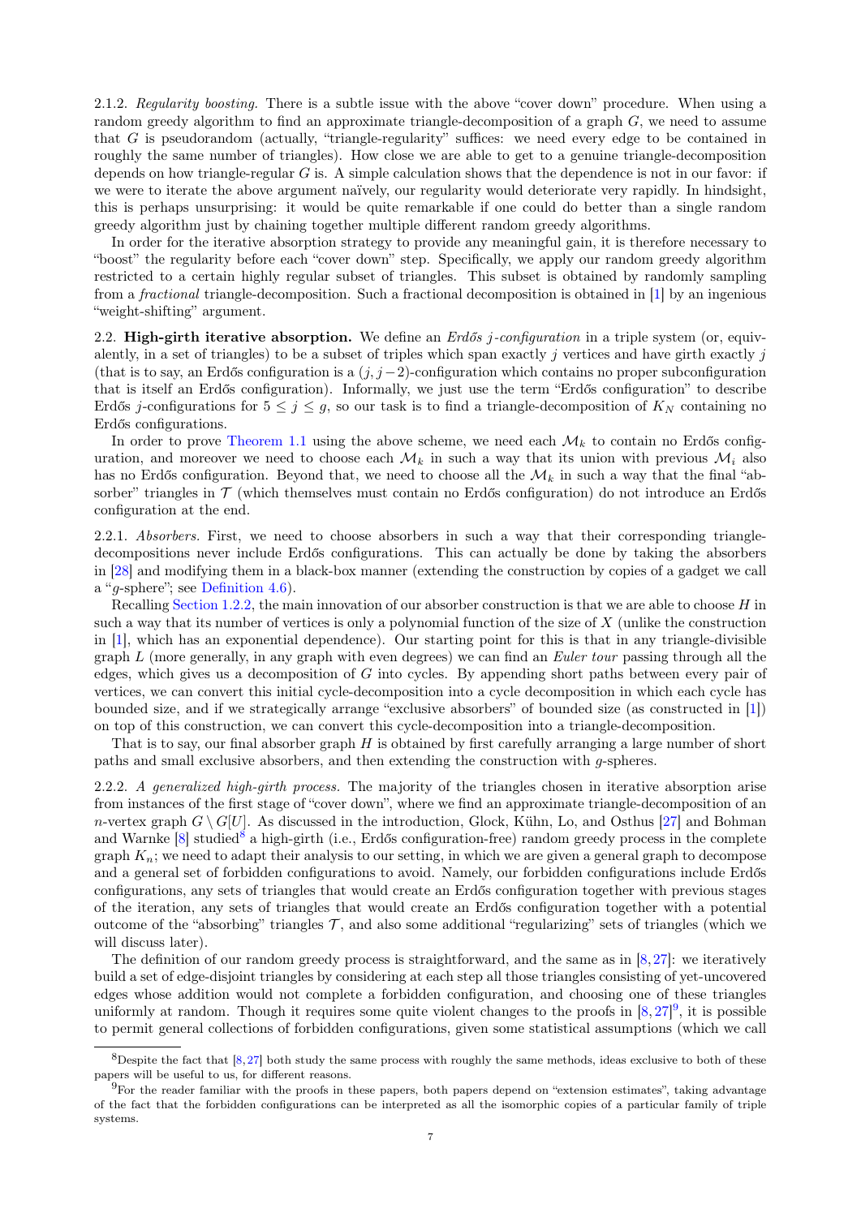2.1.2. *Regularity boosting.* There is a subtle issue with the above "cover down" procedure. When using a random greedy algorithm to find an approximate triangle-decomposition of a graph $G$, we need to assume that $G$ is pseudorandom (actually, "triangle-regularity" suffices: we need every edge to be contained in roughly the same number of triangles). How close we are able to get to a genuine triangle-decomposition depends on how triangle-regular $G$ is. A simple calculation shows that the dependence is not in our favor: if we were to iterate the above argument naïvely, our regularity would deteriorate very rapidly. In hindsight, this is perhaps unsurprising: it would be quite remarkable if one could do better than a single random greedy algorithm just by chaining together multiple different random greedy algorithms.

In order for the iterative absorption strategy to provide any meaningful gain, it is therefore necessary to "boost" the regularity before each "cover down" step. Specifically, we apply our random greedy algorithm restricted to a certain highly regular subset of triangles. This subset is obtained by randomly sampling from a *fractional* triangle-decomposition. Such a fractional decomposition is obtained in [1] by an ingenious "weight-shifting" argument.

## 2.2. High-girth iterative absorption.

We define an *Erdős $j$-configuration* in a triple system (or, equivalently, in a set of triangles) to be a subset of triples which span exactly $j$ vertices and have girth exactly $j$ (that is to say, an Erdős configuration is a $(j, j-2)$-configuration which contains no proper subconfiguration that is itself an Erdős configuration). Informally, we just use the term "Erdős configuration" to describe Erdős $j$-configurations for $5 \le j \le g$, so our task is to find a triangle-decomposition of $K_N$ containing no Erdős configurations.

In order to prove Theorem 1.1 using the above scheme, we need each $\mathcal{M}_k$ to contain no Erdős configuration, and moreover we need to choose $\mathcal{M}_k$ in such a way that its union with previous $\mathcal{M}_i$ also has no Erdős configuration. Beyond that, we need to choose all the $\mathcal{M}_k$ in such a way that the final "absorber" triangles in $\mathcal{T}$ (which themselves must contain no Erdős configuration) do not introduce an Erdős configuration at the end.

2.2.1. *Absorbers.* First, we need to choose absorbers in such a way that their corresponding triangle-decompositions never include Erdős configurations. This can actually be done by taking the absorbers in [28] and modifying them in a black-box manner (extending the construction by copies of a gadget we call a "$g$-sphere"; see Definition 4.6).

Recalling Section 1.2.2, the main innovation of our absorber construction is that we are able to choose $H$ in such a way that its number of vertices is only a polynomial function of the size of $X$ (unlike the construction in [1], which has an exponential dependence). Our starting point for this is that in any triangle-divisible graph $L$ (more generally, in any graph with even degrees) we can find an *Euler tour* passing through all the edges, which gives us a decomposition of $G$ into cycles. By appending short paths between every pair of vertices, we can convert this initial cycle-decomposition into a cycle decomposition in which each cycle has bounded size, and if we strategically arrange "exclusive absorbers" of bounded size (as constructed in [1]) on top of this construction, we can convert this cycle-decomposition into a triangle-decomposition.

That is to say, our final absorber graph $H$ is obtained by first carefully arranging a large number of short paths and small exclusive absorbers, and then extending the construction with $g$-spheres.

2.2.2. *A generalized high-girth process.* The majority of the triangles chosen in iterative absorption arise from instances of the first stage of "cover down", where we find an approximate triangle-decomposition of an $n$-vertex graph $G \setminus G[U]$. As discussed in the introduction, Glock, Kühn, Lo, and Osthus [27] and Bohman and Warnke [8] studied[8] a high-girth (i.e., Erdős configuration-free) random greedy process in the complete graph $K_n$; we need to adapt their analysis to our setting, in which we are given a general graph to decompose and a general set of forbidden configurations to avoid. Namely, our forbidden configurations include Erdős configurations, any sets of triangles that would create an Erdős configuration together with previous stages of the iteration, any sets of triangles that would create an Erdős configuration together with a potential outcome of the "absorbing" triangles $\mathcal{T}$, and also some additional "regularizing" sets of triangles (which we will discuss later).

The definition of our random greedy process is straightforward, and the same as in [8, 27]: we iteratively build a set of edge-disjoint triangles by considering at each step all those triangles consisting of yet-uncovered edges whose addition would not complete a forbidden configuration, and choosing one of these triangles uniformly at random. Though it requires some quite violent changes to the proofs in [8, 27][9], it is possible to permit general collections of forbidden configurations, given some statistical assumptions (which we call

---

[8] Despite the fact that [8, 27] both study the same process with roughly the same methods, ideas exclusive to both of these papers will be useful to us, for different reasons.

[9] For the reader familiar with the proofs in these papers, both papers depend on "extension estimates", taking advantage of the fact that the forbidden configurations can be interpreted as all the isomorphic copies of a particular family of triple systems.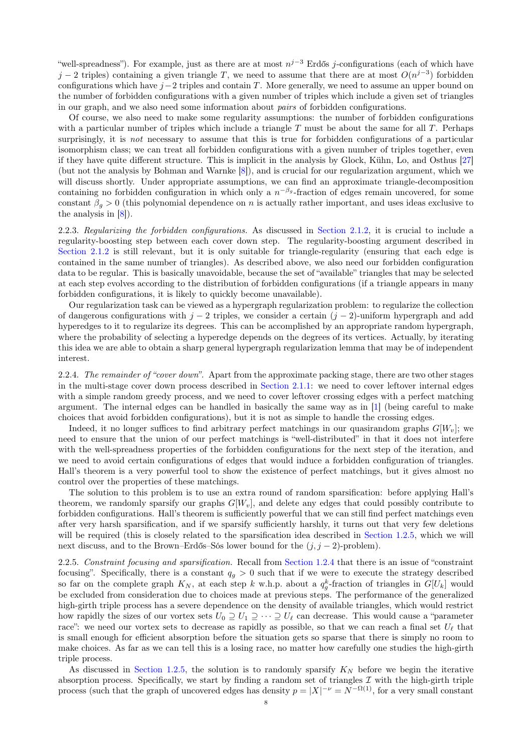"well-spreadness"). For example, just as there are at most $n^{j-3}$ Erdős $j$-configurations (each of which have $j-2$ triples) containing a given triangle $T$, we need to assume that there are at most $O(n^{j-3})$ forbidden configurations which have $j-2$ triples and contain $T$. More generally, we need to assume an upper bound on the number of forbidden configurations with a given number of triples which include a given set of triangles in our graph, and we also need some information about *pairs* of forbidden configurations.

Of course, we also need to make some regularity assumptions: the number of forbidden configurations with a particular number of triples which include a triangle $T$ must be about the same for all $T$. Perhaps surprisingly, it is *not* necessary to assume that this is true for forbidden configurations of a particular isomorphism class; we can treat all forbidden configurations with a given number of triples together, even if they have quite different structure. This is implicit in the analysis by Glock, Kühn, Lo, and Osthus [27] (but not the analysis by Bohman and Warnke [8]), and is crucial for our regularization argument, which we will discuss shortly. Under appropriate assumptions, we can find an approximate triangle-decomposition containing no forbidden configuration in which only a $n^{-\beta_g}$-fraction of edges remain uncovered, for some constant $\beta_g > 0$ (this polynomial dependence on $n$ is actually rather important, and uses ideas exclusive to the analysis in [8]).

2.2.3. *Regularizing the forbidden configurations.* As discussed in Section 2.1.2, it is crucial to include a regularity-boosting step between each cover down step. The regularity-boosting argument described in Section 2.1.2 is still relevant, but it is only suitable for triangle-regularity (ensuring that each edge is contained in the same number of triangles). As described above, we also need our forbidden configuration data to be regular. This is basically unavoidable, because the set of "available" triangles that may be selected at each step evolves according to the distribution of forbidden configurations (if a triangle appears in many forbidden configurations, it is likely to quickly become unavailable).

Our regularization task can be viewed as a hypergraph regularization problem: to regularize the collection of dangerous configurations with $j-2$ triples, we consider a certain $(j-2)$-uniform hypergraph and add hyperedges to it to regularize its degrees. This can be accomplished by an appropriate random hypergraph, where the probability of selecting a hyperedge depends on the degrees of its vertices. Actually, by iterating this idea we are able to obtain a sharp general hypergraph regularization lemma that may be of independent interest.

2.2.4. *The remainder of "cover down".* Apart from the approximate packing stage, there are two other stages in the multi-stage cover down process described in Section 2.1.1: we need to cover leftover internal edges with a simple random greedy process, and we need to cover leftover crossing edges with a perfect matching argument. The internal edges can be handled in basically the same way as in [1] (being careful to make choices that avoid forbidden configurations), but it is not as simple to handle the crossing edges.

Indeed, it no longer suffices to find arbitrary perfect matchings in our quasirandom graphs $G[W_v]$; we need to ensure that the union of our perfect matchings is "well-distributed" in that it does not interfere with the well-spreadness properties of the forbidden configurations for the next step of the iteration, and we need to avoid certain configurations of edges that would induce a forbidden configuration of triangles. Hall's theorem is a very powerful tool to show the existence of perfect matchings, but it gives almost no control over the properties of these matchings.

The solution to this problem is to use an extra round of random sparsification: before applying Hall's theorem, we randomly sparsify our graphs $G[W_v]$, and delete any edges that could possibly contribute to forbidden configurations. Hall's theorem is sufficiently powerful that we can still find perfect matchings even after very harsh sparsification, and if we sparsify sufficiently harshly, it turns out that very few deletions will be required (this is closely related to the sparsification idea described in Section 1.2.5, which we will next discuss, and to the Brown–Erdős–Sós lower bound for the $(j, j-2)$-problem).

2.2.5. *Constraint focusing and sparsification.* Recall from Section 1.2.4 that there is an issue of "constraint focusing". Specifically, there is a constant $q_g > 0$ such that if we were to execute the strategy described so far on the complete graph $K_N$, at each step $k$ w.h.p. about a $q_g^k$-fraction of triangles in $G[U_k]$ would be excluded from consideration due to choices made at previous steps. The performance of the generalized high-girth triple process has a severe dependence on the density of available triangles, which would restrict how rapidly the sizes of our vortex sets $U_0 \supseteq U_1 \supseteq \cdots \supseteq U_\ell$ can decrease. This would cause a "parameter race": we need our vortex sets to decrease as rapidly as possible, so that we can reach a final set $U_\ell$ that is small enough for efficient absorption before the situation gets so sparse that there is simply no room to make choices. As far as we can tell this is a losing race, no matter how carefully one studies the high-girth triple process.

As discussed in Section 1.2.5, the solution is to randomly sparsify $K_N$ before we begin the iterative absorption process. Specifically, we start by finding a random set of triangles $\mathcal{I}$ with the high-girth triple process (such that the graph of uncovered edges has density $p = |X|^{-\nu} = N^{-\Omega(1)}$, for a very small constant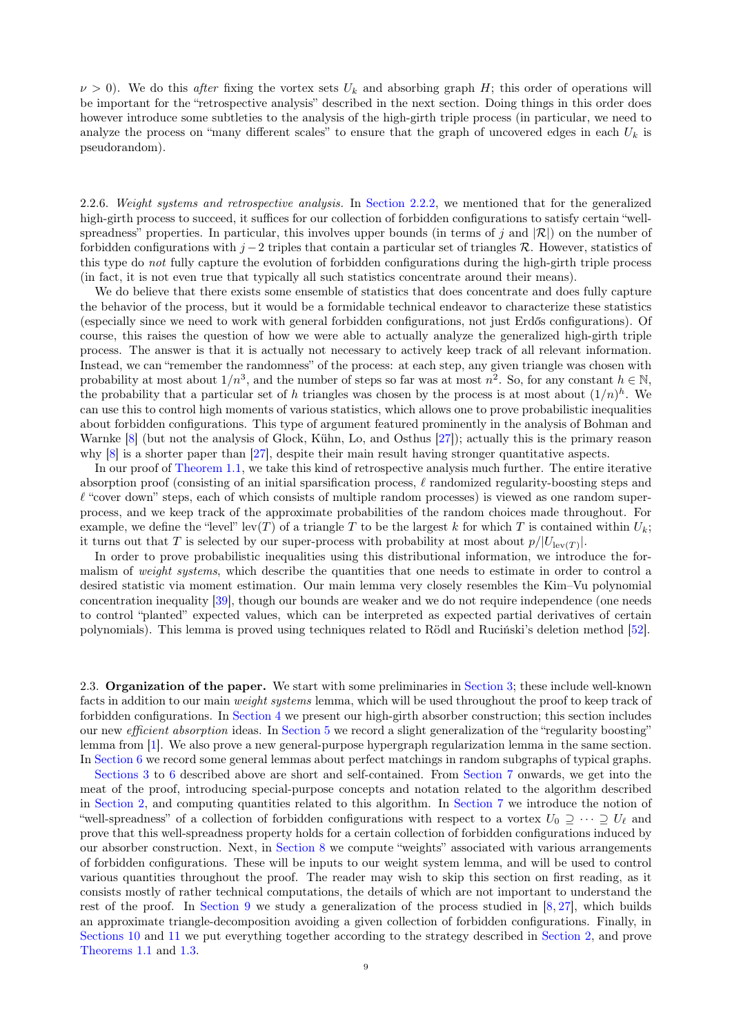$\nu > 0$). We do this *after* fixing the vortex sets $U_k$ and absorbing graph $H$; this order of operations will be important for the "retrospective analysis" described in the next section. Doing things in this order does however introduce some subtleties to the analysis of the high-girth triple process (in particular, we need to analyze the process on "many different scales" to ensure that the graph of uncovered edges in each $U_k$ is pseudorandom).

2.2.6. *Weight systems and retrospective analysis.* In Section 2.2.2, we mentioned that for the generalized high-girth process to succeed, it suffices for our collection of forbidden configurations to satisfy certain "well-spreadness" properties. In particular, this involves upper bounds (in terms of $j$ and $|\mathcal{R}|$) on the number of forbidden configurations with $j-2$ triples that contain a particular set of triangles $\mathcal{R}$. However, statistics of this type do *not* fully capture the evolution of forbidden configurations during the high-girth triple process (in fact, it is not even true that typically all such statistics concentrate around their means).

We do believe that there exists some ensemble of statistics that does concentrate and does fully capture the behavior of the process, but it would be a formidable technical endeavor to characterize these statistics (especially since we need to work with general forbidden configurations, not just Erdős configurations). Of course, this raises the question of how we were able to actually analyze the generalized high-girth triple process. The answer is that it is actually not necessary to actively keep track of all relevant information. Instead, we can "remember the randomness" of the process: at each step, any given triangle was chosen with probability at most about $1/n^3$, and the number of steps so far was at most $n^2$. So, for any constant $h \in \mathbb{N}$, the probability that a particular set of $h$ triangles was chosen by the process is at most about $(1/n)^h$. We can use this to control high moments of various statistics, which allows one to prove probabilistic inequalities about forbidden configurations. This type of argument featured prominently in the analysis of Bohman and Warnke [8] (but not the analysis of Glock, Kühn, Lo, and Osthus [27]); actually this is the primary reason why [8] is a shorter paper than [27], despite their main result having stronger quantitative aspects.

In our proof of Theorem 1.1, we take this kind of retrospective analysis much further. The entire iterative absorption proof (consisting of an initial sparsification process, $\ell$ randomized regularity-boosting steps and $\ell$ "cover down" steps, each of which consists of multiple random processes) is viewed as one random super-process, and we keep track of the approximate probabilities of the random choices made throughout. For example, we define the "level" $\operatorname{lev}(T)$ of a triangle $T$ to be the largest $k$ for which $T$ is contained within $U_k$; it turns out that $T$ is selected by our super-process with probability at most about $p/|U_{\operatorname{lev}(T)}|$.

In order to prove probabilistic inequalities using this distributional information, we introduce the formalism of *weight systems*, which describe the quantities that one needs to estimate in order to control a desired statistic via moment estimation. Our main lemma very closely resembles the Kim–Vu polynomial concentration inequality [39], though our bounds are weaker and we do not require independence (one needs to control "planted" expected values, which can be interpreted as expected partial derivatives of certain polynomials). This lemma is proved using techniques related to Rödl and Ruciński's deletion method [52].

## 2.3. Organization of the paper.

We start with some preliminaries in Section 3; these include well-known facts in addition to our main *weight systems* lemma, which will be used throughout the proof to keep track of forbidden configurations. In Section 4 we present our high-girth absorber construction; this section includes our new *efficient absorption* ideas. In Section 5 we record a slight generalization of the "regularity boosting" lemma from [1]. We also prove a new general-purpose hypergraph regularization lemma in the same section. In Section 6 we record some general lemmas about perfect matchings in random subgraphs of typical graphs.

Sections 3 to 6 described above are short and self-contained. From Section 7 onwards, we get into the meat of the proof, introducing special-purpose concepts and notation related to the algorithm described in Section 2, and computing quantities related to this algorithm. In Section 7 we introduce the notion of "well-spreadness" of a collection of forbidden configurations with respect to a vortex $U_0 \supseteq \cdots \supseteq U_\ell$ and prove that this well-spreadness property holds for a certain collection of forbidden configurations induced by our absorber construction. Next, in Section 8 we compute "weights" associated with various arrangements of forbidden configurations. These will be inputs to our weight system lemma, and will be used to control various quantities throughout the proof. The reader may wish to skip this section on first reading, as it consists mostly of rather technical computations, the details of which are not important to understand the rest of the proof. In Section 9 we study a generalization of the process studied in [8, 27], which builds an approximate triangle-decomposition avoiding a given collection of forbidden configurations. Finally, in Sections 10 and 11 we put everything together according to the strategy described in Section 2, and prove Theorems 1.1 and 1.3.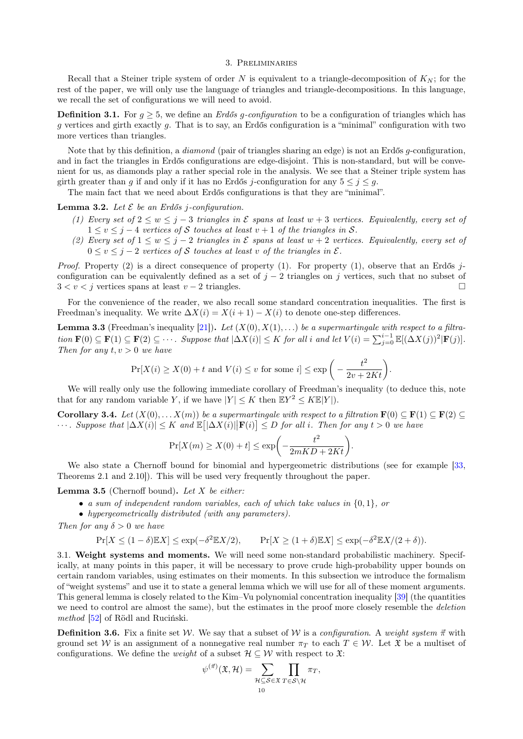## 3. Preliminaries

Recall that a Steiner triple system of order $N$ is equivalent to a triangle-decomposition of $K_N$; for the rest of the paper, we will only use the language of triangles and triangle-decompositions. In this language, we recall the set of configurations we will need to avoid.

**Definition 3.1.** For $g \geq 5$, we define an *Erdős $g$-configuration* to be a configuration of triangles which has $g$ vertices and girth exactly $g$. That is to say, an Erdős configuration is a "minimal" configuration with two more vertices than triangles.

Note that by this definition, a *diamond* (pair of triangles sharing an edge) is not an Erdős $g$-configuration, and in fact the triangles in Erdős configurations are edge-disjoint. This is non-standard, but will be convenient for us, as diamonds play a rather special role in the analysis. We see that a Steiner triple system has girth greater than $g$ if and only if it has no Erdős $j$-configuration for any $5 \leq j \leq g$.

The main fact that we need about Erdős configurations is that they are "minimal".

**Lemma 3.2.** *Let $\mathcal{E}$ be an Erdős $j$-configuration.*

1. *Every set of $2 \leq w \leq j-3$ triangles in $\mathcal{E}$ spans at least $w+3$ vertices. Equivalently, every set of $1 \leq v \leq j-4$ vertices of $\mathcal{S}$ touches at least $v+1$ of the triangles in $\mathcal{S}$.*
2. *Every set of $1 \leq w \leq j-2$ triangles in $\mathcal{E}$ spans at least $w+2$ vertices. Equivalently, every set of $0 \leq v \leq j-2$ vertices of $\mathcal{S}$ touches at least $v$ of the triangles in $\mathcal{E}$.*

*Proof.* Property (2) is a direct consequence of property (1). For property (1), observe that an Erdős $j$-configuration can be equivalently defined as a set of $j-2$ triangles on $j$ vertices, such that no subset of $3 < v < j$ vertices spans at least $v-2$ triangles. □

For the convenience of the reader, we also recall some standard concentration inequalities. The first is Freedman's inequality. We write $\Delta X(i) = X(i+1) - X(i)$ to denote one-step differences.

**Lemma 3.3** (Freedman's inequality [21])**.** *Let $(X(0), X(1), \ldots)$ be a supermartingale with respect to a filtration $\mathbf{F}(0) \subseteq \mathbf{F}(1) \subseteq \mathbf{F}(2) \subseteq \cdots$. Suppose that $|\Delta X(i)| \leq K$ for all $i$ and let $V(i) = \sum_{j=0}^{i-1} \mathbb{E}[(\Delta X(j))^2 | \mathbf{F}(j)]$. Then for any $t, v > 0$ we have*

$$\Pr[X(i) \geq X(0) + t \text{ and } V(i) \leq v \text{ for some } i] \leq \exp\left(-\frac{t^2}{2v + 2Kt}\right).$$

We will really only use the following immediate corollary of Freedman's inequality (to deduce this, note that for any random variable $Y$, if we have $|Y| \leq K$ then $\mathbb{E}Y^2 \leq K\mathbb{E}|Y|$).

**Corollary 3.4.** *Let $(X(0), \ldots X(m))$ be a supermartingale with respect to a filtration $\mathbf{F}(0) \subseteq \mathbf{F}(1) \subseteq \mathbf{F}(2) \subseteq \cdots$. Suppose that $|\Delta X(i)| \leq K$ and $\mathbb{E}\big[|\Delta X(i)|\big|\mathbf{F}(i)\big] \leq D$ for all $i$. Then for any $t > 0$ we have*

$$\Pr[X(m) \geq X(0) + t] \leq \exp\left(-\frac{t^2}{2mKD + 2Kt}\right).$$

We also state a Chernoff bound for binomial and hypergeometric distributions (see for example [33, Theorems 2.1 and 2.10]). This will be used very frequently throughout the paper.

**Lemma 3.5** (Chernoff bound)**.** *Let $X$ be either:*

- *a sum of independent random variables, each of which take values in $\{0, 1\}$, or*
- *hypergeometrically distributed (with any parameters).*

*Then for any $\delta > 0$ we have*

$$\Pr[X \leq (1-\delta)\mathbb{E}X] \leq \exp(-\delta^2 \mathbb{E}X/2), \qquad \Pr[X \geq (1+\delta)\mathbb{E}X] \leq \exp(-\delta^2 \mathbb{E}X/(2+\delta)).$$

### 3.1. Weight systems and moments.

We will need some non-standard probabilistic machinery. Specifically, at many points in this paper, it will be necessary to prove crude high-probability upper bounds on certain random variables, using estimates on their moments. In this subsection we introduce the formalism of "weight systems" and use it to state a general lemma which we will use for all of these moment arguments. This general lemma is closely related to the Kim–Vu polynomial concentration inequality [39] (the quantities we need to control are almost the same), but the estimates in the proof more closely resemble the *deletion method* [52] of Rödl and Ruciński.

**Definition 3.6.** Fix a finite set $\mathcal{W}$. We say that a subset of $\mathcal{W}$ is a *configuration*. A *weight system* $\vec{\pi}$ with ground set $\mathcal{W}$ is an assignment of a nonnegative real number $\pi_T$ to each $T \in \mathcal{W}$. Let $\mathfrak{X}$ be a multiset of configurations. We define the *weight* of a subset $\mathcal{H} \subseteq \mathcal{W}$ with respect to $\mathfrak{X}$:

$$\psi^{(\vec{\pi})}(\mathfrak{X}, \mathcal{H}) = \sum_{\mathcal{H} \subseteq \mathcal{S} \in \mathfrak{X}} \prod_{T \in \mathcal{S} \setminus \mathcal{H}} \pi_T,$$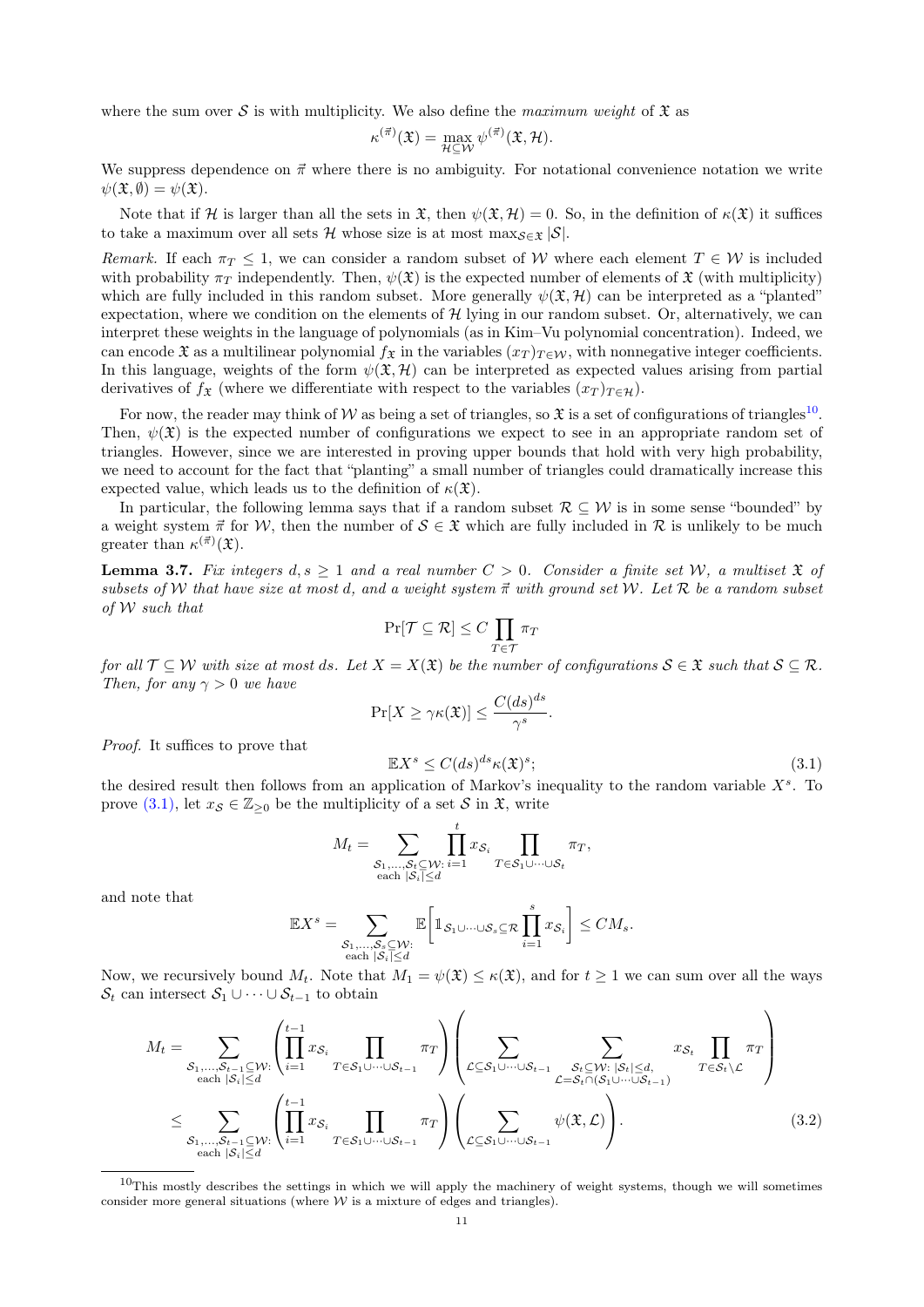where the sum over $\mathcal{S}$ is with multiplicity. We also define the *maximum weight* of $\mathfrak{X}$ as

$$\kappa^{(\vec{\pi})}(\mathfrak{X}) = \max_{\mathcal{H} \subseteq \mathcal{W}} \psi^{(\vec{\pi})}(\mathfrak{X}, \mathcal{H}).$$

We suppress dependence on $\vec{\pi}$ where there is no ambiguity. For notational convenience notation we write $\psi(\mathfrak{X}, \emptyset) = \psi(\mathfrak{X})$.

Note that if $\mathcal{H}$ is larger than all the sets in $\mathfrak{X}$, then $\psi(\mathfrak{X}, \mathcal{H}) = 0$. So, in the definition of $\kappa(\mathfrak{X})$ it suffices to take a maximum over all sets $\mathcal{H}$ whose size is at most $\max_{\mathcal{S} \in \mathfrak{X}} |\mathcal{S}|$.

*Remark.* If each $\pi_T \leq 1$, we can consider a random subset of $\mathcal{W}$ where each element $T \in \mathcal{W}$ is included with probability $\pi_T$ independently. Then, $\psi(\mathfrak{X})$ is the expected number of elements of $\mathfrak{X}$ (with multiplicity) which are fully included in this random subset. More generally $\psi(\mathfrak{X}, \mathcal{H})$ can be interpreted as a "planted" expectation, where we condition on the elements of $\mathcal{H}$ lying in our random subset. Or, alternatively, we can interpret these weights in the language of polynomials (as in Kim–Vu polynomial concentration). Indeed, we can encode $\mathfrak{X}$ as a multilinear polynomial $f_{\mathfrak{X}}$ in the variables $(x_T)_{T \in \mathcal{W}}$, with nonnegative integer coefficients. In this language, weights of the form $\psi(\mathfrak{X}, \mathcal{H})$ can be interpreted as expected values arising from partial derivatives of $f_{\mathfrak{X}}$ (where we differentiate with respect to the variables $(x_T)_{T \in \mathcal{H}}$).

For now, the reader may think of $\mathcal{W}$ as being a set of triangles, so $\mathfrak{X}$ is a set of configurations of triangles[10]. Then, $\psi(\mathfrak{X})$ is the expected number of configurations we expect to see in an appropriate random set of triangles. However, since we are interested in proving upper bounds that hold with very high probability, we need to account for the fact that "planting" a small number of triangles could dramatically increase this expected value, which leads us to the definition of $\kappa(\mathfrak{X})$.

In particular, the following lemma says that if a random subset $\mathcal{R} \subseteq \mathcal{W}$ is in some sense "bounded" by a weight system $\vec{\pi}$ for $\mathcal{W}$, then the number of $\mathcal{S} \in \mathfrak{X}$ which are fully included in $\mathcal{R}$ is unlikely to be much greater than $\kappa^{(\vec{\pi})}(\mathfrak{X})$.

**Lemma 3.7.** *Fix integers $d, s \geq 1$ and a real number $C > 0$. Consider a finite set $\mathcal{W}$, a multiset $\mathfrak{X}$ of subsets of $\mathcal{W}$ that have size at most $d$, and a weight system $\vec{\pi}$ with ground set $\mathcal{W}$. Let $\mathcal{R}$ be a random subset of $\mathcal{W}$ such that*

$$\Pr[\mathcal{T} \subseteq \mathcal{R}] \leq C \prod_{T \in \mathcal{T}} \pi_T$$

*for all $\mathcal{T} \subseteq \mathcal{W}$ with size at most $ds$. Let $X = X(\mathfrak{X})$ be the number of configurations $\mathcal{S} \in \mathfrak{X}$ such that $\mathcal{S} \subseteq \mathcal{R}$. Then, for any $\gamma > 0$ we have*

$$\Pr[X \geq \gamma \kappa(\mathfrak{X})] \leq \frac{C(ds)^{ds}}{\gamma^s}.$$

*Proof.* It suffices to prove that

$$\mathbb{E}X^s \leq C(ds)^{ds} \kappa(\mathfrak{X})^s; \tag{3.1}$$

the desired result then follows from an application of Markov's inequality to the random variable $X^s$. To prove (3.1), let $x_{\mathcal{S}} \in \mathbb{Z}_{\geq 0}$ be the multiplicity of a set $\mathcal{S}$ in $\mathfrak{X}$, write

$$M_t = \sum_{\substack{\mathcal{S}_1, \ldots, \mathcal{S}_t \subseteq \mathcal{W}: \\ \text{each } |\mathcal{S}_i| \leq d}} \prod_{i=1}^{t} x_{\mathcal{S}_i} \prod_{T \in \mathcal{S}_1 \cup \cdots \cup \mathcal{S}_t} \pi_T,$$

and note that

$$\mathbb{E}X^s = \sum_{\substack{\mathcal{S}_1, \ldots, \mathcal{S}_s \subseteq \mathcal{W}: \\ \text{each } |\mathcal{S}_i| \leq d}} \mathbb{E}\left[\mathbb{1}_{\mathcal{S}_1 \cup \cdots \cup \mathcal{S}_s \subseteq \mathcal{R}} \prod_{i=1}^{s} x_{\mathcal{S}_i}\right] \leq C M_s.$$

Now, we recursively bound $M_t$. Note that $M_1 = \psi(\mathfrak{X}) \leq \kappa(\mathfrak{X})$, and for $t \geq 1$ we can sum over all the ways $\mathcal{S}_t$ can intersect $\mathcal{S}_1 \cup \cdots \cup \mathcal{S}_{t-1}$ to obtain

$$\begin{aligned}
M_t &= \sum_{\substack{\mathcal{S}_1, \ldots, \mathcal{S}_{t-1} \subseteq \mathcal{W}: \\ \text{each } |\mathcal{S}_i| \leq d}} \left( \prod_{i=1}^{t-1} x_{\mathcal{S}_i} \prod_{T \in \mathcal{S}_1 \cup \cdots \cup \mathcal{S}_{t-1}} \pi_T \right) \left( \sum_{\mathcal{L} \subseteq \mathcal{S}_1 \cup \cdots \cup \mathcal{S}_{t-1}} \sum_{\substack{\mathcal{S}_t \subseteq \mathcal{W}: |\mathcal{S}_t| \leq d, \\ \mathcal{L} = \mathcal{S}_t \cap (\mathcal{S}_1 \cup \cdots \cup \mathcal{S}_{t-1})}} x_{\mathcal{S}_t} \prod_{T \in \mathcal{S}_t \setminus \mathcal{L}} \pi_T \right) \\
&\leq \sum_{\substack{\mathcal{S}_1, \ldots, \mathcal{S}_{t-1} \subseteq \mathcal{W}: \\ \text{each } |\mathcal{S}_i| \leq d}} \left( \prod_{i=1}^{t-1} x_{\mathcal{S}_i} \prod_{T \in \mathcal{S}_1 \cup \cdots \cup \mathcal{S}_{t-1}} \pi_T \right) \left( \sum_{\mathcal{L} \subseteq \mathcal{S}_1 \cup \cdots \cup \mathcal{S}_{t-1}} \psi(\mathfrak{X}, \mathcal{L}) \right).
\end{aligned} \tag{3.2}$$

---

[10] This mostly describes the settings in which we will apply the machinery of weight systems, though we will sometimes consider more general situations (where $\mathcal{W}$ is a mixture of edges and triangles).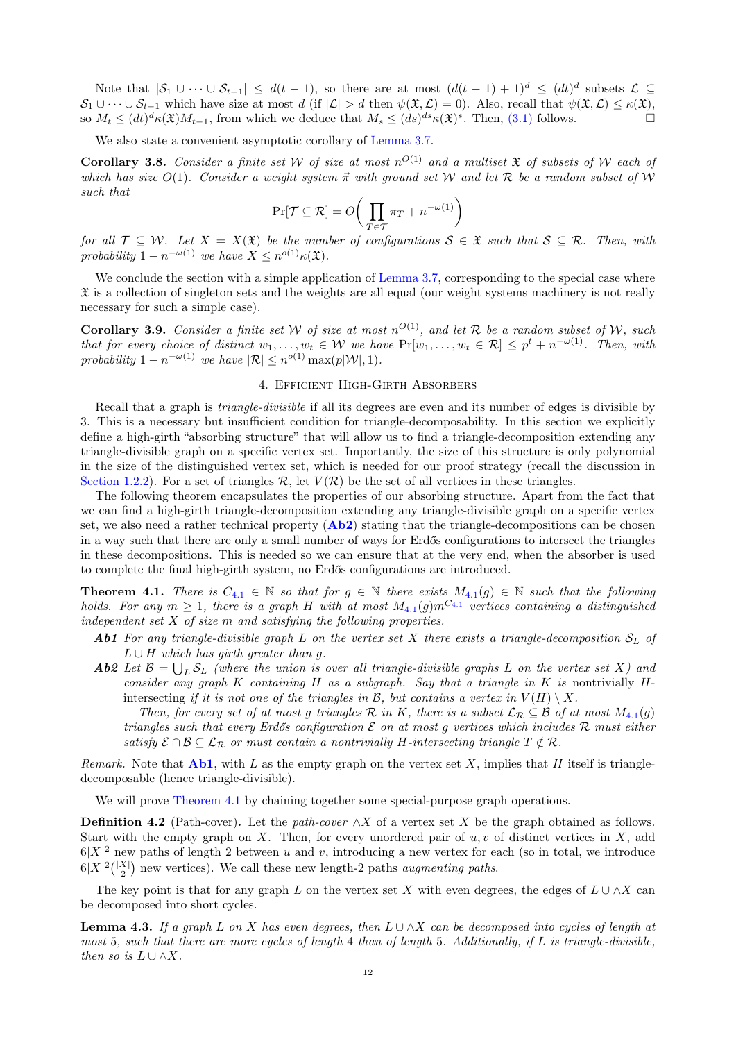Note that $|\mathcal{S}_1 \cup \cdots \cup \mathcal{S}_{t-1}| \le d(t-1)$, so there are at most $(d(t-1)+1)^d \le (dt)^d$ subsets $\mathcal{L} \subseteq \mathcal{S}_1 \cup \cdots \cup \mathcal{S}_{t-1}$ which have size at most $d$ (if $|\mathcal{L}| > d$ then $\psi(\mathfrak{X}, \mathcal{L}) = 0$). Also, recall that $\psi(\mathfrak{X}, \mathcal{L}) \le \kappa(\mathfrak{X})$, so $M_t \le (dt)^d \kappa(\mathfrak{X}) M_{t-1}$, from which we deduce that $M_s \le (ds)^{ds}\kappa(\mathfrak{X})^s$. Then, (3.1) follows. □

We also state a convenient asymptotic corollary of Lemma 3.7.

**Corollary 3.8.** *Consider a finite set $\mathcal{W}$ of size at most $n^{O(1)}$ and a multiset $\mathfrak{X}$ of subsets of $\mathcal{W}$ each of which has size $O(1)$. Consider a weight system $\vec{\pi}$ with ground set $\mathcal{W}$ and let $\mathcal{R}$ be a random subset of $\mathcal{W}$ such that*

$$\Pr[\mathcal{T} \subseteq \mathcal{R}] = O\bigg(\prod_{T \in \mathcal{T}} \pi_T + n^{-\omega(1)}\bigg)$$

*for all $\mathcal{T} \subseteq \mathcal{W}$. Let $X = X(\mathfrak{X})$ be the number of configurations $\mathcal{S} \in \mathfrak{X}$ such that $\mathcal{S} \subseteq \mathcal{R}$. Then, with probability $1 - n^{-\omega(1)}$ we have $X \le n^{o(1)}\kappa(\mathfrak{X})$.*

We conclude the section with a simple application of Lemma 3.7, corresponding to the special case where $\mathfrak{X}$ is a collection of singleton sets and the weights are all equal (our weight systems machinery is not really necessary for such a simple case).

**Corollary 3.9.** *Consider a finite set $\mathcal{W}$ of size at most $n^{O(1)}$, and let $\mathcal{R}$ be a random subset of $\mathcal{W}$, such that for every choice of distinct $w_1, \ldots, w_t \in \mathcal{W}$ we have $\Pr[w_1, \ldots, w_t \in \mathcal{R}] \le p^t + n^{-\omega(1)}$. Then, with probability $1 - n^{-\omega(1)}$ we have $|\mathcal{R}| \le n^{o(1)} \max(p|\mathcal{W}|, 1)$.*

## 4. Efficient High-Girth Absorbers

Recall that a graph is *triangle-divisible* if all its degrees are even and its number of edges is divisible by 3. This is a necessary but insufficient condition for triangle-decomposability. In this section we explicitly define a high-girth "absorbing structure" that will allow us to find a triangle-decomposition extending any triangle-divisible graph on a specific vertex set. Importantly, the size of this structure is only polynomial in the size of the distinguished vertex set, which is needed for our proof strategy (recall the discussion in Section 1.2.2). For a set of triangles $\mathcal{R}$, let $V(\mathcal{R})$ be the set of all vertices in these triangles.

The following theorem encapsulates the properties of our absorbing structure. Apart from the fact that we can find a high-girth triangle-decomposition extending any triangle-divisible graph on a specific vertex set, we also need a rather technical property (**Ab2**) stating that the triangle-decompositions can be chosen in a way such that there are only a small number of ways for Erdős configurations to intersect the triangles in these decompositions. This is needed so we can ensure that at the very end, when the absorber is used to complete the final high-girth system, no Erdős configurations are introduced.

**Theorem 4.1.** *There is $C_{4.1} \in \mathbb{N}$ so that for $g \in \mathbb{N}$ there exists $M_{4.1}(g) \in \mathbb{N}$ such that the following holds. For any $m \ge 1$, there is a graph $H$ with at most $M_{4.1}(g)m^{C_{4.1}}$ vertices containing a distinguished independent set $X$ of size $m$ and satisfying the following properties.*

- ***Ab1*** *For any triangle-divisible graph $L$ on the vertex set $X$ there exists a triangle-decomposition $\mathcal{S}_L$ of $L \cup H$ which has girth greater than $g$.*
- ***Ab2*** *Let $\mathcal{B} = \bigcup_L \mathcal{S}_L$ (where the union is over all triangle-divisible graphs $L$ on the vertex set $X$) and consider any graph $K$ containing $H$ as a subgraph. Say that a triangle in $K$ is* nontrivially $H$-intersecting *if it is not one of the triangles in $\mathcal{B}$, but contains a vertex in $V(H) \setminus X$.*

  *Then, for every set of at most $g$ triangles $\mathcal{R}$ in $K$, there is a subset $\mathcal{L}_{\mathcal{R}} \subseteq \mathcal{B}$ of at most $M_{4.1}(g)$ triangles such that every Erdős configuration $\mathcal{E}$ on at most $g$ vertices which includes $\mathcal{R}$ must either satisfy $\mathcal{E} \cap \mathcal{B} \subseteq \mathcal{L}_{\mathcal{R}}$ or must contain a nontrivially $H$-intersecting triangle $T \notin \mathcal{R}$.*

*Remark.* Note that **Ab1**, with $L$ as the empty graph on the vertex set $X$, implies that $H$ itself is triangle-decomposable (hence triangle-divisible).

We will prove Theorem 4.1 by chaining together some special-purpose graph operations.

**Definition 4.2** (Path-cover)**.** Let the *path-cover* $\wedge X$ of a vertex set $X$ be the graph obtained as follows. Start with the empty graph on $X$. Then, for every unordered pair of $u, v$ of distinct vertices in $X$, add $6|X|^2$ new paths of length 2 between $u$ and $v$, introducing a new vertex for each (so in total, we introduce $6|X|^2\binom{|X|}{2}$ new vertices). We call these new length-2 paths *augmenting paths*.

The key point is that for any graph $L$ on the vertex set $X$ with even degrees, the edges of $L \cup \wedge X$ can be decomposed into short cycles.

**Lemma 4.3.** *If a graph $L$ on $X$ has even degrees, then $L \cup \wedge X$ can be decomposed into cycles of length at most 5, such that there are more cycles of length 4 than of length 5. Additionally, if $L$ is triangle-divisible, then so is $L \cup \wedge X$.*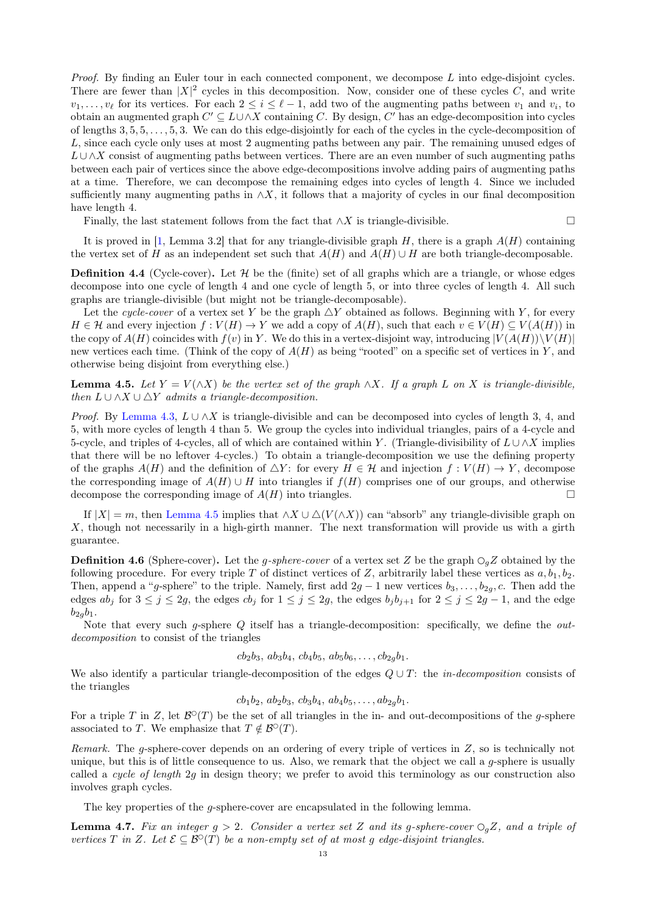*Proof.* By finding an Euler tour in each connected component, we decompose $L$ into edge-disjoint cycles. There are fewer than $|X|^2$ cycles in this decomposition. Now, consider one of these cycles $C$, and write $v_1, \dots, v_\ell$ for its vertices. For each $2 \le i \le \ell - 1$, add two of the augmenting paths between $v_1$ and $v_i$, to obtain an augmented graph $C' \subseteq L \cup \wedge X$ containing $C$. By design, $C'$ has an edge-decomposition into cycles of lengths $3, 5, 5, \dots, 5, 3$. We can do this edge-disjointly for each of the cycles in the cycle-decomposition of $L$, since each cycle only uses at most 2 augmenting paths between any pair. The remaining unused edges of $L \cup \wedge X$ consist of augmenting paths between vertices. There are an even number of such augmenting paths between each pair of vertices since the above edge-decompositions involve adding pairs of augmenting paths at a time. Therefore, we can decompose the remaining edges into cycles of length 4. Since we included sufficiently many augmenting paths in $\wedge X$, it follows that a majority of cycles in our final decomposition have length 4.

Finally, the last statement follows from the fact that $\wedge X$ is triangle-divisible. $\square$

It is proved in [1, Lemma 3.2] that for any triangle-divisible graph $H$, there is a graph $A(H)$ containing the vertex set of $H$ as an independent set such that $A(H)$ and $A(H) \cup H$ are both triangle-decomposable.

**Definition 4.4** (Cycle-cover)**.** Let $\mathcal{H}$ be the (finite) set of all graphs which are a triangle, or whose edges decompose into one cycle of length 4 and one cycle of length 5, or into three cycles of length 4. All such graphs are triangle-divisible (but might not be triangle-decomposable).

Let the *cycle-cover* of a vertex set $Y$ be the graph $\triangle Y$ obtained as follows. Beginning with $Y$, for every $H \in \mathcal{H}$ and every injection $f : V(H) \to Y$ we add a copy of $A(H)$, such that each $v \in V(H) \subseteq V(A(H))$ in the copy of $A(H)$ coincides with $f(v)$ in $Y$. We do this in a vertex-disjoint way, introducing $|V(A(H)) \setminus V(H)|$ new vertices each time. (Think of the copy of $A(H)$ as being "rooted" on a specific set of vertices in $Y$, and otherwise being disjoint from everything else.)

**Lemma 4.5.** *Let $Y = V(\wedge X)$ be the vertex set of the graph $\wedge X$. If a graph $L$ on $X$ is triangle-divisible, then $L \cup \wedge X \cup \triangle Y$ admits a triangle-decomposition.*

*Proof.* By Lemma 4.3, $L \cup \wedge X$ is triangle-divisible and can be decomposed into cycles of length 3, 4, and 5, with more cycles of length 4 than 5. We group the cycles into individual triangles, pairs of a 4-cycle and 5-cycle, and triples of 4-cycles, all of which are contained within $Y$. (Triangle-divisibility of $L \cup \wedge X$ implies that there will be no leftover 4-cycles.) To obtain a triangle-decomposition we use the defining property of the graphs $A(H)$ and the definition of $\triangle Y$: for every $H \in \mathcal{H}$ and injection $f : V(H) \to Y$, decompose the corresponding image of $A(H) \cup H$ into triangles if $f(H)$ comprises one of our groups, and otherwise decompose the corresponding image of $A(H)$ into triangles. $\square$

If $|X| = m$, then Lemma 4.5 implies that $\wedge X \cup \triangle(V(\wedge X))$ can "absorb" any triangle-divisible graph on $X$, though not necessarily in a high-girth manner. The next transformation will provide us with a girth guarantee.

**Definition 4.6** (Sphere-cover)**.** Let the *$g$-sphere-cover* of a vertex set $Z$ be the graph $\bigcirc_g Z$ obtained by the following procedure. For every triple $T$ of distinct vertices of $Z$, arbitrarily label these vertices as $a, b_1, b_2$. Then, append a "$g$-sphere" to the triple. Namely, first add $2g - 1$ new vertices $b_3, \dots, b_{2g}, c$. Then add the edges $ab_j$ for $3 \le j \le 2g$, the edges $cb_j$ for $1 \le j \le 2g$, the edges $b_j b_{j+1}$ for $2 \le j \le 2g - 1$, and the edge $b_{2g} b_1$.

Note that every such $g$-sphere $Q$ itself has a triangle-decomposition: specifically, we define the *out-decomposition* to consist of the triangles

$$cb_2b_3,\ ab_3b_4,\ cb_4b_5,\ ab_5b_6, \dots, cb_{2g}b_1.$$

We also identify a particular triangle-decomposition of the edges $Q \cup T$: the *in-decomposition* consists of the triangles

$$cb_1b_2,\ ab_2b_3,\ cb_3b_4,\ ab_4b_5, \dots, ab_{2g}b_1.$$

For a triple $T$ in $Z$, let $\mathcal{B}^{\circ}(T)$ be the set of all triangles in the in- and out-decompositions of the $g$-sphere associated to $T$. We emphasize that $T \notin \mathcal{B}^{\circ}(T)$.

*Remark.* The $g$-sphere-cover depends on an ordering of every triple of vertices in $Z$, so is technically not unique, but this is of little consequence to us. Also, we remark that the object we call a $g$-sphere is usually called a *cycle of length* $2g$ in design theory; we prefer to avoid this terminology as our construction also involves graph cycles.

The key properties of the $g$-sphere-cover are encapsulated in the following lemma.

**Lemma 4.7.** *Fix an integer $g > 2$. Consider a vertex set $Z$ and its $g$-sphere-cover $\bigcirc_g Z$, and a triple of vertices $T$ in $Z$. Let $\mathcal{E} \subseteq \mathcal{B}^{\circ}(T)$ be a non-empty set of at most $g$ edge-disjoint triangles.*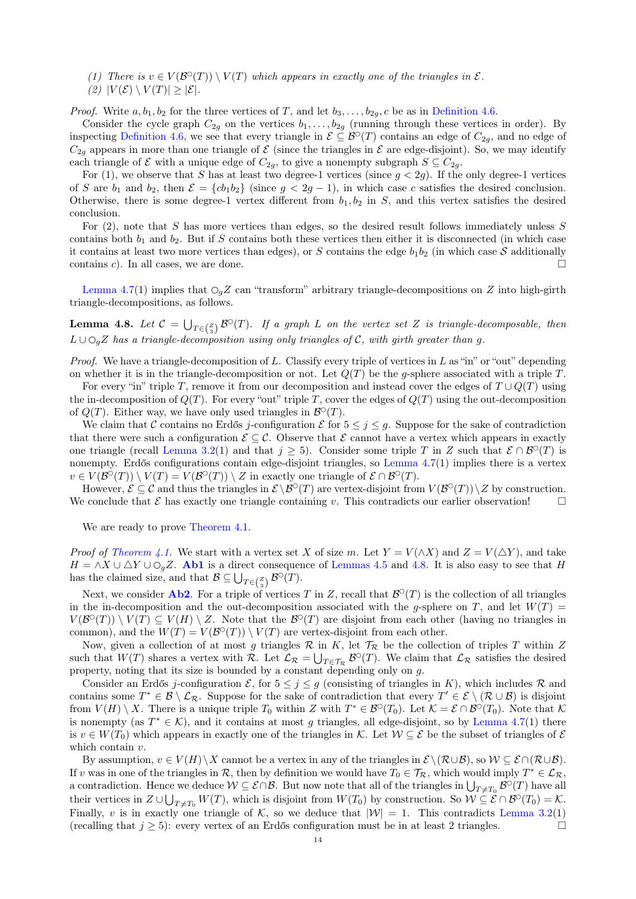(1) *There is $v \in V(\mathcal{B}^\circ(T)) \setminus V(T)$ which appears in exactly one of the triangles in $\mathcal{E}$.*
(2) $|V(\mathcal{E}) \setminus V(T)| \geq |\mathcal{E}|$.

*Proof.* Write $a, b_1, b_2$ for the three vertices of $T$, and let $b_3, \dots, b_{2g}, c$ be as in Definition 4.6.

Consider the cycle graph $C_{2g}$ on the vertices $b_1, \dots, b_{2g}$ (running through these vertices in order). By inspecting Definition 4.6, we see that every triangle in $\mathcal{E} \subseteq \mathcal{B}^\circ(T)$ contains an edge of $C_{2g}$, and no edge of $C_{2g}$ appears in more than one triangle of $\mathcal{E}$ (since the triangles in $\mathcal{E}$ are edge-disjoint). So, we may identify each triangle of $\mathcal{E}$ with a unique edge of $C_{2g}$, to give a nonempty subgraph $S \subseteq C_{2g}$.

For (1), we observe that $S$ has at least two degree-1 vertices (since $g < 2g$). If the only degree-1 vertices of $S$ are $b_1$ and $b_2$, then $\mathcal{E} = \{cb_1b_2\}$ (since $g < 2g-1$), in which case $c$ satisfies the desired conclusion. Otherwise, there is some degree-1 vertex different from $b_1, b_2$ in $S$, and this vertex satisfies the desired conclusion.

For (2), note that $S$ has more vertices than edges, so the desired result follows immediately unless $S$ contains both $b_1$ and $b_2$. But if $S$ contains both these vertices then either it is disconnected (in which case it contains at least two more vertices than edges), or $S$ contains the edge $b_1b_2$ (in which case $\mathcal{S}$ additionally contains $c$). In all cases, we are done. $\square$

Lemma 4.7(1) implies that $\circlearrowleft_g Z$ can "transform" arbitrary triangle-decompositions on $Z$ into high-girth triangle-decompositions, as follows.

**Lemma 4.8.** *Let $\mathcal{C} = \bigcup_{T \in \binom{Z}{3}} \mathcal{B}^\circ(T)$. If a graph $L$ on the vertex set $Z$ is triangle-decomposable, then $L \cup \circlearrowleft_g Z$ has a triangle-decomposition using only triangles of $\mathcal{C}$, with girth greater than $g$.*

*Proof.* We have a triangle-decomposition of $L$. Classify every triple of vertices in $L$ as "in" or "out" depending on whether it is in the triangle-decomposition or not. Let $Q(T)$ be the $g$-sphere associated with a triple $T$.

For every "in" triple $T$, remove it from our decomposition and instead cover the edges of $T \cup Q(T)$ using the in-decomposition of $Q(T)$. For every "out" triple $T$, cover the edges of $Q(T)$ using the out-decomposition of $Q(T)$. Either way, we have only used triangles in $\mathcal{B}^\circ(T)$.

We claim that $\mathcal{C}$ contains no Erdős $j$-configuration $\mathcal{E}$ for $5 \leq j \leq g$. Suppose for the sake of contradiction that there were such a configuration $\mathcal{E} \subseteq \mathcal{C}$. Observe that $\mathcal{E}$ cannot have a vertex which appears in exactly one triangle (recall Lemma 3.2(1) and that $j \geq 5$). Consider some triple $T$ in $Z$ such that $\mathcal{E} \cap \mathcal{B}^\circ(T)$ is nonempty. Erdős configurations contain edge-disjoint triangles, so Lemma 4.7(1) implies there is a vertex $v \in V(\mathcal{B}^\circ(T)) \setminus V(T) = V(\mathcal{B}^\circ(T)) \setminus Z$ in exactly one triangle of $\mathcal{E} \cap \mathcal{B}^\circ(T)$.

However, $\mathcal{E} \subseteq \mathcal{C}$ and thus the triangles in $\mathcal{E} \setminus \mathcal{B}^\circ(T)$ are vertex-disjoint from $V(\mathcal{B}^\circ(T)) \setminus Z$ by construction. We conclude that $\mathcal{E}$ has exactly one triangle containing $v$. This contradicts our earlier observation! $\square$

We are ready to prove Theorem 4.1.

*Proof of Theorem 4.1.* We start with a vertex set $X$ of size $m$. Let $Y = V(\wedge X)$ and $Z = V(\triangle Y)$, and take $H = \wedge X \cup \triangle Y \cup \circlearrowleft_g Z$. **Ab1** is a direct consequence of Lemmas 4.5 and 4.8. It is also easy to see that $H$ has the claimed size, and that $\mathcal{B} \subseteq \bigcup_{T \in \binom{Z}{3}} \mathcal{B}^\circ(T)$.

Next, we consider **Ab2**. For a triple of vertices $T$ in $Z$, recall that $\mathcal{B}^\circ(T)$ is the collection of all triangles in the in-decomposition and the out-decomposition associated with the $g$-sphere on $T$, and let $W(T) = V(\mathcal{B}^\circ(T)) \setminus V(T) \subseteq V(H) \setminus Z$. Note that the $\mathcal{B}^\circ(T)$ are disjoint from each other (having no triangles in common), and the $W(T) = V(\mathcal{B}^\circ(T)) \setminus V(T)$ are vertex-disjoint from each other.

Now, given a collection of at most $g$ triangles $\mathcal{R}$ in $K$, let $\mathcal{T}_\mathcal{R}$ be the collection of triples $T$ within $Z$ such that $W(T)$ shares a vertex with $\mathcal{R}$. Let $\mathcal{L}_\mathcal{R} = \bigcup_{T \in \mathcal{T}_\mathcal{R}} \mathcal{B}^\circ(T)$. We claim that $\mathcal{L}_\mathcal{R}$ satisfies the desired property, noting that its size is bounded by a constant depending only on $g$.

Consider an Erdős $j$-configuration $\mathcal{E}$, for $5 \leq j \leq g$ (consisting of triangles in $K$), which includes $\mathcal{R}$ and contains some $T^* \in \mathcal{B} \setminus \mathcal{L}_\mathcal{R}$. Suppose for the sake of contradiction that every $T' \in \mathcal{E} \setminus (\mathcal{R} \cup \mathcal{B})$ is disjoint from $V(H) \setminus X$. There is a unique triple $T_0$ within $Z$ with $T^* \in \mathcal{B}^\circ(T_0)$. Let $\mathcal{K} = \mathcal{E} \cap \mathcal{B}^\circ(T_0)$. Note that $\mathcal{K}$ is nonempty (as $T^* \in \mathcal{K}$), and it contains at most $g$ triangles, all edge-disjoint, so by Lemma 4.7(1) there is $v \in W(T_0)$ which appears in exactly one of the triangles in $\mathcal{K}$. Let $\mathcal{W} \subseteq \mathcal{E}$ be the subset of triangles of $\mathcal{E}$ which contain $v$.

By assumption, $v \in V(H) \setminus X$ cannot be a vertex in any of the triangles in $\mathcal{E} \setminus (\mathcal{R} \cup \mathcal{B})$, so $\mathcal{W} \subseteq \mathcal{E} \cap (\mathcal{R} \cup \mathcal{B})$. If $v$ was in one of the triangles in $\mathcal{R}$, then by definition we would have $T_0 \in \mathcal{T}_\mathcal{R}$, which would imply $T^* \in \mathcal{L}_\mathcal{R}$, a contradiction. Hence we deduce $\mathcal{W} \subseteq \mathcal{E} \cap \mathcal{B}$. But now note that all of the triangles in $\bigcup_{T \neq T_0} \mathcal{B}^\circ(T)$ have all their vertices in $Z \cup \bigcup_{T \neq T_0} W(T)$, which is disjoint from $W(T_0)$ by construction. So $\mathcal{W} \subseteq \mathcal{E} \cap \mathcal{B}^\circ(T_0) = \mathcal{K}$. Finally, $v$ is in exactly one triangle of $\mathcal{K}$, so we deduce that $|\mathcal{W}| = 1$. This contradicts Lemma 3.2(1) (recalling that $j \geq 5$): every vertex of an Erdős configuration must be in at least 2 triangles. $\square$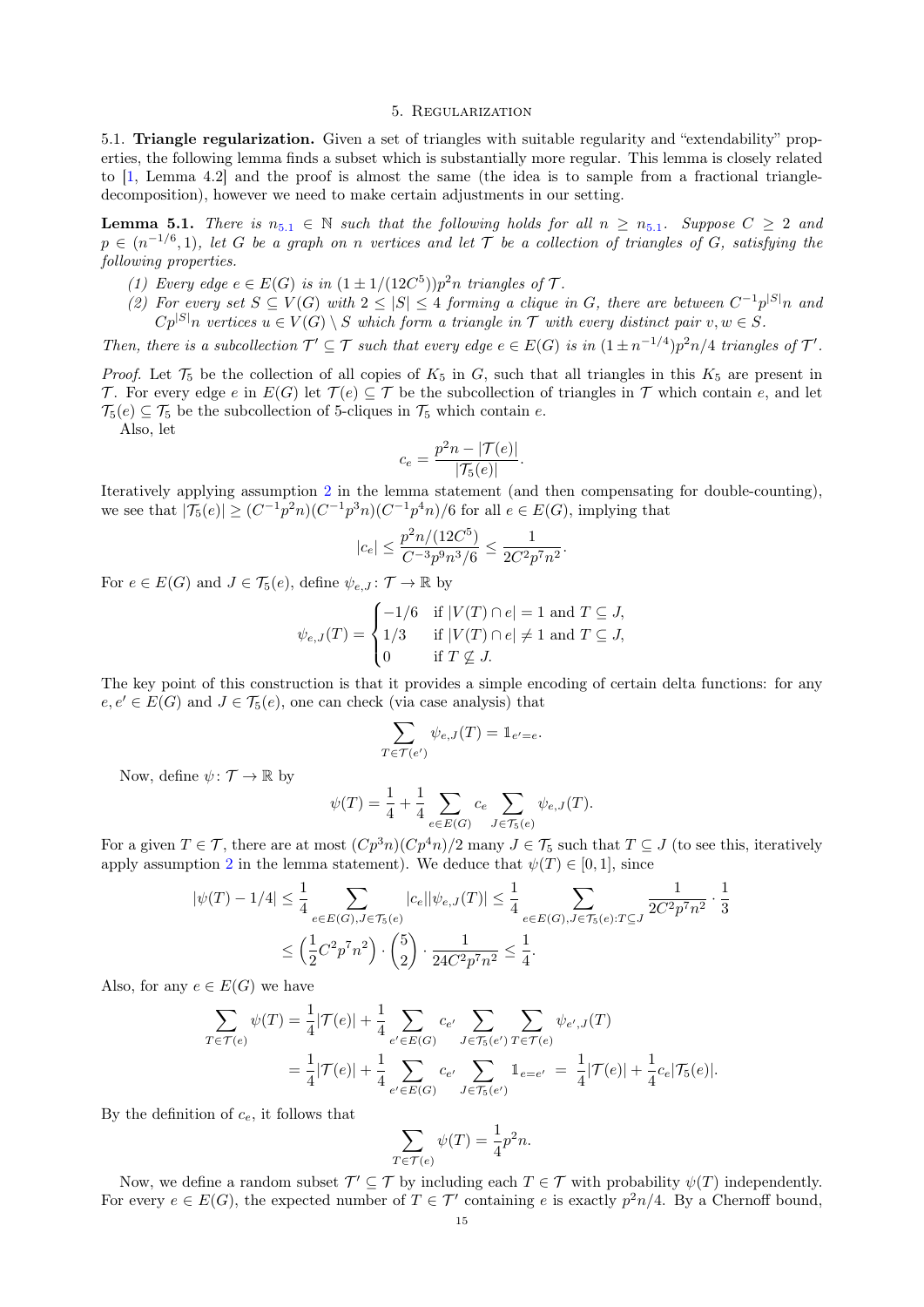## 5. Regularization

### 5.1. Triangle regularization.

Given a set of triangles with suitable regularity and "extendability" properties, the following lemma finds a subset which is substantially more regular. This lemma is closely related to [1, Lemma 4.2] and the proof is almost the same (the idea is to sample from a fractional triangle-decomposition), however we need to make certain adjustments in our setting.

**Lemma 5.1.** *There is $n_{5.1} \in \mathbb{N}$ such that the following holds for all $n \geq n_{5.1}$. Suppose $C \geq 2$ and $p \in (n^{-1/6}, 1)$, let $G$ be a graph on $n$ vertices and let $\mathcal{T}$ be a collection of triangles of $G$, satisfying the following properties.*

*(1) Every edge $e \in E(G)$ is in $(1 \pm 1/(12C^5))p^2 n$ triangles of $\mathcal{T}$.*
*(2) For every set $S \subseteq V(G)$ with $2 \leq |S| \leq 4$ forming a clique in $G$, there are between $C^{-1}p^{|S|}n$ and $Cp^{|S|}n$ vertices $u \in V(G) \setminus S$ which form a triangle in $\mathcal{T}$ with every distinct pair $v, w \in S$.*

*Then, there is a subcollection $\mathcal{T}' \subseteq \mathcal{T}$ such that every edge $e \in E(G)$ is in $(1 \pm n^{-1/4})p^2 n/4$ triangles of $\mathcal{T}'$.*

*Proof.* Let $\mathcal{T}_5$ be the collection of all copies of $K_5$ in $G$, such that all triangles in this $K_5$ are present in $\mathcal{T}$. For every edge $e$ in $E(G)$ let $\mathcal{T}(e) \subseteq \mathcal{T}$ be the subcollection of triangles in $\mathcal{T}$ which contain $e$, and let $\mathcal{T}_5(e) \subseteq \mathcal{T}_5$ be the subcollection of 5-cliques in $\mathcal{T}_5$ which contain $e$.

Also, let

$$c_e = \frac{p^2 n - |\mathcal{T}(e)|}{|\mathcal{T}_5(e)|}.$$

Iteratively applying assumption 2 in the lemma statement (and then compensating for double-counting), we see that $|\mathcal{T}_5(e)| \geq (C^{-1}p^2 n)(C^{-1}p^3 n)(C^{-1}p^4 n)/6$ for all $e \in E(G)$, implying that

$$|c_e| \leq \frac{p^2 n/(12C^5)}{C^{-3}p^9 n^3/6} \leq \frac{1}{2C^2 p^7 n^2}.$$

For $e \in E(G)$ and $J \in \mathcal{T}_5(e)$, define $\psi_{e,J} \colon \mathcal{T} \to \mathbb{R}$ by

$$\psi_{e,J}(T) = \begin{cases} -1/6 & \text{if } |V(T) \cap e| = 1 \text{ and } T \subseteq J, \\ 1/3 & \text{if } |V(T) \cap e| \neq 1 \text{ and } T \subseteq J, \\ 0 & \text{if } T \not\subseteq J. \end{cases}$$

The key point of this construction is that it provides a simple encoding of certain delta functions: for any $e, e' \in E(G)$ and $J \in \mathcal{T}_5(e)$, one can check (via case analysis) that

$$\sum_{T \in \mathcal{T}(e')} \psi_{e,J}(T) = \mathbb{1}_{e'=e}.$$

Now, define $\psi \colon \mathcal{T} \to \mathbb{R}$ by

$$\psi(T) = \frac{1}{4} + \frac{1}{4} \sum_{e \in E(G)} c_e \sum_{J \in \mathcal{T}_5(e)} \psi_{e,J}(T).$$

For a given $T \in \mathcal{T}$, there are at most $(Cp^3 n)(Cp^4 n)/2$ many $J \in \mathcal{T}_5$ such that $T \subseteq J$ (to see this, iteratively apply assumption 2 in the lemma statement). We deduce that $\psi(T) \in [0, 1]$, since

$$\begin{aligned} |\psi(T) - 1/4| &\leq \frac{1}{4} \sum_{e \in E(G), J \in \mathcal{T}_5(e)} |c_e||\psi_{e,J}(T)| \leq \frac{1}{4} \sum_{e \in E(G), J \in \mathcal{T}_5(e) : T \subseteq J} \frac{1}{2C^2 p^7 n^2} \cdot \frac{1}{3} \\ &\leq \left(\frac{1}{2} C^2 p^7 n^2\right) \cdot \binom{5}{2} \cdot \frac{1}{24 C^2 p^7 n^2} \leq \frac{1}{4}. \end{aligned}$$

Also, for any $e \in E(G)$ we have

$$\begin{aligned} \sum_{T \in \mathcal{T}(e)} \psi(T) &= \frac{1}{4}|\mathcal{T}(e)| + \frac{1}{4} \sum_{e' \in E(G)} c_{e'} \sum_{J \in \mathcal{T}_5(e')} \sum_{T \in \mathcal{T}(e)} \psi_{e',J}(T) \\ &= \frac{1}{4}|\mathcal{T}(e)| + \frac{1}{4} \sum_{e' \in E(G)} c_{e'} \sum_{J \in \mathcal{T}_5(e')} \mathbb{1}_{e=e'} \; = \; \frac{1}{4}|\mathcal{T}(e)| + \frac{1}{4} c_e |\mathcal{T}_5(e)|. \end{aligned}$$

By the definition of $c_e$, it follows that

$$\sum_{T \in \mathcal{T}(e)} \psi(T) = \frac{1}{4} p^2 n.$$

Now, we define a random subset $\mathcal{T}' \subseteq \mathcal{T}$ by including each $T \in \mathcal{T}$ with probability $\psi(T)$ independently. For every $e \in E(G)$, the expected number of $T \in \mathcal{T}'$ containing $e$ is exactly $p^2 n/4$. By a Chernoff bound,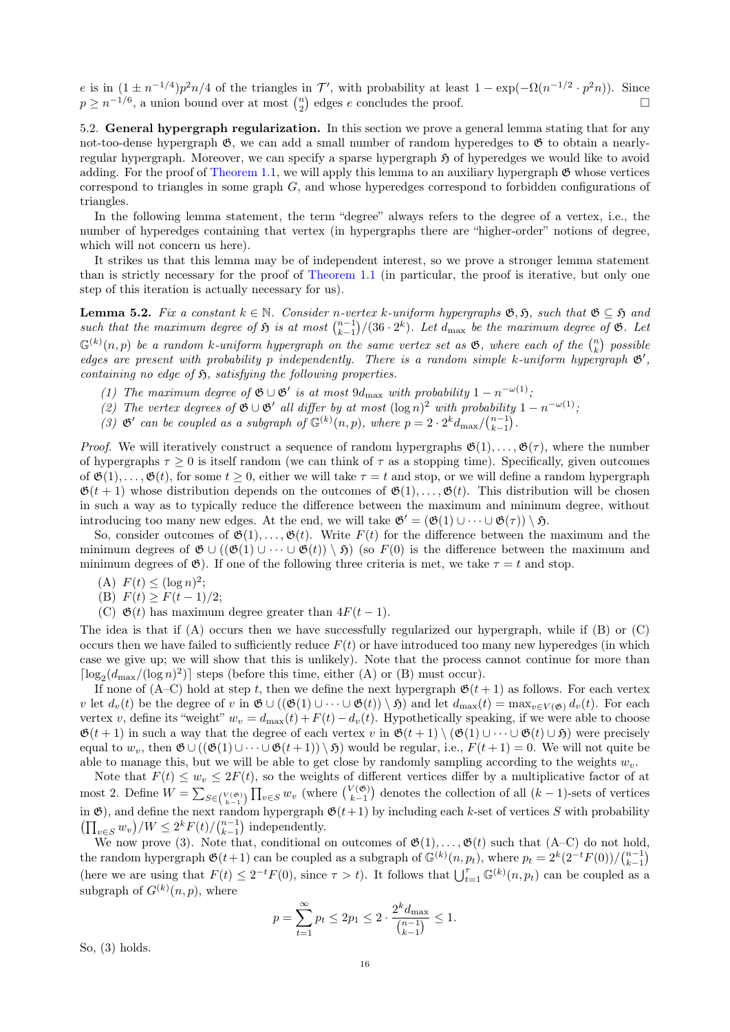$e$ is in $(1 \pm n^{-1/4})p^2n/4$ of the triangles in $\mathcal{T}'$, with probability at least $1 - \exp(-\Omega(n^{-1/2} \cdot p^2 n))$. Since $p \geq n^{-1/6}$, a union bound over at most $\binom{n}{2}$ edges $e$ concludes the proof. □

### 5.2. General hypergraph regularization.

In this section we prove a general lemma stating that for any not-too-dense hypergraph $\mathfrak{G}$, we can add a small number of random hyperedges to $\mathfrak{G}$ to obtain a nearly-regular hypergraph. Moreover, we can specify a sparse hypergraph $\mathfrak{H}$ of hyperedges we would like to avoid adding. For the proof of Theorem 1.1, we will apply this lemma to an auxiliary hypergraph $\mathfrak{G}$ whose vertices correspond to triangles in some graph $G$, and whose hyperedges correspond to forbidden configurations of triangles.

In the following lemma statement, the term "degree" always refers to the degree of a vertex, i.e., the number of hyperedges containing that vertex (in hypergraphs there are "higher-order" notions of degree, which will not concern us here).

It strikes us that this lemma may be of independent interest, so we prove a stronger lemma statement than is strictly necessary for the proof of Theorem 1.1 (in particular, the proof is iterative, but only one step of this iteration is actually necessary for us).

**Lemma 5.2.** *Fix a constant $k \in \mathbb{N}$. Consider $n$-vertex $k$-uniform hypergraphs $\mathfrak{G}, \mathfrak{H}$, such that $\mathfrak{G} \subseteq \mathfrak{H}$ and such that the maximum degree of $\mathfrak{H}$ is at most $\binom{n-1}{k-1}/(36 \cdot 2^k)$. Let $d_{\max}$ be the maximum degree of $\mathfrak{G}$. Let $\mathbb{G}^{(k)}(n,p)$ be a random $k$-uniform hypergraph on the same vertex set as $\mathfrak{G}$, where each of the $\binom{n}{k}$ possible edges are present with probability $p$ independently. There is a random simple $k$-uniform hypergraph $\mathfrak{G}'$, containing no edge of $\mathfrak{H}$, satisfying the following properties.*

1. *The maximum degree of $\mathfrak{G} \cup \mathfrak{G}'$ is at most $9d_{\max}$ with probability $1 - n^{-\omega(1)}$;*
2. *The vertex degrees of $\mathfrak{G} \cup \mathfrak{G}'$ all differ by at most $(\log n)^2$ with probability $1 - n^{-\omega(1)}$;*
3. *$\mathfrak{G}'$ can be coupled as a subgraph of $\mathbb{G}^{(k)}(n,p)$, where $p = 2 \cdot 2^k d_{\max}/\binom{n-1}{k-1}$.*

*Proof.* We will iteratively construct a sequence of random hypergraphs $\mathfrak{G}(1), \ldots, \mathfrak{G}(\tau)$, where the number of hypergraphs $\tau \geq 0$ is itself random (we can think of $\tau$ as a stopping time). Specifically, given outcomes of $\mathfrak{G}(1), \ldots, \mathfrak{G}(t)$, for some $t \geq 0$, either we will take $\tau = t$ and stop, or we will define a random hypergraph $\mathfrak{G}(t+1)$ whose distribution depends on the outcomes of $\mathfrak{G}(1), \ldots, \mathfrak{G}(t)$. This distribution will be chosen in such a way as to typically reduce the difference between the maximum and minimum degree, without introducing too many new edges. At the end, we will take $\mathfrak{G}' = (\mathfrak{G}(1) \cup \cdots \cup \mathfrak{G}(\tau)) \setminus \mathfrak{H}$.

So, consider outcomes of $\mathfrak{G}(1), \ldots, \mathfrak{G}(t)$. Write $F(t)$ for the difference between the maximum and the minimum degrees of $\mathfrak{G} \cup ((\mathfrak{G}(1) \cup \cdots \cup \mathfrak{G}(t)) \setminus \mathfrak{H})$ (so $F(0)$ is the difference between the maximum and minimum degrees of $\mathfrak{G}$). If one of the following three criteria is met, we take $\tau = t$ and stop.

(A) $F(t) \leq (\log n)^2$;
(B) $F(t) \geq F(t-1)/2$;
(C) $\mathfrak{G}(t)$ has maximum degree greater than $4F(t-1)$.

The idea is that if (A) occurs then we have successfully regularized our hypergraph, while if (B) or (C) occurs then we have failed to sufficiently reduce $F(t)$ or have introduced too many new hyperedges (in which case we give up; we will show that this is unlikely). Note that the process cannot continue for more than $\lceil \log_2(d_{\max}/(\log n)^2) \rceil$ steps (before this time, either (A) or (B) must occur).

If none of (A–C) hold at step $t$, then we define the next hypergraph $\mathfrak{G}(t+1)$ as follows. For each vertex $v$ let $d_v(t)$ be the degree of $v$ in $\mathfrak{G} \cup ((\mathfrak{G}(1) \cup \cdots \cup \mathfrak{G}(t)) \setminus \mathfrak{H})$ and let $d_{\max}(t) = \max_{v \in V(\mathfrak{G})} d_v(t)$. For each vertex $v$, define its "weight" $w_v = d_{\max}(t) + F(t) - d_v(t)$. Hypothetically speaking, if we were able to choose $\mathfrak{G}(t+1)$ in such a way that the degree of each vertex $v$ in $\mathfrak{G}(t+1) \setminus (\mathfrak{G}(1) \cup \cdots \cup \mathfrak{G}(t) \cup \mathfrak{H})$ were precisely equal to $w_v$, then $\mathfrak{G} \cup ((\mathfrak{G}(1) \cup \cdots \cup \mathfrak{G}(t+1)) \setminus \mathfrak{H})$ would be regular, i.e., $F(t+1) = 0$. We will not quite be able to manage this, but we will be able to get close by randomly sampling according to the weights $w_v$.

Note that $F(t) \leq w_v \leq 2F(t)$, so the weights of different vertices differ by a multiplicative factor of at most 2. Define $W = \sum_{S \in \binom{V(\mathfrak{G})}{k-1}} \prod_{v \in S} w_v$ (where $\binom{V(\mathfrak{G})}{k-1}$ denotes the collection of all $(k-1)$-sets of vertices in $\mathfrak{G}$), and define the next random hypergraph $\mathfrak{G}(t+1)$ by including each $k$-set of vertices $S$ with probability $\left(\prod_{v \in S} w_v\right)/W \leq 2^k F(t)/\binom{n-1}{k-1}$ independently.

We now prove (3). Note that, conditional on outcomes of $\mathfrak{G}(1), \ldots, \mathfrak{G}(t)$ such that (A–C) do not hold, the random hypergraph $\mathfrak{G}(t+1)$ can be coupled as a subgraph of $\mathbb{G}^{(k)}(n, p_t)$, where $p_t = 2^k(2^{-t}F(0))/\binom{n-1}{k-1}$ (here we are using that $F(t) \leq 2^{-t}F(0)$, since $\tau > t$). It follows that $\bigcup_{t=1}^{\tau} \mathbb{G}^{(k)}(n, p_t)$ can be coupled as a subgraph of $G^{(k)}(n,p)$, where

$$p = \sum_{t=1}^{\infty} p_t \leq 2p_1 \leq 2 \cdot \frac{2^k d_{\max}}{\binom{n-1}{k-1}} \leq 1.$$

So, (3) holds.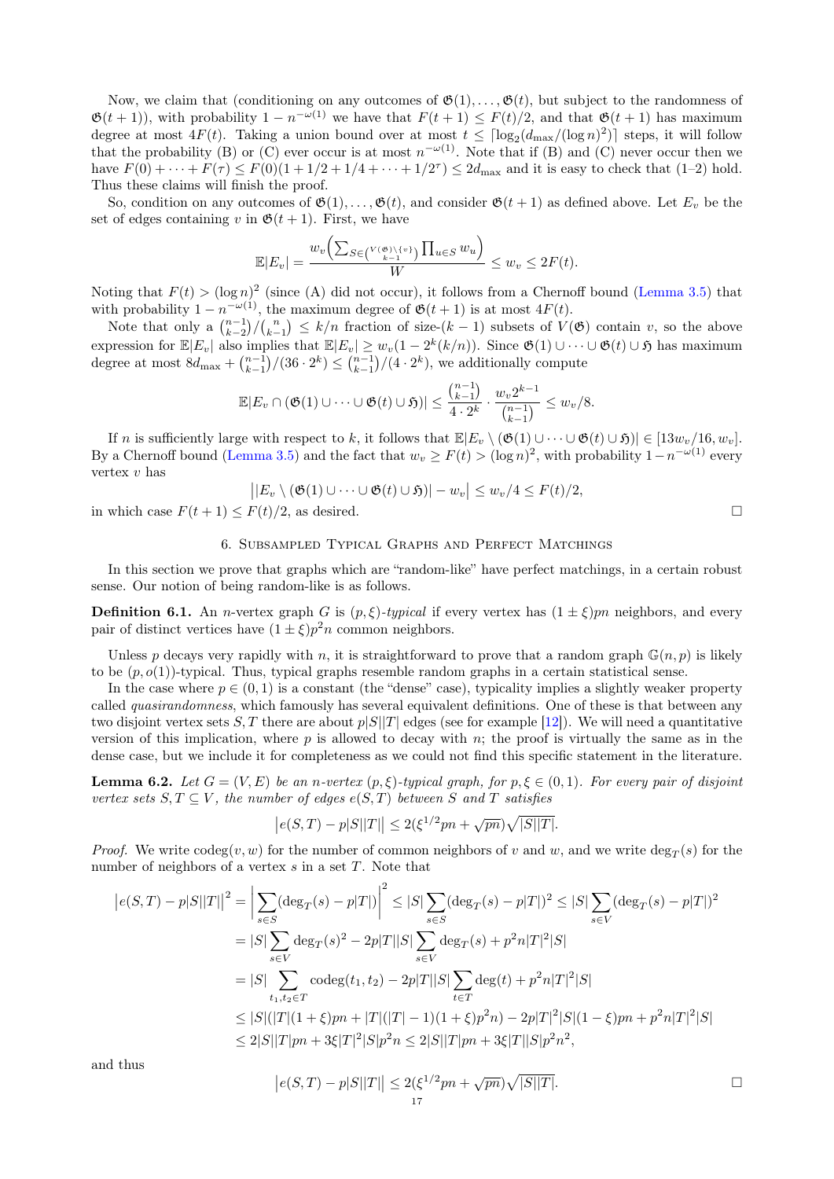Now, we claim that (conditioning on any outcomes of $\mathfrak{G}(1),\dots,\mathfrak{G}(t)$, but subject to the randomness of $\mathfrak{G}(t+1)$), with probability $1-n^{-\omega(1)}$ we have that $F(t+1)\le F(t)/2$, and that $\mathfrak{G}(t+1)$ has maximum degree at most $4F(t)$. Taking a union bound over at most $t\le \lceil \log_2(d_{\max}/(\log n)^2)\rceil$ steps, it will follow that the probability (B) or (C) ever occur is at most $n^{-\omega(1)}$. Note that if (B) and (C) never occur then we have $F(0)+\dots+F(\tau)\le F(0)(1+1/2+1/4+\dots+1/2^\tau)\le 2d_{\max}$ and it is easy to check that (1–2) hold. Thus these claims will finish the proof.

So, condition on any outcomes of $\mathfrak{G}(1),\dots,\mathfrak{G}(t)$, and consider $\mathfrak{G}(t+1)$ as defined above. Let $E_v$ be the set of edges containing $v$ in $\mathfrak{G}(t+1)$. First, we have

$$\mathbb{E}|E_v| = \frac{w_v\Big(\sum_{S\in\binom{V(\mathfrak{G})\setminus\{v\}}{k-1}}\prod_{u\in S}w_u\Big)}{W}\le w_v\le 2F(t).$$

Noting that $F(t)>(\log n)^2$ (since (A) did not occur), it follows from a Chernoff bound (Lemma 3.5) that with probability $1-n^{-\omega(1)}$, the maximum degree of $\mathfrak{G}(t+1)$ is at most $4F(t)$.

Note that only a $\binom{n-1}{k-2}/\binom{n}{k-1}\le k/n$ fraction of size-$(k-1)$ subsets of $V(\mathfrak{G})$ contain $v$, so the above expression for $\mathbb{E}|E_v|$ also implies that $\mathbb{E}|E_v|\ge w_v(1-2^k(k/n))$. Since $\mathfrak{G}(1)\cup\dots\cup\mathfrak{G}(t)\cup\mathfrak{H}$ has maximum degree at most $8d_{\max}+\binom{n-1}{k-1}/(36\cdot 2^k)\le\binom{n-1}{k-1}/(4\cdot 2^k)$, we additionally compute

$$\mathbb{E}|E_v\cap(\mathfrak{G}(1)\cup\dots\cup\mathfrak{G}(t)\cup\mathfrak{H})|\le\frac{\binom{n-1}{k-1}}{4\cdot 2^k}\cdot\frac{w_v2^{k-1}}{\binom{n-1}{k-1}}\le w_v/8.$$

If $n$ is sufficiently large with respect to $k$, it follows that $\mathbb{E}|E_v\setminus(\mathfrak{G}(1)\cup\dots\cup\mathfrak{G}(t)\cup\mathfrak{H})|\in[13w_v/16,w_v]$. By a Chernoff bound (Lemma 3.5) and the fact that $w_v\ge F(t)>(\log n)^2$, with probability $1-n^{-\omega(1)}$ every vertex $v$ has

$$\big||E_v\setminus(\mathfrak{G}(1)\cup\dots\cup\mathfrak{G}(t)\cup\mathfrak{H})|-w_v\big|\le w_v/4\le F(t)/2,$$

in which case $F(t+1)\le F(t)/2$, as desired. $\square$

## 6. Subsampled Typical Graphs and Perfect Matchings

In this section we prove that graphs which are "random-like" have perfect matchings, in a certain robust sense. Our notion of being random-like is as follows.

**Definition 6.1.** An $n$-vertex graph $G$ is *$(p,\xi)$-typical* if every vertex has $(1\pm\xi)pn$ neighbors, and every pair of distinct vertices have $(1\pm\xi)p^2n$ common neighbors.

Unless $p$ decays very rapidly with $n$, it is straightforward to prove that a random graph $\mathbb{G}(n,p)$ is likely to be $(p,o(1))$-typical. Thus, typical graphs resemble random graphs in a certain statistical sense.

In the case where $p\in(0,1)$ is a constant (the "dense" case), typicality implies a slightly weaker property called *quasirandomness*, which famously has several equivalent definitions. One of these is that between any two disjoint vertex sets $S,T$ there are about $p|S||T|$ edges (see for example [12]). We will need a quantitative version of this implication, where $p$ is allowed to decay with $n$; the proof is virtually the same as in the dense case, but we include it for completeness as we could not find this specific statement in the literature.

**Lemma 6.2.** *Let $G=(V,E)$ be an $n$-vertex $(p,\xi)$-typical graph, for $p,\xi\in(0,1)$. For every pair of disjoint vertex sets $S,T\subseteq V$, the number of edges $e(S,T)$ between $S$ and $T$ satisfies*

$$\big|e(S,T)-p|S||T|\big|\le 2(\xi^{1/2}pn+\sqrt{pn})\sqrt{|S||T|}.$$

*Proof.* We write $\operatorname{codeg}(v,w)$ for the number of common neighbors of $v$ and $w$, and we write $\deg_T(s)$ for the number of neighbors of a vertex $s$ in a set $T$. Note that

$$\begin{aligned}
\big|e(S,T)-p|S||T|\big|^2 &= \Big|\sum_{s\in S}(\deg_T(s)-p|T|)\Big|^2\le|S|\sum_{s\in S}(\deg_T(s)-p|T|)^2\le|S|\sum_{s\in V}(\deg_T(s)-p|T|)^2\\
&=|S|\sum_{s\in V}\deg_T(s)^2-2p|T||S|\sum_{s\in V}\deg_T(s)+p^2n|T|^2|S|\\
&=|S|\sum_{t_1,t_2\in T}\operatorname{codeg}(t_1,t_2)-2p|T||S|\sum_{t\in T}\deg(t)+p^2n|T|^2|S|\\
&\le|S|(|T|(1+\xi)pn+|T|(|T|-1)(1+\xi)p^2n)-2p|T|^2|S|(1-\xi)pn+p^2n|T|^2|S|\\
&\le 2|S||T|pn+3\xi|T|^2|S|p^2n\le 2|S||T|pn+3\xi|T||S|p^2n^2,
\end{aligned}$$

and thus

$$\big|e(S,T)-p|S||T|\big|\le 2(\xi^{1/2}pn+\sqrt{pn})\sqrt{|S||T|}.$$

$\square$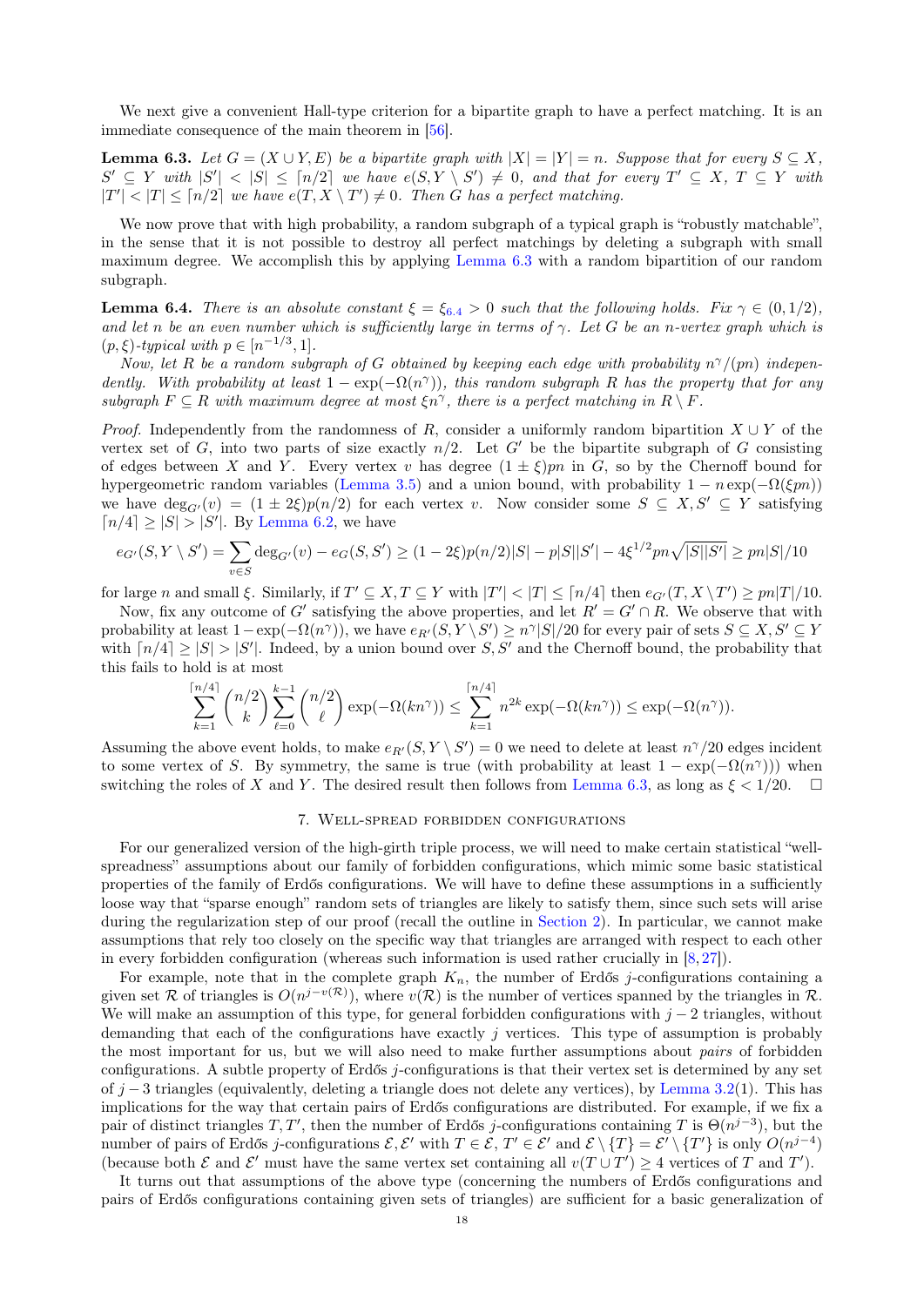We next give a convenient Hall-type criterion for a bipartite graph to have a perfect matching. It is an immediate consequence of the main theorem in [56].

**Lemma 6.3.** *Let $G = (X \cup Y, E)$ be a bipartite graph with $|X| = |Y| = n$. Suppose that for every $S \subseteq X$, $S' \subseteq Y$ with $|S'| < |S| \le \lceil n/2 \rceil$ we have $e(S, Y \setminus S') \neq 0$, and that for every $T' \subseteq X$, $T \subseteq Y$ with $|T'| < |T| \le \lceil n/2 \rceil$ we have $e(T, X \setminus T') \neq 0$. Then $G$ has a perfect matching.*

We now prove that with high probability, a random subgraph of a typical graph is "robustly matchable", in the sense that it is not possible to destroy all perfect matchings by deleting a subgraph with small maximum degree. We accomplish this by applying Lemma 6.3 with a random bipartition of our random subgraph.

**Lemma 6.4.** *There is an absolute constant $\xi = \xi_{6.4} > 0$ such that the following holds. Fix $\gamma \in (0, 1/2)$, and let $n$ be an even number which is sufficiently large in terms of $\gamma$. Let $G$ be an $n$-vertex graph which is $(p, \xi)$-typical with $p \in [n^{-1/3}, 1]$.*

*Now, let $R$ be a random subgraph of $G$ obtained by keeping each edge with probability $n^\gamma/(pn)$ independently. With probability at least $1 - \exp(-\Omega(n^\gamma))$, this random subgraph $R$ has the property that for any subgraph $F \subseteq R$ with maximum degree at most $\xi n^\gamma$, there is a perfect matching in $R \setminus F$.*

*Proof.* Independently from the randomness of $R$, consider a uniformly random bipartition $X \cup Y$ of the vertex set of $G$, into two parts of size exactly $n/2$. Let $G'$ be the bipartite subgraph of $G$ consisting of edges between $X$ and $Y$. Every vertex $v$ has degree $(1 \pm \xi)pn$ in $G$, so by the Chernoff bound for hypergeometric random variables (Lemma 3.5) and a union bound, with probability $1 - n\exp(-\Omega(\xi pn))$ we have $\deg_{G'}(v) = (1 \pm 2\xi)p(n/2)$ for each vertex $v$. Now consider some $S \subseteq X, S' \subseteq Y$ satisfying $\lceil n/4 \rceil \ge |S| > |S'|$. By Lemma 6.2, we have

$$e_{G'}(S, Y \setminus S') = \sum_{v \in S} \deg_{G'}(v) - e_G(S, S') \ge (1 - 2\xi)p(n/2)|S| - p|S||S'| - 4\xi^{1/2} pn\sqrt{|S||S'|} \ge pn|S|/10$$

for large $n$ and small $\xi$. Similarly, if $T' \subseteq X, T \subseteq Y$ with $|T'| < |T| \le \lceil n/4 \rceil$ then $e_{G'}(T, X \setminus T') \ge pn|T|/10$.

Now, fix any outcome of $G'$ satisfying the above properties, and let $R' = G' \cap R$. We observe that with probability at least $1 - \exp(-\Omega(n^\gamma))$, we have $e_{R'}(S, Y \setminus S') \ge n^\gamma |S|/20$ for every pair of sets $S \subseteq X, S' \subseteq Y$ with $\lceil n/4 \rceil \ge |S| > |S'|$. Indeed, by a union bound over $S, S'$ and the Chernoff bound, the probability that this fails to hold is at most

$$\sum_{k=1}^{\lceil n/4 \rceil} \binom{n/2}{k} \sum_{\ell=0}^{k-1} \binom{n/2}{\ell} \exp(-\Omega(kn^\gamma)) \le \sum_{k=1}^{\lceil n/4 \rceil} n^{2k} \exp(-\Omega(kn^\gamma)) \le \exp(-\Omega(n^\gamma)).$$

Assuming the above event holds, to make $e_{R'}(S, Y \setminus S') = 0$ we need to delete at least $n^\gamma/20$ edges incident to some vertex of $S$. By symmetry, the same is true (with probability at least $1 - \exp(-\Omega(n^\gamma))$) when switching the roles of $X$ and $Y$. The desired result then follows from Lemma 6.3, as long as $\xi < 1/20$. $\square$

## 7. Well-spread forbidden configurations

For our generalized version of the high-girth triple process, we will need to make certain statistical "well-spreadness" assumptions about our family of forbidden configurations, which mimic some basic statistical properties of the family of Erdős configurations. We will have to define these assumptions in a sufficiently loose way that "sparse enough" random sets of triangles are likely to satisfy them, since such sets will arise during the regularization step of our proof (recall the outline in Section 2). In particular, we cannot make assumptions that rely too closely on the specific way that triangles are arranged with respect to each other in every forbidden configuration (whereas such information is used rather crucially in [8, 27]).

For example, note that in the complete graph $K_n$, the number of Erdős $j$-configurations containing a given set $\mathcal{R}$ of triangles is $O(n^{j - v(\mathcal{R})})$, where $v(\mathcal{R})$ is the number of vertices spanned by the triangles in $\mathcal{R}$. We will make an assumption of this type, for general forbidden configurations with $j - 2$ triangles, without demanding that each of the configurations have exactly $j$ vertices. This type of assumption is probably the most important for us, but we will also need to make further assumptions about *pairs* of forbidden configurations. A subtle property of Erdős $j$-configurations is that their vertex set is determined by any set of $j - 3$ triangles (equivalently, deleting a triangle does not delete any vertices), by Lemma 3.2(1). This has implications for the way that certain pairs of Erdős configurations are distributed. For example, if we fix a pair of distinct triangles $T, T'$, then the number of Erdős $j$-configurations containing $T$ is $\Theta(n^{j-3})$, but the number of pairs of Erdős $j$-configurations $\mathcal{E}, \mathcal{E}'$ with $T \in \mathcal{E}$, $T' \in \mathcal{E}'$ and $\mathcal{E} \setminus \{T\} = \mathcal{E}' \setminus \{T'\}$ is only $O(n^{j-4})$ (because both $\mathcal{E}$ and $\mathcal{E}'$ must have the same vertex set containing all $v(T \cup T') \ge 4$ vertices of $T$ and $T'$).

It turns out that assumptions of the above type (concerning the numbers of Erdős configurations and pairs of Erdős configurations containing given sets of triangles) are sufficient for a basic generalization of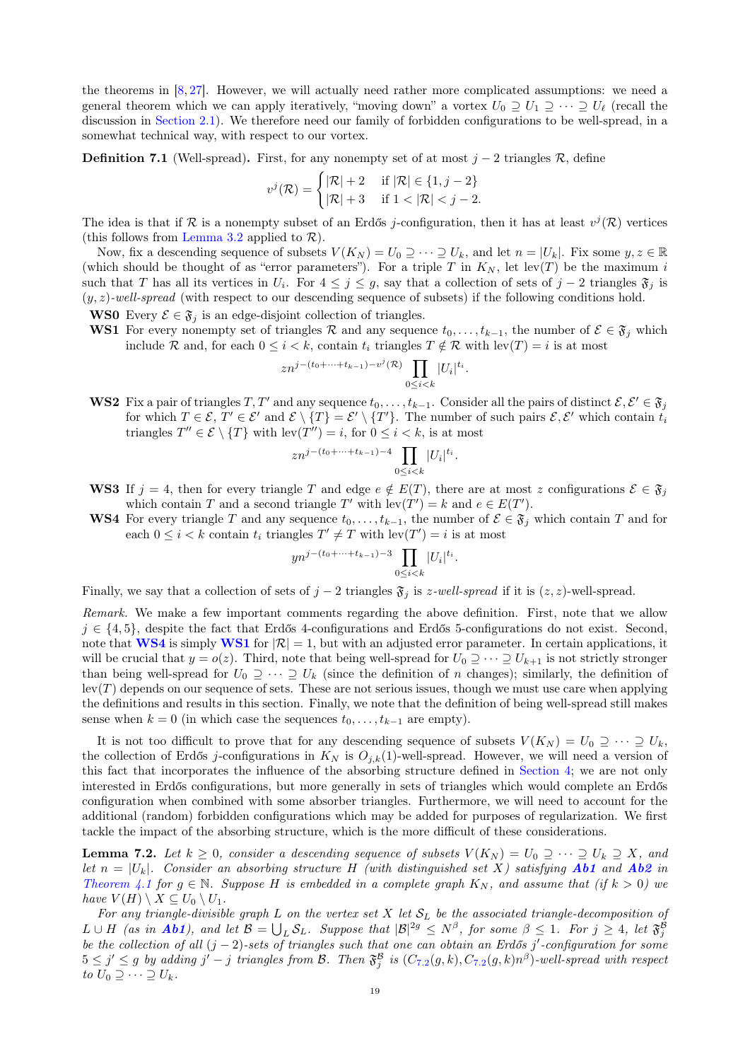the theorems in [8, 27]. However, we will actually need rather more complicated assumptions: we need a general theorem which we can apply iteratively, "moving down" a vortex $U_0 \supseteq U_1 \supseteq \cdots \supseteq U_\ell$ (recall the discussion in Section 2.1). We therefore need our family of forbidden configurations to be well-spread, in a somewhat technical way, with respect to our vortex.

**Definition 7.1** (Well-spread)**.** First, for any nonempty set of at most $j-2$ triangles $\mathcal{R}$, define

$$v^j(\mathcal{R}) = \begin{cases} |\mathcal{R}|+2 & \text{if } |\mathcal{R}| \in \{1, j-2\} \\ |\mathcal{R}|+3 & \text{if } 1 < |\mathcal{R}| < j-2. \end{cases}$$

The idea is that if $\mathcal{R}$ is a nonempty subset of an Erdős $j$-configuration, then it has at least $v^j(\mathcal{R})$ vertices (this follows from Lemma 3.2 applied to $\mathcal{R}$).

Now, fix a descending sequence of subsets $V(K_N) = U_0 \supseteq \cdots \supseteq U_k$, and let $n = |U_k|$. Fix some $y, z \in \mathbb{R}$ (which should be thought of as "error parameters"). For a triple $T$ in $K_N$, let $\operatorname{lev}(T)$ be the maximum $i$ such that $T$ has all its vertices in $U_i$. For $4 \le j \le g$, say that a collection of sets of $j-2$ triangles $\mathfrak{F}_j$ is $(y,z)$*-well-spread* (with respect to our descending sequence of subsets) if the following conditions hold.

- **WS0** Every $\mathcal{E} \in \mathfrak{F}_j$ is an edge-disjoint collection of triangles.
- **WS1** For every nonempty set of triangles $\mathcal{R}$ and any sequence $t_0, \ldots, t_{k-1}$, the number of $\mathcal{E} \in \mathfrak{F}_j$ which include $\mathcal{R}$ and, for each $0 \le i < k$, contain $t_i$ triangles $T \notin \mathcal{R}$ with $\operatorname{lev}(T) = i$ is at most
$$z n^{j-(t_0+\cdots+t_{k-1})-v^j(\mathcal{R})} \prod_{0 \le i < k} |U_i|^{t_i}.$$
- **WS2** Fix a pair of triangles $T, T'$ and any sequence $t_0, \ldots, t_{k-1}$. Consider all the pairs of distinct $\mathcal{E}, \mathcal{E}' \in \mathfrak{F}_j$ for which $T \in \mathcal{E}$, $T' \in \mathcal{E}'$ and $\mathcal{E} \setminus \{T\} = \mathcal{E}' \setminus \{T'\}$. The number of such pairs $\mathcal{E}, \mathcal{E}'$ which contain $t_i$ triangles $T'' \in \mathcal{E} \setminus \{T\}$ with $\operatorname{lev}(T'') = i$, for $0 \le i < k$, is at most
$$z n^{j-(t_0+\cdots+t_{k-1})-4} \prod_{0 \le i < k} |U_i|^{t_i}.$$
- **WS3** If $j = 4$, then for every triangle $T$ and edge $e \notin E(T)$, there are at most $z$ configurations $\mathcal{E} \in \mathfrak{F}_j$ which contain $T$ and a second triangle $T'$ with $\operatorname{lev}(T') = k$ and $e \in E(T')$.
- **WS4** For every triangle $T$ and any sequence $t_0, \ldots, t_{k-1}$, the number of $\mathcal{E} \in \mathfrak{F}_j$ which contain $T$ and for each $0 \le i < k$ contain $t_i$ triangles $T' \ne T$ with $\operatorname{lev}(T') = i$ is at most
$$y n^{j-(t_0+\cdots+t_{k-1})-3} \prod_{0 \le i < k} |U_i|^{t_i}.$$

Finally, we say that a collection of sets of $j-2$ triangles $\mathfrak{F}_j$ is $z$*-well-spread* if it is $(z,z)$-well-spread.

*Remark.* We make a few important comments regarding the above definition. First, note that we allow $j \in \{4, 5\}$, despite the fact that Erdős 4-configurations and Erdős 5-configurations do not exist. Second, note that **WS4** is simply **WS1** for $|\mathcal{R}| = 1$, but with an adjusted error parameter. In certain applications, it will be crucial that $y = o(z)$. Third, note that being well-spread for $U_0 \supseteq \cdots \supseteq U_{k+1}$ is not strictly stronger than being well-spread for $U_0 \supseteq \cdots \supseteq U_k$ (since the definition of $n$ changes); similarly, the definition of $\operatorname{lev}(T)$ depends on our sequence of sets. These are not serious issues, though we must use care when applying the definitions and results in this section. Finally, we note that the definition of being well-spread still makes sense when $k = 0$ (in which case the sequences $t_0, \ldots, t_{k-1}$ are empty).

It is not too difficult to prove that for any descending sequence of subsets $V(K_N) = U_0 \supseteq \cdots \supseteq U_k$, the collection of Erdős $j$-configurations in $K_N$ is $O_{j,k}(1)$-well-spread. However, we will need a version of this fact that incorporates the influence of the absorbing structure defined in Section 4; we are not only interested in Erdős configurations, but more generally in sets of triangles which would complete an Erdős configuration when combined with some absorber triangles. Furthermore, we will need to account for the additional (random) forbidden configurations which may be added for purposes of regularization. We first tackle the impact of the absorbing structure, which is the more difficult of these considerations.

**Lemma 7.2.** *Let $k \ge 0$, consider a descending sequence of subsets $V(K_N) = U_0 \supseteq \cdots \supseteq U_k \supseteq X$, and let $n = |U_k|$. Consider an absorbing structure $H$ (with distinguished set $X$) satisfying **Ab1** and **Ab2** in Theorem 4.1 for $g \in \mathbb{N}$. Suppose $H$ is embedded in a complete graph $K_N$, and assume that (if $k > 0$) we have $V(H) \setminus X \subseteq U_0 \setminus U_1$.*

*For any triangle-divisible graph $L$ on the vertex set $X$ let $\mathcal{S}_L$ be the associated triangle-decomposition of $L \cup H$ (as in **Ab1**), and let $\mathcal{B} = \bigcup_L \mathcal{S}_L$. Suppose that $|\mathcal{B}|^{2g} \le N^\beta$, for some $\beta \le 1$. For $j \ge 4$, let $\mathfrak{F}_j^{\mathcal{B}}$ be the collection of all $(j-2)$-sets of triangles such that one can obtain an Erdős $j'$-configuration for some $5 \le j' \le g$ by adding $j'-j$ triangles from $\mathcal{B}$. Then $\mathfrak{F}_j^{\mathcal{B}}$ is $(C_{7.2}(g,k), C_{7.2}(g,k)n^\beta)$-well-spread with respect to $U_0 \supseteq \cdots \supseteq U_k$.*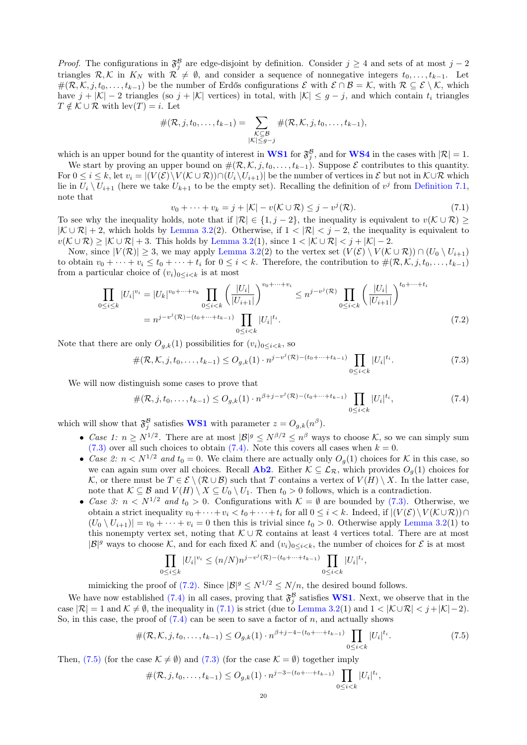*Proof.* The configurations in $\mathfrak{F}_j^{\mathcal{B}}$ are edge-disjoint by definition. Consider $j \geq 4$ and sets of at most $j-2$ triangles $\mathcal{R}, \mathcal{K}$ in $K_N$ with $\mathcal{R} \neq \emptyset$, and consider a sequence of nonnegative integers $t_0, \dots, t_{k-1}$. Let $\#(\mathcal{R}, \mathcal{K}, j, t_0, \dots, t_{k-1})$ be the number of Erdős configurations $\mathcal{E}$ with $\mathcal{E} \cap \mathcal{B} = \mathcal{K}$, with $\mathcal{R} \subseteq \mathcal{E} \setminus \mathcal{K}$, which have $j + |\mathcal{K}| - 2$ triangles (so $j + |\mathcal{K}|$ vertices) in total, with $|\mathcal{K}| \leq g - j$, and which contain $t_i$ triangles $T \notin \mathcal{K} \cup \mathcal{R}$ with $\mathrm{lev}(T) = i$. Let

$$\#(\mathcal{R}, j, t_0, \dots, t_{k-1}) = \sum_{\substack{\mathcal{K} \subseteq \mathcal{B} \\ |\mathcal{K}| \leq g-j}} \#(\mathcal{R}, \mathcal{K}, j, t_0, \dots, t_{k-1}),$$

which is an upper bound for the quantity of interest in **WS1** for $\mathfrak{F}_j^{\mathcal{B}}$, and for **WS4** in the cases with $|\mathcal{R}| = 1$.

We start by proving an upper bound on $\#(\mathcal{R}, \mathcal{K}, j, t_0, \dots, t_{k-1})$. Suppose $\mathcal{E}$ contributes to this quantity. For $0 \leq i \leq k$, let $v_i = |(V(\mathcal{E}) \setminus V(\mathcal{K} \cup \mathcal{R})) \cap (U_i \setminus U_{i+1})|$ be the number of vertices in $\mathcal{E}$ but not in $\mathcal{K} \cup \mathcal{R}$ which lie in $U_i \setminus U_{i+1}$ (here we take $U_{k+1}$ to be the empty set). Recalling the definition of $v^j$ from Definition 7.1, note that

$$v_0 + \dots + v_k = j + |\mathcal{K}| - v(\mathcal{K} \cup \mathcal{R}) \leq j - v^j(\mathcal{R}). \tag{7.1}$$

To see why the inequality holds, note that if $|\mathcal{R}| \in \{1, j-2\}$, the inequality is equivalent to $v(\mathcal{K} \cup \mathcal{R}) \geq |\mathcal{K} \cup \mathcal{R}| + 2$, which holds by Lemma 3.2(2). Otherwise, if $1 < |\mathcal{R}| < j-2$, the inequality is equivalent to $v(\mathcal{K} \cup \mathcal{R}) \geq |\mathcal{K} \cup \mathcal{R}| + 3$. This holds by Lemma 3.2(1), since $1 < |\mathcal{K} \cup \mathcal{R}| < j + |\mathcal{K}| - 2$.

Now, since $|V(\mathcal{R})| \geq 3$, we may apply Lemma 3.2(2) to the vertex set $(V(\mathcal{E}) \setminus V(\mathcal{K} \cup \mathcal{R})) \cap (U_0 \setminus U_{i+1})$ to obtain $v_0 + \dots + v_i \leq t_0 + \dots + t_i$ for $0 \leq i < k$. Therefore, the contribution to $\#(\mathcal{R}, \mathcal{K}, j, t_0, \dots, t_{k-1})$ from a particular choice of $(v_i)_{0 \leq i < k}$ is at most

$$\begin{aligned}
\prod_{0 \leq i \leq k} |U_i|^{v_i} = |U_k|^{v_0 + \dots + v_k} \prod_{0 \leq i < k} \left( \frac{|U_i|}{|U_{i+1}|} \right)^{v_0 + \dots + v_i} &\leq n^{j - v^j(\mathcal{R})} \prod_{0 \leq i < k} \left( \frac{|U_i|}{|U_{i+1}|} \right)^{t_0 + \dots + t_i} \\
&= n^{j - v^j(\mathcal{R}) - (t_0 + \dots + t_{k-1})} \prod_{0 \leq i < k} |U_i|^{t_i}.
\end{aligned} \tag{7.2}$$

Note that there are only $O_{g,k}(1)$ possibilities for $(v_i)_{0 \leq i < k}$, so

$$\#(\mathcal{R}, \mathcal{K}, j, t_0, \dots, t_{k-1}) \leq O_{g,k}(1) \cdot n^{j - v^j(\mathcal{R}) - (t_0 + \dots + t_{k-1})} \prod_{0 \leq i < k} |U_i|^{t_i}. \tag{7.3}$$

We will now distinguish some cases to prove that

$$\#(\mathcal{R}, j, t_0, \dots, t_{k-1}) \leq O_{g,k}(1) \cdot n^{\beta + j - v^j(\mathcal{R}) - (t_0 + \dots + t_{k-1})} \prod_{0 \leq i < k} |U_i|^{t_i}, \tag{7.4}$$

which will show that $\mathfrak{F}_j^{\mathcal{B}}$ satisfies **WS1** with parameter $z = O_{g,k}(n^\beta)$.

- *Case 1: $n \geq N^{1/2}$.* There are at most $|\mathcal{B}|^g \leq N^{\beta/2} \leq n^\beta$ ways to choose $\mathcal{K}$, so we can simply sum (7.3) over all such choices to obtain (7.4). Note this covers all cases when $k = 0$.
- *Case 2: $n < N^{1/2}$ and $t_0 = 0$.* We claim there are actually only $O_g(1)$ choices for $\mathcal{K}$ in this case, so we can again sum over all choices. Recall **Ab2**. Either $\mathcal{K} \subseteq \mathcal{L}_{\mathcal{R}}$, which provides $O_g(1)$ choices for $\mathcal{K}$, or there must be $T \in \mathcal{E} \setminus (\mathcal{R} \cup \mathcal{B})$ such that $T$ contains a vertex of $V(H) \setminus X$. In the latter case, note that $\mathcal{K} \subseteq \mathcal{B}$ and $V(H) \setminus X \subseteq U_0 \setminus U_1$. Then $t_0 > 0$ follows, which is a contradiction.
- *Case 3: $n < N^{1/2}$ and $t_0 > 0$.* Configurations with $\mathcal{K} = \emptyset$ are bounded by (7.3). Otherwise, we obtain a strict inequality $v_0 + \dots + v_i < t_0 + \dots + t_i$ for all $0 \leq i < k$. Indeed, if $|(V(\mathcal{E}) \setminus V(\mathcal{K} \cup \mathcal{R})) \cap (U_0 \setminus U_{i+1})| = v_0 + \dots + v_i = 0$ then this is trivial since $t_0 > 0$. Otherwise apply Lemma 3.2(1) to this nonempty vertex set, noting that $\mathcal{K} \cup \mathcal{R}$ contains at least 4 vertices total. There are at most $|\mathcal{B}|^g$ ways to choose $\mathcal{K}$, and for each fixed $\mathcal{K}$ and $(v_i)_{0 \leq i < k}$, the number of choices for $\mathcal{E}$ is at most

$$\prod_{0 \leq i \leq k} |U_i|^{v_i} \leq (n/N) n^{j - v^j(\mathcal{R}) - (t_0 + \dots + t_{k-1})} \prod_{0 \leq i < k} |U_i|^{t_i},$$

mimicking the proof of (7.2). Since $|\mathcal{B}|^g \leq N^{1/2} \leq N/n$, the desired bound follows.

We have now established (7.4) in all cases, proving that $\mathfrak{F}_j^{\mathcal{B}}$ satisfies **WS1**. Next, we observe that in the case $|\mathcal{R}| = 1$ and $\mathcal{K} \neq \emptyset$, the inequality in (7.1) is strict (due to Lemma 3.2(1) and $1 < |\mathcal{K} \cup \mathcal{R}| < j + |\mathcal{K}| - 2$). So, in this case, the proof of (7.4) can be seen to save a factor of $n$, and actually shows

$$\#(\mathcal{R}, \mathcal{K}, j, t_0, \dots, t_{k-1}) \leq O_{g,k}(1) \cdot n^{\beta + j - 4 - (t_0 + \dots + t_{k-1})} \prod_{0 \leq i < k} |U_i|^{t_i}. \tag{7.5}$$

Then, (7.5) (for the case $\mathcal{K} \neq \emptyset$) and (7.3) (for the case $\mathcal{K} = \emptyset$) together imply

$$\#(\mathcal{R}, j, t_0, \dots, t_{k-1}) \leq O_{g,k}(1) \cdot n^{j - 3 - (t_0 + \dots + t_{k-1})} \prod_{0 \leq i < k} |U_i|^{t_i},$$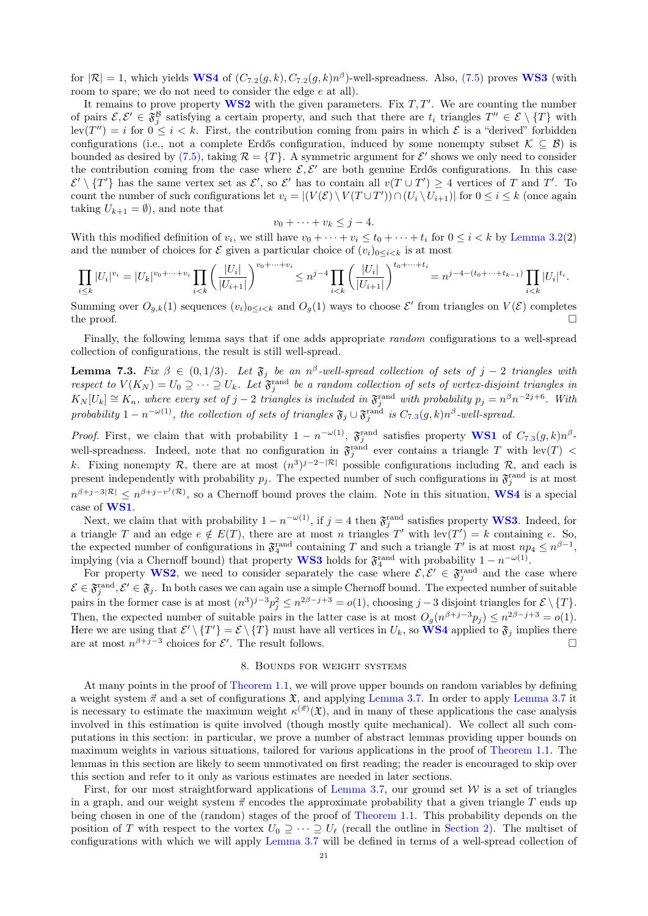for $|\mathcal{R}|=1$, which yields **WS4** of $(C_{7.2}(g,k), C_{7.2}(g,k)n^\beta)$-well-spreadness. Also, (7.5) proves **WS3** (with room to spare; we do not need to consider the edge $e$ at all).

It remains to prove property **WS2** with the given parameters. Fix $T, T'$. We are counting the number of pairs $\mathcal{E}, \mathcal{E}' \in \mathfrak{F}_j^{\mathcal{B}}$ satisfying a certain property, and such that there are $t_i$ triangles $T'' \in \mathcal{E} \setminus \{T\}$ with $\operatorname{lev}(T'') = i$ for $0 \le i < k$. First, the contribution coming from pairs in which $\mathcal{E}$ is a "derived" forbidden configurations (i.e., not a complete Erdős configuration, induced by some nonempty subset $\mathcal{K} \subseteq \mathcal{B}$) is bounded as desired by (7.5), taking $\mathcal{R} = \{T\}$. A symmetric argument for $\mathcal{E}'$ shows we only need to consider the contribution coming from the case where $\mathcal{E}, \mathcal{E}'$ are both genuine Erdős configurations. In this case $\mathcal{E}' \setminus \{T'\}$ has the same vertex set as $\mathcal{E}'$, so $\mathcal{E}'$ has to contain all $v(T \cup T') \ge 4$ vertices of $T$ and $T'$. To count the number of such configurations let $v_i = |(V(\mathcal{E}) \setminus V(T \cup T')) \cap (U_i \setminus U_{i+1})|$ for $0 \le i \le k$ (once again taking $U_{k+1} = \emptyset$), and note that

$$v_0 + \cdots + v_k \le j - 4.$$

With this modified definition of $v_i$, we still have $v_0 + \cdots + v_i \le t_0 + \cdots + t_i$ for $0 \le i < k$ by Lemma 3.2(2) and the number of choices for $\mathcal{E}$ given a particular choice of $(v_i)_{0 \le i < k}$ is at most

$$\prod_{i \le k} |U_i|^{v_i} = |U_k|^{v_0 + \cdots + v_k} \prod_{i<k} \left(\frac{|U_i|}{|U_{i+1}|}\right)^{v_0 + \cdots + v_i} \le n^{j-4} \prod_{i<k} \left(\frac{|U_i|}{|U_{i+1}|}\right)^{t_0 + \cdots + t_i} = n^{j-4-(t_0+\cdots+t_{k-1})} \prod_{i<k} |U_i|^{t_i}.$$

Summing over $O_{g,k}(1)$ sequences $(v_i)_{0 \le i < k}$ and $O_g(1)$ ways to choose $\mathcal{E}'$ from triangles on $V(\mathcal{E})$ completes the proof. $\square$

Finally, the following lemma says that if one adds appropriate *random* configurations to a well-spread collection of configurations, the result is still well-spread.

**Lemma 7.3.** *Fix $\beta \in (0, 1/3)$. Let $\mathfrak{F}_j$ be an $n^\beta$-well-spread collection of sets of $j-2$ triangles with respect to $V(K_N) = U_0 \supseteq \cdots \supseteq U_k$. Let $\mathfrak{F}_j^{\mathrm{rand}}$ be a random collection of sets of vertex-disjoint triangles in $K_N[U_k] \cong K_n$, where every set of $j-2$ triangles is included in $\mathfrak{F}_j^{\mathrm{rand}}$ with probability $p_j = n^\beta n^{-2j+6}$. With probability $1 - n^{-\omega(1)}$, the collection of sets of triangles $\mathfrak{F}_j \cup \mathfrak{F}_j^{\mathrm{rand}}$ is $C_{7.3}(g,k)n^\beta$-well-spread.*

*Proof.* First, we claim that with probability $1 - n^{-\omega(1)}$, $\mathfrak{F}_j^{\mathrm{rand}}$ satisfies property **WS1** of $C_{7.3}(g,k)n^\beta$-well-spreadness. Indeed, note that no configuration in $\mathfrak{F}_j^{\mathrm{rand}}$ ever contains a triangle $T$ with $\operatorname{lev}(T) < k$. Fixing nonempty $\mathcal{R}$, there are at most $(n^3)^{j-2-|\mathcal{R}|}$ possible configurations including $\mathcal{R}$, and each is present independently with probability $p_j$. The expected number of such configurations in $\mathfrak{F}_j^{\mathrm{rand}}$ is at most $n^{\beta+j-3|\mathcal{R}|} \le n^{\beta+j-v^j(\mathcal{R})}$, so a Chernoff bound proves the claim. Note in this situation, **WS4** is a special case of **WS1**.

Next, we claim that with probability $1 - n^{-\omega(1)}$, if $j = 4$ then $\mathfrak{F}_j^{\mathrm{rand}}$ satisfies property **WS3**. Indeed, for a triangle $T$ and an edge $e \notin E(T)$, there are at most $n$ triangles $T'$ with $\operatorname{lev}(T') = k$ containing $e$. So, the expected number of configurations in $\mathfrak{F}_4^{\mathrm{rand}}$ containing $T$ and such a triangle $T'$ is at most $np_4 \le n^{\beta-1}$, implying (via a Chernoff bound) that property **WS3** holds for $\mathfrak{F}_4^{\mathrm{rand}}$ with probability $1 - n^{-\omega(1)}$.

For property **WS2**, we need to consider separately the case where $\mathcal{E}, \mathcal{E}' \in \mathfrak{F}_j^{\mathrm{rand}}$ and the case where $\mathcal{E} \in \mathfrak{F}_j^{\mathrm{rand}}, \mathcal{E}' \in \mathfrak{F}_j$. In both cases we can again use a simple Chernoff bound. The expected number of suitable pairs in the former case is at most $(n^3)^{j-3}p_j^2 \le n^{2\beta-j+3} = o(1)$, choosing $j-3$ disjoint triangles for $\mathcal{E} \setminus \{T\}$. Then, the expected number of suitable pairs in the latter case is at most $O_g(n^{\beta+j-3}p_j) \le n^{2\beta-j+3} = o(1)$. Here we are using that $\mathcal{E}' \setminus \{T'\} = \mathcal{E} \setminus \{T\}$ must have all vertices in $U_k$, so **WS4** applied to $\mathfrak{F}_j$ implies there are at most $n^{\beta+j-3}$ choices for $\mathcal{E}'$. The result follows. $\square$

## 8. Bounds for weight systems

At many points in the proof of Theorem 1.1, we will prove upper bounds on random variables by defining a weight system $\vec{\pi}$ and a set of configurations $\mathfrak{X}$, and applying Lemma 3.7. In order to apply Lemma 3.7 it is necessary to estimate the maximum weight $\kappa^{(\vec{\pi})}(\mathfrak{X})$, and in many of these applications the case analysis involved in this estimation is quite involved (though mostly quite mechanical). We collect all such computations in this section: in particular, we prove a number of abstract lemmas providing upper bounds on maximum weights in various situations, tailored for various applications in the proof of Theorem 1.1. The lemmas in this section are likely to seem unmotivated on first reading; the reader is encouraged to skip over this section and refer to it only as various estimates are needed in later sections.

First, for our most straightforward applications of Lemma 3.7, our ground set $\mathcal{W}$ is a set of triangles in a graph, and our weight system $\vec{\pi}$ encodes the approximate probability that a given triangle $T$ ends up being chosen in one of the (random) stages of the proof of Theorem 1.1. This probability depends on the position of $T$ with respect to the vortex $U_0 \supseteq \cdots \supseteq U_\ell$ (recall the outline in Section 2). The multiset of configurations with which we will apply Lemma 3.7 will be defined in terms of a well-spread collection of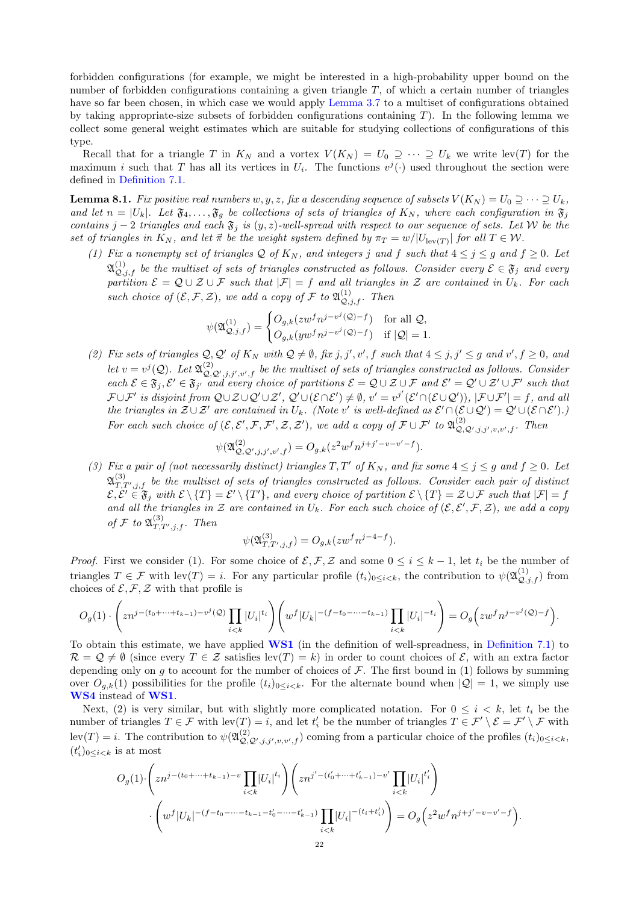forbidden configurations (for example, we might be interested in a high-probability upper bound on the number of forbidden configurations containing a given triangle $T$, of which a certain number of triangles have so far been chosen, in which case we would apply Lemma 3.7 to a multiset of configurations obtained by taking appropriate-size subsets of forbidden configurations containing $T$). In the following lemma we collect some general weight estimates which are suitable for studying collections of configurations of this type.

Recall that for a triangle $T$ in $K_N$ and a vortex $V(K_N) = U_0 \supseteq \cdots \supseteq U_k$ we write $\operatorname{lev}(T)$ for the maximum $i$ such that $T$ has all its vertices in $U_i$. The functions $v^j(\cdot)$ used throughout the section were defined in Definition 7.1.

**Lemma 8.1.** *Fix positive real numbers $w, y, z$, fix a descending sequence of subsets $V(K_N) = U_0 \supseteq \cdots \supseteq U_k$, and let $n = |U_k|$. Let $\mathfrak{F}_4, \ldots, \mathfrak{F}_g$ be collections of sets of triangles of $K_N$, where each configuration in $\mathfrak{F}_j$ contains $j-2$ triangles and each $\mathfrak{F}_j$ is $(y,z)$-well-spread with respect to our sequence of sets. Let $\mathcal{W}$ be the set of triangles in $K_N$, and let $\vec{\pi}$ be the weight system defined by $\pi_T = w/|U_{\operatorname{lev}(T)}|$ for all $T \in \mathcal{W}$.*

*(1) Fix a nonempty set of triangles $\mathcal{Q}$ of $K_N$, and integers $j$ and $f$ such that $4 \le j \le g$ and $f \ge 0$. Let $\mathfrak{A}^{(1)}_{\mathcal{Q},j,f}$ be the multiset of sets of triangles constructed as follows. Consider every $\mathcal{E} \in \mathfrak{F}_j$ and every partition $\mathcal{E} = \mathcal{Q} \cup \mathcal{Z} \cup \mathcal{F}$ such that $|\mathcal{F}| = f$ and all triangles in $\mathcal{Z}$ are contained in $U_k$. For each such choice of $(\mathcal{E}, \mathcal{F}, \mathcal{Z})$, we add a copy of $\mathcal{F}$ to $\mathfrak{A}^{(1)}_{\mathcal{Q},j,f}$. Then*

$$\psi(\mathfrak{A}^{(1)}_{\mathcal{Q},j,f}) = \begin{cases} O_{g,k}(zw^f n^{j-v^j(\mathcal{Q})-f}) & \text{for all } \mathcal{Q}, \\ O_{g,k}(yw^f n^{j-v^j(\mathcal{Q})-f}) & \text{if } |\mathcal{Q}| = 1. \end{cases}$$

*(2) Fix sets of triangles $\mathcal{Q}, \mathcal{Q}'$ of $K_N$ with $\mathcal{Q} \neq \emptyset$, fix $j, j', v', f$ such that $4 \le j, j' \le g$ and $v', f \ge 0$, and let $v = v^j(\mathcal{Q})$. Let $\mathfrak{A}^{(2)}_{\mathcal{Q},\mathcal{Q}',j,j',v',f}$ be the multiset of sets of triangles constructed as follows. Consider each $\mathcal{E} \in \mathfrak{F}_j, \mathcal{E}' \in \mathfrak{F}_{j'}$ and every choice of partitions $\mathcal{E} = \mathcal{Q} \cup \mathcal{Z} \cup \mathcal{F}$ and $\mathcal{E}' = \mathcal{Q}' \cup \mathcal{Z}' \cup \mathcal{F}'$ such that $\mathcal{F} \cup \mathcal{F}'$ is disjoint from $\mathcal{Q} \cup \mathcal{Z} \cup \mathcal{Q}' \cup \mathcal{Z}'$, $\mathcal{Q}' \cup (\mathcal{E} \cap \mathcal{E}') \neq \emptyset$, $v' = v^{j'}(\mathcal{E}' \cap (\mathcal{E} \cup \mathcal{Q}'))$, $|\mathcal{F} \cup \mathcal{F}'| = f$, and all the triangles in $\mathcal{Z} \cup \mathcal{Z}'$ are contained in $U_k$. (Note $v'$ is well-defined as $\mathcal{E}' \cap (\mathcal{E} \cup \mathcal{Q}') = \mathcal{Q}' \cup (\mathcal{E} \cap \mathcal{E}')$.) For each such choice of $(\mathcal{E}, \mathcal{E}', \mathcal{F}, \mathcal{F}', \mathcal{Z}, \mathcal{Z}')$, we add a copy of $\mathcal{F} \cup \mathcal{F}'$ to $\mathfrak{A}^{(2)}_{\mathcal{Q},\mathcal{Q}',j,j',v,v',f}$. Then*

$$\psi(\mathfrak{A}^{(2)}_{\mathcal{Q},\mathcal{Q}',j,j',v',f}) = O_{g,k}(z^2 w^f n^{j+j'-v-v'-f}).$$

*(3) Fix a pair of (not necessarily distinct) triangles $T, T'$ of $K_N$, and fix some $4 \le j \le g$ and $f \ge 0$. Let $\mathfrak{A}^{(3)}_{T,T',j,f}$ be the multiset of sets of triangles constructed as follows. Consider each pair of distinct $\mathcal{E}, \mathcal{E}' \in \mathfrak{F}_j$ with $\mathcal{E} \setminus \{T\} = \mathcal{E}' \setminus \{T'\}$, and every choice of partition $\mathcal{E} \setminus \{T\} = \mathcal{Z} \cup \mathcal{F}$ such that $|\mathcal{F}| = f$ and all the triangles in $\mathcal{Z}$ are contained in $U_k$. For each such choice of $(\mathcal{E}, \mathcal{E}', \mathcal{F}, \mathcal{Z})$, we add a copy of $\mathcal{F}$ to $\mathfrak{A}^{(3)}_{T,T',j,f}$. Then*

$$\psi(\mathfrak{A}^{(3)}_{T,T',j,f}) = O_{g,k}(zw^f n^{j-4-f}).$$

*Proof.* First we consider (1). For some choice of $\mathcal{E}, \mathcal{F}, \mathcal{Z}$ and some $0 \le i \le k-1$, let $t_i$ be the number of triangles $T \in \mathcal{F}$ with $\operatorname{lev}(T) = i$. For any particular profile $(t_i)_{0 \le i < k}$, the contribution to $\psi(\mathfrak{A}^{(1)}_{\mathcal{Q},j,f})$ from choices of $\mathcal{E}, \mathcal{F}, \mathcal{Z}$ with that profile is

$$O_g(1) \cdot \left( zn^{j-(t_0+\cdots+t_{k-1})-v^j(\mathcal{Q})} \prod_{i<k} |U_i|^{t_i} \right) \left( w^f |U_k|^{-(f-t_0-\cdots-t_{k-1})} \prod_{i<k} |U_i|^{-t_i} \right) = O_g\Big(zw^f n^{j-v^j(\mathcal{Q})-f}\Big).$$

To obtain this estimate, we have applied **WS1** (in the definition of well-spreadness, in Definition 7.1) to $\mathcal{R} = \mathcal{Q} \neq \emptyset$ (since every $T \in \mathcal{Z}$ satisfies $\operatorname{lev}(T) = k$) in order to count choices of $\mathcal{E}$, with an extra factor depending only on $g$ to account for the number of choices of $\mathcal{F}$. The first bound in (1) follows by summing over $O_{g,k}(1)$ possibilities for the profile $(t_i)_{0 \le i < k}$. For the alternate bound when $|\mathcal{Q}| = 1$, we simply use **WS4** instead of **WS1**.

Next, (2) is very similar, but with slightly more complicated notation. For $0 \le i < k$, let $t_i$ be the number of triangles $T \in \mathcal{F}$ with $\operatorname{lev}(T) = i$, and let $t_i'$ be the number of triangles $T \in \mathcal{F}' \setminus \mathcal{E} = \mathcal{F}' \setminus \mathcal{F}$ with $\operatorname{lev}(T) = i$. The contribution to $\psi(\mathfrak{A}^{(2)}_{\mathcal{Q},\mathcal{Q}',j,j',v,v',f})$ coming from a particular choice of the profiles $(t_i)_{0 \le i < k}$, $(t_i')_{0 \le i < k}$ is at most

$$O_g(1) \cdot \left( zn^{j-(t_0+\cdots+t_{k-1})-v} \prod_{i<k} |U_i|^{t_i} \right) \left( zn^{j'-(t_0'+\cdots+t_{k-1}')-v'} \prod_{i<k} |U_i|^{t_i'} \right)$$
$$\cdot \left( w^f |U_k|^{-(f-t_0-\cdots-t_{k-1}-t_0'-\cdots-t_{k-1}')} \prod_{i<k} |U_i|^{-(t_i+t_i')} \right) = O_g\Big(z^2 w^f n^{j+j'-v-v'-f}\Big).$$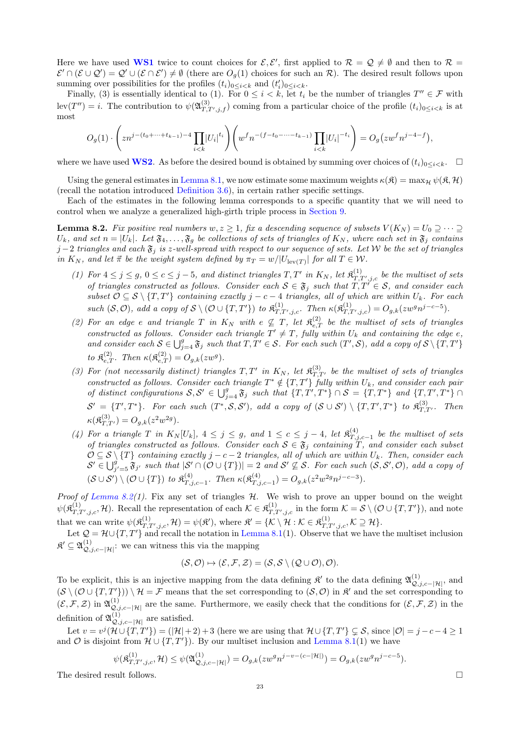Here we have used **WS1** twice to count choices for $\mathcal{E}, \mathcal{E}'$, first applied to $\mathcal{R} = \mathcal{Q} \neq \emptyset$ and then to $\mathcal{R} = \mathcal{E}' \cap (\mathcal{E} \cup \mathcal{Q}') = \mathcal{Q}' \cup (\mathcal{E} \cap \mathcal{E}') \neq \emptyset$ (there are $O_g(1)$ choices for such an $\mathcal{R}$). The desired result follows upon summing over possibilities for the profiles $(t_i)_{0 \le i < k}$ and $(t_i')_{0 \le i < k}$.

Finally, (3) is essentially identical to (1). For $0 \le i < k$, let $t_i$ be the number of triangles $T'' \in \mathcal{F}$ with $\operatorname{lev}(T'') = i$. The contribution to $\psi(\mathfrak{A}^{(3)}_{T,T',j,f})$ coming from a particular choice of the profile $(t_i)_{0 \le i < k}$ is at most

$$O_g(1) \cdot \left( z n^{j-(t_0+\cdots+t_{k-1})-4} \prod_{i<k} |U_i|^{t_i} \right) \left( w^f n^{-(f-t_0-\cdots-t_{k-1})} \prod_{i<k} |U_i|^{-t_i} \right) = O_g\big(z w^f n^{j-4-f}\big),$$

where we have used **WS2**. As before the desired bound is obtained by summing over choices of $(t_i)_{0 \le i < k}$. $\square$

Using the general estimates in Lemma 8.1, we now estimate some maximum weights $\kappa(\mathfrak{K}) = \max_{\mathcal{H}} \psi(\mathfrak{K}, \mathcal{H})$ (recall the notation introduced Definition 3.6), in certain rather specific settings.

Each of the estimates in the following lemma corresponds to a specific quantity that we will need to control when we analyze a generalized high-girth triple process in Section 9.

**Lemma 8.2.** *Fix positive real numbers $w, z \ge 1$, fix a descending sequence of subsets $V(K_N) = U_0 \supseteq \cdots \supseteq U_k$, and set $n = |U_k|$. Let $\mathfrak{F}_4, \ldots, \mathfrak{F}_g$ be collections of sets of triangles of $K_N$, where each set in $\mathfrak{F}_j$ contains $j-2$ triangles and each $\mathfrak{F}_j$ is $z$-well-spread with respect to our sequence of sets. Let $\mathcal{W}$ be the set of triangles in $K_N$, and let $\vec{\pi}$ be the weight system defined by $\pi_T = w/|U_{\operatorname{lev}(T)}|$ for all $T \in \mathcal{W}$.*

1. *For $4 \le j \le g$, $0 \le c \le j-5$, and distinct triangles $T, T'$ in $K_N$, let $\mathfrak{K}^{(1)}_{T,T',j,c}$ be the multiset of sets of triangles constructed as follows. Consider each $\mathcal{S} \in \mathfrak{F}_j$ such that $T, T' \in \mathcal{S}$, and consider each subset $\mathcal{O} \subseteq \mathcal{S} \setminus \{T, T'\}$ containing exactly $j-c-4$ triangles, all of which are within $U_k$. For each such $(\mathcal{S}, \mathcal{O})$, add a copy of $\mathcal{S} \setminus (\mathcal{O} \cup \{T, T'\})$ to $\mathfrak{K}^{(1)}_{T,T',j,c}$. Then $\kappa(\mathfrak{K}^{(1)}_{T,T',j,c}) = O_{g,k}(z w^g n^{j-c-5})$.*
2. *For an edge $e$ and triangle $T$ in $K_N$ with $e \not\subseteq T$, let $\mathfrak{K}^{(2)}_{e,T}$ be the multiset of sets of triangles constructed as follows. Consider each triangle $T' \neq T$, fully within $U_k$ and containing the edge $e$, and consider each $\mathcal{S} \in \bigcup_{j=4}^{g} \mathfrak{F}_j$ such that $T, T' \in \mathcal{S}$. For each such $(T', \mathcal{S})$, add a copy of $\mathcal{S} \setminus \{T, T'\}$ to $\mathfrak{K}^{(2)}_{e,T}$. Then $\kappa(\mathfrak{K}^{(2)}_{e,T}) = O_{g,k}(z w^g)$.*
3. *For (not necessarily distinct) triangles $T, T'$ in $K_N$, let $\mathfrak{K}^{(3)}_{T,T'}$ be the multiset of sets of triangles constructed as follows. Consider each triangle $T^* \notin \{T, T'\}$ fully within $U_k$, and consider each pair of distinct configurations $\mathcal{S}, \mathcal{S}' \in \bigcup_{j=4}^{g} \mathfrak{F}_j$ such that $\{T, T', T^*\} \cap \mathcal{S} = \{T, T^*\}$ and $\{T, T', T^*\} \cap \mathcal{S}' = \{T', T^*\}$. For each such $(T^*, \mathcal{S}, \mathcal{S}')$, add a copy of $(\mathcal{S} \cup \mathcal{S}') \setminus \{T, T', T^*\}$ to $\mathfrak{K}^{(3)}_{T,T'}$. Then $\kappa(\mathfrak{K}^{(3)}_{T,T'}) = O_{g,k}(z^2 w^{2g})$.*
4. *For a triangle $T$ in $K_N[U_k]$, $4 \le j \le g$, and $1 \le c \le j-4$, let $\mathfrak{K}^{(4)}_{T,j,c-1}$ be the multiset of sets of triangles constructed as follows. Consider each $\mathcal{S} \in \mathfrak{F}_j$ containing $T$, and consider each subset $\mathcal{O} \subseteq \mathcal{S} \setminus \{T\}$ containing exactly $j-c-2$ triangles, all of which are within $U_k$. Then, consider each $\mathcal{S}' \in \bigcup_{j'=5}^{g} \mathfrak{F}_{j'}$ such that $|\mathcal{S}' \cap (\mathcal{O} \cup \{T\})| = 2$ and $\mathcal{S}' \not\subseteq \mathcal{S}$. For each such $(\mathcal{S}, \mathcal{S}', \mathcal{O})$, add a copy of $(\mathcal{S} \cup \mathcal{S}') \setminus (\mathcal{O} \cup \{T\})$ to $\mathfrak{K}^{(4)}_{T,j,c-1}$. Then $\kappa(\mathfrak{K}^{(4)}_{T,j,c-1}) = O_{g,k}(z^2 w^{2g} n^{j-c-3})$.*

*Proof of Lemma 8.2(1).* Fix any set of triangles $\mathcal{H}$. We wish to prove an upper bound on the weight $\psi(\mathfrak{K}^{(1)}_{T,T',j,c}, \mathcal{H})$. Recall the representation of each $\mathcal{K} \in \mathfrak{K}^{(1)}_{T,T',j,c}$ in the form $\mathcal{K} = \mathcal{S} \setminus (\mathcal{O} \cup \{T, T'\})$, and note that we can write $\psi(\mathfrak{K}^{(1)}_{T,T',j,c}, \mathcal{H}) = \psi(\mathfrak{K}')$, where $\mathfrak{K}' = \{\mathcal{K} \setminus \mathcal{H} : \mathcal{K} \in \mathfrak{K}^{(1)}_{T,T',j,c}, \mathcal{K} \supseteq \mathcal{H}\}$.

Let $\mathcal{Q} = \mathcal{H} \cup \{T, T'\}$ and recall the notation in Lemma 8.1(1). Observe that we have the multiset inclusion $\mathfrak{K}' \subseteq \mathfrak{A}^{(1)}_{\mathcal{Q},j,c-|\mathcal{H}|}$: we can witness this via the mapping

$$(\mathcal{S}, \mathcal{O}) \mapsto (\mathcal{E}, \mathcal{F}, \mathcal{Z}) = (\mathcal{S}, \mathcal{S} \setminus (\mathcal{Q} \cup \mathcal{O}), \mathcal{O}).$$

To be explicit, this is an injective mapping from the data defining $\mathfrak{K}'$ to the data defining $\mathfrak{A}^{(1)}_{\mathcal{Q},j,c-|\mathcal{H}|}$, and $(\mathcal{S} \setminus (\mathcal{O} \cup \{T, T'\})) \setminus \mathcal{H} = \mathcal{F}$ means that the set corresponding to $(\mathcal{S}, \mathcal{O})$ in $\mathfrak{K}'$ and the set corresponding to $(\mathcal{E}, \mathcal{F}, \mathcal{Z})$ in $\mathfrak{A}^{(1)}_{\mathcal{Q},j,c-|\mathcal{H}|}$ are the same. Furthermore, we easily check that the conditions for $(\mathcal{E}, \mathcal{F}, \mathcal{Z})$ in the definition of $\mathfrak{A}^{(1)}_{\mathcal{Q},j,c-|\mathcal{H}|}$ are satisfied.

Let $v = v^j(\mathcal{H} \cup \{T, T'\}) = (|\mathcal{H}| + 2) + 3$ (here we are using that $\mathcal{H} \cup \{T, T'\} \subsetneq \mathcal{S}$, since $|\mathcal{O}| = j-c-4 \ge 1$ and $\mathcal{O}$ is disjoint from $\mathcal{H} \cup \{T, T'\}$). By our multiset inclusion and Lemma 8.1(1) we have

$$\psi(\mathfrak{K}^{(1)}_{T,T',j,c}, \mathcal{H}) \le \psi(\mathfrak{A}^{(1)}_{\mathcal{Q},j,c-|\mathcal{H}|}) = O_{g,k}(z w^g n^{j-v-(c-|\mathcal{H}|)}) = O_{g,k}(z w^g n^{j-c-5}).$$

The desired result follows. $\square$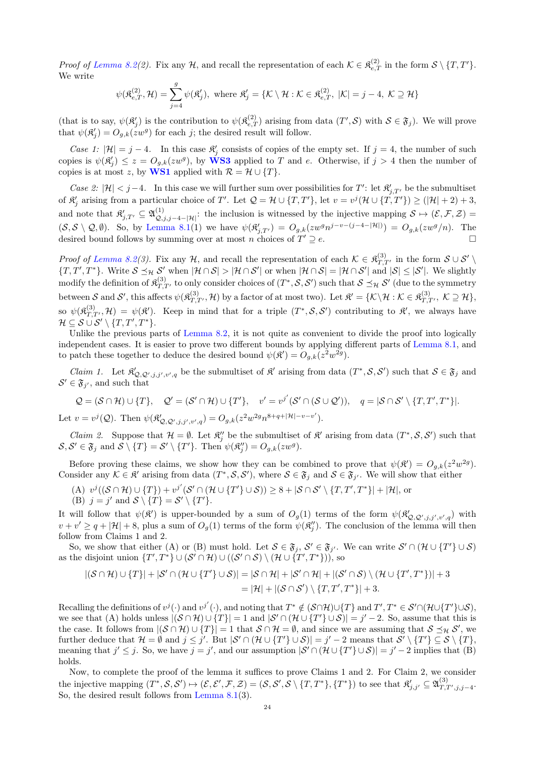*Proof of Lemma 8.2(2).* Fix any $\mathcal{H}$, and recall the representation of each $\mathcal{K} \in \mathfrak{K}^{(2)}_{e,T}$ in the form $\mathcal{S} \setminus \{T, T'\}$. We write

$$\psi(\mathfrak{K}^{(2)}_{e,T}, \mathcal{H}) = \sum_{j=4}^{g} \psi(\mathfrak{K}'_j), \text{ where } \mathfrak{K}'_j = \{\mathcal{K} \setminus \mathcal{H} : \mathcal{K} \in \mathfrak{K}^{(2)}_{e,T},\ |\mathcal{K}| = j-4,\ \mathcal{K} \supseteq \mathcal{H}\}$$

(that is to say, $\psi(\mathfrak{K}'_j)$ is the contribution to $\psi(\mathfrak{K}^{(2)}_{e,T})$ arising from data $(T', \mathcal{S})$ with $\mathcal{S} \in \mathfrak{F}_j$). We will prove that $\psi(\mathfrak{K}'_j) = O_{g,k}(zw^g)$ for each $j$; the desired result will follow.

*Case 1: $|\mathcal{H}| = j-4$.* In this case $\mathfrak{K}'_j$ consists of copies of the empty set. If $j = 4$, the number of such copies is $\psi(\mathfrak{K}'_j) \le z = O_{g,k}(zw^g)$, by **WS3** applied to $T$ and $e$. Otherwise, if $j > 4$ then the number of copies is at most $z$, by **WS1** applied with $\mathcal{R} = \mathcal{H} \cup \{T\}$.

*Case 2: $|\mathcal{H}| < j-4$.* In this case we will further sum over possibilities for $T'$: let $\mathfrak{K}'_{j,T'}$ be the submultiset of $\mathfrak{K}'_j$ arising from a particular choice of $T'$. Let $\mathcal{Q} = \mathcal{H} \cup \{T, T'\}$, let $v = v^j(\mathcal{H} \cup \{T, T'\}) \ge (|\mathcal{H}|+2)+3$, and note that $\mathfrak{K}'_{j,T'} \subseteq \mathfrak{A}^{(1)}_{\mathcal{Q},j,j-4-|\mathcal{H}|}$: the inclusion is witnessed by the injective mapping $\mathcal{S} \mapsto (\mathcal{E}, \mathcal{F}, \mathcal{Z}) = (\mathcal{S}, \mathcal{S} \setminus \mathcal{Q}, \emptyset)$. So, by Lemma 8.1(1) we have $\psi(\mathfrak{K}'_{j,T'}) = O_{g,k}(zw^g n^{j-v-(j-4-|\mathcal{H}|)}) = O_{g,k}(zw^g/n)$. The desired bound follows by summing over at most $n$ choices of $T' \supseteq e$. $\square$

*Proof of Lemma 8.2(3).* Fix any $\mathcal{H}$, and recall the representation of each $\mathcal{K} \in \mathfrak{K}^{(3)}_{T,T'}$ in the form $\mathcal{S} \cup \mathcal{S}' \setminus \{T, T', T^*\}$. Write $\mathcal{S} \preceq_{\mathcal{H}} \mathcal{S}'$ when $|\mathcal{H} \cap \mathcal{S}| > |\mathcal{H} \cap \mathcal{S}'|$ or when $|\mathcal{H} \cap \mathcal{S}| = |\mathcal{H} \cap \mathcal{S}'|$ and $|\mathcal{S}| \le |\mathcal{S}'|$. We slightly modify the definition of $\mathfrak{K}^{(3)}_{T,T'}$ to only consider choices of $(T^*, \mathcal{S}, \mathcal{S}')$ such that $\mathcal{S} \preceq_{\mathcal{H}} \mathcal{S}'$ (due to the symmetry between $\mathcal{S}$ and $\mathcal{S}'$, this affects $\psi(\mathfrak{K}^{(3)}_{T,T'}, \mathcal{H})$ by a factor of at most two). Let $\mathfrak{K}' = \{\mathcal{K} \setminus \mathcal{H} : \mathcal{K} \in \mathfrak{K}^{(3)}_{T,T'},\ \mathcal{K} \supseteq \mathcal{H}\}$, so $\psi(\mathfrak{K}^{(3)}_{T,T'}, \mathcal{H}) = \psi(\mathfrak{K}')$. Keep in mind that for a triple $(T^*, \mathcal{S}, \mathcal{S}')$ contributing to $\mathfrak{K}'$, we always have $\mathcal{H} \subseteq \mathcal{S} \cup \mathcal{S}' \setminus \{T, T', T^*\}$.

Unlike the previous parts of Lemma 8.2, it is not quite as convenient to divide the proof into logically independent cases. It is easier to prove two different bounds by applying different parts of Lemma 8.1, and to patch these together to deduce the desired bound $\psi(\mathfrak{K}') = O_{g,k}(z^2 w^{2g})$.

*Claim 1.* Let $\mathfrak{K}'_{\mathcal{Q},\mathcal{Q}',j,j',v',q}$ be the submultiset of $\mathfrak{K}'$ arising from data $(T^*, \mathcal{S}, \mathcal{S}')$ such that $\mathcal{S} \in \mathfrak{F}_j$ and $\mathcal{S}' \in \mathfrak{F}_{j'}$, and such that

$$\mathcal{Q} = (\mathcal{S} \cap \mathcal{H}) \cup \{T\}, \quad \mathcal{Q}' = (\mathcal{S}' \cap \mathcal{H}) \cup \{T'\}, \quad v' = v^{j'}(\mathcal{S}' \cap (\mathcal{S} \cup \mathcal{Q}')), \quad q = |\mathcal{S} \cap \mathcal{S}' \setminus \{T, T', T^*\}|.$$

Let $v = v^j(\mathcal{Q})$. Then $\psi(\mathfrak{K}'_{\mathcal{Q},\mathcal{Q}',j,j',v',q}) = O_{g,k}(z^2 w^{2g} n^{8+q+|\mathcal{H}|-v-v'})$.

*Claim 2.* Suppose that $\mathcal{H} = \emptyset$. Let $\mathfrak{K}''_j$ be the submultiset of $\mathfrak{K}'$ arising from data $(T^*, \mathcal{S}, \mathcal{S}')$ such that $\mathcal{S}, \mathcal{S}' \in \mathfrak{F}_j$ and $\mathcal{S} \setminus \{T\} = \mathcal{S}' \setminus \{T'\}$. Then $\psi(\mathfrak{K}''_j) = O_{g,k}(zw^g)$.

Before proving these claims, we show how they can be combined to prove that $\psi(\mathfrak{K}') = O_{g,k}(z^2 w^{2g})$. Consider any $\mathcal{K} \in \mathfrak{K}'$ arising from data $(T^*, \mathcal{S}, \mathcal{S}')$, where $\mathcal{S} \in \mathfrak{F}_j$ and $\mathcal{S} \in \mathfrak{F}_{j'}$. We will show that either

(A) $v^j((\mathcal{S} \cap \mathcal{H}) \cup \{T\}) + v^{j'}(\mathcal{S}' \cap (\mathcal{H} \cup \{T'\} \cup \mathcal{S})) \ge 8 + |\mathcal{S} \cap \mathcal{S}' \setminus \{T, T', T^*\}| + |\mathcal{H}|$, or

(B) $j = j'$ and $\mathcal{S} \setminus \{T\} = \mathcal{S}' \setminus \{T'\}$.

It will follow that $\psi(\mathfrak{K}')$ is upper-bounded by a sum of $O_g(1)$ terms of the form $\psi(\mathfrak{K}'_{\mathcal{Q},\mathcal{Q}',j,j',v',q})$ with $v + v' \ge q + |\mathcal{H}| + 8$, plus a sum of $O_g(1)$ terms of the form $\psi(\mathfrak{K}''_j)$. The conclusion of the lemma will then follow from Claims 1 and 2.

So, we show that either (A) or (B) must hold. Let $\mathcal{S} \in \mathfrak{F}_j$, $\mathcal{S}' \in \mathfrak{F}_{j'}$. We can write $\mathcal{S}' \cap (\mathcal{H} \cup \{T'\} \cup \mathcal{S})$ as the disjoint union $\{T', T^*\} \cup (\mathcal{S}' \cap \mathcal{H}) \cup ((\mathcal{S}' \cap \mathcal{S}) \setminus (\mathcal{H} \cup \{T', T^*\}))$, so

$$\begin{aligned}|(\mathcal{S} \cap \mathcal{H}) \cup \{T\}| + |\mathcal{S}' \cap (\mathcal{H} \cup \{T'\} \cup \mathcal{S})| &= |\mathcal{S} \cap \mathcal{H}| + |\mathcal{S}' \cap \mathcal{H}| + |(\mathcal{S}' \cap \mathcal{S}) \setminus (\mathcal{H} \cup \{T', T^*\})| + 3 \\ &= |\mathcal{H}| + |(\mathcal{S} \cap \mathcal{S}') \setminus \{T, T', T^*\}| + 3.\end{aligned}$$

Recalling the definitions of $v^j(\cdot)$ and $v^{j'}(\cdot)$, and noting that $T^* \notin (\mathcal{S} \cap \mathcal{H}) \cup \{T\}$ and $T', T^* \in \mathcal{S}' \cap (\mathcal{H} \cup \{T'\} \cup \mathcal{S})$, we see that (A) holds unless $|(\mathcal{S} \cap \mathcal{H}) \cup \{T\}| = 1$ and $|\mathcal{S}' \cap (\mathcal{H} \cup \{T'\} \cup \mathcal{S})| = j' - 2$. So, assume that this is the case. It follows from $|(\mathcal{S} \cap \mathcal{H}) \cup \{T\}| = 1$ that $\mathcal{S} \cap \mathcal{H} = \emptyset$, and since we are assuming that $\mathcal{S} \preceq_{\mathcal{H}} \mathcal{S}'$, we further deduce that $\mathcal{H} = \emptyset$ and $j \le j'$. But $|\mathcal{S}' \cap (\mathcal{H} \cup \{T'\} \cup \mathcal{S})| = j' - 2$ means that $\mathcal{S}' \setminus \{T'\} \subseteq \mathcal{S} \setminus \{T\}$, meaning that $j' \le j$. So, we have $j = j'$, and our assumption $|\mathcal{S}' \cap (\mathcal{H} \cup \{T'\} \cup \mathcal{S})| = j' - 2$ implies that (B) holds.

Now, to complete the proof of the lemma it suffices to prove Claims 1 and 2. For Claim 2, we consider the injective mapping $(T^*, \mathcal{S}, \mathcal{S}') \mapsto (\mathcal{E}, \mathcal{E}', \mathcal{F}, \mathcal{Z}) = (\mathcal{S}, \mathcal{S}', \mathcal{S} \setminus \{T, T^*\}, \{T^*\})$ to see that $\mathfrak{K}'_{j,j'} \subseteq \mathfrak{A}^{(3)}_{T,T',j,j-4}$. So, the desired result follows from Lemma 8.1(3).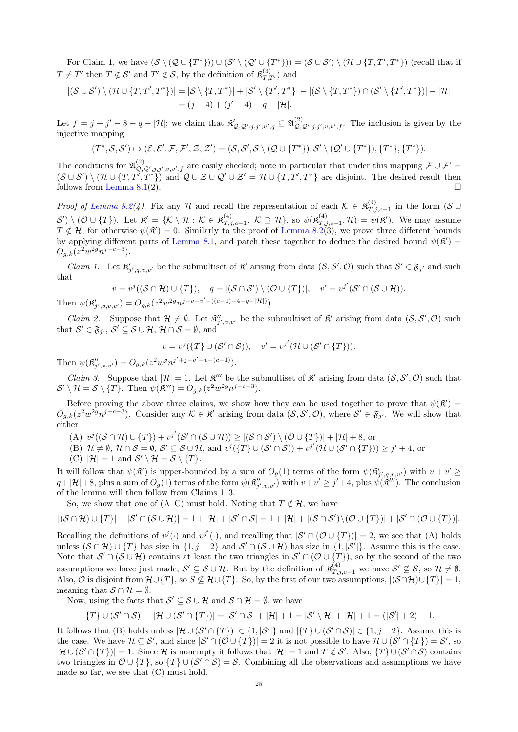For Claim 1, we have $(\mathcal{S}\setminus(\mathcal{Q}\cup\{T^*\}))\cup(\mathcal{S}'\setminus(\mathcal{Q}'\cup\{T^*\}))=(\mathcal{S}\cup\mathcal{S}')\setminus(\mathcal{H}\cup\{T,T',T^*\})$ (recall that if $T\neq T'$ then $T\notin\mathcal{S}'$ and $T'\notin\mathcal{S}$, by the definition of $\mathfrak{K}^{(3)}_{T,T'}$) and

$$\begin{aligned}|(\mathcal{S}\cup\mathcal{S}')\setminus(\mathcal{H}\cup\{T,T',T^*\})| &= |\mathcal{S}\setminus\{T,T^*\}|+|\mathcal{S}'\setminus\{T',T^*\}|-|(\mathcal{S}\setminus\{T,T^*\})\cap(\mathcal{S}'\setminus\{T',T^*\})|-|\mathcal{H}|\\ &=(j-4)+(j'-4)-q-|\mathcal{H}|.\end{aligned}$$

Let $f=j+j'-8-q-|\mathcal{H}|$; we claim that $\mathfrak{K}'_{\mathcal{Q},\mathcal{Q}',j,j',v,v',q}\subseteq\mathfrak{A}^{(2)}_{\mathcal{Q},\mathcal{Q}',j,j',v,v',f}$. The inclusion is given by the injective mapping

$$(T^*,\mathcal{S},\mathcal{S}')\mapsto(\mathcal{E},\mathcal{E}',\mathcal{F},\mathcal{F}',\mathcal{Z},\mathcal{Z}')=(\mathcal{S},\mathcal{S}',\mathcal{S}\setminus(\mathcal{Q}\cup\{T^*\}),\mathcal{S}'\setminus(\mathcal{Q}'\cup\{T^*\}),\{T^*\},\{T^*\}).$$

The conditions for $\mathfrak{A}^{(2)}_{\mathcal{Q},\mathcal{Q}',j,j',v,v',f}$ are easily checked; note in particular that under this mapping $\mathcal{F}\cup\mathcal{F}'=(\mathcal{S}\cup\mathcal{S}')\setminus(\mathcal{H}\cup\{T,T',T^*\})$ and $\mathcal{Q}\cup\mathcal{Z}\cup\mathcal{Q}'\cup\mathcal{Z}'=\mathcal{H}\cup\{T,T',T^*\}$ are disjoint. The desired result then follows from Lemma 8.1(2). $\square$

*Proof of Lemma 8.2(4).* Fix any $\mathcal{H}$ and recall the representation of each $\mathcal{K}\in\mathfrak{K}^{(4)}_{T,j,c-1}$ in the form $(\mathcal{S}\cup\mathcal{S}')\setminus(\mathcal{O}\cup\{T\})$. Let $\mathfrak{K}'=\{\mathcal{K}\setminus\mathcal{H}:\mathcal{K}\in\mathfrak{K}^{(4)}_{T,j,c-1},\ \mathcal{K}\supseteq\mathcal{H}\}$, so $\psi(\mathfrak{K}^{(4)}_{T,j,c-1},\mathcal{H})=\psi(\mathfrak{K}')$. We may assume $T\notin\mathcal{H}$, for otherwise $\psi(\mathfrak{K}')=0$. Similarly to the proof of Lemma 8.2(3), we prove three different bounds by applying different parts of Lemma 8.1, and patch these together to deduce the desired bound $\psi(\mathfrak{K}')=O_{g,k}(z^2w^{2g}n^{j-c-3})$.

*Claim 1.* Let $\mathfrak{K}'_{j',q,v,v'}$ be the submultiset of $\mathfrak{K}'$ arising from data $(\mathcal{S},\mathcal{S}',\mathcal{O})$ such that $\mathcal{S}'\in\mathfrak{F}_{j'}$ and such that

$$v=v^j((\mathcal{S}\cap\mathcal{H})\cup\{T\}),\quad q=|(\mathcal{S}\cap\mathcal{S}')\setminus(\mathcal{O}\cup\{T\})|,\quad v'=v^{j'}(\mathcal{S}'\cap(\mathcal{S}\cup\mathcal{H})).$$

Then $\psi(\mathfrak{K}'_{j',q,v,v'})=O_{g,k}(z^2w^{2g}n^{j-v-v'-((c-1)-4-q-|\mathcal{H}|)})$.

*Claim 2.* Suppose that $\mathcal{H}\neq\emptyset$. Let $\mathfrak{K}''_{j',v,v'}$ be the submultiset of $\mathfrak{K}'$ arising from data $(\mathcal{S},\mathcal{S}',\mathcal{O})$ such that $\mathcal{S}'\in\mathfrak{F}_{j'}$, $\mathcal{S}'\subseteq\mathcal{S}\cup\mathcal{H}$, $\mathcal{H}\cap\mathcal{S}=\emptyset$, and

$$v=v^j(\{T\}\cup(\mathcal{S}'\cap\mathcal{S})),\quad v'=v^{j'}(\mathcal{H}\cup(\mathcal{S}'\cap\{T\})).$$

Then $\psi(\mathfrak{K}''_{j',v,v'})=O_{g,k}(z^2w^gn^{j'+j-v'-v-(c-1)})$.

*Claim 3.* Suppose that $|\mathcal{H}|=1$. Let $\mathfrak{K}'''$ be the submultiset of $\mathfrak{K}'$ arising from data $(\mathcal{S},\mathcal{S}',\mathcal{O})$ such that $\mathcal{S}'\setminus\mathcal{H}=\mathcal{S}\setminus\{T\}$. Then $\psi(\mathfrak{K}''')=O_{g,k}(z^2w^{2g}n^{j-c-3})$.

Before proving the above three claims, we show how they can be used together to prove that $\psi(\mathfrak{K}')=O_{g,k}(z^2w^{2g}n^{j-c-3})$. Consider any $\mathcal{K}\in\mathfrak{K}'$ arising from data $(\mathcal{S},\mathcal{S}',\mathcal{O})$, where $\mathcal{S}'\in\mathfrak{F}_{j'}$. We will show that either

(A) $v^j((\mathcal{S}\cap\mathcal{H})\cup\{T\})+v^{j'}(\mathcal{S}'\cap(\mathcal{S}\cup\mathcal{H}))\geq|(\mathcal{S}\cap\mathcal{S}')\setminus(\mathcal{O}\cup\{T\})|+|\mathcal{H}|+8$, or

(B) $\mathcal{H}\neq\emptyset$, $\mathcal{H}\cap\mathcal{S}=\emptyset$, $\mathcal{S}'\subseteq\mathcal{S}\cup\mathcal{H}$, and $v^j(\{T\}\cup(\mathcal{S}'\cap\mathcal{S}))+v^{j'}(\mathcal{H}\cup(\mathcal{S}'\cap\{T\}))\geq j'+4$, or

(C) $|\mathcal{H}|=1$ and $\mathcal{S}'\setminus\mathcal{H}=\mathcal{S}\setminus\{T\}$.

It will follow that $\psi(\mathfrak{K}')$ is upper-bounded by a sum of $O_g(1)$ terms of the form $\psi(\mathfrak{K}'_{j',q,v,v'})$ with $v+v'\geq q+|\mathcal{H}|+8$, plus a sum of $O_g(1)$ terms of the form $\psi(\mathfrak{K}''_{j',v,v'})$ with $v+v'\geq j'+4$, plus $\psi(\mathfrak{K}''')$. The conclusion of the lemma will then follow from Claims 1–3.

So, we show that one of (A–C) must hold. Noting that $T\notin\mathcal{H}$, we have

$$|(\mathcal{S}\cap\mathcal{H})\cup\{T\}|+|\mathcal{S}'\cap(\mathcal{S}\cup\mathcal{H})|=1+|\mathcal{H}|+|\mathcal{S}'\cap\mathcal{S}|=1+|\mathcal{H}|+|(\mathcal{S}\cap\mathcal{S}')\setminus(\mathcal{O}\cup\{T\})|+|\mathcal{S}'\cap(\mathcal{O}\cup\{T\})|.$$

Recalling the definitions of $v^j(\cdot)$ and $v^{j'}(\cdot)$, and recalling that $|\mathcal{S}'\cap(\mathcal{O}\cup\{T\})|=2$, we see that (A) holds unless $(\mathcal{S}\cap\mathcal{H})\cup\{T\}$ has size in $\{1,j-2\}$ and $\mathcal{S}'\cap(\mathcal{S}\cup\mathcal{H})$ has size in $\{1,|\mathcal{S}'|\}$. Assume this is the case. Note that $\mathcal{S}'\cap(\mathcal{S}\cup\mathcal{H})$ contains at least the two triangles in $\mathcal{S}'\cap(\mathcal{O}\cup\{T\})$, so by the second of the two assumptions we have just made, $\mathcal{S}'\subseteq\mathcal{S}\cup\mathcal{H}$. But by the definition of $\mathfrak{K}^{(4)}_{T,j,c-1}$ we have $\mathcal{S}'\not\subseteq\mathcal{S}$, so $\mathcal{H}\neq\emptyset$. Also, $\mathcal{O}$ is disjoint from $\mathcal{H}\cup\{T\}$, so $S\not\subseteq\mathcal{H}\cup\{T\}$. So, by the first of our two assumptions, $|(\mathcal{S}\cap\mathcal{H})\cup\{T\}|=1$, meaning that $\mathcal{S}\cap\mathcal{H}=\emptyset$.

Now, using the facts that $\mathcal{S}'\subseteq\mathcal{S}\cup\mathcal{H}$ and $\mathcal{S}\cap\mathcal{H}=\emptyset$, we have

$$|\{T\}\cup(\mathcal{S}'\cap\mathcal{S})|+|\mathcal{H}\cup(\mathcal{S}'\cap\{T\})|=|\mathcal{S}'\cap\mathcal{S}|+|\mathcal{H}|+1=|\mathcal{S}'\setminus\mathcal{H}|+|\mathcal{H}|+1=(|\mathcal{S}'|+2)-1.$$

It follows that (B) holds unless $|\mathcal{H}\cup(\mathcal{S}'\cap\{T\})|\in\{1,|\mathcal{S}'|\}$ and $|\{T\}\cup(\mathcal{S}'\cap\mathcal{S})|\in\{1,j-2\}$. Assume this is the case. We have $\mathcal{H}\subseteq\mathcal{S}'$, and since $|\mathcal{S}'\cap(\mathcal{O}\cup\{T\})|=2$ it is not possible to have $\mathcal{H}\cup(\mathcal{S}'\cap\{T\})=\mathcal{S}'$, so $|\mathcal{H}\cup(\mathcal{S}'\cap\{T\})|=1$. Since $\mathcal{H}$ is nonempty it follows that $|\mathcal{H}|=1$ and $T\notin\mathcal{S}'$. Also, $\{T\}\cup(\mathcal{S}'\cap\mathcal{S})$ contains two triangles in $\mathcal{O}\cup\{T\}$, so $\{T\}\cup(\mathcal{S}'\cap\mathcal{S})=\mathcal{S}$. Combining all the observations and assumptions we have made so far, we see that (C) must hold.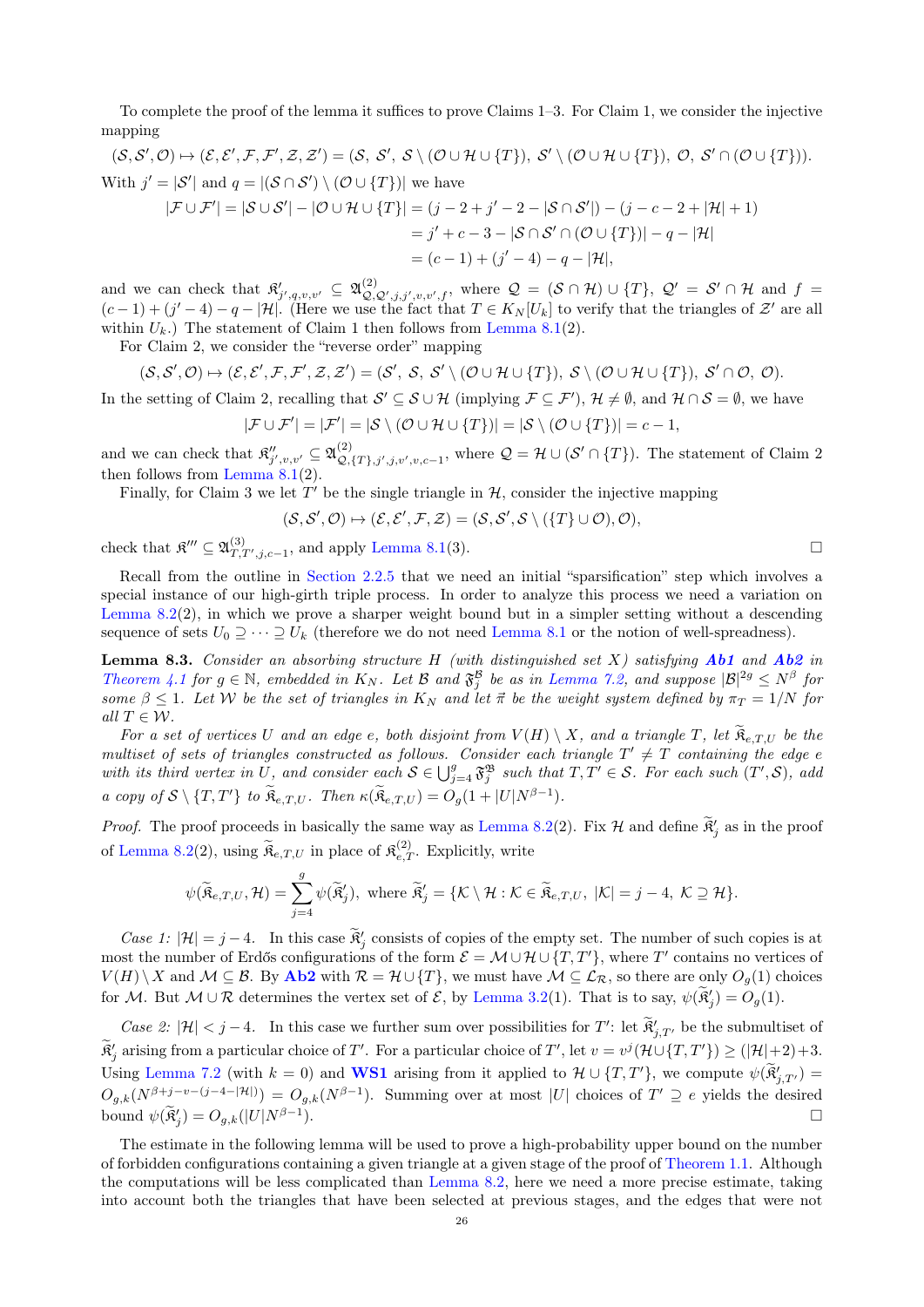To complete the proof of the lemma it suffices to prove Claims 1–3. For Claim 1, we consider the injective mapping

$$(\mathcal{S},\mathcal{S}',\mathcal{O})\mapsto(\mathcal{E},\mathcal{E}',\mathcal{F},\mathcal{F}',\mathcal{Z},\mathcal{Z}')=(\mathcal{S},\ \mathcal{S}',\ \mathcal{S}\setminus(\mathcal{O}\cup\mathcal{H}\cup\{T\}),\ \mathcal{S}'\setminus(\mathcal{O}\cup\mathcal{H}\cup\{T\}),\ \mathcal{O},\ \mathcal{S}'\cap(\mathcal{O}\cup\{T\})).$$

With $j'=|\mathcal{S}'|$ and $q=|(\mathcal{S}\cap\mathcal{S}')\setminus(\mathcal{O}\cup\{T\})|$ we have

$$\begin{aligned}|\mathcal{F}\cup\mathcal{F}'|=|\mathcal{S}\cup\mathcal{S}'|-|\mathcal{O}\cup\mathcal{H}\cup\{T\}|&=(j-2+j'-2-|\mathcal{S}\cap\mathcal{S}'|)-(j-c-2+|\mathcal{H}|+1)\\&=j'+c-3-|\mathcal{S}\cap\mathcal{S}'\cap(\mathcal{O}\cup\{T\})|-q-|\mathcal{H}|\\&=(c-1)+(j'-4)-q-|\mathcal{H}|,\end{aligned}$$

and we can check that $\mathfrak{K}'_{j',q,v,v'}\subseteq\mathfrak{A}^{(2)}_{\mathcal{Q},\mathcal{Q}',j,j',v,v',f}$, where $\mathcal{Q}=(\mathcal{S}\cap\mathcal{H})\cup\{T\}$, $\mathcal{Q}'=\mathcal{S}'\cap\mathcal{H}$ and $f=(c-1)+(j'-4)-q-|\mathcal{H}|$. (Here we use the fact that $T\in K_N[U_k]$ to verify that the triangles of $\mathcal{Z}'$ are all within $U_k$.) The statement of Claim 1 then follows from Lemma 8.1(2).

For Claim 2, we consider the "reverse order" mapping

$$(\mathcal{S},\mathcal{S}',\mathcal{O})\mapsto(\mathcal{E},\mathcal{E}',\mathcal{F},\mathcal{F}',\mathcal{Z},\mathcal{Z}')=(\mathcal{S}',\ \mathcal{S},\ \mathcal{S}'\setminus(\mathcal{O}\cup\mathcal{H}\cup\{T\}),\ \mathcal{S}\setminus(\mathcal{O}\cup\mathcal{H}\cup\{T\}),\ \mathcal{S}'\cap\mathcal{O},\ \mathcal{O}).$$

In the setting of Claim 2, recalling that $\mathcal{S}'\subseteq\mathcal{S}\cup\mathcal{H}$ (implying $\mathcal{F}\subseteq\mathcal{F}'$), $\mathcal{H}\neq\emptyset$, and $\mathcal{H}\cap\mathcal{S}=\emptyset$, we have

$$|\mathcal{F}\cup\mathcal{F}'|=|\mathcal{F}'|=|\mathcal{S}\setminus(\mathcal{O}\cup\mathcal{H}\cup\{T\})|=|\mathcal{S}\setminus(\mathcal{O}\cup\{T\})|=c-1,$$

and we can check that $\mathfrak{K}''_{j',v,v'}\subseteq\mathfrak{A}^{(2)}_{\mathcal{Q},\{T\},j',j,v',v,c-1}$, where $\mathcal{Q}=\mathcal{H}\cup(\mathcal{S}'\cap\{T\})$. The statement of Claim 2 then follows from Lemma 8.1(2).

Finally, for Claim 3 we let $T'$ be the single triangle in $\mathcal{H}$, consider the injective mapping

$$(\mathcal{S},\mathcal{S}',\mathcal{O})\mapsto(\mathcal{E},\mathcal{E}',\mathcal{F},\mathcal{Z})=(\mathcal{S},\mathcal{S}',\mathcal{S}\setminus(\{T\}\cup\mathcal{O}),\mathcal{O}),$$

check that $\mathfrak{K}'''\subseteq\mathfrak{A}^{(3)}_{T,T',j,c-1}$, and apply Lemma 8.1(3). □

Recall from the outline in Section 2.2.5 that we need an initial "sparsification" step which involves a special instance of our high-girth triple process. In order to analyze this process we need a variation on Lemma 8.2(2), in which we prove a sharper weight bound but in a simpler setting without a descending sequence of sets $U_0\supseteq\cdots\supseteq U_k$ (therefore we do not need Lemma 8.1 or the notion of well-spreadness).

**Lemma 8.3.** *Consider an absorbing structure $H$ (with distinguished set $X$) satisfying* ***Ab1*** *and* ***Ab2*** *in Theorem 4.1 for $g\in\mathbb{N}$, embedded in $K_N$. Let $\mathcal{B}$ and $\mathfrak{F}^{\mathcal{B}}_j$ be as in Lemma 7.2, and suppose $|\mathcal{B}|^{2g}\le N^\beta$ for some $\beta\le 1$. Let $\mathcal{W}$ be the set of triangles in $K_N$ and let $\vec{\pi}$ be the weight system defined by $\pi_T=1/N$ for all $T\in\mathcal{W}$.*

*For a set of vertices $U$ and an edge $e$, both disjoint from $V(H)\setminus X$, and a triangle $T$, let $\widetilde{\mathfrak{K}}_{e,T,U}$ be the multiset of sets of triangles constructed as follows. Consider each triangle $T'\neq T$ containing the edge $e$ with its third vertex in $U$, and consider each $\mathcal{S}\in\bigcup_{j=4}^{g}\mathfrak{F}^{\mathfrak{B}}_j$ such that $T,T'\in\mathcal{S}$. For each such $(T',\mathcal{S})$, add a copy of $\mathcal{S}\setminus\{T,T'\}$ to $\widetilde{\mathfrak{K}}_{e,T,U}$. Then $\kappa(\widetilde{\mathfrak{K}}_{e,T,U})=O_g(1+|U|N^{\beta-1})$.*

*Proof.* The proof proceeds in basically the same way as Lemma 8.2(2). Fix $\mathcal{H}$ and define $\widetilde{\mathfrak{K}}'_j$ as in the proof of Lemma 8.2(2), using $\widetilde{\mathfrak{K}}_{e,T,U}$ in place of $\mathfrak{K}^{(2)}_{e,T}$. Explicitly, write

$$\psi(\widetilde{\mathfrak{K}}_{e,T,U},\mathcal{H})=\sum_{j=4}^{g}\psi(\widetilde{\mathfrak{K}}'_j),\ \text{where}\ \widetilde{\mathfrak{K}}'_j=\{\mathcal{K}\setminus\mathcal{H}:\mathcal{K}\in\widetilde{\mathfrak{K}}_{e,T,U},\ |\mathcal{K}|=j-4,\ \mathcal{K}\supseteq\mathcal{H}\}.$$

*Case 1: $|\mathcal{H}|=j-4$.* In this case $\widetilde{\mathfrak{K}}'_j$ consists of copies of the empty set. The number of such copies is at most the number of Erdős configurations of the form $\mathcal{E}=\mathcal{M}\cup\mathcal{H}\cup\{T,T'\}$, where $T'$ contains no vertices of $V(H)\setminus X$ and $\mathcal{M}\subseteq\mathcal{B}$. By **Ab2** with $\mathcal{R}=\mathcal{H}\cup\{T\}$, we must have $\mathcal{M}\subseteq\mathcal{L}_{\mathcal{R}}$, so there are only $O_g(1)$ choices for $\mathcal{M}$. But $\mathcal{M}\cup\mathcal{R}$ determines the vertex set of $\mathcal{E}$, by Lemma 3.2(1). That is to say, $\psi(\widetilde{\mathfrak{K}}'_j)=O_g(1)$.

*Case 2: $|\mathcal{H}|<j-4$.* In this case we further sum over possibilities for $T'$: let $\widetilde{\mathfrak{K}}'_{j,T'}$ be the submultiset of $\widetilde{\mathfrak{K}}'_j$ arising from a particular choice of $T'$. For a particular choice of $T'$, let $v=v^j(\mathcal{H}\cup\{T,T'\})\ge(|\mathcal{H}|+2)+3$. Using Lemma 7.2 (with $k=0$) and **WS1** arising from it applied to $\mathcal{H}\cup\{T,T'\}$, we compute $\psi(\widetilde{\mathfrak{K}}'_{j,T'})=O_{g,k}(N^{\beta+j-v-(j-4-|\mathcal{H}|)})=O_{g,k}(N^{\beta-1})$. Summing over at most $|U|$ choices of $T'\supseteq e$ yields the desired bound $\psi(\widetilde{\mathfrak{K}}'_j)=O_{g,k}(|U|N^{\beta-1})$. □

The estimate in the following lemma will be used to prove a high-probability upper bound on the number of forbidden configurations containing a given triangle at a given stage of the proof of Theorem 1.1. Although the computations will be less complicated than Lemma 8.2, here we need a more precise estimate, taking into account both the triangles that have been selected at previous stages, and the edges that were not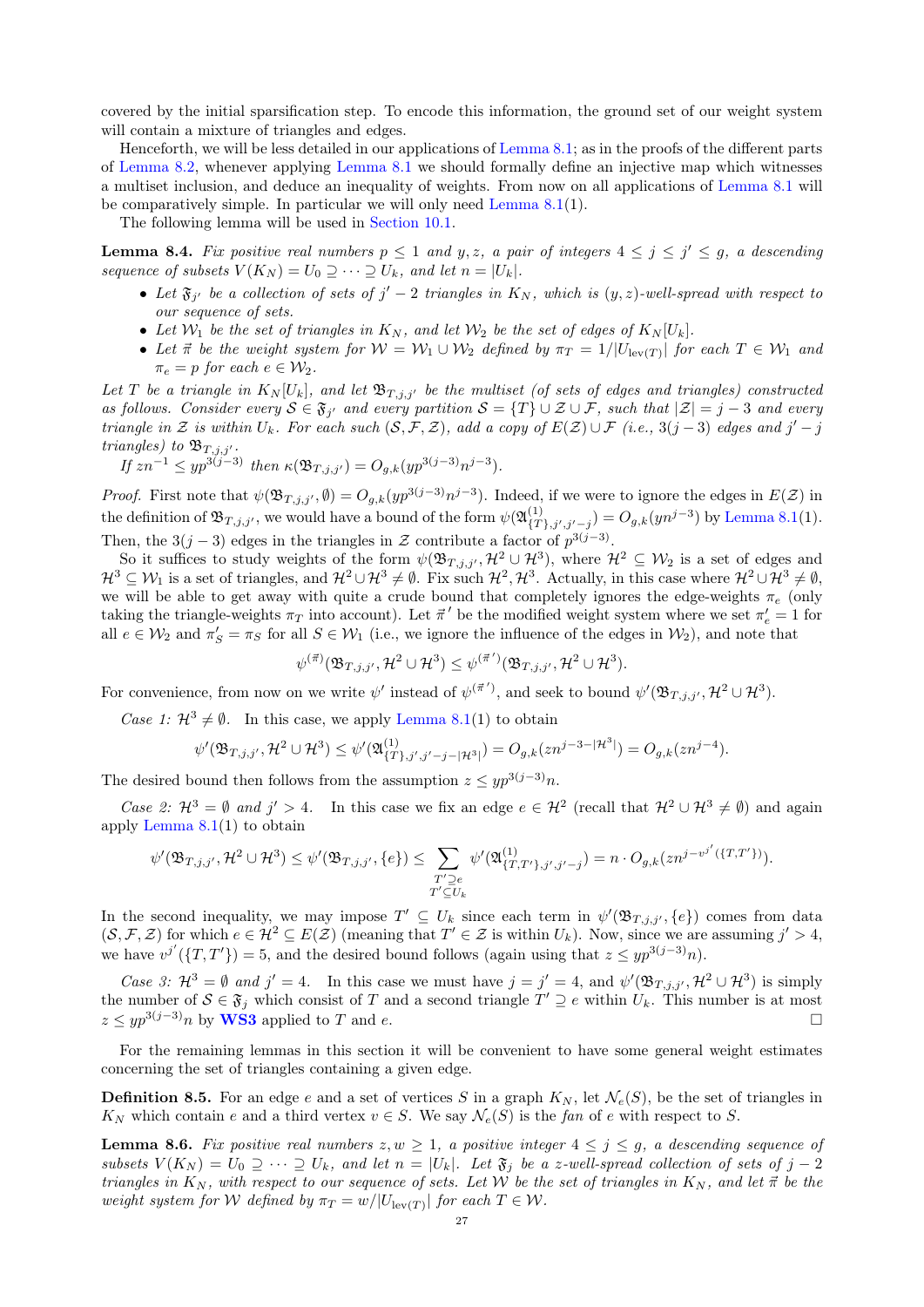covered by the initial sparsification step. To encode this information, the ground set of our weight system will contain a mixture of triangles and edges.

Henceforth, we will be less detailed in our applications of Lemma 8.1; as in the proofs of the different parts of Lemma 8.2, whenever applying Lemma 8.1 we should formally define an injective map which witnesses a multiset inclusion, and deduce an inequality of weights. From now on all applications of Lemma 8.1 will be comparatively simple. In particular we will only need Lemma 8.1(1).

The following lemma will be used in Section 10.1.

**Lemma 8.4.** *Fix positive real numbers $p \le 1$ and $y, z$, a pair of integers $4 \le j \le j' \le g$, a descending sequence of subsets $V(K_N) = U_0 \supseteq \cdots \supseteq U_k$, and let $n = |U_k|$.*

- *Let $\mathfrak{F}_{j'}$ be a collection of sets of $j'-2$ triangles in $K_N$, which is $(y, z)$-well-spread with respect to our sequence of sets.*
- *Let $\mathcal{W}_1$ be the set of triangles in $K_N$, and let $\mathcal{W}_2$ be the set of edges of $K_N[U_k]$.*
- *Let $\vec{\pi}$ be the weight system for $\mathcal{W} = \mathcal{W}_1 \cup \mathcal{W}_2$ defined by $\pi_T = 1/|U_{\mathrm{lev}(T)}|$ for each $T \in \mathcal{W}_1$ and $\pi_e = p$ for each $e \in \mathcal{W}_2$.*

*Let $T$ be a triangle in $K_N[U_k]$, and let $\mathfrak{B}_{T,j,j'}$ be the multiset (of sets of edges and triangles) constructed as follows. Consider every $\mathcal{S} \in \mathfrak{F}_{j'}$ and every partition $\mathcal{S} = \{T\} \cup \mathcal{Z} \cup \mathcal{F}$, such that $|\mathcal{Z}| = j-3$ and every triangle in $\mathcal{Z}$ is within $U_k$. For each such $(\mathcal{S}, \mathcal{F}, \mathcal{Z})$, add a copy of $E(\mathcal{Z}) \cup \mathcal{F}$ (i.e., $3(j-3)$ edges and $j'-j$ triangles) to $\mathfrak{B}_{T,j,j'}$.*

*If $zn^{-1} \le yp^{3(j-3)}$ then $\kappa(\mathfrak{B}_{T,j,j'}) = O_{g,k}(yp^{3(j-3)}n^{j-3})$.*

*Proof.* First note that $\psi(\mathfrak{B}_{T,j,j'}, \emptyset) = O_{g,k}(yp^{3(j-3)}n^{j-3})$. Indeed, if we were to ignore the edges in $E(\mathcal{Z})$ in the definition of $\mathfrak{B}_{T,j,j'}$, we would have a bound of the form $\psi(\mathfrak{A}^{(1)}_{\{T\},j',j'-j}) = O_{g,k}(yn^{j-3})$ by Lemma 8.1(1). Then, the $3(j-3)$ edges in the triangles in $\mathcal{Z}$ contribute a factor of $p^{3(j-3)}$.

So it suffices to study weights of the form $\psi(\mathfrak{B}_{T,j,j'}, \mathcal{H}^2 \cup \mathcal{H}^3)$, where $\mathcal{H}^2 \subseteq \mathcal{W}_2$ is a set of edges and $\mathcal{H}^3 \subseteq \mathcal{W}_1$ is a set of triangles, and $\mathcal{H}^2 \cup \mathcal{H}^3 \ne \emptyset$. Fix such $\mathcal{H}^2, \mathcal{H}^3$. Actually, in this case where $\mathcal{H}^2 \cup \mathcal{H}^3 \ne \emptyset$, we will be able to get away with quite a crude bound that completely ignores the edge-weights $\pi_e$ (only taking the triangle-weights $\pi_T$ into account). Let $\vec{\pi}'$ be the modified weight system where we set $\pi'_e = 1$ for all $e \in \mathcal{W}_2$ and $\pi'_S = \pi_S$ for all $S \in \mathcal{W}_1$ (i.e., we ignore the influence of the edges in $\mathcal{W}_2$), and note that

$$\psi^{(\vec{\pi})}(\mathfrak{B}_{T,j,j'}, \mathcal{H}^2 \cup \mathcal{H}^3) \le \psi^{(\vec{\pi}')}(\mathfrak{B}_{T,j,j'}, \mathcal{H}^2 \cup \mathcal{H}^3).$$

For convenience, from now on we write $\psi'$ instead of $\psi^{(\vec{\pi}')}$, and seek to bound $\psi'(\mathfrak{B}_{T,j,j'}, \mathcal{H}^2 \cup \mathcal{H}^3)$.

*Case 1: $\mathcal{H}^3 \ne \emptyset$.* In this case, we apply Lemma 8.1(1) to obtain

$$\psi'(\mathfrak{B}_{T,j,j'}, \mathcal{H}^2 \cup \mathcal{H}^3) \le \psi'(\mathfrak{A}^{(1)}_{\{T\},j',j'-j-|\mathcal{H}^3|}) = O_{g,k}(zn^{j-3-|\mathcal{H}^3|}) = O_{g,k}(zn^{j-4}).$$

The desired bound then follows from the assumption $z \le yp^{3(j-3)}n$.

*Case 2: $\mathcal{H}^3 = \emptyset$ and $j' > 4$.* In this case we fix an edge $e \in \mathcal{H}^2$ (recall that $\mathcal{H}^2 \cup \mathcal{H}^3 \ne \emptyset$) and again apply Lemma 8.1(1) to obtain

$$\psi'(\mathfrak{B}_{T,j,j'}, \mathcal{H}^2 \cup \mathcal{H}^3) \le \psi'(\mathfrak{B}_{T,j,j'}, \{e\}) \le \sum_{\substack{T' \supseteq e \\ T' \subseteq U_k}} \psi'(\mathfrak{A}^{(1)}_{\{T,T'\},j',j'-j}) = n \cdot O_{g,k}(zn^{j-v^{j'}(\{T,T'\})}).$$

In the second inequality, we may impose $T' \subseteq U_k$ since each term in $\psi'(\mathfrak{B}_{T,j,j'}, \{e\})$ comes from data $(\mathcal{S}, \mathcal{F}, \mathcal{Z})$ for which $e \in \mathcal{H}^2 \subseteq E(\mathcal{Z})$ (meaning that $T' \in \mathcal{Z}$ is within $U_k$). Now, since we are assuming $j' > 4$, we have $v^{j'}(\{T, T'\}) = 5$, and the desired bound follows (again using that $z \le yp^{3(j-3)}n$).

*Case 3: $\mathcal{H}^3 = \emptyset$ and $j' = 4$.* In this case we must have $j = j' = 4$, and $\psi'(\mathfrak{B}_{T,j,j'}, \mathcal{H}^2 \cup \mathcal{H}^3)$ is simply the number of $\mathcal{S} \in \mathfrak{F}_j$ which consist of $T$ and a second triangle $T' \supseteq e$ within $U_k$. This number is at most $z \le yp^{3(j-3)}n$ by **WS3** applied to $T$ and $e$. □

For the remaining lemmas in this section it will be convenient to have some general weight estimates concerning the set of triangles containing a given edge.

**Definition 8.5.** For an edge $e$ and a set of vertices $S$ in a graph $K_N$, let $\mathcal{N}_e(S)$, be the set of triangles in $K_N$ which contain $e$ and a third vertex $v \in S$. We say $\mathcal{N}_e(S)$ is the *fan* of $e$ with respect to $S$.

**Lemma 8.6.** *Fix positive real numbers $z, w \ge 1$, a positive integer $4 \le j \le g$, a descending sequence of subsets $V(K_N) = U_0 \supseteq \cdots \supseteq U_k$, and let $n = |U_k|$. Let $\mathfrak{F}_j$ be a $z$-well-spread collection of sets of $j-2$ triangles in $K_N$, with respect to our sequence of sets. Let $\mathcal{W}$ be the set of triangles in $K_N$, and let $\vec{\pi}$ be the weight system for $\mathcal{W}$ defined by $\pi_T = w/|U_{\mathrm{lev}(T)}|$ for each $T \in \mathcal{W}$.*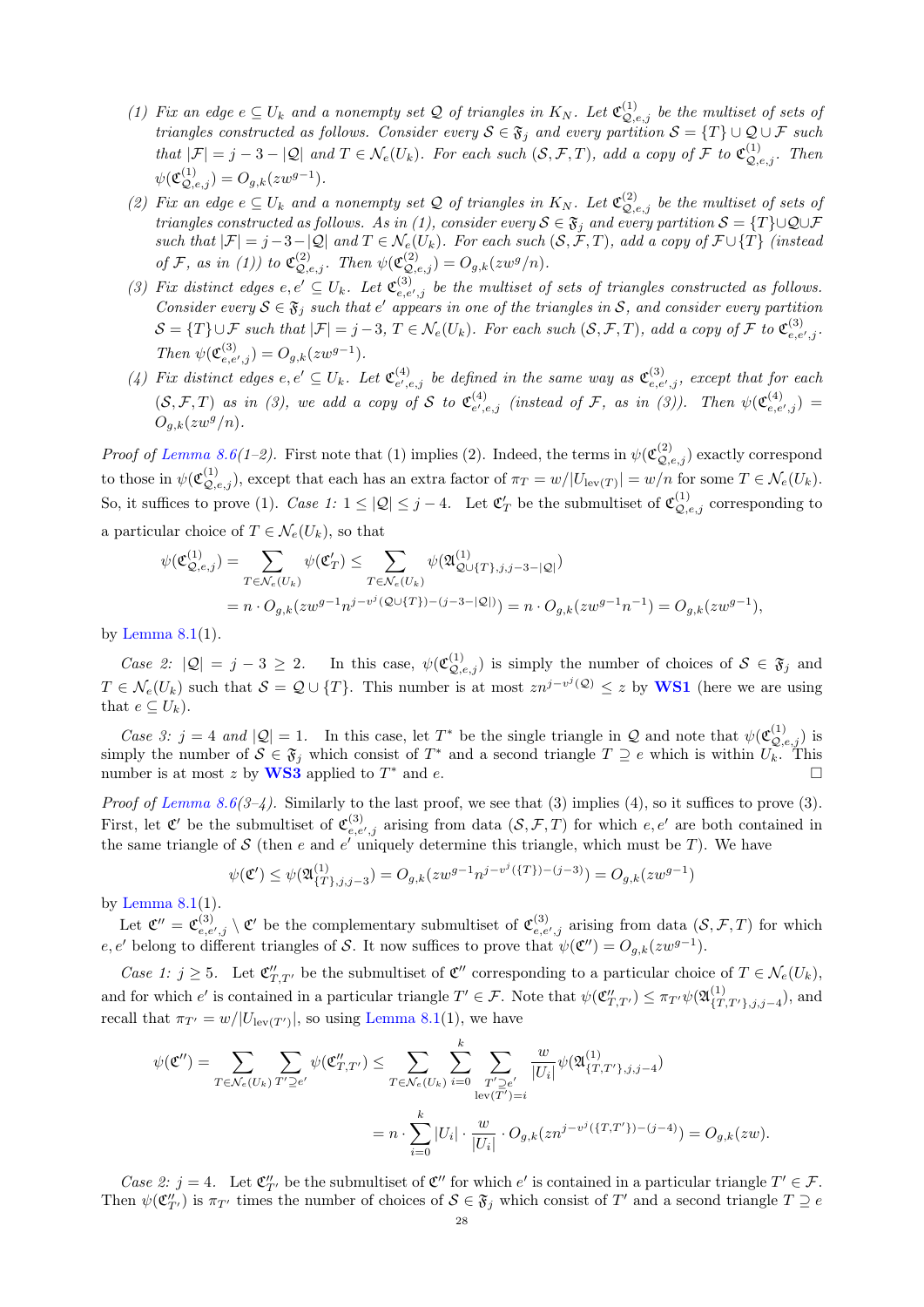(1) *Fix an edge $e \subseteq U_k$ and a nonempty set $\mathcal{Q}$ of triangles in $K_N$. Let $\mathfrak{C}^{(1)}_{\mathcal{Q},e,j}$ be the multiset of sets of triangles constructed as follows. Consider every $\mathcal{S} \in \mathfrak{F}_j$ and every partition $\mathcal{S} = \{T\} \cup \mathcal{Q} \cup \mathcal{F}$ such that $|\mathcal{F}| = j-3-|\mathcal{Q}|$ and $T \in \mathcal{N}_e(U_k)$. For each such $(\mathcal{S}, \mathcal{F}, T)$, add a copy of $\mathcal{F}$ to $\mathfrak{C}^{(1)}_{\mathcal{Q},e,j}$. Then $\psi(\mathfrak{C}^{(1)}_{\mathcal{Q},e,j}) = O_{g,k}(zw^{g-1})$.*

(2) *Fix an edge $e \subseteq U_k$ and a nonempty set $\mathcal{Q}$ of triangles in $K_N$. Let $\mathfrak{C}^{(2)}_{\mathcal{Q},e,j}$ be the multiset of sets of triangles constructed as follows. As in (1), consider every $\mathcal{S} \in \mathfrak{F}_j$ and every partition $\mathcal{S} = \{T\} \cup \mathcal{Q} \cup \mathcal{F}$ such that $|\mathcal{F}| = j-3-|\mathcal{Q}|$ and $T \in \mathcal{N}_e(U_k)$. For each such $(\mathcal{S}, \mathcal{F}, T)$, add a copy of $\mathcal{F} \cup \{T\}$ (instead of $\mathcal{F}$, as in (1)) to $\mathfrak{C}^{(2)}_{\mathcal{Q},e,j}$. Then $\psi(\mathfrak{C}^{(2)}_{\mathcal{Q},e,j}) = O_{g,k}(zw^{g}/n)$.*

(3) *Fix distinct edges $e, e' \subseteq U_k$. Let $\mathfrak{C}^{(3)}_{e,e',j}$ be the multiset of sets of triangles constructed as follows. Consider every $\mathcal{S} \in \mathfrak{F}_j$ such that $e'$ appears in one of the triangles in $\mathcal{S}$, and consider every partition $\mathcal{S} = \{T\} \cup \mathcal{F}$ such that $|\mathcal{F}| = j-3$, $T \in \mathcal{N}_e(U_k)$. For each such $(\mathcal{S}, \mathcal{F}, T)$, add a copy of $\mathcal{F}$ to $\mathfrak{C}^{(3)}_{e,e',j}$. Then $\psi(\mathfrak{C}^{(3)}_{e,e',j}) = O_{g,k}(zw^{g-1})$.*

(4) *Fix distinct edges $e, e' \subseteq U_k$. Let $\mathfrak{C}^{(4)}_{e',e,j}$ be defined in the same way as $\mathfrak{C}^{(3)}_{e,e',j}$, except that for each $(\mathcal{S}, \mathcal{F}, T)$ as in (3), we add a copy of $\mathcal{S}$ to $\mathfrak{C}^{(4)}_{e',e,j}$ (instead of $\mathcal{F}$, as in (3)). Then $\psi(\mathfrak{C}^{(4)}_{e,e',j}) = O_{g,k}(zw^{g}/n)$.*

*Proof of Lemma 8.6(1–2).* First note that (1) implies (2). Indeed, the terms in $\psi(\mathfrak{C}^{(2)}_{\mathcal{Q},e,j})$ exactly correspond to those in $\psi(\mathfrak{C}^{(1)}_{\mathcal{Q},e,j})$, except that each has an extra factor of $\pi_T = w/|U_{\mathrm{lev}(T)}| = w/n$ for some $T \in \mathcal{N}_e(U_k)$. So, it suffices to prove (1). *Case 1:* $1 \le |\mathcal{Q}| \le j-4$. Let $\mathfrak{C}'_T$ be the submultiset of $\mathfrak{C}^{(1)}_{\mathcal{Q},e,j}$ corresponding to a particular choice of $T \in \mathcal{N}_e(U_k)$, so that

$$\psi(\mathfrak{C}^{(1)}_{\mathcal{Q},e,j}) = \sum_{T \in \mathcal{N}_e(U_k)} \psi(\mathfrak{C}'_T) \le \sum_{T \in \mathcal{N}_e(U_k)} \psi(\mathfrak{A}^{(1)}_{\mathcal{Q}\cup\{T\},j,j-3-|\mathcal{Q}|})$$
$$= n \cdot O_{g,k}(zw^{g-1}n^{j-v^j(\mathcal{Q}\cup\{T\})-(j-3-|\mathcal{Q}|)}) = n \cdot O_{g,k}(zw^{g-1}n^{-1}) = O_{g,k}(zw^{g-1}),$$

by Lemma 8.1(1).

*Case 2:* $|\mathcal{Q}| = j-3 \ge 2$. In this case, $\psi(\mathfrak{C}^{(1)}_{\mathcal{Q},e,j})$ is simply the number of choices of $\mathcal{S} \in \mathfrak{F}_j$ and $T \in \mathcal{N}_e(U_k)$ such that $\mathcal{S} = \mathcal{Q} \cup \{T\}$. This number is at most $zn^{j-v^j(\mathcal{Q})} \le z$ by **WS1** (here we are using that $e \subseteq U_k$).

*Case 3:* $j = 4$ *and* $|\mathcal{Q}| = 1$. In this case, let $T^*$ be the single triangle in $\mathcal{Q}$ and note that $\psi(\mathfrak{C}^{(1)}_{\mathcal{Q},e,j})$ is simply the number of $\mathcal{S} \in \mathfrak{F}_j$ which consist of $T^*$ and a second triangle $T \supseteq e$ which is within $U_k$. This number is at most $z$ by **WS3** applied to $T^*$ and $e$. $\square$

*Proof of Lemma 8.6(3–4).* Similarly to the last proof, we see that (3) implies (4), so it suffices to prove (3). First, let $\mathfrak{C}'$ be the submultiset of $\mathfrak{C}^{(3)}_{e,e',j}$ arising from data $(\mathcal{S}, \mathcal{F}, T)$ for which $e, e'$ are both contained in the same triangle of $\mathcal{S}$ (then $e$ and $e'$ uniquely determine this triangle, which must be $T$). We have

$$\psi(\mathfrak{C}') \le \psi(\mathfrak{A}^{(1)}_{\{T\},j,j-3}) = O_{g,k}(zw^{g-1}n^{j-v^j(\{T\})-(j-3)}) = O_{g,k}(zw^{g-1})$$

by Lemma 8.1(1).

Let $\mathfrak{C}'' = \mathfrak{C}^{(3)}_{e,e',j} \setminus \mathfrak{C}'$ be the complementary submultiset of $\mathfrak{C}^{(3)}_{e,e',j}$ arising from data $(\mathcal{S}, \mathcal{F}, T)$ for which $e, e'$ belong to different triangles of $\mathcal{S}$. It now suffices to prove that $\psi(\mathfrak{C}'') = O_{g,k}(zw^{g-1})$.

*Case 1:* $j \ge 5$. Let $\mathfrak{C}''_{T,T'}$ be the submultiset of $\mathfrak{C}''$ corresponding to a particular choice of $T \in \mathcal{N}_e(U_k)$, and for which $e'$ is contained in a particular triangle $T' \in \mathcal{F}$. Note that $\psi(\mathfrak{C}''_{T,T'}) \le \pi_{T'}\psi(\mathfrak{A}^{(1)}_{\{T,T'\},j,j-4})$, and recall that $\pi_{T'} = w/|U_{\mathrm{lev}(T')}|$, so using Lemma 8.1(1), we have

$$\psi(\mathfrak{C}'') = \sum_{T \in \mathcal{N}_e(U_k)} \sum_{T' \supseteq e'} \psi(\mathfrak{C}''_{T,T'}) \le \sum_{T \in \mathcal{N}_e(U_k)} \sum_{i=0}^{k} \sum_{\substack{T' \supseteq e' \\ \mathrm{lev}(T')=i}} \frac{w}{|U_i|}\psi(\mathfrak{A}^{(1)}_{\{T,T'\},j,j-4})$$
$$= n \cdot \sum_{i=0}^{k} |U_i| \cdot \frac{w}{|U_i|} \cdot O_{g,k}(zn^{j-v^j(\{T,T'\})-(j-4)}) = O_{g,k}(zw).$$

*Case 2:* $j = 4$. Let $\mathfrak{C}''_{T'}$ be the submultiset of $\mathfrak{C}''$ for which $e'$ is contained in a particular triangle $T' \in \mathcal{F}$. Then $\psi(\mathfrak{C}''_{T'})$ is $\pi_{T'}$ times the number of choices of $\mathcal{S} \in \mathfrak{F}_j$ which consist of $T'$ and a second triangle $T \supseteq e$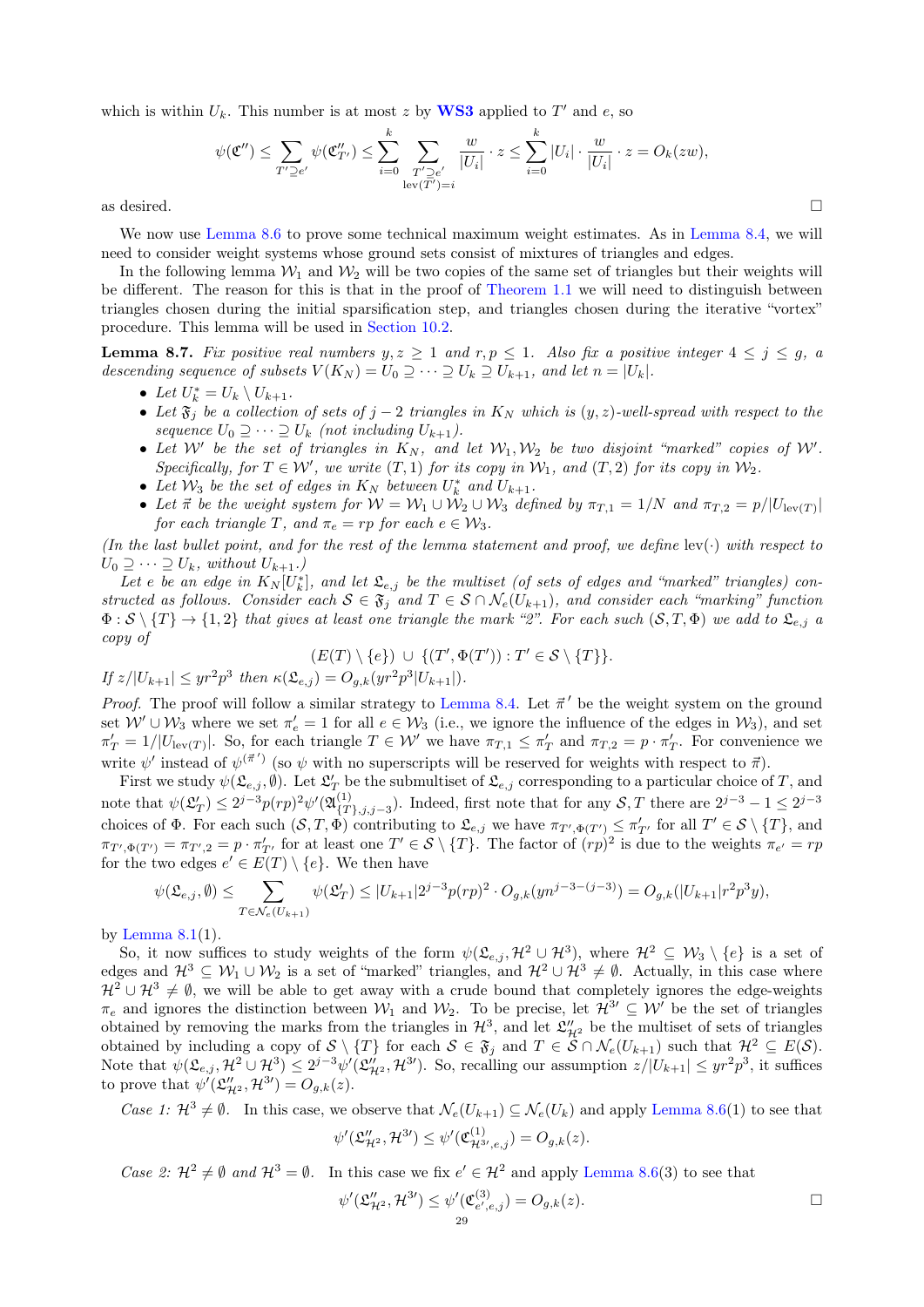which is within $U_k$. This number is at most $z$ by **WS3** applied to $T'$ and $e$, so

$$\psi(\mathfrak{C}'') \le \sum_{T'\supseteq e'} \psi(\mathfrak{C}''_{T'}) \le \sum_{i=0}^{k} \sum_{\substack{T'\supseteq e' \\ \mathrm{lev}(T')=i}} \frac{w}{|U_i|}\cdot z \le \sum_{i=0}^{k} |U_i|\cdot \frac{w}{|U_i|}\cdot z = O_k(zw),$$

as desired. □

We now use Lemma 8.6 to prove some technical maximum weight estimates. As in Lemma 8.4, we will need to consider weight systems whose ground sets consist of mixtures of triangles and edges.

In the following lemma $\mathcal{W}_1$ and $\mathcal{W}_2$ will be two copies of the same set of triangles but their weights will be different. The reason for this is that in the proof of Theorem 1.1 we will need to distinguish between triangles chosen during the initial sparsification step, and triangles chosen during the iterative "vortex" procedure. This lemma will be used in Section 10.2.

**Lemma 8.7.** *Fix positive real numbers $y, z \ge 1$ and $r, p \le 1$. Also fix a positive integer $4 \le j \le g$, a descending sequence of subsets $V(K_N) = U_0 \supseteq \cdots \supseteq U_k \supseteq U_{k+1}$, and let $n = |U_k|$.*

- *Let $U_k^* = U_k \setminus U_{k+1}$.*
- *Let $\mathfrak{F}_j$ be a collection of sets of $j-2$ triangles in $K_N$ which is $(y, z)$-well-spread with respect to the sequence $U_0 \supseteq \cdots \supseteq U_k$ (not including $U_{k+1}$).*
- *Let $\mathcal{W}'$ be the set of triangles in $K_N$, and let $\mathcal{W}_1, \mathcal{W}_2$ be two disjoint "marked" copies of $\mathcal{W}'$. Specifically, for $T \in \mathcal{W}'$, we write $(T, 1)$ for its copy in $\mathcal{W}_1$, and $(T, 2)$ for its copy in $\mathcal{W}_2$.*
- *Let $\mathcal{W}_3$ be the set of edges in $K_N$ between $U_k^*$ and $U_{k+1}$.*
- *Let $\vec{\pi}$ be the weight system for $\mathcal{W} = \mathcal{W}_1 \cup \mathcal{W}_2 \cup \mathcal{W}_3$ defined by $\pi_{T,1} = 1/N$ and $\pi_{T,2} = p/|U_{\mathrm{lev}(T)}|$ for each triangle $T$, and $\pi_e = rp$ for each $e \in \mathcal{W}_3$.*

*(In the last bullet point, and for the rest of the lemma statement and proof, we define $\mathrm{lev}(\cdot)$ with respect to $U_0 \supseteq \cdots \supseteq U_k$, without $U_{k+1}$.)*

*Let $e$ be an edge in $K_N[U_k^*]$, and let $\mathfrak{L}_{e,j}$ be the multiset (of sets of edges and "marked" triangles) constructed as follows. Consider each $\mathcal{S} \in \mathfrak{F}_j$ and $T \in \mathcal{S} \cap \mathcal{N}_e(U_{k+1})$, and consider each "marking" function $\Phi : \mathcal{S} \setminus \{T\} \to \{1, 2\}$ that gives at least one triangle the mark "2". For each such $(\mathcal{S}, T, \Phi)$ we add to $\mathfrak{L}_{e,j}$ a copy of*

$$(E(T) \setminus \{e\}) \;\cup\; \{(T', \Phi(T')) : T' \in \mathcal{S} \setminus \{T\}\}.$$

*If $z/|U_{k+1}| \le yr^2p^3$ then $\kappa(\mathfrak{L}_{e,j}) = O_{g,k}(yr^2p^3|U_{k+1}|)$.*

*Proof.* The proof will follow a similar strategy to Lemma 8.4. Let $\vec{\pi}'$ be the weight system on the ground set $\mathcal{W}' \cup \mathcal{W}_3$ where we set $\pi'_e = 1$ for all $e \in \mathcal{W}_3$ (i.e., we ignore the influence of the edges in $\mathcal{W}_3$), and set $\pi'_T = 1/|U_{\mathrm{lev}(T)}|$. So, for each triangle $T \in \mathcal{W}'$ we have $\pi_{T,1} \le \pi'_T$ and $\pi_{T,2} = p \cdot \pi'_T$. For convenience we write $\psi'$ instead of $\psi^{(\vec{\pi}')}$ (so $\psi$ with no superscripts will be reserved for weights with respect to $\vec{\pi}$).

First we study $\psi(\mathfrak{L}_{e,j}, \emptyset)$. Let $\mathfrak{L}'_T$ be the submultiset of $\mathfrak{L}_{e,j}$ corresponding to a particular choice of $T$, and note that $\psi(\mathfrak{L}'_T) \le 2^{j-3}p(rp)^2\psi'(\mathfrak{A}^{(1)}_{\{T\},j,j-3})$. Indeed, first note that for any $\mathcal{S}, T$ there are $2^{j-3} - 1 \le 2^{j-3}$ choices of $\Phi$. For each such $(\mathcal{S}, T, \Phi)$ contributing to $\mathfrak{L}_{e,j}$ we have $\pi_{T',\Phi(T')} \le \pi'_{T'}$ for all $T' \in \mathcal{S} \setminus \{T\}$, and $\pi_{T',\Phi(T')} = \pi_{T',2} = p \cdot \pi'_{T'}$ for at least one $T' \in \mathcal{S} \setminus \{T\}$. The factor of $(rp)^2$ is due to the weights $\pi_{e'} = rp$ for the two edges $e' \in E(T) \setminus \{e\}$. We then have

$$\psi(\mathfrak{L}_{e,j}, \emptyset) \le \sum_{T \in \mathcal{N}_e(U_{k+1})} \psi(\mathfrak{L}'_T) \le |U_{k+1}|2^{j-3}p(rp)^2 \cdot O_{g,k}(yn^{j-3-(j-3)}) = O_{g,k}(|U_{k+1}|r^2p^3y),$$

by Lemma 8.1(1).

So, it now suffices to study weights of the form $\psi(\mathfrak{L}_{e,j}, \mathcal{H}^2 \cup \mathcal{H}^3)$, where $\mathcal{H}^2 \subseteq \mathcal{W}_3 \setminus \{e\}$ is a set of edges and $\mathcal{H}^3 \subseteq \mathcal{W}_1 \cup \mathcal{W}_2$ is a set of "marked" triangles, and $\mathcal{H}^2 \cup \mathcal{H}^3 \ne \emptyset$. Actually, in this case where $\mathcal{H}^2 \cup \mathcal{H}^3 \ne \emptyset$, we will be able to get away with a crude bound that completely ignores the edge-weights $\pi_e$ and ignores the distinction between $\mathcal{W}_1$ and $\mathcal{W}_2$. To be precise, let $\mathcal{H}^{3\prime} \subseteq \mathcal{W}'$ be the set of triangles obtained by removing the marks from the triangles in $\mathcal{H}^3$, and let $\mathfrak{L}''_{\mathcal{H}^2}$ be the multiset of sets of triangles obtained by including a copy of $\mathcal{S} \setminus \{T\}$ for each $\mathcal{S} \in \mathfrak{F}_j$ and $T \in \mathcal{S} \cap \mathcal{N}_e(U_{k+1})$ such that $\mathcal{H}^2 \subseteq E(\mathcal{S})$. Note that $\psi(\mathfrak{L}_{e,j}, \mathcal{H}^2 \cup \mathcal{H}^3) \le 2^{j-3}\psi'(\mathfrak{L}''_{\mathcal{H}^2}, \mathcal{H}^{3\prime})$. So, recalling our assumption $z/|U_{k+1}| \le yr^2p^3$, it suffices to prove that $\psi'(\mathfrak{L}''_{\mathcal{H}^2}, \mathcal{H}^{3\prime}) = O_{g,k}(z)$.

*Case 1: $\mathcal{H}^3 \ne \emptyset$.* In this case, we observe that $\mathcal{N}_e(U_{k+1}) \subseteq \mathcal{N}_e(U_k)$ and apply Lemma 8.6(1) to see that

$$\psi'(\mathfrak{L}''_{\mathcal{H}^2}, \mathcal{H}^{3\prime}) \le \psi'(\mathfrak{C}^{(1)}_{\mathcal{H}^{3\prime},e,j}) = O_{g,k}(z).$$

*Case 2: $\mathcal{H}^2 \ne \emptyset$ and $\mathcal{H}^3 = \emptyset$.* In this case we fix $e' \in \mathcal{H}^2$ and apply Lemma 8.6(3) to see that

$$\psi'(\mathfrak{L}''_{\mathcal{H}^2}, \mathcal{H}^{3\prime}) \le \psi'(\mathfrak{C}^{(3)}_{e',e,j}) = O_{g,k}(z).$$

□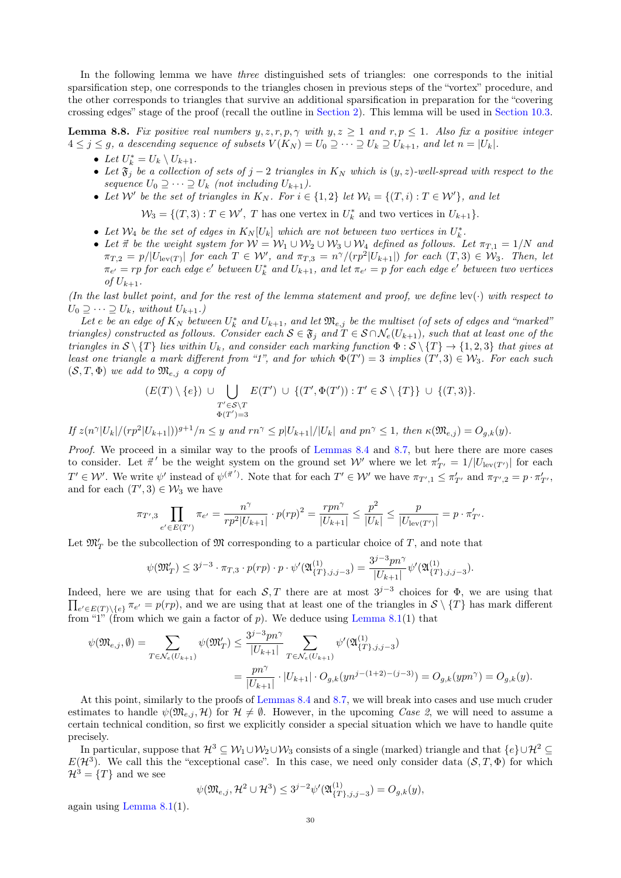In the following lemma we have *three* distinguished sets of triangles: one corresponds to the initial sparsification step, one corresponds to the triangles chosen in previous steps of the "vortex" procedure, and the other corresponds to triangles that survive an additional sparsification in preparation for the "covering crossing edges" stage of the proof (recall the outline in Section 2). This lemma will be used in Section 10.3.

**Lemma 8.8.** *Fix positive real numbers $y, z, r, p, \gamma$ with $y, z \geq 1$ and $r, p \leq 1$. Also fix a positive integer $4 \leq j \leq g$, a descending sequence of subsets $V(K_N) = U_0 \supseteq \cdots \supseteq U_k \supseteq U_{k+1}$, and let $n = |U_k|$.*

- *Let $U_k^* = U_k \setminus U_{k+1}$.*
- *Let $\mathfrak{F}_j$ be a collection of sets of $j-2$ triangles in $K_N$ which is $(y,z)$-well-spread with respect to the sequence $U_0 \supseteq \cdots \supseteq U_k$ (not including $U_{k+1}$).*
- *Let $\mathcal{W}'$ be the set of triangles in $K_N$. For $i \in \{1,2\}$ let $\mathcal{W}_i = \{(T,i) : T \in \mathcal{W}'\}$, and let*
$$\mathcal{W}_3 = \{(T,3) : T \in \mathcal{W}',\ T \text{ has one vertex in } U_k^* \text{ and two vertices in } U_{k+1}\}.$$
- *Let $\mathcal{W}_4$ be the set of edges in $K_N[U_k]$ which are not between two vertices in $U_k^*$.*
- *Let $\vec{\pi}$ be the weight system for $\mathcal{W} = \mathcal{W}_1 \cup \mathcal{W}_2 \cup \mathcal{W}_3 \cup \mathcal{W}_4$ defined as follows. Let $\pi_{T,1} = 1/N$ and $\pi_{T,2} = p/|U_{\mathrm{lev}(T)}|$ for each $T \in \mathcal{W}'$, and $\pi_{T,3} = n^\gamma/(rp^2|U_{k+1}|)$ for each $(T,3) \in \mathcal{W}_3$. Then, let $\pi_{e'} = rp$ for each edge $e'$ between $U_k^*$ and $U_{k+1}$, and let $\pi_{e'} = p$ for each edge $e'$ between two vertices of $U_{k+1}$.*

*(In the last bullet point, and for the rest of the lemma statement and proof, we define $\mathrm{lev}(\cdot)$ with respect to $U_0 \supseteq \cdots \supseteq U_k$, without $U_{k+1}$.)*

*Let $e$ be an edge of $K_N$ between $U_k^*$ and $U_{k+1}$, and let $\mathfrak{M}_{e,j}$ be the multiset (of sets of edges and "marked" triangles) constructed as follows. Consider each $\mathcal{S} \in \mathfrak{F}_j$ and $T \in \mathcal{S} \cap \mathcal{N}_e(U_{k+1})$, such that at least one of the triangles in $\mathcal{S} \setminus \{T\}$ lies within $U_k$, and consider each marking function $\Phi : \mathcal{S} \setminus \{T\} \to \{1,2,3\}$ that gives at least one triangle a mark different from "1", and for which $\Phi(T') = 3$ implies $(T',3) \in \mathcal{W}_3$. For each such $(\mathcal{S}, T, \Phi)$ we add to $\mathfrak{M}_{e,j}$ a copy of*
$$(E(T) \setminus \{e\}) \ \cup \bigcup_{\substack{T' \in \mathcal{S} \setminus T \\ \Phi(T')=3}} E(T') \ \cup\ \{(T', \Phi(T')) : T' \in \mathcal{S} \setminus \{T\}\} \ \cup\ \{(T,3)\}.$$

*If $z(n^\gamma|U_k|/(rp^2|U_{k+1}|))^{g+1}/n \leq y$ and $rn^\gamma \leq p|U_{k+1}|/|U_k|$ and $pn^\gamma \leq 1$, then $\kappa(\mathfrak{M}_{e,j}) = O_{g,k}(y)$.*

*Proof.* We proceed in a similar way to the proofs of Lemmas 8.4 and 8.7, but here there are more cases to consider. Let $\vec{\pi}\,'$ be the weight system on the ground set $\mathcal{W}'$ where we let $\pi'_{T'} = 1/|U_{\mathrm{lev}(T')}|$ for each $T' \in \mathcal{W}'$. We write $\psi'$ instead of $\psi^{(\vec{\pi}\,')}$. Note that for each $T' \in \mathcal{W}'$ we have $\pi_{T',1} \leq \pi'_{T'}$ and $\pi_{T',2} = p \cdot \pi'_{T'}$, and for each $(T',3) \in \mathcal{W}_3$ we have
$$\pi_{T',3} \prod_{e' \in E(T')} \pi_{e'} = \frac{n^\gamma}{rp^2|U_{k+1}|} \cdot p(rp)^2 = \frac{rpn^\gamma}{|U_{k+1}|} \leq \frac{p^2}{|U_k|} \leq \frac{p}{|U_{\mathrm{lev}(T')}|} = p \cdot \pi'_{T'}.$$

Let $\mathfrak{M}'_T$ be the subcollection of $\mathfrak{M}$ corresponding to a particular choice of $T$, and note that
$$\psi(\mathfrak{M}'_T) \leq 3^{j-3} \cdot \pi_{T,3} \cdot p(rp) \cdot p \cdot \psi'(\mathfrak{A}^{(1)}_{\{T\},j,j-3}) = \frac{3^{j-3}pn^\gamma}{|U_{k+1}|}\psi'(\mathfrak{A}^{(1)}_{\{T\},j,j-3}).$$

Indeed, here we are using that for each $\mathcal{S}, T$ there are at most $3^{j-3}$ choices for $\Phi$, we are using that $\prod_{e' \in E(T) \setminus \{e\}} \pi_{e'} = p(rp)$, and we are using that at least one of the triangles in $\mathcal{S} \setminus \{T\}$ has mark different from "1" (from which we gain a factor of $p$). We deduce using Lemma 8.1(1) that
$$\begin{aligned}\psi(\mathfrak{M}_{e,j}, \emptyset) = \sum_{T \in \mathcal{N}_e(U_{k+1})} \psi(\mathfrak{M}'_T) &\leq \frac{3^{j-3}pn^\gamma}{|U_{k+1}|} \sum_{T \in \mathcal{N}_e(U_{k+1})} \psi'(\mathfrak{A}^{(1)}_{\{T\},j,j-3}) \\ &= \frac{pn^\gamma}{|U_{k+1}|} \cdot |U_{k+1}| \cdot O_{g,k}(yn^{j-(1+2)-(j-3)}) = O_{g,k}(ypn^\gamma) = O_{g,k}(y).\end{aligned}$$

At this point, similarly to the proofs of Lemmas 8.4 and 8.7, we will break into cases and use much cruder estimates to handle $\psi(\mathfrak{M}_{e,j}, \mathcal{H})$ for $\mathcal{H} \neq \emptyset$. However, in the upcoming *Case 2*, we will need to assume a certain technical condition, so first we explicitly consider a special situation which we have to handle quite precisely.

In particular, suppose that $\mathcal{H}^3 \subseteq \mathcal{W}_1 \cup \mathcal{W}_2 \cup \mathcal{W}_3$ consists of a single (marked) triangle and that $\{e\} \cup \mathcal{H}^2 \subseteq E(\mathcal{H}^3)$. We call this the "exceptional case". In this case, we need only consider data $(\mathcal{S}, T, \Phi)$ for which $\mathcal{H}^3 = \{T\}$ and we see
$$\psi(\mathfrak{M}_{e,j}, \mathcal{H}^2 \cup \mathcal{H}^3) \leq 3^{j-2}\psi'(\mathfrak{A}^{(1)}_{\{T\},j,j-3}) = O_{g,k}(y),$$
again using Lemma 8.1(1).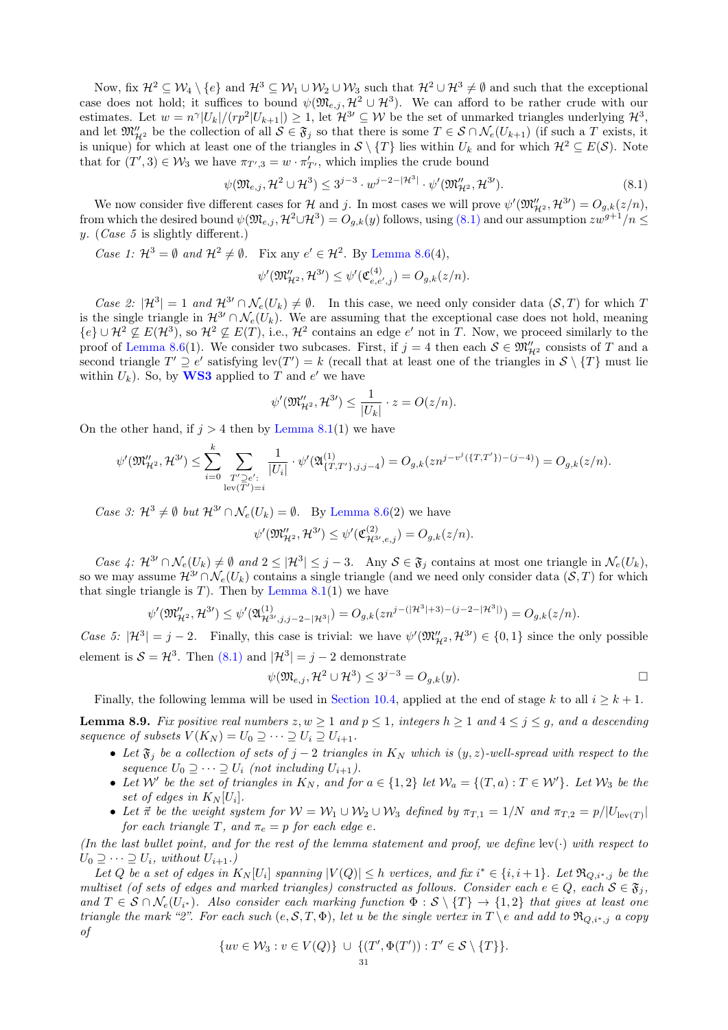Now, fix $\mathcal{H}^2 \subseteq \mathcal{W}_4 \setminus \{e\}$ and $\mathcal{H}^3 \subseteq \mathcal{W}_1 \cup \mathcal{W}_2 \cup \mathcal{W}_3$ such that $\mathcal{H}^2 \cup \mathcal{H}^3 \neq \emptyset$ and such that the exceptional case does not hold; it suffices to bound $\psi(\mathfrak{M}_{e,j}, \mathcal{H}^2 \cup \mathcal{H}^3)$. We can afford to be rather crude with our estimates. Let $w = n^\gamma |U_k|/(rp^2|U_{k+1}|) \geq 1$, let $\mathcal{H}^{3\prime} \subseteq \mathcal{W}$ be the set of unmarked triangles underlying $\mathcal{H}^3$, and let $\mathfrak{M}''_{\mathcal{H}^2}$ be the collection of all $\mathcal{S} \in \mathfrak{F}_j$ so that there is some $T \in \mathcal{S} \cap \mathcal{N}_e(U_{k+1})$ (if such a $T$ exists, it is unique) for which at least one of the triangles in $\mathcal{S} \setminus \{T\}$ lies within $U_k$ and for which $\mathcal{H}^2 \subseteq E(\mathcal{S})$. Note that for $(T', 3) \in \mathcal{W}_3$ we have $\pi_{T',3} = w \cdot \pi'_{T'}$, which implies the crude bound

$$\psi(\mathfrak{M}_{e,j}, \mathcal{H}^2 \cup \mathcal{H}^3) \leq 3^{j-3} \cdot w^{j-2-|\mathcal{H}^3|} \cdot \psi'(\mathfrak{M}''_{\mathcal{H}^2}, \mathcal{H}^{3\prime}). \tag{8.1}$$

We now consider five different cases for $\mathcal{H}$ and $j$. In most cases we will prove $\psi'(\mathfrak{M}''_{\mathcal{H}^2}, \mathcal{H}^{3\prime}) = O_{g,k}(z/n)$, from which the desired bound $\psi(\mathfrak{M}_{e,j}, \mathcal{H}^2 \cup \mathcal{H}^3) = O_{g,k}(y)$ follows, using (8.1) and our assumption $zw^{g+1}/n \leq y$. (*Case 5* is slightly different.)

*Case 1: $\mathcal{H}^3 = \emptyset$ and $\mathcal{H}^2 \neq \emptyset$.* Fix any $e' \in \mathcal{H}^2$. By Lemma 8.6(4),

$$\psi'(\mathfrak{M}''_{\mathcal{H}^2}, \mathcal{H}^{3\prime}) \leq \psi'(\mathfrak{C}^{(4)}_{e,e',j}) = O_{g,k}(z/n).$$

*Case 2: $|\mathcal{H}^3| = 1$ and $\mathcal{H}^{3\prime} \cap \mathcal{N}_e(U_k) \neq \emptyset$.* In this case, we need only consider data $(\mathcal{S}, T)$ for which $T$ is the single triangle in $\mathcal{H}^{3\prime} \cap \mathcal{N}_e(U_k)$. We are assuming that the exceptional case does not hold, meaning $\{e\} \cup \mathcal{H}^2 \not\subseteq E(\mathcal{H}^3)$, so $\mathcal{H}^2 \not\subseteq E(T)$, i.e., $\mathcal{H}^2$ contains an edge $e'$ not in $T$. Now, we proceed similarly to the proof of Lemma 8.6(1). We consider two subcases. First, if $j = 4$ then each $\mathcal{S} \in \mathfrak{M}''_{\mathcal{H}^2}$ consists of $T$ and a second triangle $T' \supseteq e'$ satisfying $\operatorname{lev}(T') = k$ (recall that at least one of the triangles in $\mathcal{S} \setminus \{T\}$ must lie within $U_k$). So, by **WS3** applied to $T$ and $e'$ we have

$$\psi'(\mathfrak{M}''_{\mathcal{H}^2}, \mathcal{H}^{3\prime}) \leq \frac{1}{|U_k|} \cdot z = O(z/n).$$

On the other hand, if $j > 4$ then by Lemma 8.1(1) we have

$$\psi'(\mathfrak{M}''_{\mathcal{H}^2}, \mathcal{H}^{3\prime}) \leq \sum_{i=0}^{k} \sum_{\substack{T' \supseteq e': \\ \operatorname{lev}(T') = i}} \frac{1}{|U_i|} \cdot \psi'(\mathfrak{A}^{(1)}_{\{T,T'\},j,j-4}) = O_{g,k}(zn^{j - v^j(\{T,T'\}) - (j-4)}) = O_{g,k}(z/n).$$

*Case 3: $\mathcal{H}^3 \neq \emptyset$ but $\mathcal{H}^{3\prime} \cap \mathcal{N}_e(U_k) = \emptyset$.* By Lemma 8.6(2) we have

$$\psi'(\mathfrak{M}''_{\mathcal{H}^2}, \mathcal{H}^{3\prime}) \leq \psi'(\mathfrak{C}^{(2)}_{\mathcal{H}^{3\prime},e,j}) = O_{g,k}(z/n).$$

*Case 4: $\mathcal{H}^{3\prime} \cap \mathcal{N}_e(U_k) \neq \emptyset$ and $2 \leq |\mathcal{H}^3| \leq j - 3$.* Any $\mathcal{S} \in \mathfrak{F}_j$ contains at most one triangle in $\mathcal{N}_e(U_k)$, so we may assume $\mathcal{H}^{3\prime} \cap \mathcal{N}_e(U_k)$ contains a single triangle (and we need only consider data $(\mathcal{S}, T)$ for which that single triangle is $T$). Then by Lemma 8.1(1) we have

$$\psi'(\mathfrak{M}''_{\mathcal{H}^2}, \mathcal{H}^{3\prime}) \leq \psi'(\mathfrak{A}^{(1)}_{\mathcal{H}^{3\prime},j,j-2-|\mathcal{H}^3|}) = O_{g,k}(zn^{j-(|\mathcal{H}^3|+3)-(j-2-|\mathcal{H}^3|)}) = O_{g,k}(z/n).$$

*Case 5: $|\mathcal{H}^3| = j - 2$.* Finally, this case is trivial: we have $\psi'(\mathfrak{M}''_{\mathcal{H}^2}, \mathcal{H}^{3\prime}) \in \{0, 1\}$ since the only possible element is $\mathcal{S} = \mathcal{H}^3$. Then (8.1) and $|\mathcal{H}^3| = j - 2$ demonstrate

$$\psi(\mathfrak{M}_{e,j}, \mathcal{H}^2 \cup \mathcal{H}^3) \leq 3^{j-3} = O_{g,k}(y). \qquad \square$$

Finally, the following lemma will be used in Section 10.4, applied at the end of stage $k$ to all $i \geq k + 1$.

**Lemma 8.9.** *Fix positive real numbers $z, w \geq 1$ and $p \leq 1$, integers $h \geq 1$ and $4 \leq j \leq g$, and a descending sequence of subsets $V(K_N) = U_0 \supseteq \cdots \supseteq U_i \supseteq U_{i+1}$.*

- *Let $\mathfrak{F}_j$ be a collection of sets of $j - 2$ triangles in $K_N$ which is $(y, z)$-well-spread with respect to the sequence $U_0 \supseteq \cdots \supseteq U_i$ (not including $U_{i+1}$).*
- *Let $\mathcal{W}'$ be the set of triangles in $K_N$, and for $a \in \{1, 2\}$ let $\mathcal{W}_a = \{(T, a) : T \in \mathcal{W}'\}$. Let $\mathcal{W}_3$ be the set of edges in $K_N[U_i]$.*
- *Let $\vec{\pi}$ be the weight system for $\mathcal{W} = \mathcal{W}_1 \cup \mathcal{W}_2 \cup \mathcal{W}_3$ defined by $\pi_{T,1} = 1/N$ and $\pi_{T,2} = p/|U_{\operatorname{lev}(T)}|$ for each triangle $T$, and $\pi_e = p$ for each edge $e$.*

*(In the last bullet point, and for the rest of the lemma statement and proof, we define $\operatorname{lev}(\cdot)$ with respect to $U_0 \supseteq \cdots \supseteq U_i$, without $U_{i+1}$.)*

*Let $Q$ be a set of edges in $K_N[U_i]$ spanning $|V(Q)| \leq h$ vertices, and fix $i^* \in \{i, i+1\}$. Let $\mathfrak{R}_{Q,i^*,j}$ be the multiset (of sets of edges and marked triangles) constructed as follows. Consider each $e \in Q$, each $\mathcal{S} \in \mathfrak{F}_j$, and $T \in \mathcal{S} \cap \mathcal{N}_e(U_{i^*})$. Also consider each marking function $\Phi : \mathcal{S} \setminus \{T\} \to \{1, 2\}$ that gives at least one triangle the mark "2". For each such $(e, \mathcal{S}, T, \Phi)$, let $u$ be the single vertex in $T \setminus e$ and add to $\mathfrak{R}_{Q,i^*,j}$ a copy of*

$$\{uv \in \mathcal{W}_3 : v \in V(Q)\} \cup \{(T', \Phi(T')) : T' \in \mathcal{S} \setminus \{T\}\}.$$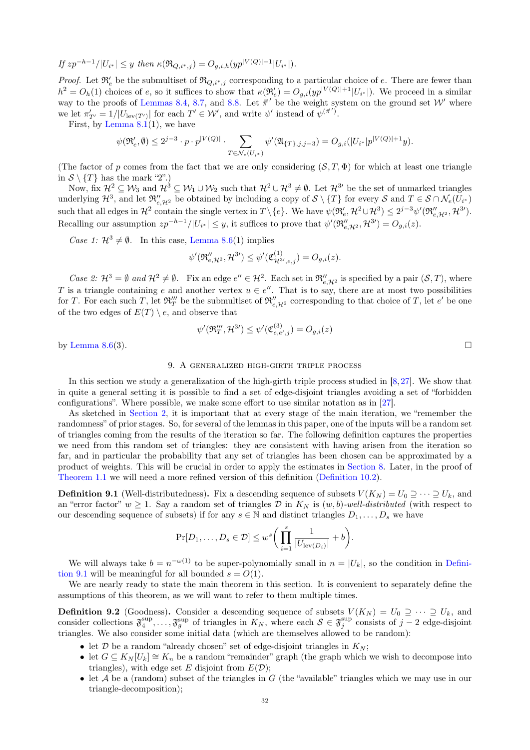*If $zp^{-h-1}/|U_{i^*}| \le y$ then $\kappa(\mathfrak{R}_{Q,i^*,j}) = O_{g,i,h}(yp^{|V(Q)|+1}|U_{i^*}|)$.*

*Proof.* Let $\mathfrak{R}'_e$ be the submultiset of $\mathfrak{R}_{Q,i^*,j}$ corresponding to a particular choice of $e$. There are fewer than $h^2 = O_h(1)$ choices of $e$, so it suffices to show that $\kappa(\mathfrak{R}'_e) = O_{g,i}(yp^{|V(Q)|+1}|U_{i^*}|)$. We proceed in a similar way to the proofs of Lemmas 8.4, 8.7, and 8.8. Let $\vec{\pi}'$ be the weight system on the ground set $\mathcal{W}'$ where we let $\pi'_{T'} = 1/|U_{\mathrm{lev}(T')}|$ for each $T' \in \mathcal{W}'$, and write $\psi'$ instead of $\psi^{(\vec{\pi}')}$.

First, by Lemma 8.1(1), we have

$$\psi(\mathfrak{R}'_e, \emptyset) \le 2^{j-3} \cdot p \cdot p^{|V(Q)|} \cdot \sum_{T \in \mathcal{N}_e(U_{i^*})} \psi'(\mathfrak{A}_{\{T\},j,j-3}) = O_{g,i}(|U_{i^*}|p^{|V(Q)|+1}y).$$

(The factor of $p$ comes from the fact that we are only considering $(\mathcal{S}, T, \Phi)$ for which at least one triangle in $\mathcal{S} \setminus \{T\}$ has the mark "2".)

Now, fix $\mathcal{H}^2 \subseteq \mathcal{W}_3$ and $\mathcal{H}^3 \subseteq \mathcal{W}_1 \cup \mathcal{W}_2$ such that $\mathcal{H}^2 \cup \mathcal{H}^3 \neq \emptyset$. Let $\mathcal{H}^{3\prime}$ be the set of unmarked triangles underlying $\mathcal{H}^3$, and let $\mathfrak{R}''_{e,\mathcal{H}^2}$ be obtained by including a copy of $\mathcal{S} \setminus \{T\}$ for every $\mathcal{S}$ and $T \in \mathcal{S} \cap \mathcal{N}_e(U_{i^*})$ such that all edges in $\mathcal{H}^2$ contain the single vertex in $T \setminus \{e\}$. We have $\psi(\mathfrak{R}'_e, \mathcal{H}^2 \cup \mathcal{H}^3) \le 2^{j-3}\psi'(\mathfrak{R}''_{e,\mathcal{H}^2}, \mathcal{H}^{3\prime})$. Recalling our assumption $zp^{-h-1}/|U_{i^*}| \le y$, it suffices to prove that $\psi'(\mathfrak{R}''_{e,\mathcal{H}^2}, \mathcal{H}^{3\prime}) = O_{g,i}(z)$.

*Case 1: $\mathcal{H}^3 \neq \emptyset$.* In this case, Lemma 8.6(1) implies

$$\psi'(\mathfrak{R}''_{e,\mathcal{H}^2}, \mathcal{H}^{3\prime}) \le \psi'(\mathfrak{C}^{(1)}_{\mathcal{H}^{3\prime},e,j}) = O_{g,i}(z).$$

*Case 2: $\mathcal{H}^3 = \emptyset$ and $\mathcal{H}^2 \neq \emptyset$.* Fix an edge $e'' \in \mathcal{H}^2$. Each set in $\mathfrak{R}''_{e,\mathcal{H}^2}$ is specified by a pair $(\mathcal{S}, T)$, where $T$ is a triangle containing $e$ and another vertex $u \in e''$. That is to say, there are at most two possibilities for $T$. For each such $T$, let $\mathfrak{R}'''_T$ be the submultiset of $\mathfrak{R}''_{e,\mathcal{H}^2}$ corresponding to that choice of $T$, let $e'$ be one of the two edges of $E(T) \setminus e$, and observe that

$$\psi'(\mathfrak{R}'''_T, \mathcal{H}^{3\prime}) \le \psi'(\mathfrak{C}^{(3)}_{e,e',j}) = O_{g,i}(z)$$

by Lemma 8.6(3). $\square$

## 9. A generalized high-girth triple process

In this section we study a generalization of the high-girth triple process studied in [8,27]. We show that in quite a general setting it is possible to find a set of edge-disjoint triangles avoiding a set of "forbidden configurations". Where possible, we make some effort to use similar notation as in [27].

As sketched in Section 2, it is important that at every stage of the main iteration, we "remember the randomness" of prior stages. So, for several of the lemmas in this paper, one of the inputs will be a random set of triangles coming from the results of the iteration so far. The following definition captures the properties we need from this random set of triangles: they are consistent with having arisen from the iteration so far, and in particular the probability that any set of triangles has been chosen can be approximated by a product of weights. This will be crucial in order to apply the estimates in Section 8. Later, in the proof of Theorem 1.1 we will need a more refined version of this definition (Definition 10.2).

**Definition 9.1** (Well-distributedness)**.** Fix a descending sequence of subsets $V(K_N) = U_0 \supseteq \cdots \supseteq U_k$, and an "error factor" $w \ge 1$. Say a random set of triangles $\mathcal{D}$ in $K_N$ is $(w, b)$*-well-distributed* (with respect to our descending sequence of subsets) if for any $s \in \mathbb{N}$ and distinct triangles $D_1, \ldots, D_s$ we have

$$\Pr[D_1, \ldots, D_s \in \mathcal{D}] \le w^s\bigg(\prod_{i=1}^{s} \frac{1}{|U_{\mathrm{lev}(D_i)}|} + b\bigg).$$

We will always take $b = n^{-\omega(1)}$ to be super-polynomially small in $n = |U_k|$, so the condition in Definition 9.1 will be meaningful for all bounded $s = O(1)$.

We are nearly ready to state the main theorem in this section. It is convenient to separately define the assumptions of this theorem, as we will want to refer to them multiple times.

**Definition 9.2** (Goodness)**.** Consider a descending sequence of subsets $V(K_N) = U_0 \supseteq \cdots \supseteq U_k$, and consider collections $\mathfrak{F}_4^{\sup}, \ldots, \mathfrak{F}_g^{\sup}$ of triangles in $K_N$, where each $\mathcal{S} \in \mathfrak{F}_j^{\sup}$ consists of $j-2$ edge-disjoint triangles. We also consider some initial data (which are themselves allowed to be random):

- let $\mathcal{D}$ be a random "already chosen" set of edge-disjoint triangles in $K_N$;
- let $G \subseteq K_N[U_k] \cong K_n$ be a random "remainder" graph (the graph which we wish to decompose into triangles), with edge set $E$ disjoint from $E(\mathcal{D})$;
- let $\mathcal{A}$ be a (random) subset of the triangles in $G$ (the "available" triangles which we may use in our triangle-decomposition);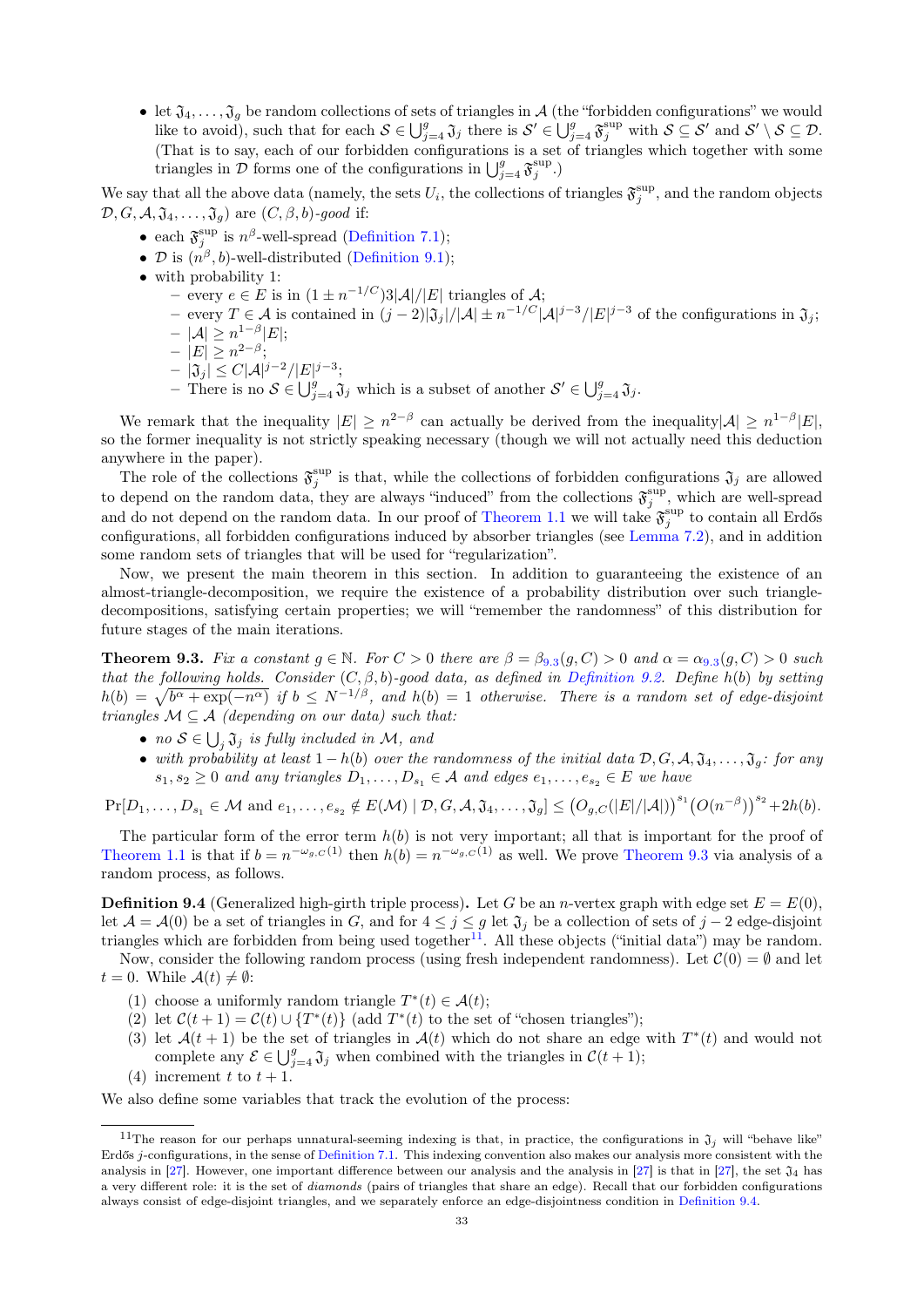- let $\mathfrak{J}_4, \dots, \mathfrak{J}_g$ be random collections of sets of triangles in $\mathcal{A}$ (the "forbidden configurations" we would like to avoid), such that for each $\mathcal{S} \in \bigcup_{j=4}^g \mathfrak{J}_j$ there is $\mathcal{S}' \in \bigcup_{j=4}^g \mathfrak{F}_j^{\sup}$ with $\mathcal{S} \subseteq \mathcal{S}'$ and $\mathcal{S}' \setminus \mathcal{S} \subseteq \mathcal{D}$. (That is to say, each of our forbidden configurations is a set of triangles which together with some triangles in $\mathcal{D}$ forms one of the configurations in $\bigcup_{j=4}^g \mathfrak{F}_j^{\sup}$.)

We say that all the above data (namely, the sets $U_i$, the collections of triangles $\mathfrak{F}_j^{\sup}$, and the random objects $\mathcal{D}, G, \mathcal{A}, \mathfrak{J}_4, \dots, \mathfrak{J}_g$) are *$(C, \beta, b)$-good* if:

- each $\mathfrak{F}_j^{\sup}$ is $n^\beta$-well-spread (Definition 7.1);
- $\mathcal{D}$ is $(n^\beta, b)$-well-distributed (Definition 9.1);
- with probability 1:
  - every $e \in E$ is in $(1 \pm n^{-1/C})3|\mathcal{A}|/|E|$ triangles of $\mathcal{A}$;
  - every $T \in \mathcal{A}$ is contained in $(j-2)|\mathfrak{J}_j|/|\mathcal{A}| \pm n^{-1/C}|\mathcal{A}|^{j-3}/|E|^{j-3}$ of the configurations in $\mathfrak{J}_j$;
  - $|\mathcal{A}| \geq n^{1-\beta}|E|$;
  - $|E| \geq n^{2-\beta}$;
  - $|\mathfrak{J}_j| \leq C|\mathcal{A}|^{j-2}/|E|^{j-3}$;
  - There is no $\mathcal{S} \in \bigcup_{j=4}^g \mathfrak{J}_j$ which is a subset of another $\mathcal{S}' \in \bigcup_{j=4}^g \mathfrak{J}_j$.

We remark that the inequality $|E| \geq n^{2-\beta}$ can actually be derived from the inequality $|\mathcal{A}| \geq n^{1-\beta}|E|$, so the former inequality is not strictly speaking necessary (though we will not actually need this deduction anywhere in the paper).

The role of the collections $\mathfrak{F}_j^{\sup}$ is that, while the collections of forbidden configurations $\mathfrak{J}_j$ are allowed to depend on the random data, they are always "induced" from the collections $\mathfrak{F}_j^{\sup}$, which are well-spread and do not depend on the random data. In our proof of Theorem 1.1 we will take $\mathfrak{F}_j^{\sup}$ to contain all Erdős configurations, all forbidden configurations induced by absorber triangles (see Lemma 7.2), and in addition some random sets of triangles that will be used for "regularization".

Now, we present the main theorem in this section. In addition to guaranteeing the existence of an almost-triangle-decomposition, we require the existence of a probability distribution over such triangle-decompositions, satisfying certain properties; we will "remember the randomness" of this distribution for future stages of the main iterations.

**Theorem 9.3.** *Fix a constant $g \in \mathbb{N}$. For $C > 0$ there are $\beta = \beta_{9.3}(g, C) > 0$ and $\alpha = \alpha_{9.3}(g, C) > 0$ such that the following holds. Consider $(C, \beta, b)$-good data, as defined in Definition 9.2. Define $h(b)$ by setting $h(b) = \sqrt{b^\alpha + \exp(-n^\alpha)}$ if $b \leq N^{-1/\beta}$, and $h(b) = 1$ otherwise. There is a random set of edge-disjoint triangles $\mathcal{M} \subseteq \mathcal{A}$ (depending on our data) such that:*

- *no $\mathcal{S} \in \bigcup_j \mathfrak{J}_j$ is fully included in $\mathcal{M}$, and*
- *with probability at least $1 - h(b)$ over the randomness of the initial data $\mathcal{D}, G, \mathcal{A}, \mathfrak{J}_4, \dots, \mathfrak{J}_g$: for any $s_1, s_2 \geq 0$ and any triangles $D_1, \dots, D_{s_1} \in \mathcal{A}$ and edges $e_1, \dots, e_{s_2} \in E$ we have*

$$\Pr[D_1, \dots, D_{s_1} \in \mathcal{M} \text{ and } e_1, \dots, e_{s_2} \notin E(\mathcal{M}) \mid \mathcal{D}, G, \mathcal{A}, \mathfrak{J}_4, \dots, \mathfrak{J}_g] \leq \left(O_{g,C}(|E|/|\mathcal{A}|)\right)^{s_1}\left(O(n^{-\beta})\right)^{s_2} + 2h(b).$$

The particular form of the error term $h(b)$ is not very important; all that is important for the proof of Theorem 1.1 is that if $b = n^{-\omega_{g,C}(1)}$ then $h(b) = n^{-\omega_{g,C}(1)}$ as well. We prove Theorem 9.3 via analysis of a random process, as follows.

**Definition 9.4** (Generalized high-girth triple process)**.** Let $G$ be an $n$-vertex graph with edge set $E = E(0)$, let $\mathcal{A} = \mathcal{A}(0)$ be a set of triangles in $G$, and for $4 \leq j \leq g$ let $\mathfrak{J}_j$ be a collection of sets of $j-2$ edge-disjoint triangles which are forbidden from being used together[11]. All these objects ("initial data") may be random.

Now, consider the following random process (using fresh independent randomness). Let $\mathcal{C}(0) = \emptyset$ and let $t = 0$. While $\mathcal{A}(t) \neq \emptyset$:

1. choose a uniformly random triangle $T^*(t) \in \mathcal{A}(t)$;
2. let $\mathcal{C}(t+1) = \mathcal{C}(t) \cup \{T^*(t)\}$ (add $T^*(t)$ to the set of "chosen triangles");
3. let $\mathcal{A}(t+1)$ be the set of triangles in $\mathcal{A}(t)$ which do not share an edge with $T^*(t)$ and would not complete any $\mathcal{E} \in \bigcup_{j=4}^g \mathfrak{J}_j$ when combined with the triangles in $\mathcal{C}(t+1)$;
4. increment $t$ to $t+1$.

We also define some variables that track the evolution of the process:

---

[11] The reason for our perhaps unnatural-seeming indexing is that, in practice, the configurations in $\mathfrak{J}_j$ will "behave like" Erdős $j$-configurations, in the sense of Definition 7.1. This indexing convention also makes our analysis more consistent with the analysis in [27]. However, one important difference between our analysis and the analysis in [27] is that in [27], the set $\mathfrak{J}_4$ has a very different role: it is the set of *diamonds* (pairs of triangles that share an edge). Recall that our forbidden configurations always consist of edge-disjoint triangles, and we separately enforce an edge-disjointness condition in Definition 9.4.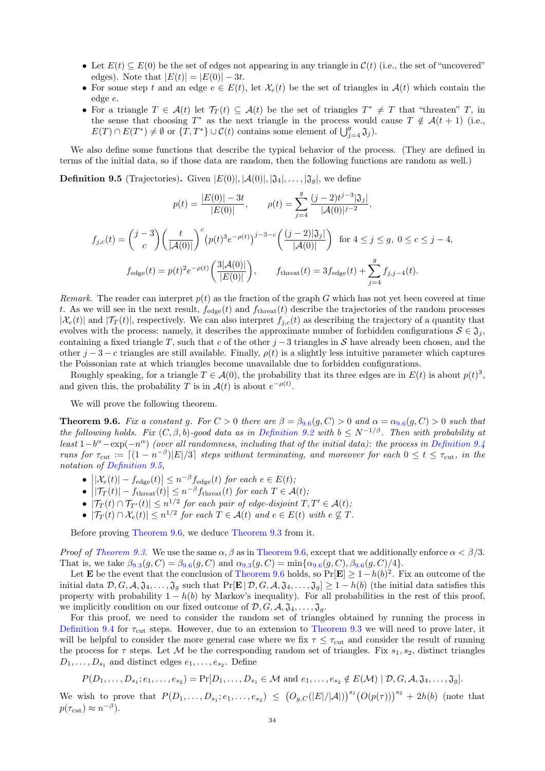- Let $E(t) \subseteq E(0)$ be the set of edges not appearing in any triangle in $\mathcal{C}(t)$ (i.e., the set of "uncovered" edges). Note that $|E(t)| = |E(0)| - 3t$.
- For some step $t$ and an edge $e \in E(t)$, let $\mathcal{X}_e(t)$ be the set of triangles in $\mathcal{A}(t)$ which contain the edge $e$.
- For a triangle $T \in \mathcal{A}(t)$ let $\mathcal{T}_T(t) \subseteq \mathcal{A}(t)$ be the set of triangles $T^* \neq T$ that "threaten" $T$, in the sense that choosing $T^*$ as the next triangle in the process would cause $T \notin \mathcal{A}(t+1)$ (i.e., $E(T) \cap E(T^*) \neq \emptyset$ or $\{T, T^*\} \cup \mathcal{C}(t)$ contains some element of $\bigcup_{j=4}^{g} \mathfrak{J}_j$).

We also define some functions that describe the typical behavior of the process. (They are defined in terms of the initial data, so if those data are random, then the following functions are random as well.)

**Definition 9.5** (Trajectories)**.** Given $|E(0)|, |\mathcal{A}(0)|, |\mathfrak{J}_4|, \ldots, |\mathfrak{J}_g|$, we define

$$p(t) = \frac{|E(0)| - 3t}{|E(0)|}, \qquad \rho(t) = \sum_{j=4}^{g} \frac{(j-2)t^{j-3}|\mathfrak{J}_j|}{|\mathcal{A}(0)|^{j-2}},$$

$$f_{j,c}(t) = \binom{j-3}{c}\left(\frac{t}{|\mathcal{A}(0)|}\right)^{c}\left(p(t)^3 e^{-\rho(t)}\right)^{j-3-c}\left(\frac{(j-2)|\mathfrak{J}_j|}{|\mathcal{A}(0)|}\right) \text{ for } 4 \leq j \leq g,\ 0 \leq c \leq j-4,$$

$$f_{\mathrm{edge}}(t) = p(t)^2 e^{-\rho(t)}\left(\frac{3|\mathcal{A}(0)|}{|E(0)|}\right), \qquad f_{\mathrm{threat}}(t) = 3f_{\mathrm{edge}}(t) + \sum_{j=4}^{g} f_{j,j-4}(t).$$

*Remark.* The reader can interpret $p(t)$ as the fraction of the graph $G$ which has not yet been covered at time $t$. As we will see in the next result, $f_{\mathrm{edge}}(t)$ and $f_{\mathrm{threat}}(t)$ describe the trajectories of the random processes $|\mathcal{X}_e(t)|$ and $|\mathcal{T}_T(t)|$, respectively. We can also interpret $f_{j,c}(t)$ as describing the trajectory of a quantity that evolves with the process: namely, it describes the approximate number of forbidden configurations $\mathcal{S} \in \mathfrak{J}_j$, containing a fixed triangle $T$, such that $c$ of the other $j-3$ triangles in $\mathcal{S}$ have already been chosen, and the other $j-3-c$ triangles are still available. Finally, $\rho(t)$ is a slightly less intuitive parameter which captures the Poissonian rate at which triangles become unavailable due to forbidden configurations.

Roughly speaking, for a triangle $T \in \mathcal{A}(0)$, the probability that its three edges are in $E(t)$ is about $p(t)^3$, and given this, the probability $T$ is in $\mathcal{A}(t)$ is about $e^{-\rho(t)}$.

We will prove the following theorem.

**Theorem 9.6.** *Fix a constant $g$. For $C > 0$ there are $\beta = \beta_{9.6}(g, C) > 0$ and $\alpha = \alpha_{9.6}(g, C) > 0$ such that the following holds. Fix $(C, \beta, b)$-good data as in Definition 9.2 with $b \leq N^{-1/\beta}$. Then with probability at least $1 - b^{\alpha} - \exp(-n^{\alpha})$ (over all randomness, including that of the initial data): the process in Definition 9.4 runs for $\tau_{\mathrm{cut}} := \lceil (1 - n^{-\beta})|E|/3 \rceil$ steps without terminating, and moreover for each $0 \leq t \leq \tau_{\mathrm{cut}}$, in the notation of Definition 9.5,*

- $\big||\mathcal{X}_e(t)| - f_{\mathrm{edge}}(t)\big| \leq n^{-\beta} f_{\mathrm{edge}}(t)$ *for each $e \in E(t)$;*
- $\big||\mathcal{T}_T(t)| - f_{\mathrm{threat}}(t)\big| \leq n^{-\beta} f_{\mathrm{threat}}(t)$ *for each $T \in \mathcal{A}(t)$;*
- $|\mathcal{T}_T(t) \cap \mathcal{T}_{T'}(t)| \leq n^{1/2}$ *for each pair of edge-disjoint $T, T' \in \mathcal{A}(t)$;*
- $|\mathcal{T}_T(t) \cap \mathcal{X}_e(t)| \leq n^{1/2}$ *for each $T \in \mathcal{A}(t)$ and $e \in E(t)$ with $e \not\subseteq T$.*

Before proving Theorem 9.6, we deduce Theorem 9.3 from it.

*Proof of Theorem 9.3.* We use the same $\alpha, \beta$ as in Theorem 9.6, except that we additionally enforce $\alpha < \beta/3$. That is, we take $\beta_{9.3}(g, C) = \beta_{9.6}(g, C)$ and $\alpha_{9.3}(g, C) = \min\{\alpha_{9.6}(g, C), \beta_{9.6}(g, C)/4\}$.

Let $\mathbf{E}$ be the event that the conclusion of Theorem 9.6 holds, so $\Pr[\mathbf{E}] \geq 1 - h(b)^2$. Fix an outcome of the initial data $\mathcal{D}, G, \mathcal{A}, \mathfrak{J}_4, \ldots, \mathfrak{J}_g$ such that $\Pr[\mathbf{E} \,|\, \mathcal{D}, G, \mathcal{A}, \mathfrak{J}_4, \ldots, \mathfrak{J}_g] \geq 1 - h(b)$ (the initial data satisfies this property with probability $1 - h(b)$ by Markov's inequality). For all probabilities in the rest of this proof, we implicitly condition on our fixed outcome of $\mathcal{D}, G, \mathcal{A}, \mathfrak{J}_4, \ldots, \mathfrak{J}_g$.

For this proof, we need to consider the random set of triangles obtained by running the process in Definition 9.4 for $\tau_{\mathrm{cut}}$ steps. However, due to an extension to Theorem 9.3 we will need to prove later, it will be helpful to consider the more general case where we fix $\tau \leq \tau_{\mathrm{cut}}$ and consider the result of running the process for $\tau$ steps. Let $\mathcal{M}$ be the corresponding random set of triangles. Fix $s_1, s_2$, distinct triangles $D_1, \ldots, D_{s_1}$ and distinct edges $e_1, \ldots, e_{s_2}$. Define

$$P(D_1, \ldots, D_{s_1}; e_1, \ldots, e_{s_2}) = \Pr[D_1, \ldots, D_{s_1} \in \mathcal{M} \text{ and } e_1, \ldots, e_{s_2} \notin E(\mathcal{M}) \mid \mathcal{D}, G, \mathcal{A}, \mathfrak{J}_4, \ldots, \mathfrak{J}_g].$$

We wish to prove that $P(D_1, \ldots, D_{s_1}; e_1, \ldots, e_{s_2}) \leq \big(O_{g,C}(|E|/|\mathcal{A}|)\big)^{s_1}\big(O(p(\tau))\big)^{s_2} + 2h(b)$ (note that $p(\tau_{\mathrm{cut}}) \approx n^{-\beta}$).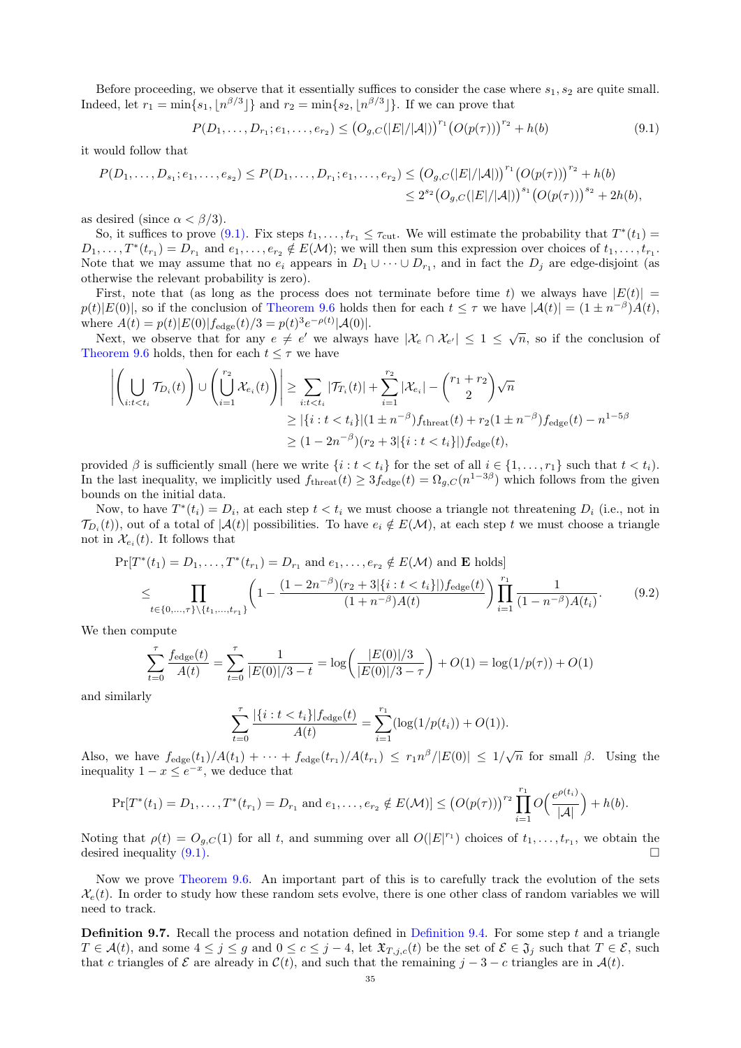Before proceeding, we observe that it essentially suffices to consider the case where $s_1, s_2$ are quite small. Indeed, let $r_1 = \min\{s_1, \lfloor n^{\beta/3} \rfloor\}$ and $r_2 = \min\{s_2, \lfloor n^{\beta/3} \rfloor\}$. If we can prove that

$$P(D_1, \dots, D_{r_1}; e_1, \dots, e_{r_2}) \le \big(O_{g,C}(|E|/|\mathcal{A}|)\big)^{r_1}\big(O(p(\tau))\big)^{r_2} + h(b) \tag{9.1}$$

it would follow that

$$\begin{aligned}P(D_1, \dots, D_{s_1}; e_1, \dots, e_{s_2}) \le P(D_1, \dots, D_{r_1}; e_1, \dots, e_{r_2}) &\le \big(O_{g,C}(|E|/|\mathcal{A}|)\big)^{r_1}\big(O(p(\tau))\big)^{r_2} + h(b) \\ &\le 2^{s_2}\big(O_{g,C}(|E|/|\mathcal{A}|)\big)^{s_1}\big(O(p(\tau))\big)^{s_2} + 2h(b),\end{aligned}$$

as desired (since $\alpha < \beta/3$).

So, it suffices to prove (9.1). Fix steps $t_1, \dots, t_{r_1} \le \tau_{\mathrm{cut}}$. We will estimate the probability that $T^*(t_1) = D_1, \dots, T^*(t_{r_1}) = D_{r_1}$ and $e_1, \dots, e_{r_2} \notin E(\mathcal{M})$; we will then sum this expression over choices of $t_1, \dots, t_{r_1}$. Note that we may assume that no $e_i$ appears in $D_1 \cup \dots \cup D_{r_1}$, and in fact the $D_j$ are edge-disjoint (as otherwise the relevant probability is zero).

First, note that (as long as the process does not terminate before time $t$) we always have $|E(t)| = p(t)|E(0)|$, so if the conclusion of Theorem 9.6 holds then for each $t \le \tau$ we have $|\mathcal{A}(t)| = (1 \pm n^{-\beta})A(t)$, where $A(t) = p(t)|E(0)|f_{\mathrm{edge}}(t)/3 = p(t)^3 e^{-\rho(t)}|\mathcal{A}(0)|$.

Next, we observe that for any $e \ne e'$ we always have $|\mathcal{X}_e \cap \mathcal{X}_{e'}| \le 1 \le \sqrt{n}$, so if the conclusion of Theorem 9.6 holds, then for each $t \le \tau$ we have

$$\begin{aligned}\left|\left(\bigcup_{i:t<t_i} \mathcal{T}_{D_i}(t)\right) \cup \left(\bigcup_{i=1}^{r_2} \mathcal{X}_{e_i}(t)\right)\right| &\ge \sum_{i:t<t_i} |\mathcal{T}_{T_i}(t)| + \sum_{i=1}^{r_2} |\mathcal{X}_{e_i}| - \binom{r_1+r_2}{2}\sqrt{n} \\ &\ge |\{i : t < t_i\}|(1 \pm n^{-\beta})f_{\mathrm{threat}}(t) + r_2(1 \pm n^{-\beta})f_{\mathrm{edge}}(t) - n^{1-5\beta} \\ &\ge (1 - 2n^{-\beta})(r_2 + 3|\{i : t < t_i\}|)f_{\mathrm{edge}}(t),\end{aligned}$$

provided $\beta$ is sufficiently small (here we write $\{i : t < t_i\}$ for the set of all $i \in \{1, \dots, r_1\}$ such that $t < t_i$). In the last inequality, we implicitly used $f_{\mathrm{threat}}(t) \ge 3f_{\mathrm{edge}}(t) = \Omega_{g,C}(n^{1-3\beta})$ which follows from the given bounds on the initial data.

Now, to have $T^*(t_i) = D_i$, at each step $t < t_i$ we must choose a triangle not threatening $D_i$ (i.e., not in $\mathcal{T}_{D_i}(t)$), out of a total of $|\mathcal{A}(t)|$ possibilities. To have $e_i \notin E(\mathcal{M})$, at each step $t$ we must choose a triangle not in $\mathcal{X}_{e_i}(t)$. It follows that

$$\begin{aligned}&\Pr[T^*(t_1) = D_1, \dots, T^*(t_{r_1}) = D_{r_1} \text{ and } e_1, \dots, e_{r_2} \notin E(\mathcal{M}) \text{ and } \mathbf{E} \text{ holds}] \\ &\qquad \le \prod_{t \in \{0,\dots,\tau\} \setminus \{t_1,\dots,t_{r_1}\}} \left(1 - \frac{(1-2n^{-\beta})(r_2 + 3|\{i : t < t_i\}|)f_{\mathrm{edge}}(t)}{(1+n^{-\beta})A(t)}\right) \prod_{i=1}^{r_1} \frac{1}{(1-n^{-\beta})A(t_i)}.\end{aligned} \tag{9.2}$$

We then compute

$$\sum_{t=0}^{\tau} \frac{f_{\mathrm{edge}}(t)}{A(t)} = \sum_{t=0}^{\tau} \frac{1}{|E(0)|/3 - t} = \log\left(\frac{|E(0)|/3}{|E(0)|/3 - \tau}\right) + O(1) = \log(1/p(\tau)) + O(1)$$

and similarly

$$\sum_{t=0}^{\tau} \frac{|\{i : t < t_i\}|f_{\mathrm{edge}}(t)}{A(t)} = \sum_{i=1}^{r_1}(\log(1/p(t_i)) + O(1)).$$

Also, we have $f_{\mathrm{edge}}(t_1)/A(t_1) + \dots + f_{\mathrm{edge}}(t_{r_1})/A(t_{r_1}) \le r_1 n^{\beta}/|E(0)| \le 1/\sqrt{n}$ for small $\beta$. Using the inequality $1 - x \le e^{-x}$, we deduce that

$$\Pr[T^*(t_1) = D_1, \dots, T^*(t_{r_1}) = D_{r_1} \text{ and } e_1, \dots, e_{r_2} \notin E(\mathcal{M})] \le \big(O(p(\tau))\big)^{r_2} \prod_{i=1}^{r_1} O\Big(\frac{e^{\rho(t_i)}}{|\mathcal{A}|}\Big) + h(b).$$

Noting that $\rho(t) = O_{g,C}(1)$ for all $t$, and summing over all $O(|E|^{r_1})$ choices of $t_1, \dots, t_{r_1}$, we obtain the desired inequality (9.1). $\square$

Now we prove Theorem 9.6. An important part of this is to carefully track the evolution of the sets $\mathcal{X}_e(t)$. In order to study how these random sets evolve, there is one other class of random variables we will need to track.

**Definition 9.7.** Recall the process and notation defined in Definition 9.4. For some step $t$ and a triangle $T \in \mathcal{A}(t)$, and some $4 \le j \le g$ and $0 \le c \le j - 4$, let $\mathfrak{X}_{T,j,c}(t)$ be the set of $\mathcal{E} \in \mathfrak{J}_j$ such that $T \in \mathcal{E}$, such that $c$ triangles of $\mathcal{E}$ are already in $\mathcal{C}(t)$, and such that the remaining $j - 3 - c$ triangles are in $\mathcal{A}(t)$.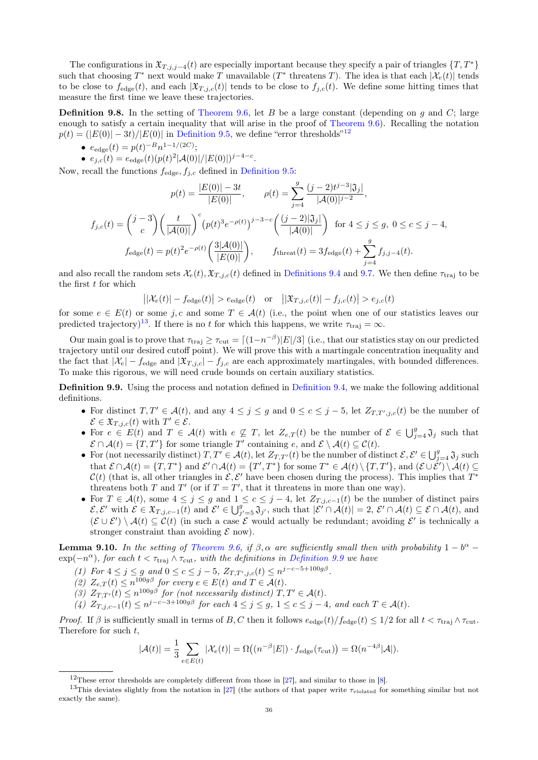The configurations in $\mathfrak{X}_{T,j,j-4}(t)$ are especially important because they specify a pair of triangles $\{T, T^*\}$ such that choosing $T^*$ next would make $T$ unavailable ($T^*$ threatens $T$). The idea is that each $|\mathcal{X}_e(t)|$ tends to be close to $f_{\mathrm{edge}}(t)$, and each $|\mathfrak{X}_{T,j,c}(t)|$ tends to be close to $f_{j,c}(t)$. We define some hitting times that measure the first time we leave these trajectories.

**Definition 9.8.** In the setting of Theorem 9.6, let $B$ be a large constant (depending on $g$ and $C$; large enough to satisfy a certain inequality that will arise in the proof of Theorem 9.6). Recalling the notation $p(t) = (|E(0)| - 3t)/|E(0)|$ in Definition 9.5, we define "error thresholds"[12]

- $e_{\mathrm{edge}}(t) = p(t)^{-B} n^{1-1/(2C)}$;
- $e_{j,c}(t) = e_{\mathrm{edge}}(t)(p(t)^2|\mathcal{A}(0)|/|E(0)|)^{j-4-c}$.

Now, recall the functions $f_{\mathrm{edge}}, f_{j,c}$ defined in Definition 9.5:

$$p(t) = \frac{|E(0)| - 3t}{|E(0)|}, \qquad \rho(t) = \sum_{j=4}^{g} \frac{(j-2)t^{j-3}|\mathfrak{J}_j|}{|\mathcal{A}(0)|^{j-2}},$$

$$f_{j,c}(t) = \binom{j-3}{c}\left(\frac{t}{|\mathcal{A}(0)|}\right)^c \left(p(t)^3 e^{-\rho(t)}\right)^{j-3-c}\left(\frac{(j-2)|\mathfrak{J}_j|}{|\mathcal{A}(0)|}\right) \text{ for } 4 \le j \le g,\ 0 \le c \le j-4,$$

$$f_{\mathrm{edge}}(t) = p(t)^2 e^{-\rho(t)}\left(\frac{3|\mathcal{A}(0)|}{|E(0)|}\right), \qquad f_{\mathrm{threat}}(t) = 3f_{\mathrm{edge}}(t) + \sum_{j=4}^{g} f_{j,j-4}(t).$$

and also recall the random sets $\mathcal{X}_e(t), \mathfrak{X}_{T,j,c}(t)$ defined in Definitions 9.4 and 9.7. We then define $\tau_{\mathrm{traj}}$ to be the first $t$ for which

$$\big||\mathcal{X}_e(t)| - f_{\mathrm{edge}}(t)\big| > e_{\mathrm{edge}}(t) \quad \text{or} \quad \big||\mathfrak{X}_{T,j,c}(t)| - f_{j,c}(t)\big| > e_{j,c}(t)$$

for some $e \in E(t)$ or some $j, c$ and some $T \in \mathcal{A}(t)$ (i.e., the point when one of our statistics leaves our predicted trajectory)[13]. If there is no $t$ for which this happens, we write $\tau_{\mathrm{traj}} = \infty$.

Our main goal is to prove that $\tau_{\mathrm{traj}} \ge \tau_{\mathrm{cut}} = \lceil (1-n^{-\beta})|E|/3\rceil$ (i.e., that our statistics stay on our predicted trajectory until our desired cutoff point). We will prove this with a martingale concentration inequality and the fact that $|\mathcal{X}_e| - f_{\mathrm{edge}}$ and $|\mathfrak{X}_{T,j,c}| - f_{j,c}$ are each approximately martingales, with bounded differences. To make this rigorous, we will need crude bounds on certain auxiliary statistics.

**Definition 9.9.** Using the process and notation defined in Definition 9.4, we make the following additional definitions.

- For distinct $T, T' \in \mathcal{A}(t)$, and any $4 \le j \le g$ and $0 \le c \le j-5$, let $Z_{T,T',j,c}(t)$ be the number of $\mathcal{E} \in \mathfrak{X}_{T,j,c}(t)$ with $T' \in \mathcal{E}$.
- For $e \in E(t)$ and $T \in \mathcal{A}(t)$ with $e \not\subseteq T$, let $Z_{e,T}(t)$ be the number of $\mathcal{E} \in \bigcup_{j=4}^{g} \mathfrak{J}_j$ such that $\mathcal{E} \cap \mathcal{A}(t) = \{T, T'\}$ for some triangle $T'$ containing $e$, and $\mathcal{E} \setminus \mathcal{A}(t) \subseteq \mathcal{C}(t)$.
- For (not necessarily distinct) $T, T' \in \mathcal{A}(t)$, let $Z_{T,T'}(t)$ be the number of distinct $\mathcal{E}, \mathcal{E}' \in \bigcup_{j=4}^{g} \mathfrak{J}_j$ such that $\mathcal{E} \cap \mathcal{A}(t) = \{T, T^*\}$ and $\mathcal{E}' \cap \mathcal{A}(t) = \{T', T^*\}$ for some $T^* \in \mathcal{A}(t) \setminus \{T, T'\}$, and $(\mathcal{E} \cup \mathcal{E}') \setminus \mathcal{A}(t) \subseteq \mathcal{C}(t)$ (that is, all other triangles in $\mathcal{E}, \mathcal{E}'$ have been chosen during the process). This implies that $T^*$ threatens both $T$ and $T'$ (or if $T = T'$, that it threatens in more than one way).
- For $T \in \mathcal{A}(t)$, some $4 \le j \le g$ and $1 \le c \le j-4$, let $Z_{T,j,c-1}(t)$ be the number of distinct pairs $\mathcal{E}, \mathcal{E}'$ with $\mathcal{E} \in \mathfrak{X}_{T,j,c-1}(t)$ and $\mathcal{E}' \in \bigcup_{j'=5}^{g} \mathfrak{J}_{j'}$, such that $|\mathcal{E}' \cap \mathcal{A}(t)| = 2$, $\mathcal{E}' \cap \mathcal{A}(t) \subseteq \mathcal{E} \cap \mathcal{A}(t)$, and $(\mathcal{E} \cup \mathcal{E}') \setminus \mathcal{A}(t) \subseteq \mathcal{C}(t)$ (in such a case $\mathcal{E}$ would actually be redundant; avoiding $\mathcal{E}'$ is technically a stronger constraint than avoiding $\mathcal{E}$ now).

**Lemma 9.10.** *In the setting of Theorem 9.6, if $\beta, \alpha$ are sufficiently small then with probability $1 - b^{\alpha} - \exp(-n^{\alpha})$, for each $t < \tau_{\mathrm{traj}} \wedge \tau_{\mathrm{cut}}$, with the definitions in Definition 9.9 we have*

1. *For $4 \le j \le g$ and $0 \le c \le j-5$, $Z_{T,T',j,c}(t) \le n^{j-c-5+100g\beta}$.*
2. *$Z_{e,T}(t) \le n^{100g\beta}$ for every $e \in E(t)$ and $T \in \mathcal{A}(t)$.*
3. *$Z_{T,T'}(t) \le n^{100g\beta}$ for (not necessarily distinct) $T, T' \in \mathcal{A}(t)$.*
4. *$Z_{T,j,c-1}(t) \le n^{j-c-3+100g\beta}$ for each $4 \le j \le g$, $1 \le c \le j-4$, and each $T \in \mathcal{A}(t)$.*

*Proof.* If $\beta$ is sufficiently small in terms of $B, C$ then it follows $e_{\mathrm{edge}}(t)/f_{\mathrm{edge}}(t) \le 1/2$ for all $t < \tau_{\mathrm{traj}} \wedge \tau_{\mathrm{cut}}$. Therefore for such $t$,

$$|\mathcal{A}(t)| = \frac{1}{3}\sum_{e \in E(t)} |\mathcal{X}_e(t)| = \Omega\big((n^{-\beta}|E|) \cdot f_{\mathrm{edge}}(\tau_{\mathrm{cut}})\big) = \Omega(n^{-4\beta}|\mathcal{A}|).$$

---

[12] These error thresholds are completely different from those in [27], and similar to those in [8].

[13] This deviates slightly from the notation in [27] (the authors of that paper write $\tau_{\mathrm{violated}}$ for something similar but not exactly the same).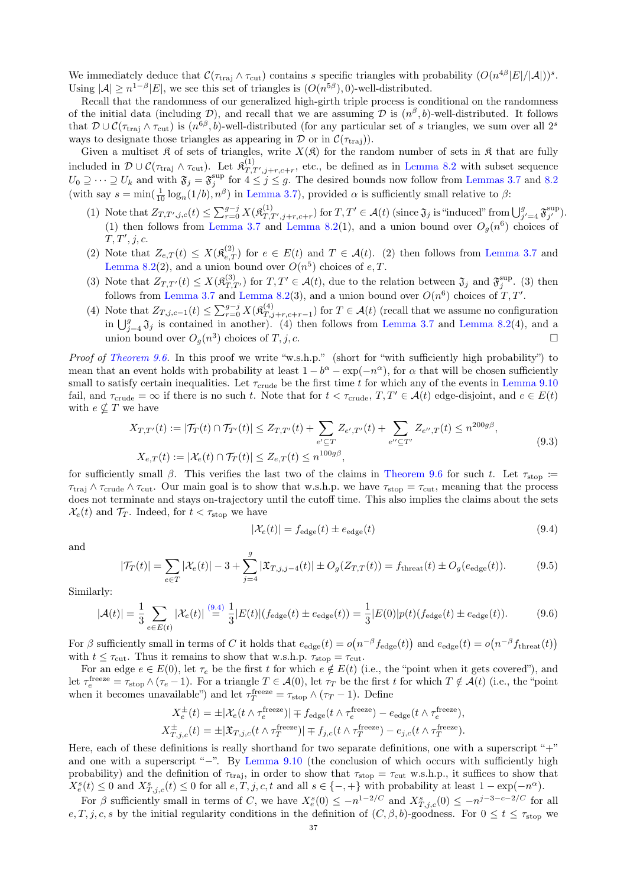We immediately deduce that $\mathcal{C}(\tau_{\mathrm{traj}} \wedge \tau_{\mathrm{cut}})$ contains $s$ specific triangles with probability $(O(n^{4\beta}|E|/|\mathcal{A}|))^s$. Using $|\mathcal{A}| \geq n^{1-\beta}|E|$, we see this set of triangles is $(O(n^{5\beta}), 0)$-well-distributed.

Recall that the randomness of our generalized high-girth triple process is conditional on the randomness of the initial data (including $\mathcal{D}$), and recall that we are assuming $\mathcal{D}$ is $(n^\beta, b)$-well-distributed. It follows that $\mathcal{D} \cup \mathcal{C}(\tau_{\mathrm{traj}} \wedge \tau_{\mathrm{cut}})$ is $(n^{6\beta}, b)$-well-distributed (for any particular set of $s$ triangles, we sum over all $2^s$ ways to designate those triangles as appearing in $\mathcal{D}$ or in $\mathcal{C}(\tau_{\mathrm{traj}})$).

Given a multiset $\mathfrak{K}$ of sets of triangles, write $X(\mathfrak{K})$ for the random number of sets in $\mathfrak{K}$ that are fully included in $\mathcal{D} \cup \mathcal{C}(\tau_{\mathrm{traj}} \wedge \tau_{\mathrm{cut}})$. Let $\mathfrak{K}^{(1)}_{T,T',j+r,c+r}$, etc., be defined as in Lemma 8.2 with subset sequence $U_0 \supseteq \cdots \supseteq U_k$ and with $\mathfrak{F}_j = \mathfrak{F}^{\mathrm{sup}}_j$ for $4 \leq j \leq g$. The desired bounds now follow from Lemmas 3.7 and 8.2 (with say $s = \min(\frac{1}{10}\log_n(1/b), n^\beta)$ in Lemma 3.7), provided $\alpha$ is sufficiently small relative to $\beta$:

1. Note that $Z_{T,T',j,c}(t) \leq \sum_{r=0}^{g-j} X(\mathfrak{K}^{(1)}_{T,T',j+r,c+r})$ for $T, T' \in \mathcal{A}(t)$ (since $\mathfrak{J}_j$ is "induced" from $\bigcup_{j'=4}^{g} \mathfrak{F}^{\mathrm{sup}}_{j'}$). (1) then follows from Lemma 3.7 and Lemma 8.2(1), and a union bound over $O_g(n^6)$ choices of $T, T', j, c$.
2. Note that $Z_{e,T}(t) \leq X(\mathfrak{K}^{(2)}_{e,T})$ for $e \in E(t)$ and $T \in \mathcal{A}(t)$. (2) then follows from Lemma 3.7 and Lemma 8.2(2), and a union bound over $O(n^5)$ choices of $e, T$.
3. Note that $Z_{T,T'}(t) \leq X(\mathfrak{K}^{(3)}_{T,T'})$ for $T, T' \in \mathcal{A}(t)$, due to the relation between $\mathfrak{J}_j$ and $\mathfrak{F}^{\mathrm{sup}}_j$. (3) then follows from Lemma 3.7 and Lemma 8.2(3), and a union bound over $O(n^6)$ choices of $T, T'$.
4. Note that $Z_{T,j,c-1}(t) \leq \sum_{r=0}^{g-j} X(\mathfrak{K}^{(4)}_{T,j+r,c+r-1})$ for $T \in \mathcal{A}(t)$ (recall that we assume no configuration in $\bigcup_{j=4}^{g} \mathfrak{J}_j$ is contained in another). (4) then follows from Lemma 3.7 and Lemma 8.2(4), and a union bound over $O_g(n^3)$ choices of $T, j, c$. $\square$

*Proof of Theorem 9.6.* In this proof we write "w.s.h.p." (short for "with sufficiently high probability") to mean that an event holds with probability at least $1 - b^\alpha - \exp(-n^\alpha)$, for $\alpha$ that will be chosen sufficiently small to satisfy certain inequalities. Let $\tau_{\mathrm{crude}}$ be the first time $t$ for which any of the claims in Lemma 9.10 fail, and $\tau_{\mathrm{crude}} = \infty$ if there is no such $t$. Note that for $t < \tau_{\mathrm{crude}}$, $T, T' \in \mathcal{A}(t)$ edge-disjoint, and $e \in E(t)$ with $e \not\subseteq T$ we have

$$
\begin{aligned}
X_{T,T'}(t) &:= |\mathcal{T}_T(t) \cap \mathcal{T}_{T'}(t)| \leq Z_{T,T'}(t) + \sum_{e' \subseteq T} Z_{e',T'}(t) + \sum_{e'' \subseteq T'} Z_{e'',T}(t) \leq n^{200g\beta}, \\
X_{e,T}(t) &:= |\mathcal{X}_e(t) \cap \mathcal{T}_T(t)| \leq Z_{e,T}(t) \leq n^{100g\beta},
\end{aligned}
\tag{9.3}
$$

for sufficiently small $\beta$. This verifies the last two of the claims in Theorem 9.6 for such $t$. Let $\tau_{\mathrm{stop}} := \tau_{\mathrm{traj}} \wedge \tau_{\mathrm{crude}} \wedge \tau_{\mathrm{cut}}$. Our main goal is to show that w.s.h.p. we have $\tau_{\mathrm{stop}} = \tau_{\mathrm{cut}}$, meaning that the process does not terminate and stays on-trajectory until the cutoff time. This also implies the claims about the sets $\mathcal{X}_e(t)$ and $\mathcal{T}_T$. Indeed, for $t < \tau_{\mathrm{stop}}$ we have

$$
|\mathcal{X}_e(t)| = f_{\mathrm{edge}}(t) \pm e_{\mathrm{edge}}(t) \tag{9.4}
$$

and

$$
|\mathcal{T}_T(t)| = \sum_{e \in T} |\mathcal{X}_e(t)| - 3 + \sum_{j=4}^{g} |\mathfrak{X}_{T,j,j-4}(t)| \pm O_g(Z_{T,T}(t)) = f_{\mathrm{threat}}(t) \pm O_g(e_{\mathrm{edge}}(t)). \tag{9.5}
$$

Similarly:

$$
|\mathcal{A}(t)| = \frac{1}{3} \sum_{e \in E(t)} |\mathcal{X}_e(t)| \overset{(9.4)}{=} \frac{1}{3}|E(t)|(f_{\mathrm{edge}}(t) \pm e_{\mathrm{edge}}(t)) = \frac{1}{3}|E(0)|p(t)(f_{\mathrm{edge}}(t) \pm e_{\mathrm{edge}}(t)). \tag{9.6}
$$

For $\beta$ sufficiently small in terms of $C$ it holds that $e_{\mathrm{edge}}(t) = o\big(n^{-\beta} f_{\mathrm{edge}}(t)\big)$ and $e_{\mathrm{edge}}(t) = o\big(n^{-\beta} f_{\mathrm{threat}}(t)\big)$ with $t \leq \tau_{\mathrm{cut}}$. Thus it remains to show that w.s.h.p. $\tau_{\mathrm{stop}} = \tau_{\mathrm{cut}}$.

For an edge $e \in E(0)$, let $\tau_e$ be the first $t$ for which $e \notin E(t)$ (i.e., the "point when it gets covered"), and let $\tau^{\mathrm{freeze}}_e = \tau_{\mathrm{stop}} \wedge (\tau_e - 1)$. For a triangle $T \in \mathcal{A}(0)$, let $\tau_T$ be the first $t$ for which $T \notin \mathcal{A}(t)$ (i.e., the "point when it becomes unavailable") and let $\tau^{\mathrm{freeze}}_T = \tau_{\mathrm{stop}} \wedge (\tau_T - 1)$. Define

$$
\begin{aligned}
X^{\pm}_e(t) &= \pm|\mathcal{X}_e(t \wedge \tau^{\mathrm{freeze}}_e)| \mp f_{\mathrm{edge}}(t \wedge \tau^{\mathrm{freeze}}_e) - e_{\mathrm{edge}}(t \wedge \tau^{\mathrm{freeze}}_e), \\
X^{\pm}_{T,j,c}(t) &= \pm|\mathfrak{X}_{T,j,c}(t \wedge \tau^{\mathrm{freeze}}_T)| \mp f_{j,c}(t \wedge \tau^{\mathrm{freeze}}_T) - e_{j,c}(t \wedge \tau^{\mathrm{freeze}}_T).
\end{aligned}
$$

Here, each of these definitions is really shorthand for two separate definitions, one with a superscript "+" and one with a superscript "−". By Lemma 9.10 (the conclusion of which occurs with sufficiently high probability) and the definition of $\tau_{\mathrm{traj}}$, in order to show that $\tau_{\mathrm{stop}} = \tau_{\mathrm{cut}}$ w.s.h.p., it suffices to show that $X^s_e(t) \leq 0$ and $X^s_{T,j,c}(t) \leq 0$ for all $e, T, j, c, t$ and all $s \in \{-,+\}$ with probability at least $1 - \exp(-n^\alpha)$.

For $\beta$ sufficiently small in terms of $C$, we have $X^s_e(0) \leq -n^{1-2/C}$ and $X^s_{T,j,c}(0) \leq -n^{j-3-c-2/C}$ for all $e, T, j, c, s$ by the initial regularity conditions in the definition of $(C, \beta, b)$-goodness. For $0 \leq t \leq \tau_{\mathrm{stop}}$ we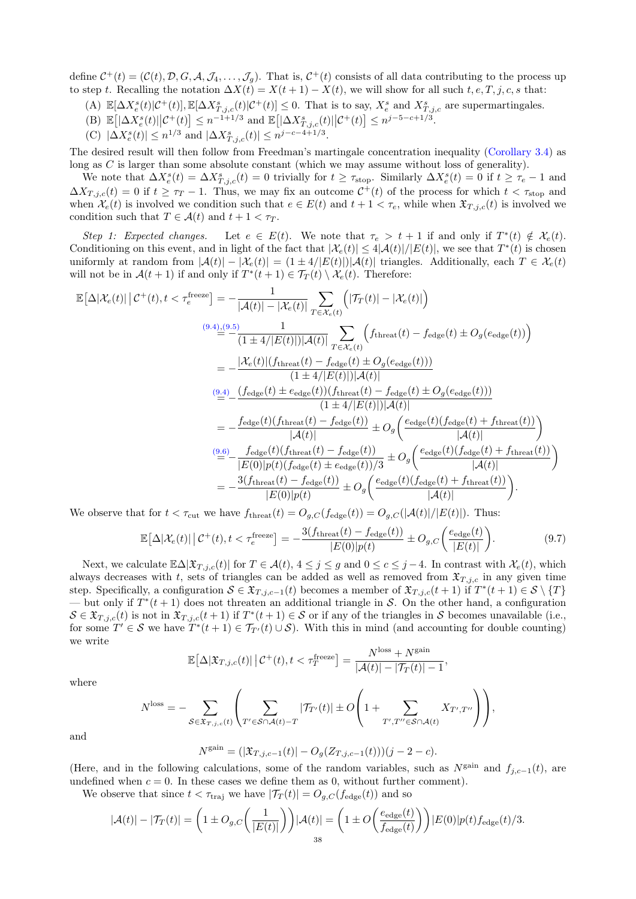define $\mathcal{C}^+(t) = (\mathcal{C}(t), \mathcal{D}, G, \mathcal{A}, \mathcal{J}_4, \dots, \mathcal{J}_g)$. That is, $\mathcal{C}^+(t)$ consists of all data contributing to the process up to step $t$. Recalling the notation $\Delta X(t) = X(t+1) - X(t)$, we will show for all such $t, e, T, j, c, s$ that:

(A) $\mathbb{E}[\Delta X^s_e(t)|\mathcal{C}^+(t)], \mathbb{E}[\Delta X^s_{T,j,c}(t)|\mathcal{C}^+(t)] \le 0$. That is to say, $X^s_e$ and $X^s_{T,j,c}$ are supermartingales.

(B) $\mathbb{E}\big[|\Delta X^s_e(t)|\big|\mathcal{C}^+(t)\big] \le n^{-1+1/3}$ and $\mathbb{E}\big[|\Delta X^s_{T,j,c}(t)|\big|\mathcal{C}^+(t)\big] \le n^{j-5-c+1/3}$.

(C) $|\Delta X^s_e(t)| \le n^{1/3}$ and $|\Delta X^s_{T,j,c}(t)| \le n^{j-c-4+1/3}$.

The desired result will then follow from Freedman's martingale concentration inequality (Corollary 3.4) as long as $C$ is larger than some absolute constant (which we may assume without loss of generality).

We note that $\Delta X^s_e(t) = \Delta X^s_{T,j,c}(t) = 0$ trivially for $t \ge \tau_{\text{stop}}$. Similarly $\Delta X^s_e(t) = 0$ if $t \ge \tau_e - 1$ and $\Delta X_{T,j,c}(t) = 0$ if $t \ge \tau_T - 1$. Thus, we may fix an outcome $\mathcal{C}^+(t)$ of the process for which $t < \tau_{\text{stop}}$ and when $\mathcal{X}_e(t)$ is involved we condition such that $e \in E(t)$ and $t+1 < \tau_e$, while when $\mathfrak{X}_{T,j,c}(t)$ is involved we condition such that $T \in \mathcal{A}(t)$ and $t+1 < \tau_T$.

*Step 1: Expected changes.* Let $e \in E(t)$. We note that $\tau_e > t+1$ if and only if $T^*(t) \notin \mathcal{X}_e(t)$. Conditioning on this event, and in light of the fact that $|\mathcal{X}_e(t)| \le 4|\mathcal{A}(t)|/|E(t)|$, we see that $T^*(t)$ is chosen uniformly at random from $|\mathcal{A}(t)| - |\mathcal{X}_e(t)| = (1 \pm 4/|E(t)|)|\mathcal{A}(t)|$ triangles. Additionally, each $T \in \mathcal{X}_e(t)$ will not be in $\mathcal{A}(t+1)$ if and only if $T^*(t+1) \in \mathcal{T}_T(t) \setminus \mathcal{X}_e(t)$. Therefore:

$$
\begin{aligned}
\mathbb{E}\big[\Delta|\mathcal{X}_e(t)|\,\big|\,\mathcal{C}^+(t), t < \tau_e^{\text{freeze}}\big] &= -\frac{1}{|\mathcal{A}(t)| - |\mathcal{X}_e(t)|}\sum_{T \in \mathcal{X}_e(t)}\Big(|\mathcal{T}_T(t)| - |\mathcal{X}_e(t)|\Big) \\
&\overset{(9.4),(9.5)}{=} -\frac{1}{(1 \pm 4/|E(t)|)|\mathcal{A}(t)|}\sum_{T \in \mathcal{X}_e(t)}\Big(f_{\text{threat}}(t) - f_{\text{edge}}(t) \pm O_g(e_{\text{edge}}(t))\Big) \\
&= -\frac{|\mathcal{X}_e(t)|(f_{\text{threat}}(t) - f_{\text{edge}}(t) \pm O_g(e_{\text{edge}}(t)))}{(1 \pm 4/|E(t)|)|\mathcal{A}(t)|} \\
&\overset{(9.4)}{=} -\frac{(f_{\text{edge}}(t) \pm e_{\text{edge}}(t))(f_{\text{threat}}(t) - f_{\text{edge}}(t) \pm O_g(e_{\text{edge}}(t)))}{(1 \pm 4/|E(t)|)|\mathcal{A}(t)|} \\
&= -\frac{f_{\text{edge}}(t)(f_{\text{threat}}(t) - f_{\text{edge}}(t))}{|\mathcal{A}(t)|} \pm O_g\bigg(\frac{e_{\text{edge}}(t)(f_{\text{edge}}(t) + f_{\text{threat}}(t))}{|\mathcal{A}(t)|}\bigg) \\
&\overset{(9.6)}{=} -\frac{f_{\text{edge}}(t)(f_{\text{threat}}(t) - f_{\text{edge}}(t))}{|E(0)|p(t)(f_{\text{edge}}(t) \pm e_{\text{edge}}(t))/3} \pm O_g\bigg(\frac{e_{\text{edge}}(t)(f_{\text{edge}}(t) + f_{\text{threat}}(t))}{|\mathcal{A}(t)|}\bigg) \\
&= -\frac{3(f_{\text{threat}}(t) - f_{\text{edge}}(t))}{|E(0)|p(t)} \pm O_g\bigg(\frac{e_{\text{edge}}(t)(f_{\text{edge}}(t) + f_{\text{threat}}(t))}{|\mathcal{A}(t)|}\bigg).
\end{aligned}
$$

We observe that for $t < \tau_{\text{cut}}$ we have $f_{\text{threat}}(t) = O_{g,C}(f_{\text{edge}}(t)) = O_{g,C}(|\mathcal{A}(t)|/|E(t)|)$. Thus:

$$
\mathbb{E}\big[\Delta|\mathcal{X}_e(t)|\,\big|\,\mathcal{C}^+(t), t < \tau_e^{\text{freeze}}\big] = -\frac{3(f_{\text{threat}}(t) - f_{\text{edge}}(t))}{|E(0)|p(t)} \pm O_{g,C}\bigg(\frac{e_{\text{edge}}(t)}{|E(t)|}\bigg). \tag{9.7}
$$

Next, we calculate $\mathbb{E}\Delta|\mathfrak{X}_{T,j,c}(t)|$ for $T \in \mathcal{A}(t)$, $4 \le j \le g$ and $0 \le c \le j-4$. In contrast with $\mathcal{X}_e(t)$, which always decreases with $t$, sets of triangles can be added as well as removed from $\mathfrak{X}_{T,j,c}$ in any given time step. Specifically, a configuration $\mathcal{S} \in \mathfrak{X}_{T,j,c-1}(t)$ becomes a member of $\mathfrak{X}_{T,j,c}(t+1)$ if $T^*(t+1) \in \mathcal{S} \setminus \{T\}$ — but only if $T^*(t+1)$ does not threaten an additional triangle in $\mathcal{S}$. On the other hand, a configuration $\mathcal{S} \in \mathfrak{X}_{T,j,c}(t)$ is not in $\mathfrak{X}_{T,j,c}(t+1)$ if $T^*(t+1) \in \mathcal{S}$ or if any of the triangles in $\mathcal{S}$ becomes unavailable (i.e., for some $T' \in \mathcal{S}$ we have $T^*(t+1) \in \mathcal{T}_{T'}(t) \cup \mathcal{S}$). With this in mind (and accounting for double counting) we write

$$
\mathbb{E}\big[\Delta|\mathfrak{X}_{T,j,c}(t)|\,\big|\,\mathcal{C}^+(t), t < \tau_T^{\text{freeze}}\big] = \frac{N^{\text{loss}} + N^{\text{gain}}}{|\mathcal{A}(t)| - |\mathcal{T}_T(t)| - 1},
$$

where

$$
N^{\text{loss}} = -\sum_{\mathcal{S} \in \mathfrak{X}_{T,j,c}(t)}\Bigg(\sum_{T' \in \mathcal{S} \cap \mathcal{A}(t) - T}|\mathcal{T}_{T'}(t)| \pm O\Bigg(1 + \sum_{T',T'' \in \mathcal{S} \cap \mathcal{A}(t)} X_{T',T''}\Bigg)\Bigg),
$$

and

$$
N^{\text{gain}} = (|\mathfrak{X}_{T,j,c-1}(t)| - O_g(Z_{T,j,c-1}(t)))(j-2-c).
$$

(Here, and in the following calculations, some of the random variables, such as $N^{\text{gain}}$ and $f_{j,c-1}(t)$, are undefined when $c = 0$. In these cases we define them as 0, without further comment).

We observe that since $t < \tau_{\text{traj}}$ we have $|\mathcal{T}_T(t)| = O_{g,C}(f_{\text{edge}}(t))$ and so

$$
|\mathcal{A}(t)| - |\mathcal{T}_T(t)| = \bigg(1 \pm O_{g,C}\bigg(\frac{1}{|E(t)|}\bigg)\bigg)|\mathcal{A}(t)| = \bigg(1 \pm O\bigg(\frac{e_{\text{edge}}(t)}{f_{\text{edge}}(t)}\bigg)\bigg)|E(0)|p(t)f_{\text{edge}}(t)/3.
$$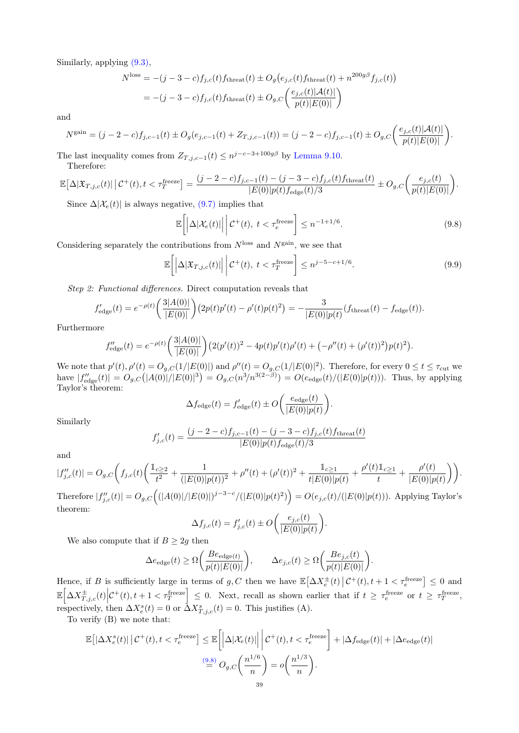Similarly, applying (9.3),

$$N^{\text{loss}} = -(j-3-c)f_{j,c}(t)f_{\text{threat}}(t) \pm O_g\big(e_{j,c}(t)f_{\text{threat}}(t) + n^{200g\beta}f_{j,c}(t)\big)$$
$$= -(j-3-c)f_{j,c}(t)f_{\text{threat}}(t) \pm O_{g,C}\bigg(\frac{e_{j,c}(t)|\mathcal{A}(t)|}{p(t)|E(0)|}\bigg)$$

and

$$N^{\text{gain}} = (j-2-c)f_{j,c-1}(t) \pm O_g(e_{j,c-1}(t) + Z_{T,j,c-1}(t)) = (j-2-c)f_{j,c-1}(t) \pm O_{g,C}\bigg(\frac{e_{j,c}(t)|\mathcal{A}(t)|}{p(t)|E(0)|}\bigg).$$

The last inequality comes from $Z_{T,j,c-1}(t) \le n^{j-c-3+100g\beta}$ by Lemma 9.10.

Therefore:

$$\mathbb{E}\big[\Delta|\mathfrak{X}_{T,j,c}(t)|\,\big|\,\mathcal{C}^+(t), t<\tau_T^{\text{freeze}}\big] = \frac{(j-2-c)f_{j,c-1}(t) - (j-3-c)f_{j,c}(t)f_{\text{threat}}(t)}{|E(0)|p(t)f_{\text{edge}}(t)/3} \pm O_{g,C}\bigg(\frac{e_{j,c}(t)}{p(t)|E(0)|}\bigg).$$

Since $\Delta|\mathcal{X}_e(t)|$ is always negative, (9.7) implies that

$$\mathbb{E}\bigg[\Big|\Delta|\mathcal{X}_e(t)|\Big|\,\bigg|\,\mathcal{C}^+(t),\ t<\tau_e^{\text{freeze}}\bigg] \le n^{-1+1/6}. \tag{9.8}$$

Considering separately the contributions from $N^{\text{loss}}$ and $N^{\text{gain}}$, we see that

$$\mathbb{E}\bigg[\Big|\Delta|\mathfrak{X}_{T,j,c}(t)|\Big|\,\bigg|\,\mathcal{C}^+(t),\ t<\tau_T^{\text{freeze}}\bigg] \le n^{j-5-c+1/6}. \tag{9.9}$$

*Step 2: Functional differences.* Direct computation reveals that

$$f'_{\text{edge}}(t) = e^{-\rho(t)}\bigg(\frac{3|A(0)|}{|E(0)|}\bigg)\big(2p(t)p'(t) - \rho'(t)p(t)^2\big) = -\frac{3}{|E(0)|p(t)}(f_{\text{threat}}(t) - f_{\text{edge}}(t)).$$

Furthermore

$$f''_{\text{edge}}(t) = e^{-\rho(t)}\bigg(\frac{3|A(0)|}{|E(0)|}\bigg)\big(2(p'(t))^2 - 4p(t)p'(t)\rho'(t) + \big(-\rho''(t) + (\rho'(t))^2\big)p(t)^2\big).$$

We note that $p'(t), \rho'(t) = O_{g,C}(1/|E(0)|)$ and $\rho''(t) = O_{g,C}(1/|E(0)|^2)$. Therefore, for every $0 \le t \le \tau_{\text{cut}}$ we have $|f''_{\text{edge}}(t)| = O_{g,C}\big(|A(0)|/|E(0)|^3\big) = O_{g,C}(n^3/n^{3(2-\beta)}) = O(e_{\text{edge}}(t)/(|E(0)|p(t)))$. Thus, by applying Taylor's theorem:

$$\Delta f_{\text{edge}}(t) = f'_{\text{edge}}(t) \pm O\bigg(\frac{e_{\text{edge}}(t)}{|E(0)|p(t)}\bigg).$$

Similarly

$$f'_{j,c}(t) = \frac{(j-2-c)f_{j,c-1}(t) - (j-3-c)f_{j,c}(t)f_{\text{threat}}(t)}{|E(0)|p(t)f_{\text{edge}}(t)/3}$$

and

$$|f''_{j,c}(t)| = O_{g,C}\bigg(f_{j,c}(t)\bigg(\frac{\mathbb{1}_{c\ge 2}}{t^2} + \frac{1}{(|E(0)|p(t))^2} + \rho''(t) + (\rho'(t))^2 + \frac{\mathbb{1}_{c\ge 1}}{t|E(0)|p(t)} + \frac{\rho'(t)\mathbb{1}_{c\ge 1}}{t} + \frac{\rho'(t)}{|E(0)|p(t)}\bigg)\bigg).$$

Therefore $|f''_{j,c}(t)| = O_{g,C}\Big((|A(0)|/|E(0)|)^{j-3-c}/(|E(0)|p(t)^2)\Big) = O(e_{j,c}(t)/(|E(0)|p(t)))$. Applying Taylor's theorem:

$$\Delta f_{j,c}(t) = f'_{j,c}(t) \pm O\bigg(\frac{e_{j,c}(t)}{|E(0)|p(t)}\bigg).$$

We also compute that if $B \ge 2g$ then

$$\Delta e_{\text{edge}}(t) \ge \Omega\bigg(\frac{Be_{\text{edge}(t)}}{p(t)|E(0)|}\bigg), \qquad \Delta e_{j,c}(t) \ge \Omega\bigg(\frac{Be_{j,c}(t)}{p(t)|E(0)|}\bigg).$$

Hence, if $B$ is sufficiently large in terms of $g, C$ then we have $\mathbb{E}\big[\Delta X_e^{\pm}(t)\,\big|\,\mathcal{C}^+(t), t+1<\tau_e^{\text{freeze}}\big] \le 0$ and $\mathbb{E}\Big[\Delta X_{T,j,c}^{\pm}(t)\Big|\mathcal{C}^+(t), t+1<\tau_T^{\text{freeze}}\Big] \le 0$. Next, recall as shown earlier that if $t \ge \tau_e^{\text{freeze}}$ or $t \ge \tau_T^{\text{freeze}}$, respectively, then $\Delta X_e^s(t) = 0$ or $\Delta X_{T,j,c}^s(t) = 0$. This justifies (A).

To verify (B) we note that:

$$\mathbb{E}\big[|\Delta X_e^s(t)|\,\big|\,\mathcal{C}^+(t), t<\tau_e^{\text{freeze}}\big] \le \mathbb{E}\bigg[\Big|\Delta|\mathcal{X}_e(t)|\Big|\,\bigg|\,\mathcal{C}^+(t), t<\tau_e^{\text{freeze}}\bigg] + |\Delta f_{\text{edge}}(t)| + |\Delta e_{\text{edge}}(t)|$$
$$\overset{(9.8)}{=} O_{g,C}\bigg(\frac{n^{1/6}}{n}\bigg) = o\bigg(\frac{n^{1/3}}{n}\bigg).$$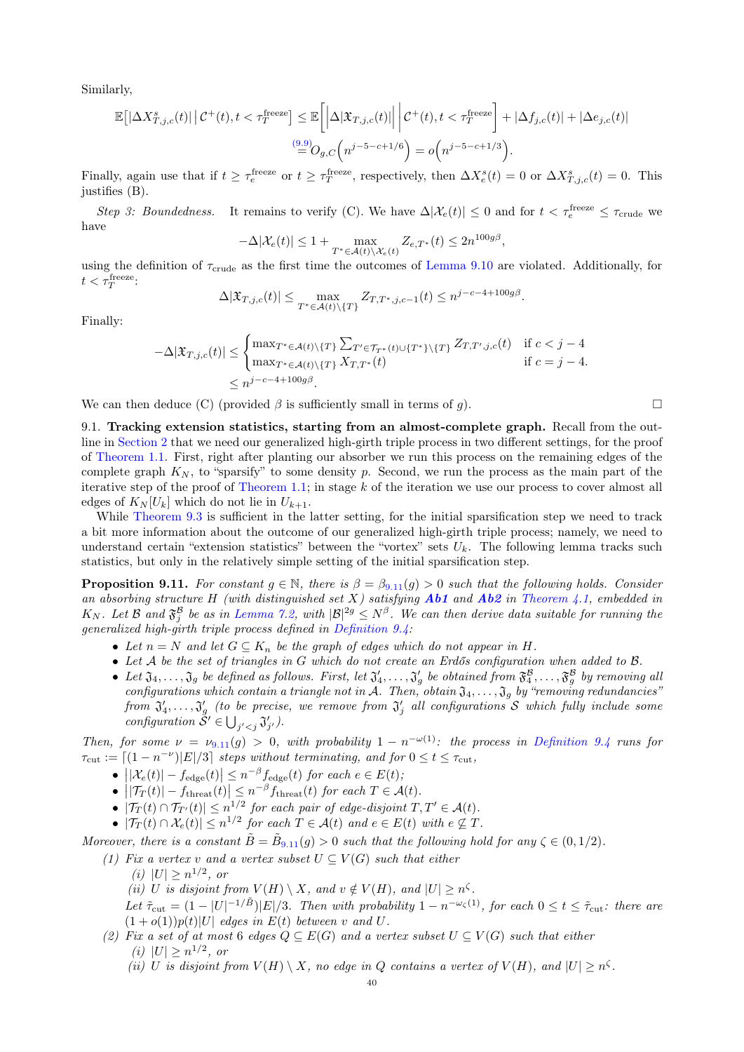Similarly,

$$\mathbb{E}\big[|\Delta X^s_{T,j,c}(t)|\,\big|\,\mathcal{C}^+(t), t<\tau^{\mathrm{freeze}}_T\big] \le \mathbb{E}\Bigg[\Big|\Delta|\mathfrak{X}_{T,j,c}(t)|\Big|\,\Bigg|\,\mathcal{C}^+(t), t<\tau^{\mathrm{freeze}}_T\Bigg] + |\Delta f_{j,c}(t)| + |\Delta e_{j,c}(t)|$$

$$\overset{(9.9)}{=} O_{g,C}\Big(n^{j-5-c+1/6}\Big) = o\Big(n^{j-5-c+1/3}\Big).$$

Finally, again use that if $t \ge \tau^{\mathrm{freeze}}_e$ or $t \ge \tau^{\mathrm{freeze}}_T$, respectively, then $\Delta X^s_e(t) = 0$ or $\Delta X^s_{T,j,c}(t) = 0$. This justifies (B).

*Step 3: Boundedness.* It remains to verify (C). We have $\Delta|\mathcal{X}_e(t)| \le 0$ and for $t < \tau^{\mathrm{freeze}}_e \le \tau_{\mathrm{crude}}$ we have

$$-\Delta|\mathcal{X}_e(t)| \le 1 + \max_{T^*\in\mathcal{A}(t)\setminus\mathcal{X}_e(t)} Z_{e,T^*}(t) \le 2n^{100g\beta},$$

using the definition of $\tau_{\mathrm{crude}}$ as the first time the outcomes of Lemma 9.10 are violated. Additionally, for $t < \tau^{\mathrm{freeze}}_T$:

$$\Delta|\mathfrak{X}_{T,j,c}(t)| \le \max_{T^*\in\mathcal{A}(t)\setminus\{T\}} Z_{T,T^*,j,c-1}(t) \le n^{j-c-4+100g\beta}.$$

Finally:

$$-\Delta|\mathfrak{X}_{T,j,c}(t)| \le \begin{cases} \max_{T^*\in\mathcal{A}(t)\setminus\{T\}} \sum_{T'\in\mathcal{T}_{T^*}(t)\cup\{T^*\}\setminus\{T\}} Z_{T,T',j,c}(t) & \text{if } c<j-4 \\ \max_{T^*\in\mathcal{A}(t)\setminus\{T\}} X_{T,T^*}(t) & \text{if } c=j-4. \end{cases}$$
$$\le n^{j-c-4+100g\beta}.$$

We can then deduce (C) (provided $\beta$ is sufficiently small in terms of $g$). $\square$

9.1. **Tracking extension statistics, starting from an almost-complete graph.** Recall from the outline in Section 2 that we need our generalized high-girth triple process in two different settings, for the proof of the Theorem 1.1. First, right after planting our absorber we run this process on the remaining edges of the complete graph $K_N$, to "sparsify" to some density $p$. Second, we run the process as the main part of the iterative step of the proof of Theorem 1.1; in stage $k$ of the iteration we use our process to cover almost all edges of $K_N[U_k]$ which do not lie in $U_{k+1}$.

While Theorem 9.3 is sufficient in the latter setting, for the initial sparsification step we need to track a bit more information about the outcome of our generalized high-girth triple process; namely, we need to understand certain "extension statistics" between the "vortex" sets $U_k$. The following lemma tracks such statistics, but only in the relatively simple setting of the initial sparsification step.

**Proposition 9.11.** *For constant $g\in\mathbb{N}$, there is $\beta=\beta_{9.11}(g)>0$ such that the following holds. Consider an absorbing structure $H$ (with distinguished set $X$) satisfying **Ab1** and **Ab2** in Theorem 4.1, embedded in $K_N$. Let $\mathcal{B}$ and $\mathfrak{F}^{\mathcal{B}}_j$ be as in Lemma 7.2, with $|\mathcal{B}|^{2g}\le N^\beta$. We can then derive data suitable for running the generalized high-girth triple process defined in Definition 9.4:*

- *Let $n=N$ and let $G\subseteq K_n$ be the graph of edges which do not appear in $H$.*
- *Let $\mathcal{A}$ be the set of triangles in $G$ which do not create an Erdős configuration when added to $\mathcal{B}$.*
- *Let $\mathfrak{J}_4,\dots,\mathfrak{J}_g$ be defined as follows. First, let $\mathfrak{J}'_4,\dots,\mathfrak{J}'_g$ be obtained from $\mathfrak{F}^{\mathcal{B}}_4,\dots,\mathfrak{F}^{\mathcal{B}}_g$ by removing all configurations which contain a triangle not in $\mathcal{A}$. Then, obtain $\mathfrak{J}_4,\dots,\mathfrak{J}_g$ by "removing redundancies" from $\mathfrak{J}'_4,\dots,\mathfrak{J}'_g$ (to be precise, we remove from $\mathfrak{J}'_j$ all configurations $\mathcal{S}$ which fully include some configuration $\mathcal{S}'\in\bigcup_{j'<j}\mathfrak{J}'_{j'}$).*

*Then, for some $\nu=\nu_{9.11}(g)>0$, with probability $1-n^{-\omega(1)}$: the process in Definition 9.4 runs for $\tau_{\mathrm{cut}} := \lceil(1-n^{-\nu})|E|/3\rceil$ steps without terminating, and for $0\le t\le\tau_{\mathrm{cut}}$,*

- *$\big||\mathcal{X}_e(t)| - f_{\mathrm{edge}}(t)\big| \le n^{-\beta} f_{\mathrm{edge}}(t)$ for each $e\in E(t)$;*
- *$\big||\mathcal{T}_T(t)| - f_{\mathrm{threat}}(t)\big| \le n^{-\beta} f_{\mathrm{threat}}(t)$ for each $T\in\mathcal{A}(t)$.*
- *$|\mathcal{T}_T(t)\cap\mathcal{T}_{T'}(t)| \le n^{1/2}$ for each pair of edge-disjoint $T,T'\in\mathcal{A}(t)$.*
- *$|\mathcal{T}_T(t)\cap\mathcal{X}_e(t)| \le n^{1/2}$ for each $T\in\mathcal{A}(t)$ and $e\in E(t)$ with $e\not\subseteq T$.*

*Moreover, there is a constant $\tilde{B}=\tilde{B}_{9.11}(g)>0$ such that the following hold for any $\zeta\in(0,1/2)$.*

*(1) Fix a vertex $v$ and a vertex subset $U\subseteq V(G)$ such that either*
   *(i) $|U|\ge n^{1/2}$, or*
   *(ii) $U$ is disjoint from $V(H)\setminus X$, and $v\notin V(H)$, and $|U|\ge n^\zeta$.*
   *Let $\tilde{\tau}_{\mathrm{cut}} = (1-|U|^{-1/\tilde{B}})|E|/3$. Then with probability $1-n^{-\omega_\zeta(1)}$, for each $0\le t\le\tilde{\tau}_{\mathrm{cut}}$: there are $(1+o(1))p(t)|U|$ edges in $E(t)$ between $v$ and $U$.*

*(2) Fix a set of at most 6 edges $Q\subseteq E(G)$ and a vertex subset $U\subseteq V(G)$ such that either*
   *(i) $|U|\ge n^{1/2}$, or*
   *(ii) $U$ is disjoint from $V(H)\setminus X$, no edge in $Q$ contains a vertex of $V(H)$, and $|U|\ge n^\zeta$.*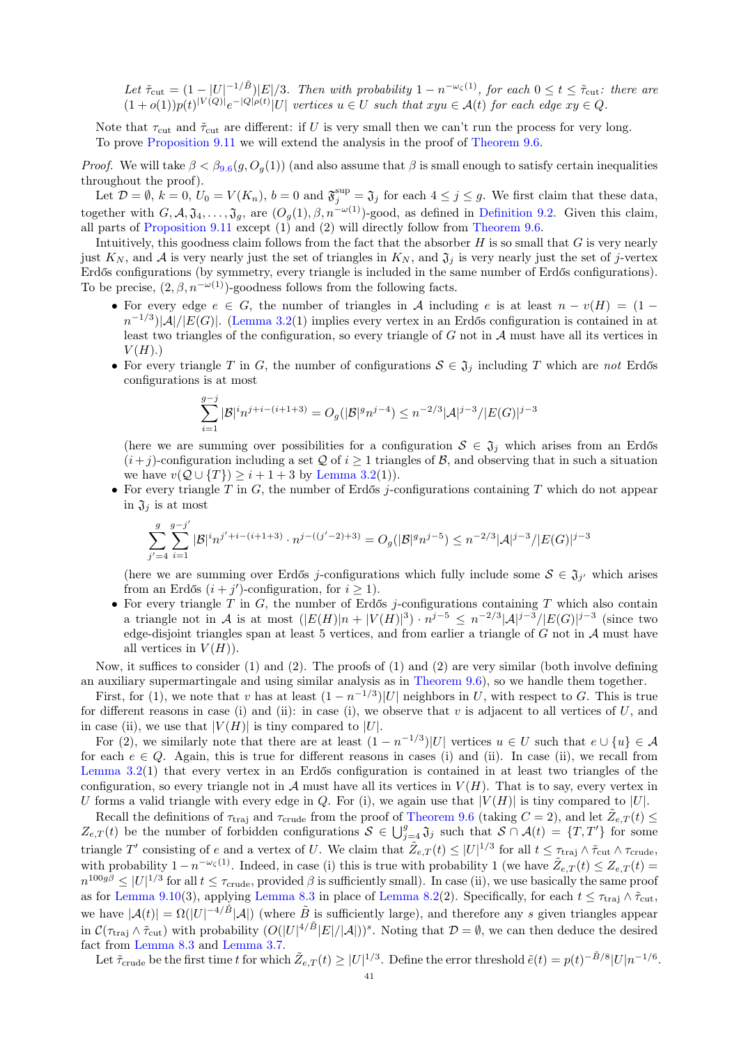*Let $\tilde{\tau}_{\mathrm{cut}} = (1 - |U|^{-1/\tilde{B}})|E|/3$. Then with probability $1 - n^{-\omega_\zeta(1)}$, for each $0 \le t \le \tilde{\tau}_{\mathrm{cut}}$: there are $(1+o(1))p(t)^{|V(Q)|}e^{-|Q|\rho(t)}|U|$ vertices $u \in U$ such that $xyu \in \mathcal{A}(t)$ for each edge $xy \in Q$.*

Note that $\tau_{\mathrm{cut}}$ and $\tilde{\tau}_{\mathrm{cut}}$ are different: if $U$ is very small then we can't run the process for very long.

To prove Proposition 9.11 we will extend the analysis in the proof of Theorem 9.6.

*Proof.* We will take $\beta < \beta_{9.6}(g, O_g(1))$ (and also assume that $\beta$ is small enough to satisfy certain inequalities throughout the proof).

Let $\mathcal{D} = \emptyset$, $k = 0$, $U_0 = V(K_n)$, $b = 0$ and $\mathfrak{F}_j^{\sup} = \mathfrak{J}_j$ for each $4 \le j \le g$. We first claim that these data, together with $G, \mathcal{A}, \mathfrak{J}_4, \ldots, \mathfrak{J}_g$, are $(O_g(1), \beta, n^{-\omega(1)})$-good, as defined in Definition 9.2. Given this claim, all parts of Proposition 9.11 except (1) and (2) will directly follow from Theorem 9.6.

Intuitively, this goodness claim follows from the fact that the absorber $H$ is so small that $G$ is very nearly just $K_N$, and $\mathcal{A}$ is very nearly just the set of triangles in $K_N$, and $\mathfrak{J}_j$ is very nearly just the set of $j$-vertex Erdős configurations (by symmetry, every triangle is included in the same number of Erdős configurations). To be precise, $(2, \beta, n^{-\omega(1)})$-goodness follows from the following facts.

- For every edge $e \in G$, the number of triangles in $\mathcal{A}$ including $e$ is at least $n - v(H) = (1 - n^{-1/3})|\mathcal{A}|/|E(G)|$. (Lemma 3.2(1) implies every vertex in an Erdős configuration is contained in at least two triangles of the configuration, so every triangle of $G$ not in $\mathcal{A}$ must have all its vertices in $V(H)$.)
- For every triangle $T$ in $G$, the number of configurations $\mathcal{S} \in \mathfrak{J}_j$ including $T$ which are *not* Erdős configurations is at most
$$\sum_{i=1}^{g-j} |\mathcal{B}|^i n^{j+i-(i+1+3)} = O_g(|\mathcal{B}|^g n^{j-4}) \le n^{-2/3}|\mathcal{A}|^{j-3}/|E(G)|^{j-3}$$
(here we are summing over possibilities for a configuration $\mathcal{S} \in \mathfrak{J}_j$ which arises from an Erdős $(i+j)$-configuration including a set $\mathcal{Q}$ of $i \ge 1$ triangles of $\mathcal{B}$, and observing that in such a situation we have $v(\mathcal{Q} \cup \{T\}) \ge i + 1 + 3$ by Lemma 3.2(1)).
- For every triangle $T$ in $G$, the number of Erdős $j$-configurations containing $T$ which do not appear in $\mathfrak{J}_j$ is at most
$$\sum_{j'=4}^{g} \sum_{i=1}^{g-j'} |\mathcal{B}|^i n^{j'+i-(i+1+3)} \cdot n^{j-((j'-2)+3)} = O_g(|\mathcal{B}|^g n^{j-5}) \le n^{-2/3}|\mathcal{A}|^{j-3}/|E(G)|^{j-3}$$
(here we are summing over Erdős $j$-configurations which fully include some $\mathcal{S} \in \mathfrak{J}_{j'}$ which arises from an Erdős $(i+j')$-configuration, for $i \ge 1$).
- For every triangle $T$ in $G$, the number of Erdős $j$-configurations containing $T$ which also contain a triangle not in $\mathcal{A}$ is at most $(|E(H)|n + |V(H)|^3) \cdot n^{j-5} \le n^{-2/3}|\mathcal{A}|^{j-3}/|E(G)|^{j-3}$ (since two edge-disjoint triangles span at least 5 vertices, and from earlier a triangle of $G$ not in $\mathcal{A}$ must have all vertices in $V(H)$).

Now, it suffices to consider (1) and (2). The proofs of (1) and (2) are very similar (both involve defining an auxiliary supermartingale and using similar analysis as in Theorem 9.6), so we handle them together.

First, for (1), we note that $v$ has at least $(1 - n^{-1/3})|U|$ neighbors in $U$, with respect to $G$. This is true for different reasons in case (i) and (ii): in case (i), we observe that $v$ is adjacent to all vertices of $U$, and in case (ii), we use that $|V(H)|$ is tiny compared to $|U|$.

For (2), we similarly note that there are at least $(1 - n^{-1/3})|U|$ vertices $u \in U$ such that $e \cup \{u\} \in \mathcal{A}$ for each $e \in Q$. Again, this is true for different reasons in cases (i) and (ii). In case (ii), we recall from Lemma 3.2(1) that every vertex in an Erdős configuration is contained in at least two triangles of the configuration, so every triangle not in $\mathcal{A}$ must have all its vertices in $V(H)$. That is to say, every vertex in $U$ forms a valid triangle with every edge in $Q$. For (i), we again use that $|V(H)|$ is tiny compared to $|U|$.

Recall the definitions of $\tau_{\mathrm{traj}}$ and $\tau_{\mathrm{crude}}$ from the proof of Theorem 9.6 (taking $C = 2$), and let $\tilde{Z}_{e,T}(t) \le Z_{e,T}(t)$ be the number of forbidden configurations $\mathcal{S} \in \bigcup_{j=4}^{g} \mathfrak{J}_j$ such that $\mathcal{S} \cap \mathcal{A}(t) = \{T, T'\}$ for some triangle $T'$ consisting of $e$ and a vertex of $U$. We claim that $\tilde{Z}_{e,T}(t) \le |U|^{1/3}$ for all $t \le \tau_{\mathrm{traj}} \wedge \tilde{\tau}_{\mathrm{cut}} \wedge \tau_{\mathrm{crude}}$, with probability $1 - n^{-\omega_\zeta(1)}$. Indeed, in case (i) this is true with probability 1 (we have $\tilde{Z}_{e,T}(t) \le Z_{e,T}(t) = n^{100g\beta} \le |U|^{1/3}$ for all $t \le \tau_{\mathrm{crude}}$, provided $\beta$ is sufficiently small). In case (ii), we use basically the same proof as for Lemma 9.10(3), applying Lemma 8.3 in place of Lemma 8.2(2). Specifically, for each $t \le \tau_{\mathrm{traj}} \wedge \tilde{\tau}_{\mathrm{cut}}$, we have $|\mathcal{A}(t)| = \Omega(|U|^{-4/\tilde{B}}|\mathcal{A}|)$ (where $\tilde{B}$ is sufficiently large), and therefore any $s$ given triangles appear in $\mathcal{C}(\tau_{\mathrm{traj}} \wedge \tilde{\tau}_{\mathrm{cut}})$ with probability $(O(|U|^{4/\tilde{B}}|E|/|\mathcal{A}|))^s$. Noting that $\mathcal{D} = \emptyset$, we can then deduce the desired fact from Lemma 8.3 and Lemma 3.7.

Let $\tilde{\tau}_{\mathrm{crude}}$ be the first time $t$ for which $\tilde{Z}_{e,T}(t) \ge |U|^{1/3}$. Define the error threshold $\tilde{e}(t) = p(t)^{-\tilde{B}/8}|U|n^{-1/6}$.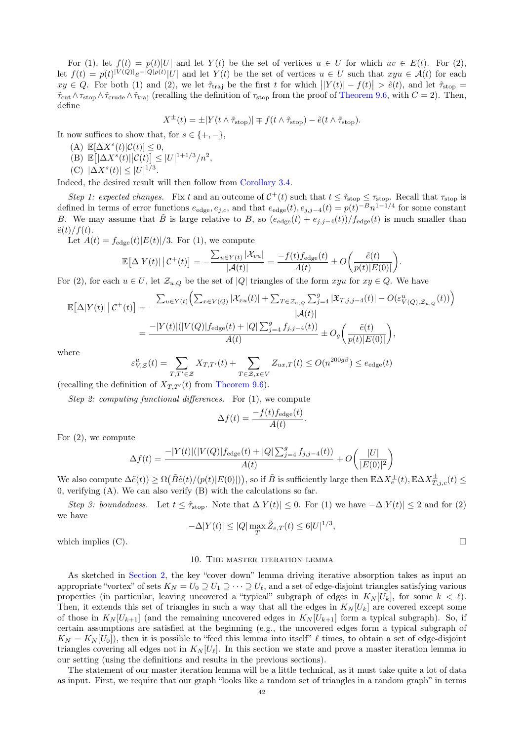For (1), let $f(t) = p(t)|U|$ and let $Y(t)$ be the set of vertices $u \in U$ for which $uv \in E(t)$. For (2), let $f(t) = p(t)^{|V(Q)|}e^{-|Q|\rho(t)}|U|$ and let $Y(t)$ be the set of vertices $u \in U$ such that $xyu \in \mathcal{A}(t)$ for each $xy \in Q$. For both (1) and (2), we let $\tilde{\tau}_{\mathrm{traj}}$ be the first $t$ for which $\big||Y(t)| - f(t)\big| > \tilde{e}(t)$, and let $\tilde{\tau}_{\mathrm{stop}} = \tilde{\tau}_{\mathrm{cut}} \wedge \tau_{\mathrm{stop}} \wedge \tilde{\tau}_{\mathrm{crude}} \wedge \tilde{\tau}_{\mathrm{traj}}$ (recalling the definition of $\tau_{\mathrm{stop}}$ from the proof of Theorem 9.6, with $C = 2$). Then, define

$$X^{\pm}(t) = \pm|Y(t \wedge \tilde{\tau}_{\mathrm{stop}})| \mp f(t \wedge \tilde{\tau}_{\mathrm{stop}}) - \tilde{e}(t \wedge \tilde{\tau}_{\mathrm{stop}}).$$

It now suffices to show that, for $s \in \{+,-\}$,

(A) $\mathbb{E}[\Delta X^s(t)|\mathcal{C}(t)] \le 0$,

(B) $\mathbb{E}\big[|\Delta X^s(t)|\big|\mathcal{C}(t)\big] \le |U|^{1+1/3}/n^2$,

(C) $|\Delta X^s(t)| \le |U|^{1/3}$.

Indeed, the desired result will then follow from Corollary 3.4.

*Step 1: expected changes.* Fix $t$ and an outcome of $\mathcal{C}^+(t)$ such that $t \le \tilde{\tau}_{\mathrm{stop}} \le \tau_{\mathrm{stop}}$. Recall that $\tau_{\mathrm{stop}}$ is defined in terms of error functions $e_{\mathrm{edge}}, e_{j,c}$, and that $e_{\mathrm{edge}}(t), e_{j,j-4}(t) = p(t)^{-B}n^{1-1/4}$ for some constant $B$. We may assume that $\tilde{B}$ is large relative to $B$, so $(e_{\mathrm{edge}}(t) + e_{j,j-4}(t))/f_{\mathrm{edge}}(t)$ is much smaller than $\tilde{e}(t)/f(t)$.

Let $A(t) = f_{\mathrm{edge}}(t)|E(t)|/3$. For (1), we compute

$$\mathbb{E}\big[\Delta|Y(t)|\,\big|\,\mathcal{C}^+(t)\big] = -\frac{\sum_{u\in Y(t)}|\mathcal{X}_{vu}|}{|\mathcal{A}(t)|} = \frac{-f(t)f_{\mathrm{edge}}(t)}{A(t)} \pm O\bigg(\frac{\tilde{e}(t)}{p(t)|E(0)|}\bigg).$$

For (2), for each $u \in U$, let $\mathcal{Z}_{u,Q}$ be the set of $|Q|$ triangles of the form $xyu$ for $xy \in Q$. We have

$$\begin{aligned}\mathbb{E}\big[\Delta|Y(t)|\,\big|\,\mathcal{C}^+(t)\big] &= -\frac{\sum_{u\in Y(t)}\Big(\sum_{x\in V(Q)}|\mathcal{X}_{xu}(t)| + \sum_{T\in\mathcal{Z}_{u,Q}}\sum_{j=4}^{g}|\mathfrak{X}_{T,j,j-4}(t)| - O(\varepsilon^u_{V(Q),\mathcal{Z}_{u,Q}}(t))\Big)}{|\mathcal{A}(t)|}\\ &= \frac{-|Y(t)|(|V(Q)|f_{\mathrm{edge}}(t) + |Q|\sum_{j=4}^{g}f_{j,j-4}(t))}{A(t)} \pm O_g\bigg(\frac{\tilde{e}(t)}{p(t)|E(0)|}\bigg),\end{aligned}$$

where

$$\varepsilon^u_{V,\mathcal{Z}}(t) = \sum_{T,T'\in\mathcal{Z}}X_{T,T'}(t) + \sum_{T\in\mathcal{Z},x\in V}Z_{ux,T}(t) \le O(n^{200g\beta}) \le e_{\mathrm{edge}}(t)$$

(recalling the definition of $X_{T,T'}(t)$ from Theorem 9.6).

*Step 2: computing functional differences.* For (1), we compute

$$\Delta f(t) = \frac{-f(t)f_{\mathrm{edge}}(t)}{A(t)}.$$

For (2), we compute

$$\Delta f(t) = \frac{-|Y(t)|(|V(Q)|f_{\mathrm{edge}}(t) + |Q|\sum_{j=4}^{g}f_{j,j-4}(t))}{A(t)} + O\bigg(\frac{|U|}{|E(0)|^2}\bigg)$$

We also compute $\Delta\tilde{e}(t)) \ge \Omega\big(\tilde{B}\tilde{e}(t)/(p(t)|E(0)|)\big)$, so if $\tilde{B}$ is sufficiently large then $\mathbb{E}\Delta X^{\pm}_e(t), \mathbb{E}\Delta X^{\pm}_{T,j,c}(t) \le 0$, verifying (A). We can also verify (B) with the calculations so far.

*Step 3: boundedness.* Let $t \le \tilde{\tau}_{\mathrm{stop}}$. Note that $\Delta|Y(t)| \le 0$. For (1) we have $-\Delta|Y(t)| \le 2$ and for (2) we have

$$-\Delta|Y(t)| \le |Q|\max_{T}\tilde{Z}_{e,T}(t) \le 6|U|^{1/3},$$

which implies (C). $\square$

## 10. The master iteration lemma

As sketched in Section 2, the key "cover down" lemma driving iterative absorption takes as input an appropriate "vortex" of sets $K_N = U_0 \supseteq U_1 \supseteq \cdots \supseteq U_\ell$, and a set of edge-disjoint triangles satisfying various properties (in particular, leaving uncovered a "typical" subgraph of edges in $K_N[U_k]$, for some $k < \ell$). Then, it extends this set of triangles in such a way that all the edges in $K_N[U_k]$ are covered except some of those in $K_N[U_{k+1}]$ (and the remaining uncovered edges in $K_N[U_{k+1}]$ form a typical subgraph). So, if certain assumptions are satisfied at the beginning (e.g., the uncovered edges form a typical subgraph of $K_N = K_N[U_0]$), then it is possible to "feed this lemma into itself" $\ell$ times, to obtain a set of edge-disjoint triangles covering all edges not in $K_N[U_\ell]$. In this section we state and prove a master iteration lemma in our setting (using the definitions and results in the previous sections).

The statement of our master iteration lemma will be a little technical, as it must take quite a lot of data as input. First, we require that our graph "looks like a random set of triangles in a random graph" in terms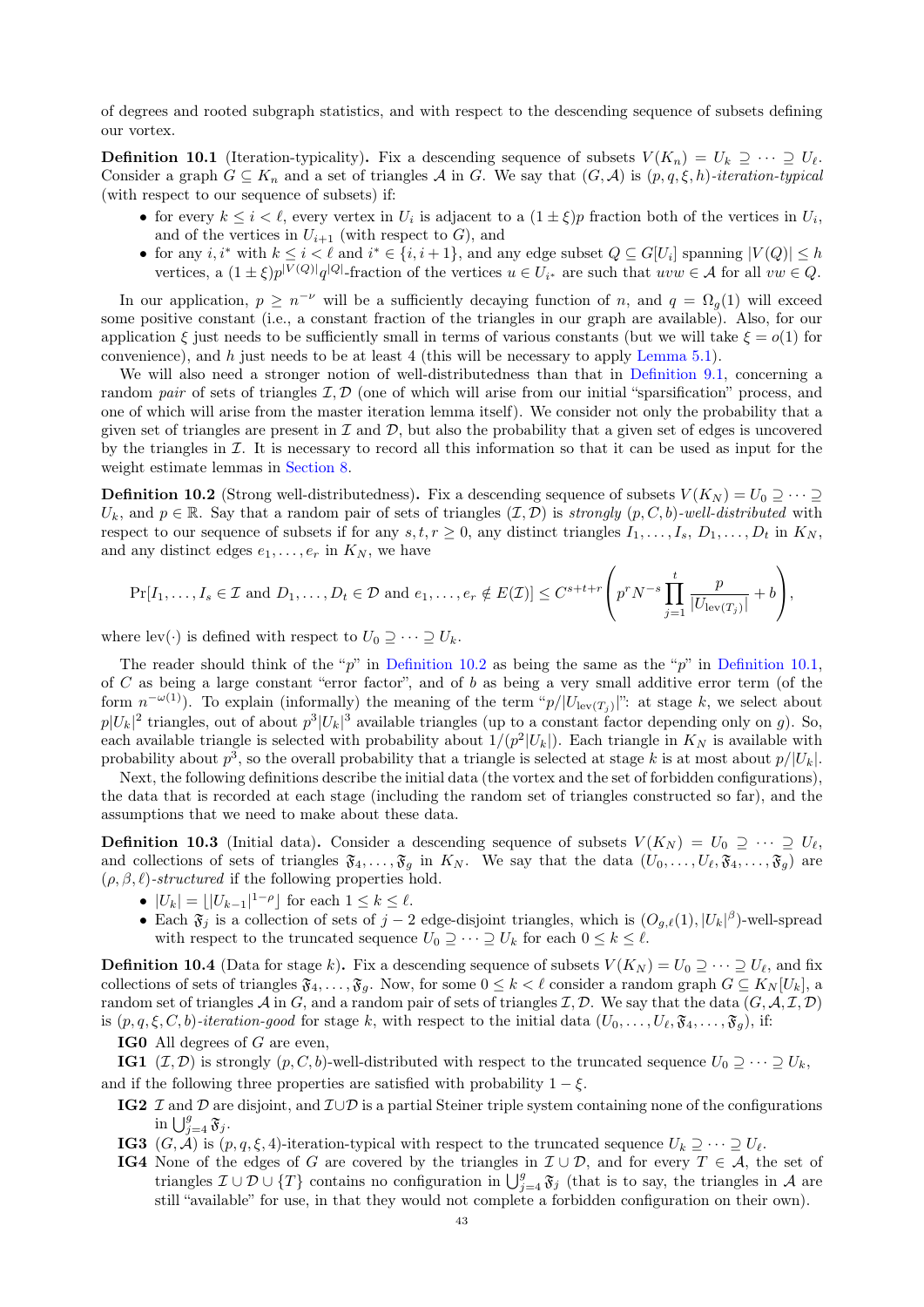of degrees and rooted subgraph statistics, and with respect to the descending sequence of subsets defining our vortex.

**Definition 10.1** (Iteration-typicality)**.** Fix a descending sequence of subsets $V(K_n) = U_k \supseteq \cdots \supseteq U_\ell$. Consider a graph $G \subseteq K_n$ and a set of triangles $\mathcal{A}$ in $G$. We say that $(G, \mathcal{A})$ is $(p, q, \xi, h)$-*iteration-typical* (with respect to our sequence of subsets) if:

- for every $k \le i < \ell$, every vertex in $U_i$ is adjacent to a $(1 \pm \xi)p$ fraction both of the vertices in $U_i$, and of the vertices in $U_{i+1}$ (with respect to $G$), and
- for any $i, i^*$ with $k \le i < \ell$ and $i^* \in \{i, i+1\}$, and any edge subset $Q \subseteq G[U_i]$ spanning $|V(Q)| \le h$ vertices, a $(1 \pm \xi)p^{|V(Q)|}q^{|Q|}$-fraction of the vertices $u \in U_{i^*}$ are such that $uvw \in \mathcal{A}$ for all $vw \in Q$.

In our application, $p \ge n^{-\nu}$ will be a sufficiently decaying function of $n$, and $q = \Omega_g(1)$ will exceed some positive constant (i.e., a constant fraction of the triangles in our graph are available). Also, for our application $\xi$ just needs to be sufficiently small in terms of various constants (but we will take $\xi = o(1)$ for convenience), and $h$ just needs to be at least 4 (this will be necessary to apply Lemma 5.1).

We will also need a stronger notion of well-distributedness than that in Definition 9.1, concerning a random *pair* of sets of triangles $\mathcal{I}, \mathcal{D}$ (one of which will arise from our initial "sparsification" process, and one of which will arise from the master iteration lemma itself). We consider not only the probability that a given set of triangles are present in $\mathcal{I}$ and $\mathcal{D}$, but also the probability that a given set of edges is uncovered by the triangles in $\mathcal{I}$. It is necessary to record all this information so that it can be used as input for the weight estimate lemmas in Section 8.

**Definition 10.2** (Strong well-distributedness)**.** Fix a descending sequence of subsets $V(K_N) = U_0 \supseteq \cdots \supseteq U_k$, and $p \in \mathbb{R}$. Say that a random pair of sets of triangles $(\mathcal{I}, \mathcal{D})$ is *strongly* $(p, C, b)$-*well-distributed* with respect to our sequence of subsets if for any $s, t, r \ge 0$, any distinct triangles $I_1, \ldots, I_s$, $D_1, \ldots, D_t$ in $K_N$, and any distinct edges $e_1, \ldots, e_r$ in $K_N$, we have

$$\Pr[I_1, \ldots, I_s \in \mathcal{I} \text{ and } D_1, \ldots, D_t \in \mathcal{D} \text{ and } e_1, \ldots, e_r \notin E(\mathcal{I})] \le C^{s+t+r}\left(p^r N^{-s} \prod_{j=1}^{t} \frac{p}{|U_{\mathrm{lev}(T_j)}|} + b\right),$$

where $\mathrm{lev}(\cdot)$ is defined with respect to $U_0 \supseteq \cdots \supseteq U_k$.

The reader should think of the "$p$" in Definition 10.2 as being the same as the "$p$" in Definition 10.1, of $C$ as being a large constant "error factor", and of $b$ as being a very small additive error term (of the form $n^{-\omega(1)}$). To explain (informally) the meaning of the term "$p/|U_{\mathrm{lev}(T_j)}|$": at stage $k$, we select about $p|U_k|^2$ triangles, out of about $p^3|U_k|^3$ available triangles (up to a constant factor depending only on $g$). So, each available triangle is selected with probability about $1/(p^2|U_k|)$. Each triangle in $K_N$ is available with probability about $p^3$, so the overall probability that a triangle is selected at stage $k$ is at most about $p/|U_k|$.

Next, the following definitions describe the initial data (the vortex and the set of forbidden configurations), the data that is recorded at each stage (including the random set of triangles constructed so far), and the assumptions that we need to make about these data.

**Definition 10.3** (Initial data)**.** Consider a descending sequence of subsets $V(K_N) = U_0 \supseteq \cdots \supseteq U_\ell$, and collections of sets of triangles $\mathfrak{F}_4, \ldots, \mathfrak{F}_g$ in $K_N$. We say that the data $(U_0, \ldots, U_\ell, \mathfrak{F}_4, \ldots, \mathfrak{F}_g)$ are $(\rho, \beta, \ell)$-*structured* if the following properties hold.

- $|U_k| = \lfloor |U_{k-1}|^{1-\rho} \rfloor$ for each $1 \le k \le \ell$.
- Each $\mathfrak{F}_j$ is a collection of sets of $j-2$ edge-disjoint triangles, which is $(O_{g,\ell}(1), |U_k|^\beta)$-well-spread with respect to the truncated sequence $U_0 \supseteq \cdots \supseteq U_k$ for each $0 \le k \le \ell$.

**Definition 10.4** (Data for stage $k$)**.** Fix a descending sequence of subsets $V(K_N) = U_0 \supseteq \cdots \supseteq U_\ell$, and fix collections of sets of triangles $\mathfrak{F}_4, \ldots, \mathfrak{F}_g$. Now, for some $0 \le k < \ell$ consider a random graph $G \subseteq K_N[U_k]$, a random set of triangles $\mathcal{A}$ in $G$, and a random pair of sets of triangles $\mathcal{I}, \mathcal{D}$. We say that the data $(G, \mathcal{A}, \mathcal{I}, \mathcal{D})$ is $(p, q, \xi, C, b)$-*iteration-good* for stage $k$, with respect to the initial data $(U_0, \ldots, U_\ell, \mathfrak{F}_4, \ldots, \mathfrak{F}_g)$, if:

**IG0** All degrees of $G$ are even,

**IG1** $(\mathcal{I}, \mathcal{D})$ is strongly $(p, C, b)$-well-distributed with respect to the truncated sequence $U_0 \supseteq \cdots \supseteq U_k$,

and if the following three properties are satisfied with probability $1 - \xi$.

**IG2** $\mathcal{I}$ and $\mathcal{D}$ are disjoint, and $\mathcal{I} \cup \mathcal{D}$ is a partial Steiner triple system containing none of the configurations in $\bigcup_{j=4}^{g} \mathfrak{F}_j$.

**IG3** $(G, \mathcal{A})$ is $(p, q, \xi, 4)$-iteration-typical with respect to the truncated sequence $U_k \supseteq \cdots \supseteq U_\ell$.

**IG4** None of the edges of $G$ are covered by the triangles in $\mathcal{I} \cup \mathcal{D}$, and for every $T \in \mathcal{A}$, the set of triangles $\mathcal{I} \cup \mathcal{D} \cup \{T\}$ contains no configuration in $\bigcup_{j=4}^{g} \mathfrak{F}_j$ (that is to say, the triangles in $\mathcal{A}$ are still "available" for use, in that they would not complete a forbidden configuration on their own).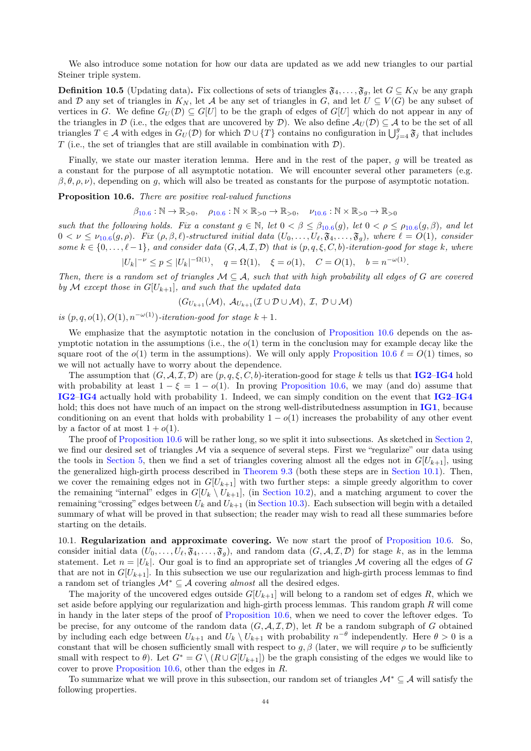We also introduce some notation for how our data are updated as we add new triangles to our partial Steiner triple system.

**Definition 10.5** (Updating data)**.** Fix collections of sets of triangles $\mathfrak{F}_4, \dots, \mathfrak{F}_g$, let $G \subseteq K_N$ be any graph and $\mathcal{D}$ any set of triangles in $K_N$, let $\mathcal{A}$ be any set of triangles in $G$, and let $U \subseteq V(G)$ be any subset of vertices in $G$. We define $G_U(\mathcal{D}) \subseteq G[U]$ to be the graph of edges of $G[U]$ which do not appear in any of the triangles in $\mathcal{D}$ (i.e., the edges that are uncovered by $\mathcal{D}$). We also define $\mathcal{A}_U(\mathcal{D}) \subseteq \mathcal{A}$ to be the set of all triangles $T \in \mathcal{A}$ with edges in $G_U(\mathcal{D})$ for which $\mathcal{D} \cup \{T\}$ contains no configuration in $\bigcup_{j=4}^{g} \mathfrak{F}_j$ that includes $T$ (i.e., the set of triangles that are still available in combination with $\mathcal{D}$).

Finally, we state our master iteration lemma. Here and in the rest of the paper, $g$ will be treated as a constant for the purpose of all asymptotic notation. We will encounter several other parameters (e.g. $\beta, \theta, \rho, \nu$), depending on $g$, which will also be treated as constants for the purpose of asymptotic notation.

**Proposition 10.6.** *There are positive real-valued functions*

$$\beta_{10.6} : \mathbb{N} \to \mathbb{R}_{>0}, \quad \rho_{10.6} : \mathbb{N} \times \mathbb{R}_{>0} \to \mathbb{R}_{>0}, \quad \nu_{10.6} : \mathbb{N} \times \mathbb{R}_{>0} \to \mathbb{R}_{>0}$$

*such that the following holds. Fix a constant $g \in \mathbb{N}$, let $0 < \beta \le \beta_{10.6}(g)$, let $0 < \rho \le \rho_{10.6}(g, \beta)$, and let $0 < \nu \le \nu_{10.6}(g, \rho)$. Fix $(\rho, \beta, \ell)$-structured initial data $(U_0, \dots, U_\ell, \mathfrak{F}_4, \dots, \mathfrak{F}_g)$, where $\ell = O(1)$, consider some $k \in \{0, \dots, \ell - 1\}$, and consider data $(G, \mathcal{A}, \mathcal{I}, \mathcal{D})$ that is $(p, q, \xi, C, b)$-iteration-good for stage $k$, where*

$$|U_k|^{-\nu} \le p \le |U_k|^{-\Omega(1)}, \quad q = \Omega(1), \quad \xi = o(1), \quad C = O(1), \quad b = n^{-\omega(1)}.$$

*Then, there is a random set of triangles $\mathcal{M} \subseteq \mathcal{A}$, such that with high probability all edges of $G$ are covered by $\mathcal{M}$ except those in $G[U_{k+1}]$, and such that the updated data*

$$(G_{U_{k+1}}(\mathcal{M}),\ \mathcal{A}_{U_{k+1}}(\mathcal{I} \cup \mathcal{D} \cup \mathcal{M}),\ \mathcal{I},\ \mathcal{D} \cup \mathcal{M})$$

*is $(p, q, o(1), O(1), n^{-\omega(1)})$-iteration-good for stage $k + 1$.*

We emphasize that the asymptotic notation in the conclusion of Proposition 10.6 depends on the asymptotic notation in the assumptions (i.e., the $o(1)$ term in the conclusion may for example decay like the square root of the $o(1)$ term in the assumptions). We will only apply Proposition 10.6 $\ell = O(1)$ times, so we will not actually have to worry about the dependence.

The assumption that $(G, \mathcal{A}, \mathcal{I}, \mathcal{D})$ are $(p, q, \xi, C, b)$-iteration-good for stage $k$ tells us that **IG2**–**IG4** hold with probability at least $1 - \xi = 1 - o(1)$. In proving Proposition 10.6, we may (and do) assume that **IG2**–**IG4** actually hold with probability 1. Indeed, we can simply condition on the event that **IG2**–**IG4** hold; this does not have much of an impact on the strong well-distributedness assumption in **IG1**, because conditioning on an event that holds with probability $1 - o(1)$ increases the probability of any other event by a factor of at most $1 + o(1)$.

The proof of Proposition 10.6 will be rather long, so we split it into subsections. As sketched in Section 2, we find our desired set of triangles $\mathcal{M}$ via a sequence of several steps. First we "regularize" our data using the tools in Section 5, then we find a set of triangles covering almost all the edges not in $G[U_{k+1}]$, using the generalized high-girth process described in Theorem 9.3 (both these steps are in Section 10.1). Then, we cover the remaining edges not in $G[U_{k+1}]$ with two further steps: a simple greedy algorithm to cover the remaining "internal" edges in $G[U_k \setminus U_{k+1}]$, (in Section 10.2), and a matching argument to cover the remaining "crossing" edges between $U_k$ and $U_{k+1}$ (in Section 10.3). Each subsection will begin with a detailed summary of what will be proved in that subsection; the reader may wish to read all these summaries before starting on the details.

## 10.1. Regularization and approximate covering.

We now start the proof of Proposition 10.6. So, consider initial data $(U_0, \dots, U_\ell, \mathfrak{F}_4, \dots, \mathfrak{F}_g)$, and random data $(G, \mathcal{A}, \mathcal{I}, \mathcal{D})$ for stage $k$, as in the lemma statement. Let $n = |U_k|$. Our goal is to find an appropriate set of triangles $\mathcal{M}$ covering all the edges of $G$ that are not in $G[U_{k+1}]$. In this subsection we use our regularization and high-girth process lemmas to find a random set of triangles $\mathcal{M}^* \subseteq \mathcal{A}$ covering *almost* all the desired edges.

The majority of the uncovered edges outside $G[U_{k+1}]$ will belong to a random set of edges $R$, which we set aside before applying our regularization and high-girth process lemmas. This random graph $R$ will come in handy in the later steps of the proof of Proposition 10.6, when we need to cover the leftover edges. To be precise, for any outcome of the random data $(G, \mathcal{A}, \mathcal{I}, \mathcal{D})$, let $R$ be a random subgraph of $G$ obtained by including each edge between $U_{k+1}$ and $U_k \setminus U_{k+1}$ with probability $n^{-\theta}$ independently. Here $\theta > 0$ is a constant that will be chosen sufficiently small with respect to $g, \beta$ (later, we will require $\rho$ to be sufficiently small with respect to $\theta$). Let $G^* = G \setminus (R \cup G[U_{k+1}])$ be the graph consisting of the edges we would like to cover to prove Proposition 10.6, other than the edges in $R$.

To summarize what we will prove in this subsection, our random set of triangles $\mathcal{M}^* \subseteq \mathcal{A}$ will satisfy the following properties.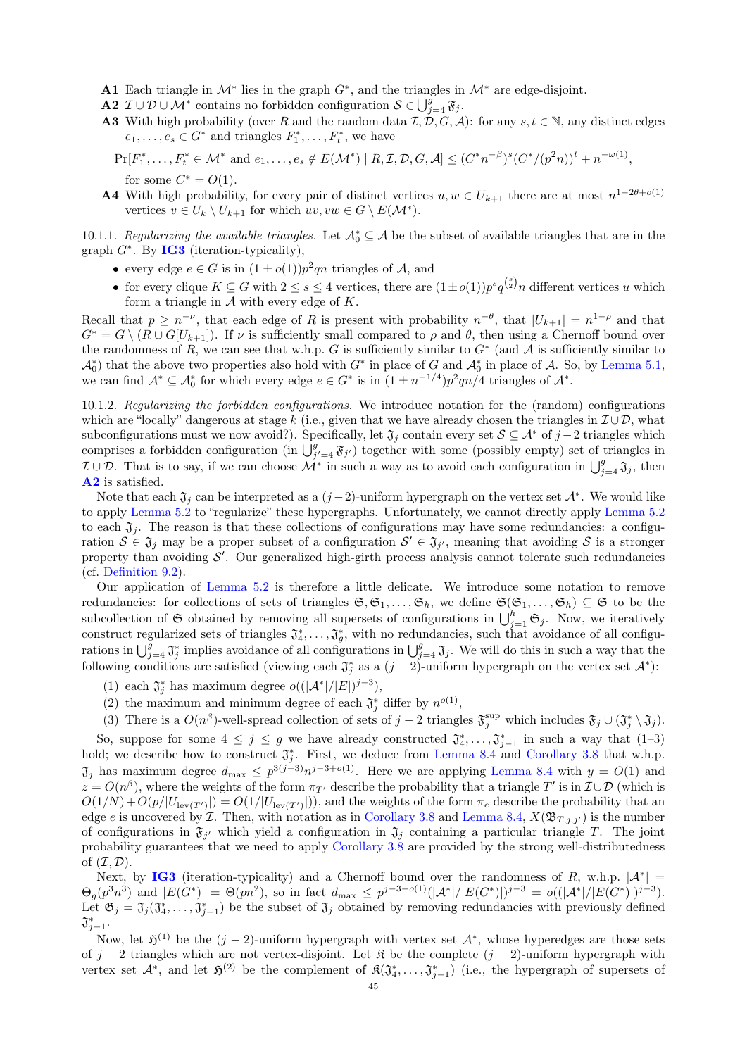**A1** Each triangle in $\mathcal{M}^*$ lies in the graph $G^*$, and the triangles in $\mathcal{M}^*$ are edge-disjoint.

**A2** $\mathcal{I} \cup \mathcal{D} \cup \mathcal{M}^*$ contains no forbidden configuration $\mathcal{S} \in \bigcup_{j=4}^{g} \mathfrak{F}_j$.

**A3** With high probability (over $R$ and the random data $\mathcal{I}, \mathcal{D}, G, \mathcal{A}$): for any $s, t \in \mathbb{N}$, any distinct edges $e_1, \ldots, e_s \in G^*$ and triangles $F_1^*, \ldots, F_t^*$, we have

$$\Pr[F_1^*, \ldots, F_t^* \in \mathcal{M}^* \text{ and } e_1, \ldots, e_s \notin E(\mathcal{M}^*) \mid R, \mathcal{I}, \mathcal{D}, G, \mathcal{A}] \le (C^* n^{-\beta})^s (C^*/(p^2 n))^t + n^{-\omega(1)},$$

for some $C^* = O(1)$.

**A4** With high probability, for every pair of distinct vertices $u, w \in U_{k+1}$ there are at most $n^{1-2\theta+o(1)}$ vertices $v \in U_k \setminus U_{k+1}$ for which $uv, vw \in G \setminus E(\mathcal{M}^*)$.

*10.1.1. Regularizing the available triangles.* Let $\mathcal{A}_0^* \subseteq \mathcal{A}$ be the subset of available triangles that are in the graph $G^*$. By **IG3** (iteration-typicality),

- every edge $e \in G$ is in $(1 \pm o(1))p^2 qn$ triangles of $\mathcal{A}$, and
- for every clique $K \subseteq G$ with $2 \le s \le 4$ vertices, there are $(1 \pm o(1))p^s q^{\binom{s}{2}} n$ different vertices $u$ which form a triangle in $\mathcal{A}$ with every edge of $K$.

Recall that $p \ge n^{-\nu}$, that each edge of $R$ is present with probability $n^{-\theta}$, that $|U_{k+1}| = n^{1-\rho}$ and that $G^* = G \setminus (R \cup G[U_{k+1}])$. If $\nu$ is sufficiently small compared to $\rho$ and $\theta$, then using a Chernoff bound over the randomness of $R$, we can see that w.h.p. $G$ is sufficiently similar to $G^*$ (and $\mathcal{A}$ is sufficiently similar to $\mathcal{A}_0^*$) that the above two properties also hold with $G^*$ in place of $G$ and $\mathcal{A}_0^*$ in place of $\mathcal{A}$. So, by Lemma 5.1, we can find $\mathcal{A}^* \subseteq \mathcal{A}_0^*$ for which every edge $e \in G^*$ is in $(1 \pm n^{-1/4})p^2 qn/4$ triangles of $\mathcal{A}^*$.

*10.1.2. Regularizing the forbidden configurations.* We introduce notation for the (random) configurations which are "locally" dangerous at stage $k$ (i.e., given that we have already chosen the triangles in $\mathcal{I} \cup \mathcal{D}$, what subconfigurations must we now avoid?). Specifically, let $\mathfrak{J}_j$ contain every set $\mathcal{S} \subseteq \mathcal{A}^*$ of $j-2$ triangles which comprises a forbidden configuration (in $\bigcup_{j'=4}^{g} \mathfrak{F}_{j'}$) together with some (possibly empty) set of triangles in $\mathcal{I} \cup \mathcal{D}$. That is to say, if we can choose $\mathcal{M}^*$ in such a way as to avoid each configuration in $\bigcup_{j=4}^{g} \mathfrak{J}_j$, then **A2** is satisfied.

Note that each $\mathfrak{J}_j$ can be interpreted as a $(j-2)$-uniform hypergraph on the vertex set $\mathcal{A}^*$. We would like to apply Lemma 5.2 to "regularize" these hypergraphs. Unfortunately, we cannot directly apply Lemma 5.2 to each $\mathfrak{J}_j$. The reason is that these collections of configurations may have some redundancies: a configuration $\mathcal{S} \in \mathfrak{J}_j$ may be a proper subset of a configuration $\mathcal{S}' \in \mathfrak{J}_{j'}$, meaning that avoiding $\mathcal{S}$ is a stronger property than avoiding $\mathcal{S}'$. Our generalized high-girth process analysis cannot tolerate such redundancies (cf. Definition 9.2).

Our application of Lemma 5.2 is therefore a little delicate. We introduce some notation to remove redundancies: for collections of sets of triangles $\mathfrak{S}, \mathfrak{S}_1, \ldots, \mathfrak{S}_h$, we define $\mathfrak{S}(\mathfrak{S}_1, \ldots, \mathfrak{S}_h) \subseteq \mathfrak{S}$ to be the subcollection of $\mathfrak{S}$ obtained by removing all supersets of configurations in $\bigcup_{j=1}^{h} \mathfrak{S}_j$. Now, we iteratively construct regularized sets of triangles $\mathfrak{J}_4^*, \ldots, \mathfrak{J}_g^*$, with no redundancies, such that avoidance of all configurations in $\bigcup_{j=4}^{g} \mathfrak{J}_j^*$ implies avoidance of all configurations in $\bigcup_{j=4}^{g} \mathfrak{J}_j$. We will do this in such a way that the following conditions are satisfied (viewing each $\mathfrak{J}_j^*$ as a $(j-2)$-uniform hypergraph on the vertex set $\mathcal{A}^*$):

1. each $\mathfrak{J}_j^*$ has maximum degree $o((|\mathcal{A}^*|/|E|)^{j-3})$,
2. the maximum and minimum degree of each $\mathfrak{J}_j^*$ differ by $n^{o(1)}$,
3. There is a $O(n^\beta)$-well-spread collection of sets of $j-2$ triangles $\mathfrak{F}_j^{\mathrm{sup}}$ which includes $\mathfrak{F}_j \cup (\mathfrak{J}_j^* \setminus \mathfrak{J}_j)$.

So, suppose for some $4 \le j \le g$ we have already constructed $\mathfrak{J}_4^*, \ldots, \mathfrak{J}_{j-1}^*$ in such a way that (1–3) hold; we describe how to construct $\mathfrak{J}_j^*$. First, we deduce from Lemma 8.4 and Corollary 3.8 that w.h.p. $\mathfrak{J}_j$ has maximum degree $d_{\max} \le p^{3(j-3)} n^{j-3+o(1)}$. Here we are applying Lemma 8.4 with $y = O(1)$ and $z = O(n^\beta)$, where the weights of the form $\pi_{T'}$ describe the probability that a triangle $T'$ is in $\mathcal{I} \cup \mathcal{D}$ (which is $O(1/N) + O(p/|U_{\mathrm{lev}(T')}|) = O(1/|U_{\mathrm{lev}(T')}|)$), and the weights of the form $\pi_e$ describe the probability that an edge $e$ is uncovered by $\mathcal{I}$. Then, with notation as in Corollary 3.8 and Lemma 8.4, $X(\mathfrak{B}_{T,j,j'})$ is the number of configurations in $\mathfrak{F}_{j'}$ which yield a configuration in $\mathfrak{J}_j$ containing a particular triangle $T$. The joint probability guarantees that we need to apply Corollary 3.8 are provided by the strong well-distributedness of $(\mathcal{I}, \mathcal{D})$.

Next, by **IG3** (iteration-typicality) and a Chernoff bound over the randomness of $R$, w.h.p. $|\mathcal{A}^*| = \Theta_g(p^3 n^3)$ and $|E(G^*)| = \Theta(pn^2)$, so in fact $d_{\max} \le p^{j-3-o(1)}(|\mathcal{A}^*|/|E(G^*)|)^{j-3} = o((|\mathcal{A}^*|/|E(G^*)|)^{j-3})$. Let $\mathfrak{G}_j = \mathfrak{J}_j(\mathfrak{J}_4^*, \ldots, \mathfrak{J}_{j-1}^*)$ be the subset of $\mathfrak{J}_j$ obtained by removing redundancies with previously defined $\mathfrak{J}_{j-1}^*$.

Now, let $\mathfrak{H}^{(1)}$ be the $(j-2)$-uniform hypergraph with vertex set $\mathcal{A}^*$, whose hyperedges are those sets of $j-2$ triangles which are not vertex-disjoint. Let $\mathfrak{K}$ be the complete $(j-2)$-uniform hypergraph with vertex set $\mathcal{A}^*$, and let $\mathfrak{H}^{(2)}$ be the complement of $\mathfrak{K}(\mathfrak{J}_4^*, \ldots, \mathfrak{J}_{j-1}^*)$ (i.e., the hypergraph of supersets of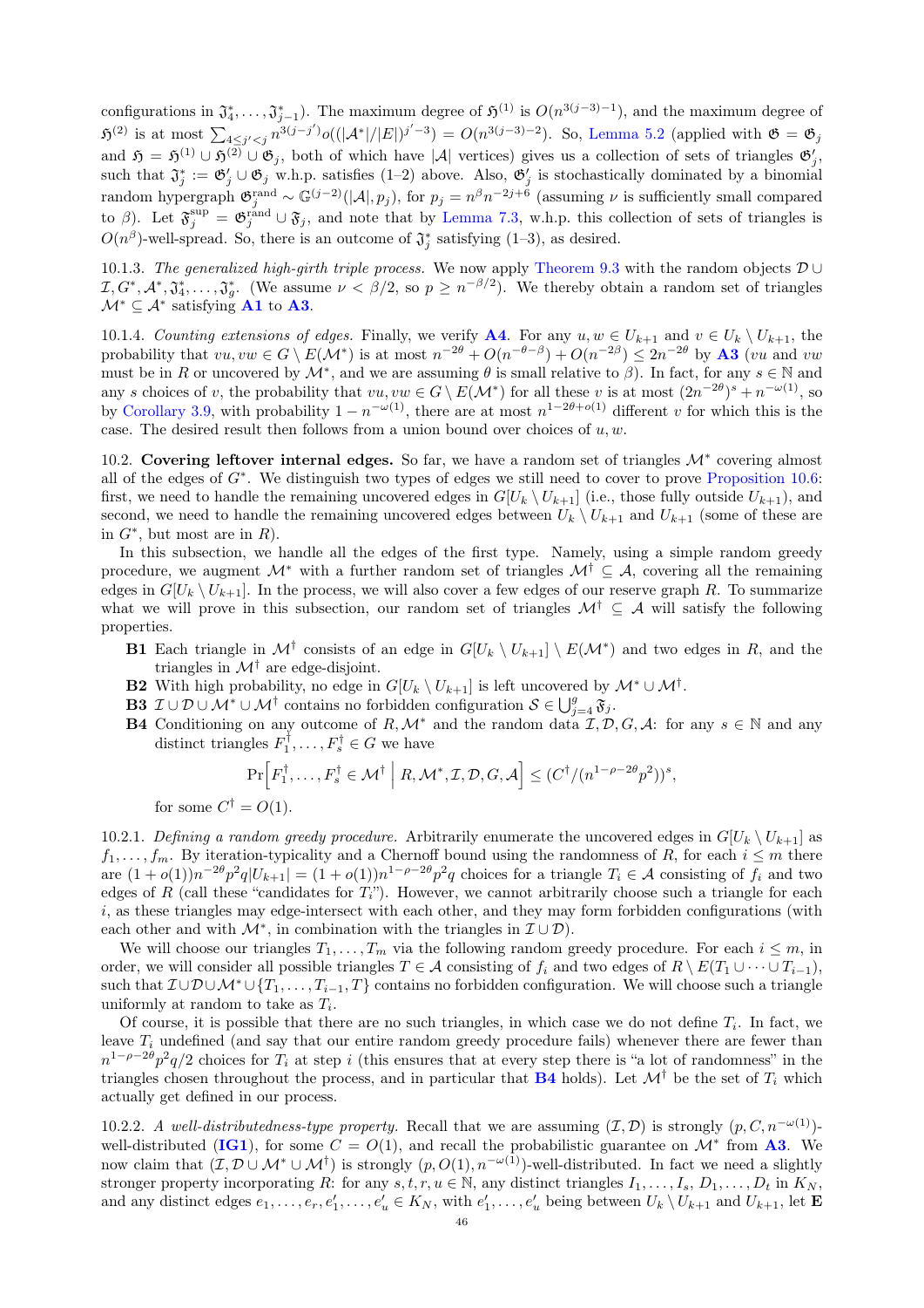configurations in $\mathfrak{J}_4^*, \dots, \mathfrak{J}_{j-1}^*$). The maximum degree of $\mathfrak{H}^{(1)}$ is $O(n^{3(j-3)-1})$, and the maximum degree of $\mathfrak{H}^{(2)}$ is at most $\sum_{4 \le j' < j} n^{3(j-j')} o((|\mathcal{A}^*|/|E|)^{j'-3}) = O(n^{3(j-3)-2})$. So, Lemma 5.2 (applied with $\mathfrak{G} = \mathfrak{G}_j$ and $\mathfrak{H} = \mathfrak{H}^{(1)} \cup \mathfrak{H}^{(2)} \cup \mathfrak{G}_j$, both of which have $|\mathcal{A}|$ vertices) gives us a collection of sets of triangles $\mathfrak{G}_j'$, such that $\mathfrak{J}_j^* := \mathfrak{G}_j' \cup \mathfrak{G}_j$ w.h.p. satisfies (1–2) above. Also, $\mathfrak{G}_j'$ is stochastically dominated by a binomial random hypergraph $\mathfrak{G}_j^{\mathrm{rand}} \sim \mathbb{G}^{(j-2)}(|\mathcal{A}|, p_j)$, for $p_j = n^\beta n^{-2j+6}$ (assuming $\nu$ is sufficiently small compared to $\beta$). Let $\mathfrak{F}_j^{\mathrm{sup}} = \mathfrak{G}_j^{\mathrm{rand}} \cup \mathfrak{F}_j$, and note that by Lemma 7.3, w.h.p. this collection of sets of triangles is $O(n^\beta)$-well-spread. So, there is an outcome of $\mathfrak{J}_j^*$ satisfying (1–3), as desired.

10.1.3. *The generalized high-girth triple process.* We now apply Theorem 9.3 with the random objects $\mathcal{D} \cup \mathcal{I}, G^*, \mathcal{A}^*, \mathfrak{J}_4^*, \dots, \mathfrak{J}_g^*$. (We assume $\nu < \beta/2$, so $p \ge n^{-\beta/2}$). We thereby obtain a random set of triangles $\mathcal{M}^* \subseteq \mathcal{A}^*$ satisfying **A1** to **A3**.

10.1.4. *Counting extensions of edges.* Finally, we verify **A4**. For any $u, w \in U_{k+1}$ and $v \in U_k \setminus U_{k+1}$, the probability that $vu, vw \in G \setminus E(\mathcal{M}^*)$ is at most $n^{-2\theta} + O(n^{-\theta-\beta}) + O(n^{-2\beta}) \le 2n^{-2\theta}$ by **A3** ($vu$ and $vw$ must be in $R$ or uncovered by $\mathcal{M}^*$, and we are assuming $\theta$ is small relative to $\beta$). In fact, for any $s \in \mathbb{N}$ and any $s$ choices of $v$, the probability that $vu, vw \in G \setminus E(\mathcal{M}^*)$ for all these $v$ is at most $(2n^{-2\theta})^s + n^{-\omega(1)}$, so by Corollary 3.9, with probability $1 - n^{-\omega(1)}$, there are at most $n^{1-2\theta+o(1)}$ different $v$ for which this is the case. The desired result then follows from a union bound over choices of $u, w$.

10.2. **Covering leftover internal edges.** So far, we have a random set of triangles $\mathcal{M}^*$ covering almost all of the edges of $G^*$. We distinguish two types of edges we still need to cover to prove Proposition 10.6: first, we need to handle the remaining uncovered edges in $G[U_k \setminus U_{k+1}]$ (i.e., those fully outside $U_{k+1}$), and second, we need to handle the remaining uncovered edges between $U_k \setminus U_{k+1}$ and $U_{k+1}$ (some of these are in $G^*$, but most are in $R$).

In this subsection, we handle all the edges of the first type. Namely, using a simple random greedy procedure, we augment $\mathcal{M}^*$ with a further random set of triangles $\mathcal{M}^\dagger \subseteq \mathcal{A}$, covering all the remaining edges in $G[U_k \setminus U_{k+1}]$. In the process, we will also cover a few edges of our reserve graph $R$. To summarize what we will prove in this subsection, our random set of triangles $\mathcal{M}^\dagger \subseteq \mathcal{A}$ will satisfy the following properties.

- **B1** Each triangle in $\mathcal{M}^\dagger$ consists of an edge in $G[U_k \setminus U_{k+1}] \setminus E(\mathcal{M}^*)$ and two edges in $R$, and the triangles in $\mathcal{M}^\dagger$ are edge-disjoint.
- **B2** With high probability, no edge in $G[U_k \setminus U_{k+1}]$ is left uncovered by $\mathcal{M}^* \cup \mathcal{M}^\dagger$.
- **B3** $\mathcal{I} \cup \mathcal{D} \cup \mathcal{M}^* \cup \mathcal{M}^\dagger$ contains no forbidden configuration $\mathcal{S} \in \bigcup_{j=4}^g \mathfrak{F}_j$.
- **B4** Conditioning on any outcome of $R, \mathcal{M}^*$ and the random data $\mathcal{I}, \mathcal{D}, G, \mathcal{A}$: for any $s \in \mathbb{N}$ and any distinct triangles $F_1^\dagger, \dots, F_s^\dagger \in G$ we have
$$\Pr\Big[F_1^\dagger, \dots, F_s^\dagger \in \mathcal{M}^\dagger \;\Big|\; R, \mathcal{M}^*, \mathcal{I}, \mathcal{D}, G, \mathcal{A}\Big] \le (C^\dagger/(n^{1-\rho-2\theta} p^2))^s,$$
for some $C^\dagger = O(1)$.

10.2.1. *Defining a random greedy procedure.* Arbitrarily enumerate the uncovered edges in $G[U_k \setminus U_{k+1}]$ as $f_1, \dots, f_m$. By iteration-typicality and a Chernoff bound using the randomness of $R$, for each $i \le m$ there are $(1+o(1))n^{-2\theta} p^2 q |U_{k+1}| = (1+o(1)) n^{1-\rho-2\theta} p^2 q$ choices for a triangle $T_i \in \mathcal{A}$ consisting of $f_i$ and two edges of $R$ (call these "candidates for $T_i$"). However, we cannot arbitrarily choose such a triangle for each $i$, as these triangles may edge-intersect with each other, and they may form forbidden configurations (with each other and with $\mathcal{M}^*$, in combination with the triangles in $\mathcal{I} \cup \mathcal{D}$).

We will choose our triangles $T_1, \dots, T_m$ via the following random greedy procedure. For each $i \le m$, in order, we will consider all possible triangles $T \in \mathcal{A}$ consisting of $f_i$ and two edges of $R \setminus E(T_1 \cup \dots \cup T_{i-1})$, such that $\mathcal{I} \cup \mathcal{D} \cup \mathcal{M}^* \cup \{T_1, \dots, T_{i-1}, T\}$ contains no forbidden configuration. We will choose such a triangle uniformly at random to take as $T_i$.

Of course, it is possible that there are no such triangles, in which case we do not define $T_i$. In fact, we leave $T_i$ undefined (and say that our entire random greedy procedure fails) whenever there are fewer than $n^{1-\rho-2\theta} p^2 q/2$ choices for $T_i$ at step $i$ (this ensures that at every step there is "a lot of randomness" in the triangles chosen throughout the process, and in particular that **B4** holds). Let $\mathcal{M}^\dagger$ be the set of $T_i$ which actually get defined in our process.

10.2.2. *A well-distributedness-type property.* Recall that we are assuming $(\mathcal{I}, \mathcal{D})$ is strongly $(p, C, n^{-\omega(1)})$-well-distributed (**IG1**), for some $C = O(1)$, and recall the probabilistic guarantee on $\mathcal{M}^*$ from **A3**. We now claim that $(\mathcal{I}, \mathcal{D} \cup \mathcal{M}^* \cup \mathcal{M}^\dagger)$ is strongly $(p, O(1), n^{-\omega(1)})$-well-distributed. In fact we need a slightly stronger property incorporating $R$: for any $s, t, r, u \in \mathbb{N}$, any distinct triangles $I_1, \dots, I_s, D_1, \dots, D_t$ in $K_N$, and any distinct edges $e_1, \dots, e_r, e_1', \dots, e_u' \in K_N$, with $e_1', \dots, e_u'$ being between $U_k \setminus U_{k+1}$ and $U_{k+1}$, let $\mathbf{E}$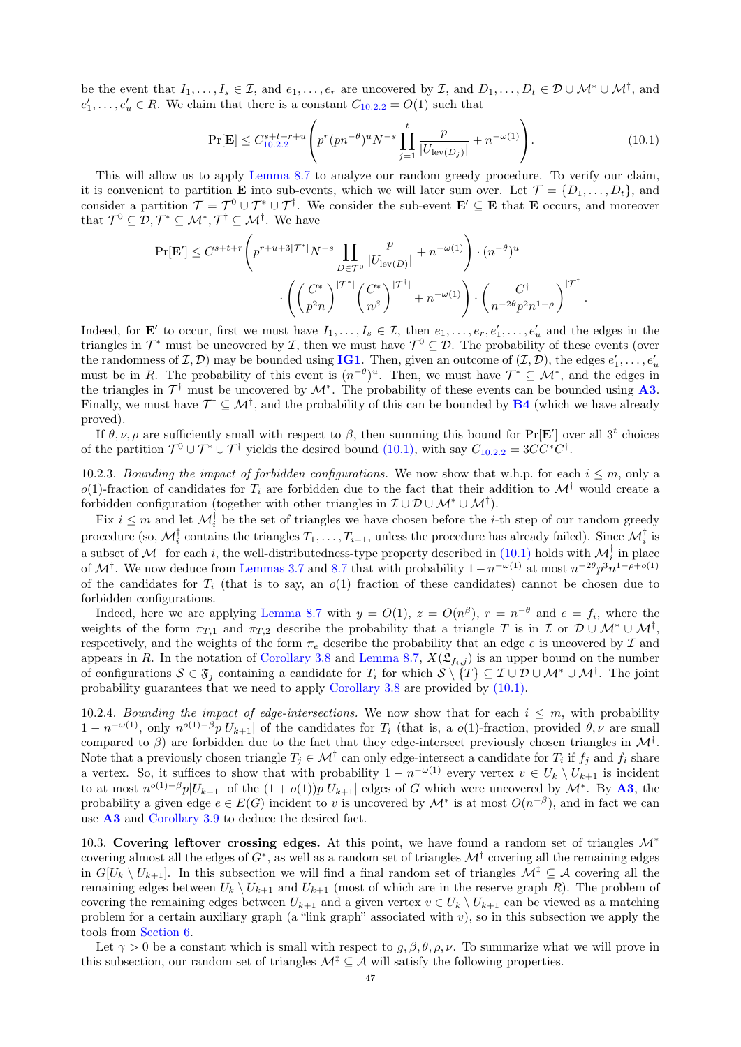be the event that $I_1, \dots, I_s \in \mathcal{I}$, and $e_1, \dots, e_r$ are uncovered by $\mathcal{I}$, and $D_1, \dots, D_t \in \mathcal{D} \cup \mathcal{M}^* \cup \mathcal{M}^\dagger$, and $e'_1, \dots, e'_u \in R$. We claim that there is a constant $C_{10.2.2} = O(1)$ such that

$$\Pr[\mathbf{E}] \le C_{10.2.2}^{s+t+r+u} \left( p^r (pn^{-\theta})^u N^{-s} \prod_{j=1}^{t} \frac{p}{|U_{\mathrm{lev}(D_j)}|} + n^{-\omega(1)} \right). \tag{10.1}$$

This will allow us to apply Lemma 8.7 to analyze our random greedy procedure. To verify our claim, it is convenient to partition $\mathbf{E}$ into sub-events, which we will later sum over. Let $\mathcal{T} = \{D_1, \dots, D_t\}$, and consider a partition $\mathcal{T} = \mathcal{T}^0 \cup \mathcal{T}^* \cup \mathcal{T}^\dagger$. We consider the sub-event $\mathbf{E}' \subseteq \mathbf{E}$ that $\mathbf{E}$ occurs, and moreover that $\mathcal{T}^0 \subseteq \mathcal{D}, \mathcal{T}^* \subseteq \mathcal{M}^*, \mathcal{T}^\dagger \subseteq \mathcal{M}^\dagger$. We have

$$\Pr[\mathbf{E}'] \le C^{s+t+r} \left( p^{r+u+3|\mathcal{T}^*|} N^{-s} \prod_{D \in \mathcal{T}^0} \frac{p}{|U_{\mathrm{lev}(D)}|} + n^{-\omega(1)} \right) \cdot (n^{-\theta})^u$$
$$\cdot \left( \left( \frac{C^*}{p^2 n} \right)^{|\mathcal{T}^*|} \left( \frac{C^*}{n^\beta} \right)^{|\mathcal{T}^\dagger|} + n^{-\omega(1)} \right) \cdot \left( \frac{C^\dagger}{n^{-2\theta} p^2 n^{1-\rho}} \right)^{|\mathcal{T}^\dagger|}.$$

Indeed, for $\mathbf{E}'$ to occur, first we must have $I_1, \dots, I_s \in \mathcal{I}$, then $e_1, \dots, e_r, e'_1, \dots, e'_u$ and the edges in the triangles in $\mathcal{T}^*$ must be uncovered by $\mathcal{I}$, then we must have $\mathcal{T}^0 \subseteq \mathcal{D}$. The probability of these events (over the randomness of $\mathcal{I}, \mathcal{D}$) may be bounded using **IG1**. Then, given an outcome of $(\mathcal{I}, \mathcal{D})$, the edges $e'_1, \dots, e'_u$ must be in $R$. The probability of this event is $(n^{-\theta})^u$. Then, we must have $\mathcal{T}^* \subseteq \mathcal{M}^*$, and the edges in the triangles in $\mathcal{T}^\dagger$ must be uncovered by $\mathcal{M}^*$. The probability of these events can be bounded using **A3**. Finally, we must have $\mathcal{T}^\dagger \subseteq \mathcal{M}^\dagger$, and the probability of this can be bounded by **B4** (which we have already proved).

If $\theta, \nu, \rho$ are sufficiently small with respect to $\beta$, then summing this bound for $\Pr[\mathbf{E}']$ over all $3^t$ choices of the partition $\mathcal{T}^0 \cup \mathcal{T}^* \cup \mathcal{T}^\dagger$ yields the desired bound (10.1), with say $C_{10.2.2} = 3CC^*C^\dagger$.

10.2.3. *Bounding the impact of forbidden configurations.* We now show that w.h.p. for each $i \le m$, only a $o(1)$-fraction of candidates for $T_i$ are forbidden due to the fact that their addition to $\mathcal{M}^\dagger$ would create a forbidden configuration (together with other triangles in $\mathcal{I} \cup \mathcal{D} \cup \mathcal{M}^* \cup \mathcal{M}^\dagger$).

Fix $i \le m$ and let $\mathcal{M}_i^\dagger$ be the set of triangles we have chosen before the $i$-th step of our random greedy procedure (so, $\mathcal{M}_i^\dagger$ contains the triangles $T_1, \dots, T_{i-1}$, unless the procedure has already failed). Since $\mathcal{M}_i^\dagger$ is a subset of $\mathcal{M}^\dagger$ for each $i$, the well-distributedness-type property described in (10.1) holds with $\mathcal{M}_i^\dagger$ in place of $\mathcal{M}^\dagger$. We now deduce from Lemmas 3.7 and 8.7 that with probability $1 - n^{-\omega(1)}$ at most $n^{-2\theta} p^3 n^{1-\rho+o(1)}$ of the candidates for $T_i$ (that is to say, an $o(1)$ fraction of these candidates) cannot be chosen due to forbidden configurations.

Indeed, here we are applying Lemma 8.7 with $y = O(1)$, $z = O(n^\beta)$, $r = n^{-\theta}$ and $e = f_i$, where the weights of the form $\pi_{T,1}$ and $\pi_{T,2}$ describe the probability that a triangle $T$ is in $\mathcal{I}$ or $\mathcal{D} \cup \mathcal{M}^* \cup \mathcal{M}^\dagger$, respectively, and the weights of the form $\pi_e$ describe the probability that an edge $e$ is uncovered by $\mathcal{I}$ and appears in $R$. In the notation of Corollary 3.8 and Lemma 8.7, $X(\mathfrak{L}_{f_i,j})$ is an upper bound on the number of configurations $\mathcal{S} \in \mathfrak{F}_j$ containing a candidate for $T_i$ for which $\mathcal{S} \setminus \{T\} \subseteq \mathcal{I} \cup \mathcal{D} \cup \mathcal{M}^* \cup \mathcal{M}^\dagger$. The joint probability guarantees that we need to apply Corollary 3.8 are provided by (10.1).

10.2.4. *Bounding the impact of edge-intersections.* We now show that for each $i \le m$, with probability $1 - n^{-\omega(1)}$, only $n^{o(1)-\beta} p |U_{k+1}|$ of the candidates for $T_i$ (that is, a $o(1)$-fraction, provided $\theta, \nu$ are small compared to $\beta$) are forbidden due to the fact that they edge-intersect previously chosen triangles in $\mathcal{M}^\dagger$. Note that a previously chosen triangle $T_j \in \mathcal{M}^\dagger$ can only edge-intersect a candidate for $T_i$ if $f_j$ and $f_i$ share a vertex. So, it suffices to show that with probability $1 - n^{-\omega(1)}$ every vertex $v \in U_k \setminus U_{k+1}$ is incident to at most $n^{o(1)-\beta} p |U_{k+1}|$ of the $(1 + o(1)) p |U_{k+1}|$ edges of $G$ which were uncovered by $\mathcal{M}^*$. By **A3**, the probability a given edge $e \in E(G)$ incident to $v$ is uncovered by $\mathcal{M}^*$ is at most $O(n^{-\beta})$, and in fact we can use **A3** and Corollary 3.9 to deduce the desired fact.

10.3. **Covering leftover crossing edges.** At this point, we have found a random set of triangles $\mathcal{M}^*$ covering almost all the edges of $G^*$, as well as a random set of triangles $\mathcal{M}^\dagger$ covering all the remaining edges in $G[U_k \setminus U_{k+1}]$. In this subsection we will find a final random set of triangles $\mathcal{M}^\ddagger \subseteq \mathcal{A}$ covering all the remaining edges between $U_k \setminus U_{k+1}$ and $U_{k+1}$ (most of which are in the reserve graph $R$). The problem of covering the remaining edges between $U_{k+1}$ and a given vertex $v \in U_k \setminus U_{k+1}$ can be viewed as a matching problem for a certain auxiliary graph (a "link graph" associated with $v$), so in this subsection we apply the tools from Section 6.

Let $\gamma > 0$ be a constant which is small with respect to $g, \beta, \theta, \rho, \nu$. To summarize what we will prove in this subsection, our random set of triangles $\mathcal{M}^\ddagger \subseteq \mathcal{A}$ will satisfy the following properties.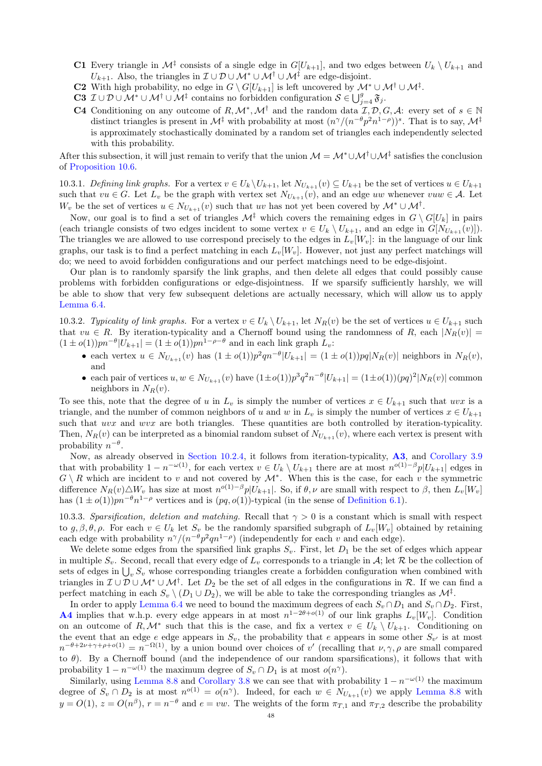- **C1** Every triangle in $\mathcal{M}^\ddagger$ consists of a single edge in $G[U_{k+1}]$, and two edges between $U_k \setminus U_{k+1}$ and $U_{k+1}$. Also, the triangles in $\mathcal{I} \cup \mathcal{D} \cup \mathcal{M}^* \cup \mathcal{M}^\dagger \cup \mathcal{M}^\ddagger$ are edge-disjoint.
- **C2** With high probability, no edge in $G \setminus G[U_{k+1}]$ is left uncovered by $\mathcal{M}^* \cup \mathcal{M}^\dagger \cup \mathcal{M}^\ddagger$.
- **C3** $\mathcal{I} \cup \mathcal{D} \cup \mathcal{M}^* \cup \mathcal{M}^\dagger \cup \mathcal{M}^\ddagger$ contains no forbidden configuration $\mathcal{S} \in \bigcup_{j=4}^{g} \mathfrak{F}_j$.
- **C4** Conditioning on any outcome of $R, \mathcal{M}^*, \mathcal{M}^\dagger$ and the random data $\mathcal{I}, \mathcal{D}, G, \mathcal{A}$: every set of $s \in \mathbb{N}$ distinct triangles is present in $\mathcal{M}^\ddagger$ with probability at most $(n^\gamma/(n^{-\theta}p^2n^{1-\rho}))^s$. That is to say, $\mathcal{M}^\ddagger$ is approximately stochastically dominated by a random set of triangles each independently selected with this probability.

After this subsection, it will just remain to verify that the union $\mathcal{M} = \mathcal{M}^* \cup \mathcal{M}^\dagger \cup \mathcal{M}^\ddagger$ satisfies the conclusion of Proposition 10.6.

10.3.1. *Defining link graphs.* For a vertex $v \in U_k \setminus U_{k+1}$, let $N_{U_{k+1}}(v) \subseteq U_{k+1}$ be the set of vertices $u \in U_{k+1}$ such that $vu \in G$. Let $L_v$ be the graph with vertex set $N_{U_{k+1}}(v)$, and an edge $uw$ whenever $vuw \in \mathcal{A}$. Let $W_v$ be the set of vertices $u \in N_{U_{k+1}}(v)$ such that $uv$ has not yet been covered by $\mathcal{M}^* \cup \mathcal{M}^\dagger$.

Now, our goal is to find a set of triangles $\mathcal{M}^\ddagger$ which covers the remaining edges in $G \setminus G[U_k]$ in pairs (each triangle consists of two edges incident to some vertex $v \in U_k \setminus U_{k+1}$, and an edge in $G[N_{U_{k+1}}(v)]$). The triangles we are allowed to use correspond precisely to the edges in $L_v[W_v]$: in the language of our link graphs, our task is to find a perfect matching in each $L_v[W_v]$. However, not just any perfect matchings will do; we need to avoid forbidden configurations and our perfect matchings need to be edge-disjoint.

Our plan is to randomly sparsify the link graphs, and then delete all edges that could possibly cause problems with forbidden configurations or edge-disjointness. If we sparsify sufficiently harshly, we will be able to show that very few subsequent deletions are actually necessary, which will allow us to apply Lemma 6.4.

10.3.2. *Typicality of link graphs.* For a vertex $v \in U_k \setminus U_{k+1}$, let $N_R(v)$ be the set of vertices $u \in U_{k+1}$ such that $vu \in R$. By iteration-typicality and a Chernoff bound using the randomness of $R$, each $|N_R(v)| = (1 \pm o(1))pn^{-\theta}|U_{k+1}| = (1 \pm o(1))pn^{1-\rho-\theta}$ and in each link graph $L_v$:

- each vertex $u \in N_{U_{k+1}}(v)$ has $(1 \pm o(1))p^2qn^{-\theta}|U_{k+1}| = (1 \pm o(1))pq|N_R(v)|$ neighbors in $N_R(v)$, and
- each pair of vertices $u, w \in N_{U_{k+1}}(v)$ have $(1 \pm o(1))p^3q^2n^{-\theta}|U_{k+1}| = (1 \pm o(1))(pq)^2|N_R(v)|$ common neighbors in $N_R(v)$.

To see this, note that the degree of $u$ in $L_v$ is simply the number of vertices $x \in U_{k+1}$ such that $uvx$ is a triangle, and the number of common neighbors of $u$ and $w$ in $L_v$ is simply the number of vertices $x \in U_{k+1}$ such that $uvx$ and $wvx$ are both triangles. These quantities are both controlled by iteration-typicality. Then, $N_R(v)$ can be interpreted as a binomial random subset of $N_{U_{k+1}}(v)$, where each vertex is present with probability $n^{-\theta}$.

Now, as already observed in Section 10.2.4, it follows from iteration-typicality, **A3**, and Corollary 3.9 that with probability $1 - n^{-\omega(1)}$, for each vertex $v \in U_k \setminus U_{k+1}$ there are at most $n^{o(1)-\beta}p|U_{k+1}|$ edges in $G \setminus R$ which are incident to $v$ and not covered by $\mathcal{M}^*$. When this is the case, for each $v$ the symmetric difference $N_R(v) \triangle W_v$ has size at most $n^{o(1)-\beta}p|U_{k+1}|$. So, if $\theta, \nu$ are small with respect to $\beta$, then $L_v[W_v]$ has $(1 \pm o(1))pn^{-\theta}n^{1-\rho}$ vertices and is $(pq, o(1))$-typical (in the sense of Definition 6.1).

10.3.3. *Sparsification, deletion and matching.* Recall that $\gamma > 0$ is a constant which is small with respect to $g, \beta, \theta, \rho$. For each $v \in U_k$ let $S_v$ be the randomly sparsified subgraph of $L_v[W_v]$ obtained by retaining each edge with probability $n^\gamma/(n^{-\theta}p^2qn^{1-\rho})$ (independently for each $v$ and each edge).

We delete some edges from the sparsified link graphs $S_v$. First, let $D_1$ be the set of edges which appear in multiple $S_v$. Second, recall that every edge of $L_v$ corresponds to a triangle in $\mathcal{A}$; let $\mathcal{R}$ be the collection of sets of edges in $\bigcup_v S_v$ whose corresponding triangles create a forbidden configuration when combined with triangles in $\mathcal{I} \cup \mathcal{D} \cup \mathcal{M}^* \cup \mathcal{M}^\dagger$. Let $D_2$ be the set of all edges in the configurations in $\mathcal{R}$. If we can find a perfect matching in each $S_v \setminus (D_1 \cup D_2)$, we will be able to take the corresponding triangles as $\mathcal{M}^\ddagger$.

In order to apply Lemma 6.4 we need to bound the maximum degrees of each $S_v \cap D_1$ and $S_v \cap D_2$. First, **A4** implies that w.h.p. every edge appears in at most $n^{1-2\theta+o(1)}$ of our link graphs $L_v[W_v]$. Condition on an outcome of $R, \mathcal{M}^*$ such that this is the case, and fix a vertex $v \in U_k \setminus U_{k+1}$. Conditioning on the event that an edge $e$ edge appears in $S_v$, the probability that $e$ appears in some other $S_{v'}$ is at most $n^{-\theta+2\nu+\gamma+\rho+o(1)} = n^{-\Omega(1)}$, by a union bound over choices of $v'$ (recalling that $\nu, \gamma, \rho$ are small compared to $\theta$). By a Chernoff bound (and the independence of our random sparsifications), it follows that with probability $1 - n^{-\omega(1)}$ the maximum degree of $S_v \cap D_1$ is at most $o(n^\gamma)$.

Similarly, using Lemma 8.8 and Corollary 3.8 we can see that with probability $1 - n^{-\omega(1)}$ the maximum degree of $S_v \cap D_2$ is at most $n^{o(1)} = o(n^\gamma)$. Indeed, for each $w \in N_{U_{k+1}}(v)$ we apply Lemma 8.8 with $y = O(1)$, $z = O(n^\beta)$, $r = n^{-\theta}$ and $e = vw$. The weights of the form $\pi_{T,1}$ and $\pi_{T,2}$ describe the probability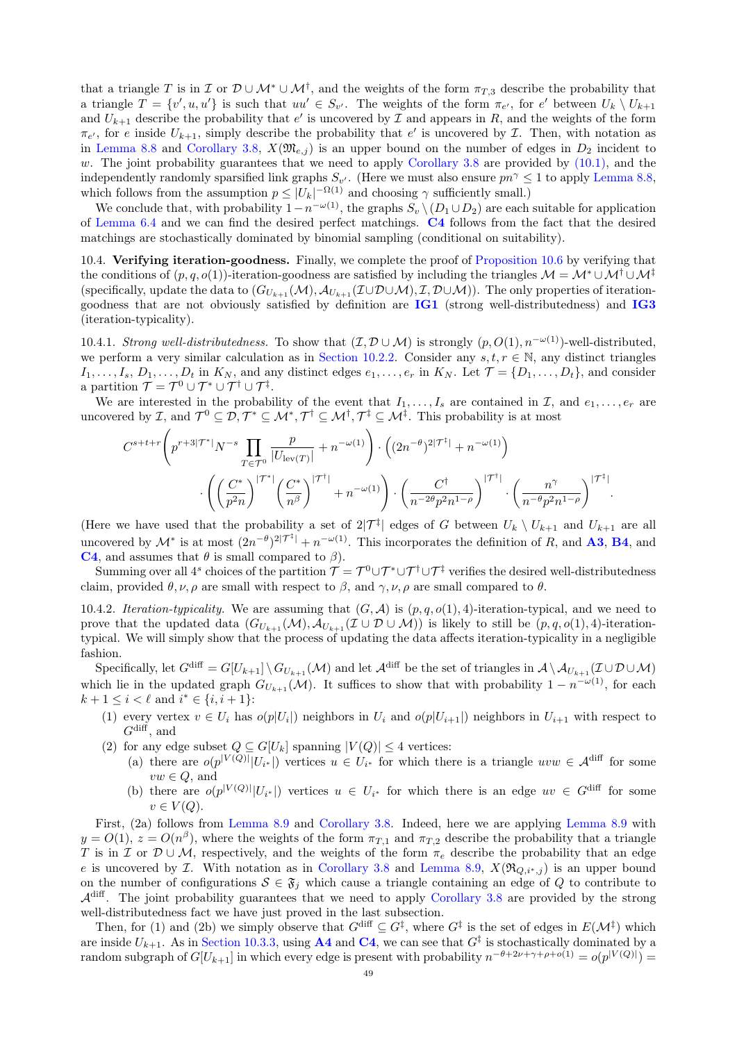that a triangle $T$ is in $\mathcal{I}$ or $\mathcal{D}\cup\mathcal{M}^*\cup\mathcal{M}^\dagger$, and the weights of the form $\pi_{T,3}$ describe the probability that a triangle $T=\{v',u,u'\}$ is such that $uu'\in S_{v'}$. The weights of the form $\pi_{e'}$, for $e'$ between $U_k\setminus U_{k+1}$ and $U_{k+1}$ describe the probability that $e'$ is uncovered by $\mathcal{I}$ and appears in $R$, and the weights of the form $\pi_{e'}$, for $e$ inside $U_{k+1}$, simply describe the probability that $e'$ is uncovered by $\mathcal{I}$. Then, with notation as in Lemma 8.8 and Corollary 3.8, $X(\mathfrak{M}_{e,j})$ is an upper bound on the number of edges in $D_2$ incident to $w$. The joint probability guarantees that we need to apply Corollary 3.8 are provided by (10.1), and the independently randomly sparsified link graphs $S_{v'}$. (Here we must also ensure $pn^\gamma\le 1$ to apply Lemma 8.8, which follows from the assumption $p\le |U_k|^{-\Omega(1)}$ and choosing $\gamma$ sufficiently small.)

We conclude that, with probability $1-n^{-\omega(1)}$, the graphs $S_v\setminus(D_1\cup D_2)$ are each suitable for application of Lemma 6.4 and we can find the desired perfect matchings. **C4** follows from the fact that the desired matchings are stochastically dominated by binomial sampling (conditional on suitability).

10.4. **Verifying iteration-goodness.** Finally, we complete the proof of Proposition 10.6 by verifying that the conditions of $(p,q,o(1))$-iteration-goodness are satisfied by including the triangles $\mathcal{M}=\mathcal{M}^*\cup\mathcal{M}^\dagger\cup\mathcal{M}^\ddagger$ (specifically, update the data to $(G_{U_{k+1}}(\mathcal{M}),\mathcal{A}_{U_{k+1}}(\mathcal{I}\cup\mathcal{D}\cup\mathcal{M}),\mathcal{I},\mathcal{D}\cup\mathcal{M}))$. The only properties of iteration-goodness that are not obviously satisfied by definition are **IG1** (strong well-distributedness) and **IG3** (iteration-typicality).

10.4.1. *Strong well-distributedness.* To show that $(\mathcal{I},\mathcal{D}\cup\mathcal{M})$ is strongly $(p,O(1),n^{-\omega(1)})$-well-distributed, we perform a very similar calculation as in Section 10.2.2. Consider any $s,t,r\in\mathbb{N}$, any distinct triangles $I_1,\ldots,I_s$, $D_1,\ldots,D_t$ in $K_N$, and any distinct edges $e_1,\ldots,e_r$ in $K_N$. Let $\mathcal{T}=\{D_1,\ldots,D_t\}$, and consider a partition $\mathcal{T}=\mathcal{T}^0\cup\mathcal{T}^*\cup\mathcal{T}^\dagger\cup\mathcal{T}^\ddagger$.

We are interested in the probability of the event that $I_1,\ldots,I_s$ are contained in $\mathcal{I}$, and $e_1,\ldots,e_r$ are uncovered by $\mathcal{I}$, and $\mathcal{T}^0\subseteq\mathcal{D},\mathcal{T}^*\subseteq\mathcal{M}^*,\mathcal{T}^\dagger\subseteq\mathcal{M}^\dagger,\mathcal{T}^\ddagger\subseteq\mathcal{M}^\ddagger$. This probability is at most

$$C^{s+t+r}\left(p^{r+3|\mathcal{T}^*|}N^{-s}\prod_{T\in\mathcal{T}^0}\frac{p}{|U_{\mathrm{lev}(T)}|}+n^{-\omega(1)}\right)\cdot\left((2n^{-\theta})^{2|\mathcal{T}^\ddagger|}+n^{-\omega(1)}\right)$$
$$\cdot\left(\left(\frac{C^*}{p^2n}\right)^{|\mathcal{T}^*|}\left(\frac{C^*}{n^\beta}\right)^{|\mathcal{T}^\dagger|}+n^{-\omega(1)}\right)\cdot\left(\frac{C^\dagger}{n^{-2\theta}p^2n^{1-\rho}}\right)^{|\mathcal{T}^\dagger|}\cdot\left(\frac{n^\gamma}{n^{-\theta}p^2n^{1-\rho}}\right)^{|\mathcal{T}^\ddagger|}.$$

(Here we have used that the probability a set of $2|\mathcal{T}^\ddagger|$ edges of $G$ between $U_k\setminus U_{k+1}$ and $U_{k+1}$ are all uncovered by $\mathcal{M}^*$ is at most $(2n^{-\theta})^{2|\mathcal{T}^\ddagger|}+n^{-\omega(1)}$. This incorporates the definition of $R$, and **A3**, **B4**, and **C4**, and assumes that $\theta$ is small compared to $\beta$).

Summing over all $4^s$ choices of the partition $\mathcal{T}=\mathcal{T}^0\cup\mathcal{T}^*\cup\mathcal{T}^\dagger\cup\mathcal{T}^\ddagger$ verifies the desired well-distributedness claim, provided $\theta,\nu,\rho$ are small with respect to $\beta$, and $\gamma,\nu,\rho$ are small compared to $\theta$.

10.4.2. *Iteration-typicality.* We are assuming that $(G,\mathcal{A})$ is $(p,q,o(1),4)$-iteration-typical, and we need to prove that the updated data $(G_{U_{k+1}}(\mathcal{M}),\mathcal{A}_{U_{k+1}}(\mathcal{I}\cup\mathcal{D}\cup\mathcal{M}))$ is likely to still be $(p,q,o(1),4)$-iteration-typical. We will simply show that the process of updating the data affects iteration-typicality in a negligible fashion.

Specifically, let $G^{\mathrm{diff}}=G[U_{k+1}]\setminus G_{U_{k+1}}(\mathcal{M})$ and let $\mathcal{A}^{\mathrm{diff}}$ be the set of triangles in $\mathcal{A}\setminus\mathcal{A}_{U_{k+1}}(\mathcal{I}\cup\mathcal{D}\cup\mathcal{M})$ which lie in the updated graph $G_{U_{k+1}}(\mathcal{M})$. It suffices to show that with probability $1-n^{-\omega(1)}$, for each $k+1\le i<\ell$ and $i^*\in\{i,i+1\}$:

1. every vertex $v\in U_i$ has $o(p|U_i|)$ neighbors in $U_i$ and $o(p|U_{i+1}|)$ neighbors in $U_{i+1}$ with respect to $G^{\mathrm{diff}}$, and
2. for any edge subset $Q\subseteq G[U_k]$ spanning $|V(Q)|\le 4$ vertices:
   (a) there are $o(p^{|V(Q)|}|U_{i^*}|)$ vertices $u\in U_{i^*}$ for which there is a triangle $uvw\in\mathcal{A}^{\mathrm{diff}}$ for some $vw\in Q$, and
   (b) there are $o(p^{|V(Q)|}|U_{i^*}|)$ vertices $u\in U_{i^*}$ for which there is an edge $uv\in G^{\mathrm{diff}}$ for some $v\in V(Q)$.

First, (2a) follows from Lemma 8.9 and Corollary 3.8. Indeed, here we are applying Lemma 8.9 with $y=O(1)$, $z=O(n^\beta)$, where the weights of the form $\pi_{T,1}$ and $\pi_{T,2}$ describe the probability that a triangle $T$ is in $\mathcal{I}$ or $\mathcal{D}\cup\mathcal{M}$, respectively, and the weights of the form $\pi_e$ describe the probability that an edge $e$ is uncovered by $\mathcal{I}$. With notation as in Corollary 3.8 and Lemma 8.9, $X(\mathfrak{N}_{Q,i^*,j})$ is an upper bound on the number of configurations $\mathcal{S}\in\mathfrak{F}_j$ which cause a triangle containing an edge of $Q$ to contribute to $\mathcal{A}^{\mathrm{diff}}$. The joint probability guarantees that we need to apply Corollary 3.8 are provided by the strong well-distributedness fact we have just proved in the last subsection.

Then, for (1) and (2b) we simply observe that $G^{\mathrm{diff}}\subseteq G^\ddagger$, where $G^\ddagger$ is the set of edges in $E(\mathcal{M}^\ddagger)$ which are inside $U_{k+1}$. As in Section 10.3.3, using **A4** and **C4**, we can see that $G^\ddagger$ is stochastically dominated by a random subgraph of $G[U_{k+1}]$ in which every edge is present with probability $n^{-\theta+2\nu+\gamma+\rho+o(1)}=o(p^{|V(Q)|})=$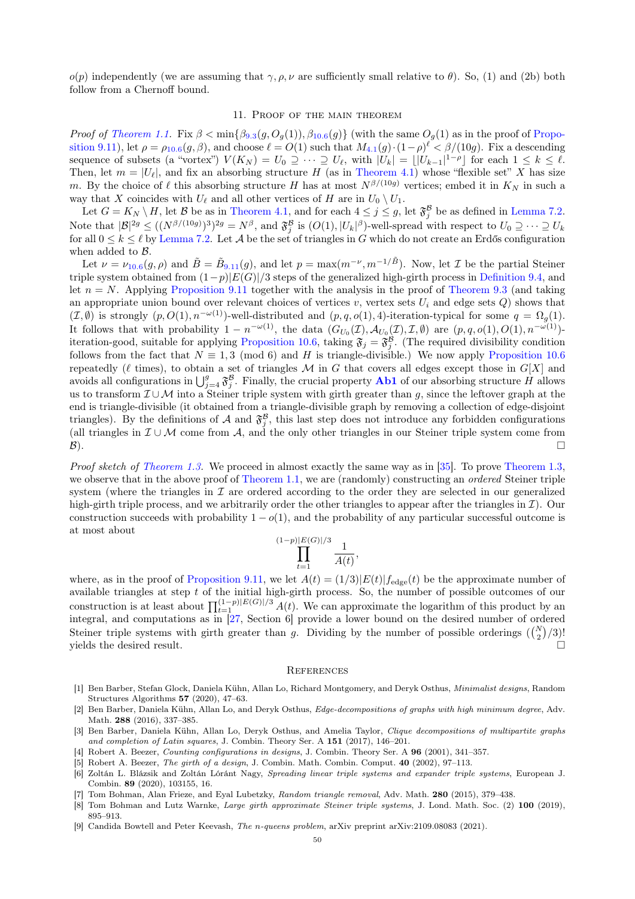$o(p)$ independently (we are assuming that $\gamma, \rho, \nu$ are sufficiently small relative to $\theta$). So, (1) and (2b) both follow from a Chernoff bound.

## 11. Proof of the main theorem

*Proof of Theorem 1.1.* Fix $\beta < \min\{\beta_{9.3}(g, O_g(1)), \beta_{10.6}(g)\}$ (with the same $O_g(1)$ as in the proof of Proposition 9.11), let $\rho = \rho_{10.6}(g, \beta)$, and choose $\ell = O(1)$ such that $M_{4.1}(g) \cdot (1-\rho)^\ell < \beta/(10g)$. Fix a descending sequence of subsets (a "vortex") $V(K_N) = U_0 \supseteq \cdots \supseteq U_\ell$, with $|U_k| = \lfloor |U_{k-1}|^{1-\rho} \rfloor$ for each $1 \le k \le \ell$. Then, let $m = |U_\ell|$, and fix an absorbing structure $H$ (as in Theorem 4.1) whose "flexible set" $X$ has size $m$. By the choice of $\ell$ this absorbing structure $H$ has at most $N^{\beta/(10g)}$ vertices; embed it in $K_N$ in such a way that $X$ coincides with $U_\ell$ and all other vertices of $H$ are in $U_0 \setminus U_1$.

Let $G = K_N \setminus H$, let $\mathcal{B}$ be as in Theorem 4.1, and for each $4 \le j \le g$, let $\mathfrak{F}_j^{\mathcal{B}}$ be as defined in Lemma 7.2. Note that $|\mathcal{B}|^{2g} \le ((N^{\beta/(10g)})^3)^{2g} = N^\beta$, and $\mathfrak{F}_j^{\mathcal{B}}$ is $(O(1), |U_k|^\beta)$-well-spread with respect to $U_0 \supseteq \cdots \supseteq U_k$ for all $0 \le k \le \ell$ by Lemma 7.2. Let $\mathcal{A}$ be the set of triangles in $G$ which do not create an Erdős configuration when added to $\mathcal{B}$.

Let $\nu = \nu_{10.6}(g, \rho)$ and $\tilde{B} = \tilde{B}_{9.11}(g)$, and let $p = \max(m^{-\nu}, m^{-1/\tilde{B}})$. Now, let $\mathcal{I}$ be the partial Steiner triple system obtained from $(1-p)|E(G)|/3$ steps of the generalized high-girth process in Definition 9.4, and let $n = N$. Applying Proposition 9.11 together with the analysis in the proof of Theorem 9.3 (and taking an appropriate union bound over relevant choices of vertices $v$, vertex sets $U_i$ and edge sets $Q$) shows that $(\mathcal{I}, \emptyset)$ is strongly $(p, O(1), n^{-\omega(1)})$-well-distributed and $(p, q, o(1), 4)$-iteration-typical for some $q = \Omega_g(1)$. It follows that with probability $1 - n^{-\omega(1)}$, the data $(G_{U_0}(\mathcal{I}), \mathcal{A}_{U_0}(\mathcal{I}), \mathcal{I}, \emptyset)$ are $(p, q, o(1), O(1), n^{-\omega(1)})$-iteration-good, suitable for applying Proposition 10.6, taking $\mathfrak{F}_j = \mathfrak{F}_j^{\mathcal{B}}$. (The required divisibility condition follows from the fact that $N \equiv 1, 3 \pmod 6$ and $H$ is triangle-divisible.) We now apply Proposition 10.6 repeatedly ($\ell$ times), to obtain a set of triangles $\mathcal{M}$ in $G$ that covers all edges except those in $G[X]$ and avoids all configurations in $\bigcup_{j=4}^g \mathfrak{F}_j^{\mathcal{B}}$. Finally, the crucial property **Ab1** of our absorbing structure $H$ allows us to transform $\mathcal{I} \cup \mathcal{M}$ into a Steiner triple system with girth greater than $g$, since the leftover graph at the end is triangle-divisible (it obtained from a triangle-divisible graph by removing a collection of edge-disjoint triangles). By the definitions of $\mathcal{A}$ and $\mathfrak{F}_j^{\mathcal{B}}$, this last step does not introduce any forbidden configurations (all triangles in $\mathcal{I} \cup \mathcal{M}$ come from $\mathcal{A}$, and the only other triangles in our Steiner triple system come from $\mathcal{B}$). $\square$

*Proof sketch of Theorem 1.3.* We proceed in almost exactly the same way as in [35]. To prove Theorem 1.3, we observe that in the above proof of Theorem 1.1, we are (randomly) constructing an *ordered* Steiner triple system (where the triangles in $\mathcal{I}$ are ordered according to the order they are selected in our generalized high-girth triple process, and we arbitrarily order the other triangles to appear after the triangles in $\mathcal{I}$). Our construction succeeds with probability $1 - o(1)$, and the probability of any particular successful outcome is at most about

$$\prod_{t=1}^{(1-p)|E(G)|/3} \frac{1}{A(t)},$$

where, as in the proof of Proposition 9.11, we let $A(t) = (1/3)|E(t)| f_{\mathrm{edge}}(t)$ be the approximate number of available triangles at step $t$ of the initial high-girth process. So, the number of possible outcomes of our construction is at least about $\prod_{t=1}^{(1-p)|E(G)|/3} A(t)$. We can approximate the logarithm of this product by an integral, and computations as in [27, Section 6] provide a lower bound on the desired number of ordered Steiner triple systems with girth greater than $g$. Dividing by the number of possible orderings $(\binom{N}{2}/3)!$ yields the desired result. $\square$

## References

[1] Ben Barber, Stefan Glock, Daniela Kühn, Allan Lo, Richard Montgomery, and Deryk Osthus, *Minimalist designs*, Random Structures Algorithms **57** (2020), 47–63.

[2] Ben Barber, Daniela Kühn, Allan Lo, and Deryk Osthus, *Edge-decompositions of graphs with high minimum degree*, Adv. Math. **288** (2016), 337–385.

[3] Ben Barber, Daniela Kühn, Allan Lo, Deryk Osthus, and Amelia Taylor, *Clique decompositions of multipartite graphs and completion of Latin squares*, J. Combin. Theory Ser. A **151** (2017), 146–201.

[4] Robert A. Beezer, *Counting configurations in designs*, J. Combin. Theory Ser. A **96** (2001), 341–357.

[5] Robert A. Beezer, *The girth of a design*, J. Combin. Math. Combin. Comput. **40** (2002), 97–113.

[6] Zoltán L. Blázsik and Zoltán Lóránt Nagy, *Spreading linear triple systems and expander triple systems*, European J. Combin. **89** (2020), 103155, 16.

[7] Tom Bohman, Alan Frieze, and Eyal Lubetzky, *Random triangle removal*, Adv. Math. **280** (2015), 379–438.

[8] Tom Bohman and Lutz Warnke, *Large girth approximate Steiner triple systems*, J. Lond. Math. Soc. (2) **100** (2019), 895–913.

[9] Candida Bowtell and Peter Keevash, *The n-queens problem*, arXiv preprint arXiv:2109.08083 (2021).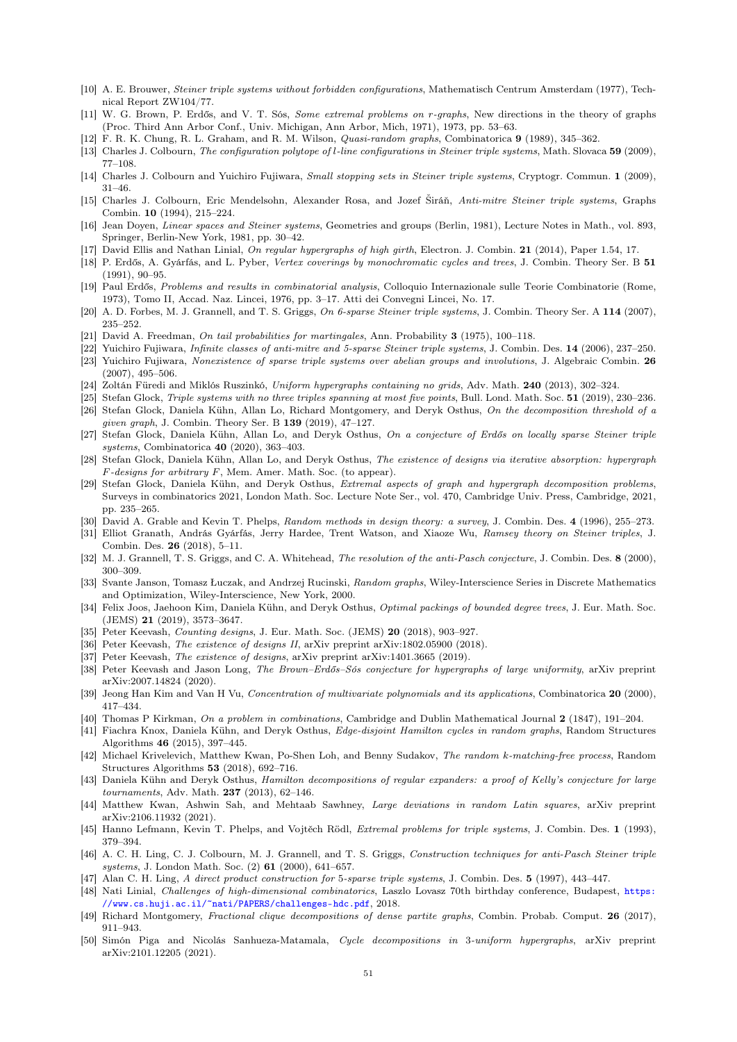[10] A. E. Brouwer, *Steiner triple systems without forbidden configurations*, Mathematisch Centrum Amsterdam (1977), Technical Report ZW104/77.

[11] W. G. Brown, P. Erdős, and V. T. Sós, *Some extremal problems on r-graphs*, New directions in the theory of graphs (Proc. Third Ann Arbor Conf., Univ. Michigan, Ann Arbor, Mich, 1971), 1973, pp. 53–63.

[12] F. R. K. Chung, R. L. Graham, and R. M. Wilson, *Quasi-random graphs*, Combinatorica **9** (1989), 345–362.

[13] Charles J. Colbourn, *The configuration polytope of l-line configurations in Steiner triple systems*, Math. Slovaca **59** (2009), 77–108.

[14] Charles J. Colbourn and Yuichiro Fujiwara, *Small stopping sets in Steiner triple systems*, Cryptogr. Commun. **1** (2009), 31–46.

[15] Charles J. Colbourn, Eric Mendelsohn, Alexander Rosa, and Jozef Širáň, *Anti-mitre Steiner triple systems*, Graphs Combin. **10** (1994), 215–224.

[16] Jean Doyen, *Linear spaces and Steiner systems*, Geometries and groups (Berlin, 1981), Lecture Notes in Math., vol. 893, Springer, Berlin-New York, 1981, pp. 30–42.

[17] David Ellis and Nathan Linial, *On regular hypergraphs of high girth*, Electron. J. Combin. **21** (2014), Paper 1.54, 17.

[18] P. Erdős, A. Gyárfás, and L. Pyber, *Vertex coverings by monochromatic cycles and trees*, J. Combin. Theory Ser. B **51** (1991), 90–95.

[19] Paul Erdős, *Problems and results in combinatorial analysis*, Colloquio Internazionale sulle Teorie Combinatorie (Rome, 1973), Tomo II, Accad. Naz. Lincei, 1976, pp. 3–17. Atti dei Convegni Lincei, No. 17.

[20] A. D. Forbes, M. J. Grannell, and T. S. Griggs, *On 6-sparse Steiner triple systems*, J. Combin. Theory Ser. A **114** (2007), 235–252.

[21] David A. Freedman, *On tail probabilities for martingales*, Ann. Probability **3** (1975), 100–118.

[22] Yuichiro Fujiwara, *Infinite classes of anti-mitre and 5-sparse Steiner triple systems*, J. Combin. Des. **14** (2006), 237–250.

[23] Yuichiro Fujiwara, *Nonexistence of sparse triple systems over abelian groups and involutions*, J. Algebraic Combin. **26** (2007), 495–506.

[24] Zoltán Füredi and Miklós Ruszinkó, *Uniform hypergraphs containing no grids*, Adv. Math. **240** (2013), 302–324.

[25] Stefan Glock, *Triple systems with no three triples spanning at most five points*, Bull. Lond. Math. Soc. **51** (2019), 230–236.

[26] Stefan Glock, Daniela Kühn, Allan Lo, Richard Montgomery, and Deryk Osthus, *On the decomposition threshold of a given graph*, J. Combin. Theory Ser. B **139** (2019), 47–127.

[27] Stefan Glock, Daniela Kühn, Allan Lo, and Deryk Osthus, *On a conjecture of Erdős on locally sparse Steiner triple systems*, Combinatorica **40** (2020), 363–403.

[28] Stefan Glock, Daniela Kühn, Allan Lo, and Deryk Osthus, *The existence of designs via iterative absorption: hypergraph F-designs for arbitrary F*, Mem. Amer. Math. Soc. (to appear).

[29] Stefan Glock, Daniela Kühn, and Deryk Osthus, *Extremal aspects of graph and hypergraph decomposition problems*, Surveys in combinatorics 2021, London Math. Soc. Lecture Note Ser., vol. 470, Cambridge Univ. Press, Cambridge, 2021, pp. 235–265.

[30] David A. Grable and Kevin T. Phelps, *Random methods in design theory: a survey*, J. Combin. Des. **4** (1996), 255–273.

[31] Elliot Granath, András Gyárfás, Jerry Hardee, Trent Watson, and Xiaoze Wu, *Ramsey theory on Steiner triples*, J. Combin. Des. **26** (2018), 5–11.

[32] M. J. Grannell, T. S. Griggs, and C. A. Whitehead, *The resolution of the anti-Pasch conjecture*, J. Combin. Des. **8** (2000), 300–309.

[33] Svante Janson, Tomasz Łuczak, and Andrzej Rucinski, *Random graphs*, Wiley-Interscience Series in Discrete Mathematics and Optimization, Wiley-Interscience, New York, 2000.

[34] Felix Joos, Jaehoon Kim, Daniela Kühn, and Deryk Osthus, *Optimal packings of bounded degree trees*, J. Eur. Math. Soc. (JEMS) **21** (2019), 3573–3647.

[35] Peter Keevash, *Counting designs*, J. Eur. Math. Soc. (JEMS) **20** (2018), 903–927.

[36] Peter Keevash, *The existence of designs II*, arXiv preprint arXiv:1802.05900 (2018).

[37] Peter Keevash, *The existence of designs*, arXiv preprint arXiv:1401.3665 (2019).

[38] Peter Keevash and Jason Long, *The Brown–Erdős–Sós conjecture for hypergraphs of large uniformity*, arXiv preprint arXiv:2007.14824 (2020).

[39] Jeong Han Kim and Van H Vu, *Concentration of multivariate polynomials and its applications*, Combinatorica **20** (2000), 417–434.

[40] Thomas P Kirkman, *On a problem in combinations*, Cambridge and Dublin Mathematical Journal **2** (1847), 191–204.

[41] Fiachra Knox, Daniela Kühn, and Deryk Osthus, *Edge-disjoint Hamilton cycles in random graphs*, Random Structures Algorithms **46** (2015), 397–445.

[42] Michael Krivelevich, Matthew Kwan, Po-Shen Loh, and Benny Sudakov, *The random k-matching-free process*, Random Structures Algorithms **53** (2018), 692–716.

[43] Daniela Kühn and Deryk Osthus, *Hamilton decompositions of regular expanders: a proof of Kelly's conjecture for large tournaments*, Adv. Math. **237** (2013), 62–146.

[44] Matthew Kwan, Ashwin Sah, and Mehtaab Sawhney, *Large deviations in random Latin squares*, arXiv preprint arXiv:2106.11932 (2021).

[45] Hanno Lefmann, Kevin T. Phelps, and Vojtěch Rödl, *Extremal problems for triple systems*, J. Combin. Des. **1** (1993), 379–394.

[46] A. C. H. Ling, C. J. Colbourn, M. J. Grannell, and T. S. Griggs, *Construction techniques for anti-Pasch Steiner triple systems*, J. London Math. Soc. (2) **61** (2000), 641–657.

[47] Alan C. H. Ling, *A direct product construction for 5-sparse triple systems*, J. Combin. Des. **5** (1997), 443–447.

[48] Nati Linial, *Challenges of high-dimensional combinatorics*, Laszlo Lovasz 70th birthday conference, Budapest, https://www.cs.huji.ac.il/~nati/PAPERS/challenges-hdc.pdf, 2018.

[49] Richard Montgomery, *Fractional clique decompositions of dense partite graphs*, Combin. Probab. Comput. **26** (2017), 911–943.

[50] Simón Piga and Nicolás Sanhueza-Matamala, *Cycle decompositions in 3-uniform hypergraphs*, arXiv preprint arXiv:2101.12205 (2021).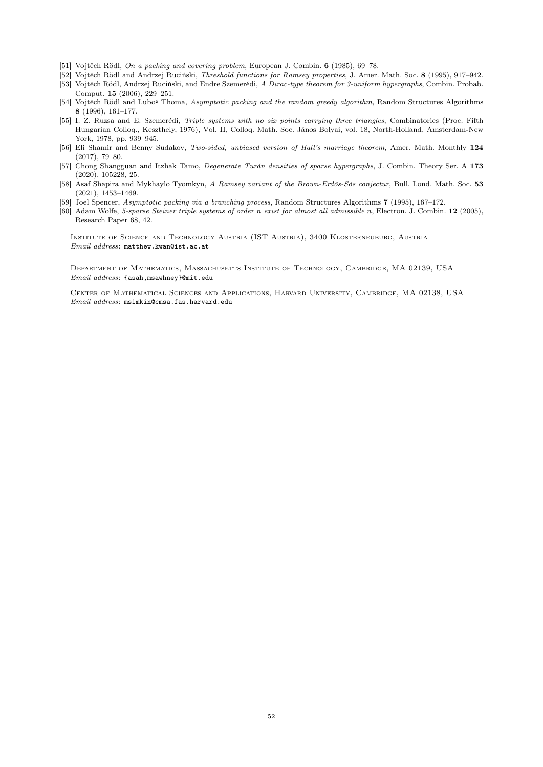[51] Vojtěch Rödl, *On a packing and covering problem*, European J. Combin. **6** (1985), 69–78.

[52] Vojtěch Rödl and Andrzej Ruciński, *Threshold functions for Ramsey properties*, J. Amer. Math. Soc. **8** (1995), 917–942.

[53] Vojtěch Rödl, Andrzej Ruciński, and Endre Szemerédi, *A Dirac-type theorem for 3-uniform hypergraphs*, Combin. Probab. Comput. **15** (2006), 229–251.

[54] Vojtěch Rödl and Luboš Thoma, *Asymptotic packing and the random greedy algorithm*, Random Structures Algorithms **8** (1996), 161–177.

[55] I. Z. Ruzsa and E. Szemerédi, *Triple systems with no six points carrying three triangles*, Combinatorics (Proc. Fifth Hungarian Colloq., Keszthely, 1976), Vol. II, Colloq. Math. Soc. János Bolyai, vol. 18, North-Holland, Amsterdam-New York, 1978, pp. 939–945.

[56] Eli Shamir and Benny Sudakov, *Two-sided, unbiased version of Hall's marriage theorem*, Amer. Math. Monthly **124** (2017), 79–80.

[57] Chong Shangguan and Itzhak Tamo, *Degenerate Turán densities of sparse hypergraphs*, J. Combin. Theory Ser. A **173** (2020), 105228, 25.

[58] Asaf Shapira and Mykhaylo Tyomkyn, *A Ramsey variant of the Brown-Erdős-Sós conjectur*, Bull. Lond. Math. Soc. **53** (2021), 1453–1469.

[59] Joel Spencer, *Asymptotic packing via a branching process*, Random Structures Algorithms **7** (1995), 167–172.

[60] Adam Wolfe, *5-sparse Steiner triple systems of order n exist for almost all admissible n*, Electron. J. Combin. **12** (2005), Research Paper 68, 42.

Institute of Science and Technology Austria (IST Austria), 3400 Klosterneuburg, Austria
*Email address*: matthew.kwan@ist.ac.at

Department of Mathematics, Massachusetts Institute of Technology, Cambridge, MA 02139, USA
*Email address*: {asah,msawhney}@mit.edu

Center of Mathematical Sciences and Applications, Harvard University, Cambridge, MA 02138, USA
*Email address*: msimkin@cmsa.fas.harvard.edu